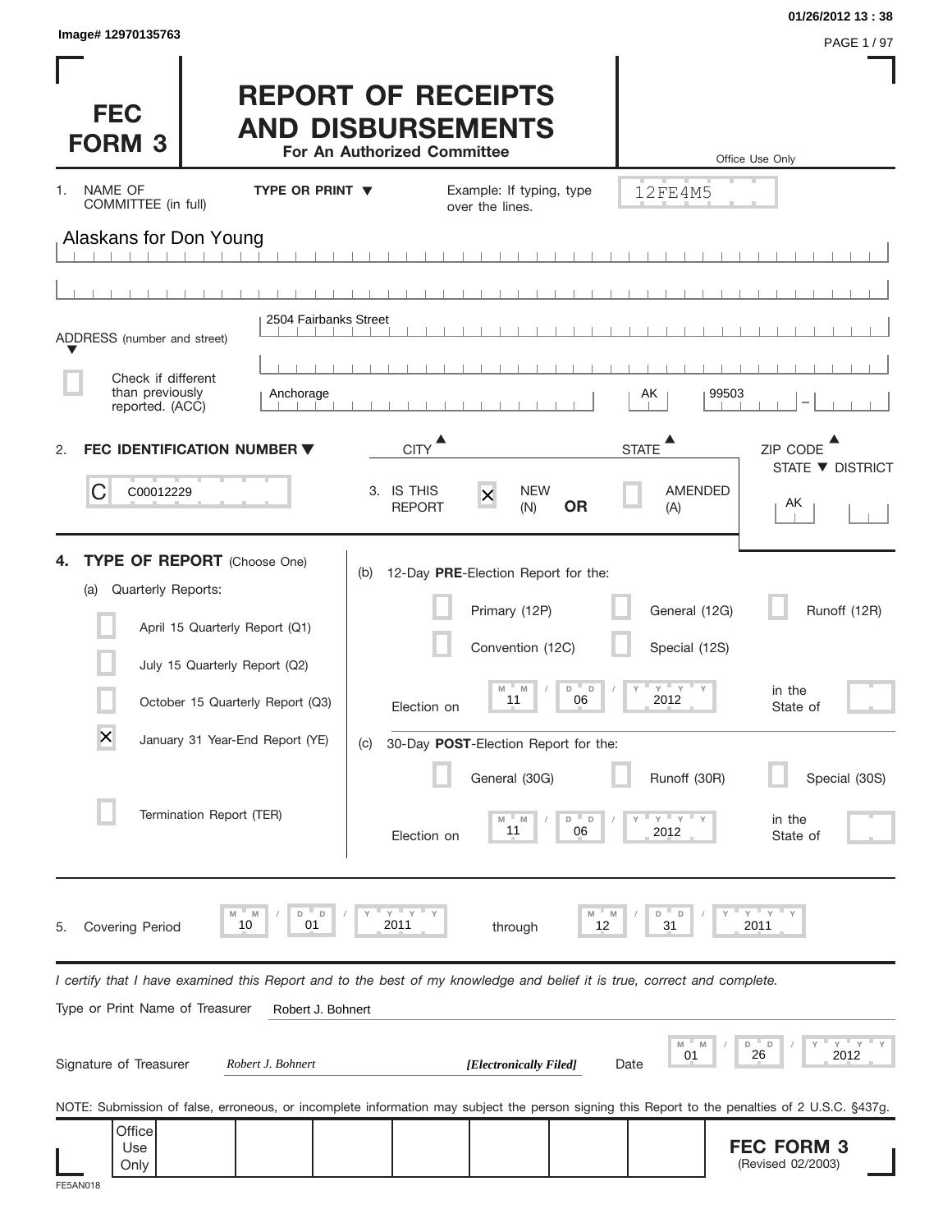Image# 12970135763

01/26/2012 13 : 38

# FEC FORM 3

# REPORT OF RECEIPTS AND DISBURSEMENTS

**For An Authorized Committee**

Office Use Only

12FE4M5

1. NAME OF COMMITTEE (in full) **TYPE OR PRINT ▼** Example: If typing, type over the lines.

Alaskans for Don Young

ADDRESS (number and street)

2504 Fairbanks Street

Check if different than previously reported. (ACC)

| CITY | STATE | ZIP CODE |
|---|---|---|
| Anchorage | AK | 99503 - |

2. **FEC IDENTIFICATION NUMBER ▼**

C00012229

3. IS THIS REPORT

- [x] NEW (N) **OR**
- [ ] AMENDED (A)

STATE ▼ DISTRICT

AK

4. **TYPE OF REPORT** (Choose One)

(a) Quarterly Reports:

- [ ] April 15 Quarterly Report (Q1)
- [ ] July 15 Quarterly Report (Q2)
- [ ] October 15 Quarterly Report (Q3)
- [x] January 31 Year-End Report (YE)
- [ ] Termination Report (TER)

(b) 12-Day **PRE**-Election Report for the:

- [ ] Primary (12P)
- [ ] General (12G)
- [ ] Runoff (12R)
- [ ] Convention (12C)
- [ ] Special (12S)

Election on 11 / 06 / 2012 in the State of

(c) 30-Day **POST**-Election Report for the:

- [ ] General (30G)
- [ ] Runoff (30R)
- [ ] Special (30S)

Election on 11 / 06 / 2012 in the State of

5. Covering Period 10 / 01 / 2011 through 12 / 31 / 2011

*I certify that I have examined this Report and to the best of my knowledge and belief it is true, correct and complete.*

Type or Print Name of Treasurer: Robert J. Bohnert

Signature of Treasurer: *Robert J. Bohnert* ***[Electronically Filed]*** Date 01 / 26 / 2012

NOTE: Submission of false, erroneous, or incomplete information may subject the person signing this Report to the penalties of 2 U.S.C. §437g.

Office Use Only

**FEC FORM 3** (Revised 02/2003)

FE5AN018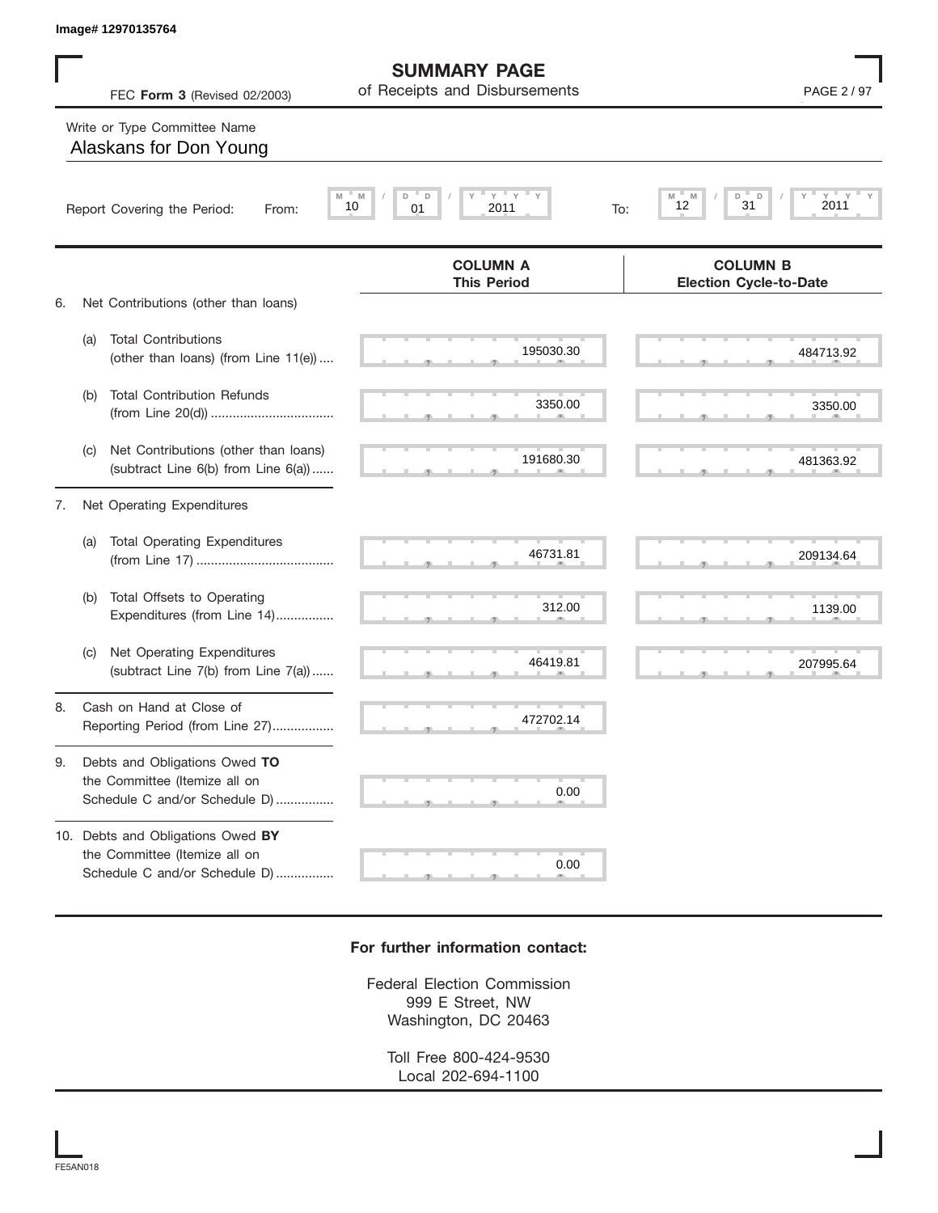Image# 12970135764

# SUMMARY PAGE
of Receipts and Disbursements

FEC **Form 3** (Revised 02/2003)

Write or Type Committee Name

Alaskans for Don Young

Report Covering the Period: From: 10 / 01 / 2011 To: 12 / 31 / 2011

| | COLUMN A This Period | COLUMN B Election Cycle-to-Date |
|---|---|---|
| 6. Net Contributions (other than loans) | | |
| (a) Total Contributions (other than loans) (from Line 11(e)) | 195030.30 | 484713.92 |
| (b) Total Contribution Refunds (from Line 20(d)) | 3350.00 | 3350.00 |
| (c) Net Contributions (other than loans) (subtract Line 6(b) from Line 6(a)) | 191680.30 | 481363.92 |
| 7. Net Operating Expenditures | | |
| (a) Total Operating Expenditures (from Line 17) | 46731.81 | 209134.64 |
| (b) Total Offsets to Operating Expenditures (from Line 14) | 312.00 | 1139.00 |
| (c) Net Operating Expenditures (subtract Line 7(b) from Line 7(a)) | 46419.81 | 207995.64 |
| 8. Cash on Hand at Close of Reporting Period (from Line 27) | 472702.14 | |
| 9. Debts and Obligations Owed **TO** the Committee (Itemize all on Schedule C and/or Schedule D) | 0.00 | |
| 10. Debts and Obligations Owed **BY** the Committee (Itemize all on Schedule C and/or Schedule D) | 0.00 | |

**For further information contact:**

Federal Election Commission
999 E Street, NW
Washington, DC 20463

Toll Free 800-424-9530
Local 202-694-1100

FE5AN018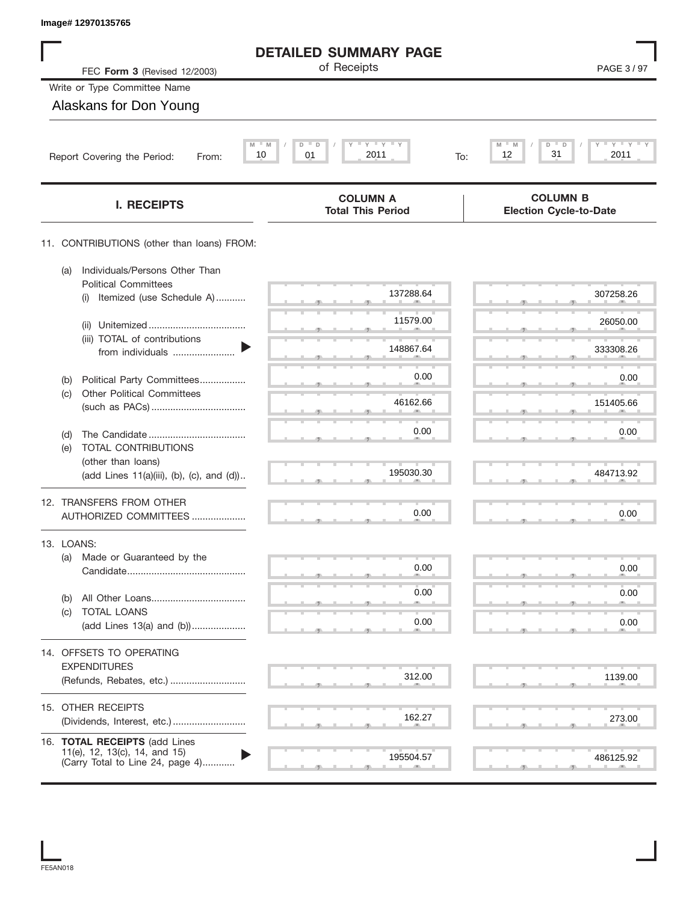Image# 12970135765

# DETAILED SUMMARY PAGE
of Receipts

FEC **Form 3** (Revised 12/2003)

Write or Type Committee Name

Alaskans for Don Young

Report Covering the Period: From: 10 / 01 / 2011 To: 12 / 31 / 2011

| I. RECEIPTS | COLUMN A Total This Period | COLUMN B Election Cycle-to-Date |
|---|---|---|
| 11. CONTRIBUTIONS (other than loans) FROM: | | |
| (a) Individuals/Persons Other Than Political Committees (i) Itemized (use Schedule A) | 137288.64 | 307258.26 |
| (ii) Unitemized | 11579.00 | 26050.00 |
| (iii) TOTAL of contributions from individuals | 148867.64 | 333308.26 |
| (b) Political Party Committees | 0.00 | 0.00 |
| (c) Other Political Committees (such as PACs) | 46162.66 | 151405.66 |
| (d) The Candidate | 0.00 | 0.00 |
| (e) TOTAL CONTRIBUTIONS (other than loans) (add Lines 11(a)(iii), (b), (c), and (d)) | 195030.30 | 484713.92 |
| 12. TRANSFERS FROM OTHER AUTHORIZED COMMITTEES | 0.00 | 0.00 |
| 13. LOANS: | | |
| (a) Made or Guaranteed by the Candidate | 0.00 | 0.00 |
| (b) All Other Loans | 0.00 | 0.00 |
| (c) TOTAL LOANS (add Lines 13(a) and (b)) | 0.00 | 0.00 |
| 14. OFFSETS TO OPERATING EXPENDITURES (Refunds, Rebates, etc.) | 312.00 | 1139.00 |
| 15. OTHER RECEIPTS (Dividends, Interest, etc.) | 162.27 | 273.00 |
| 16. **TOTAL RECEIPTS** (add Lines 11(e), 12, 13(c), 14, and 15) (Carry Total to Line 24, page 4) | 195504.57 | 486125.92 |

FE5AN018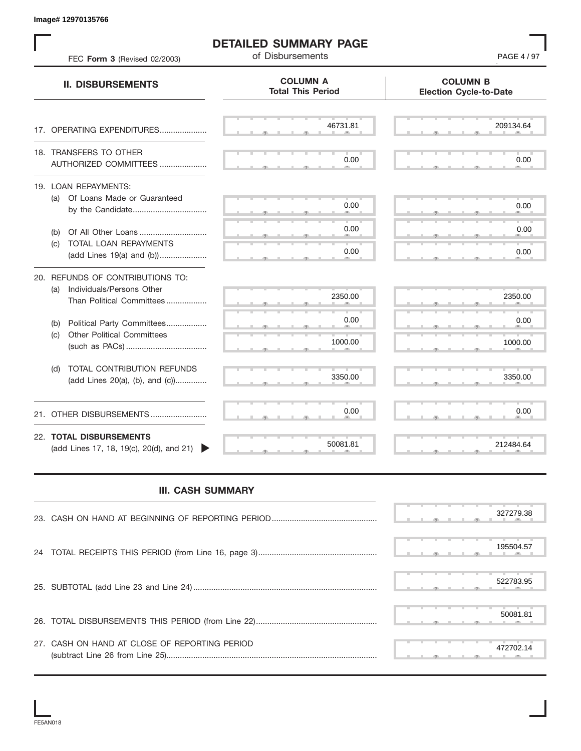Image# 12970135766

# DETAILED SUMMARY PAGE

of Disbursements

FEC **Form 3** (Revised 02/2003)

| **II. DISBURSEMENTS** | **COLUMN A Total This Period** | **COLUMN B Election Cycle-to-Date** |
|---|---|---|
| 17. OPERATING EXPENDITURES | 46731.81 | 209134.64 |
| 18. TRANSFERS TO OTHER AUTHORIZED COMMITTEES | 0.00 | 0.00 |
| 19. LOAN REPAYMENTS: | | |
| (a) Of Loans Made or Guaranteed by the Candidate | 0.00 | 0.00 |
| (b) Of All Other Loans | 0.00 | 0.00 |
| (c) TOTAL LOAN REPAYMENTS (add Lines 19(a) and (b)) | 0.00 | 0.00 |
| 20. REFUNDS OF CONTRIBUTIONS TO: | | |
| (a) Individuals/Persons Other Than Political Committees | 2350.00 | 2350.00 |
| (b) Political Party Committees | 0.00 | 0.00 |
| (c) Other Political Committees (such as PACs) | 1000.00 | 1000.00 |
| (d) TOTAL CONTRIBUTION REFUNDS (add Lines 20(a), (b), and (c)) | 3350.00 | 3350.00 |
| 21. OTHER DISBURSEMENTS | 0.00 | 0.00 |
| 22. **TOTAL DISBURSEMENTS** (add Lines 17, 18, 19(c), 20(d), and 21) | 50081.81 | 212484.64 |

## III. CASH SUMMARY

| | |
|---|---|
| 23. CASH ON HAND AT BEGINNING OF REPORTING PERIOD | 327279.38 |
| 24 TOTAL RECEIPTS THIS PERIOD (from Line 16, page 3) | 195504.57 |
| 25. SUBTOTAL (add Line 23 and Line 24) | 522783.95 |
| 26. TOTAL DISBURSEMENTS THIS PERIOD (from Line 22) | 50081.81 |
| 27. CASH ON HAND AT CLOSE OF REPORTING PERIOD (subtract Line 26 from Line 25) | 472702.14 |

FE5AN018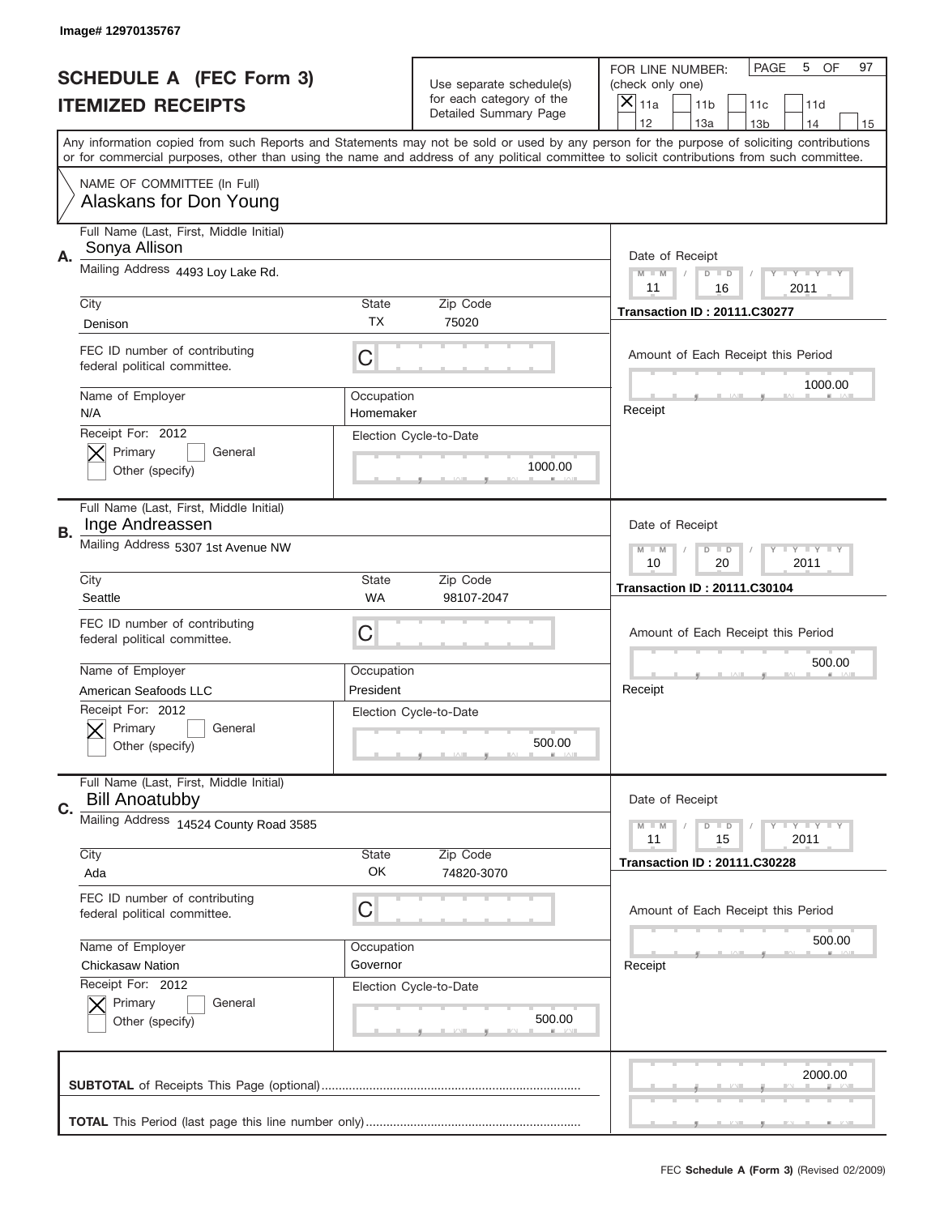Image# 12970135767

# SCHEDULE A (FEC Form 3)
## ITEMIZED RECEIPTS

Use separate schedule(s) for each category of the Detailed Summary Page

FOR LINE NUMBER: (check only one)
[X] 11a [ ] 11b [ ] 11c [ ] 11d [ ] 12 [ ] 13a [ ] 13b [ ] 14 [ ] 15

PAGE 5 OF 97

Any information copied from such Reports and Statements may not be sold or used by any person for the purpose of soliciting contributions or for commercial purposes, other than using the name and address of any political committee to solicit contributions from such committee.

NAME OF COMMITTEE (In Full)
Alaskans for Don Young

---

**A.**

Full Name (Last, First, Middle Initial): Sonya Allison
Mailing Address: 4493 Loy Lake Rd.
City: Denison | State: TX | Zip Code: 75020
FEC ID number of contributing federal political committee: C
Name of Employer: N/A
Occupation: Homemaker
Receipt For: 2012 — [X] Primary [ ] General [ ] Other (specify)
Election Cycle-to-Date: 1000.00

Date of Receipt: 11 / 16 / 2011
Transaction ID : 20111.C30277
Amount of Each Receipt this Period: 1000.00
Receipt

---

**B.**

Full Name (Last, First, Middle Initial): Inge Andreassen
Mailing Address: 5307 1st Avenue NW
City: Seattle | State: WA | Zip Code: 98107-2047
FEC ID number of contributing federal political committee: C
Name of Employer: American Seafoods LLC
Occupation: President
Receipt For: 2012 — [X] Primary [ ] General [ ] Other (specify)
Election Cycle-to-Date: 500.00

Date of Receipt: 10 / 20 / 2011
Transaction ID : 20111.C30104
Amount of Each Receipt this Period: 500.00
Receipt

---

**C.**

Full Name (Last, First, Middle Initial): Bill Anoatubby
Mailing Address: 14524 County Road 3585
City: Ada | State: OK | Zip Code: 74820-3070
FEC ID number of contributing federal political committee: C
Name of Employer: Chickasaw Nation
Occupation: Governor
Receipt For: 2012 — [X] Primary [ ] General [ ] Other (specify)
Election Cycle-to-Date: 500.00

Date of Receipt: 11 / 15 / 2011
Transaction ID : 20111.C30228
Amount of Each Receipt this Period: 500.00
Receipt

---

**SUBTOTAL** of Receipts This Page (optional): 2000.00

**TOTAL** This Period (last page this line number only):

FEC **Schedule A (Form 3)** (Revised 02/2009)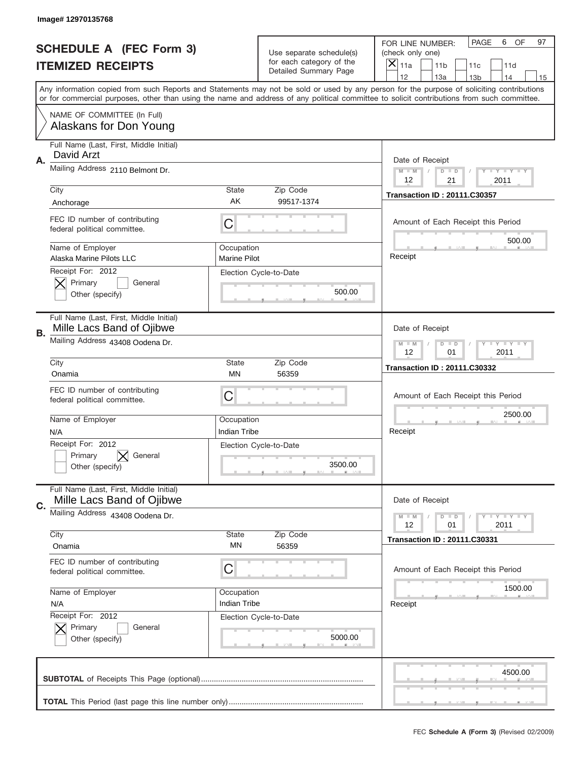Image# 12970135768

# SCHEDULE A (FEC Form 3)
## ITEMIZED RECEIPTS

Use separate schedule(s) for each category of the Detailed Summary Page

FOR LINE NUMBER: (check only one)
[X] 11a [ ] 11b [ ] 11c [ ] 11d [ ] 12 [ ] 13a [ ] 13b [ ] 14 [ ] 15

PAGE 6 OF 97

Any information copied from such Reports and Statements may not be sold or used by any person for the purpose of soliciting contributions or for commercial purposes, other than using the name and address of any political committee to solicit contributions from such committee.

NAME OF COMMITTEE (In Full)
Alaskans for Don Young

---

**A.**
Full Name (Last, First, Middle Initial): David Arzt
Mailing Address: 2110 Belmont Dr.
City: Anchorage | State: AK | Zip Code: 99517-1374
FEC ID number of contributing federal political committee: C
Name of Employer: Alaska Marine Pilots LLC
Occupation: Marine Pilot
Receipt For: 2012 — [X] Primary [ ] General [ ] Other (specify)
Election Cycle-to-Date: 500.00
Date of Receipt: 12 / 21 / 2011
Transaction ID : 20111.C30357
Amount of Each Receipt this Period: 500.00
Receipt

---

**B.**
Full Name (Last, First, Middle Initial): Mille Lacs Band of Ojibwe
Mailing Address: 43408 Oodena Dr.
City: Onamia | State: MN | Zip Code: 56359
FEC ID number of contributing federal political committee: C
Name of Employer: N/A
Occupation: Indian Tribe
Receipt For: 2012 — [ ] Primary [X] General [ ] Other (specify)
Election Cycle-to-Date: 3500.00
Date of Receipt: 12 / 01 / 2011
Transaction ID : 20111.C30332
Amount of Each Receipt this Period: 2500.00
Receipt

---

**C.**
Full Name (Last, First, Middle Initial): Mille Lacs Band of Ojibwe
Mailing Address: 43408 Oodena Dr.
City: Onamia | State: MN | Zip Code: 56359
FEC ID number of contributing federal political committee: C
Name of Employer: N/A
Occupation: Indian Tribe
Receipt For: 2012 — [X] Primary [ ] General [ ] Other (specify)
Election Cycle-to-Date: 5000.00
Date of Receipt: 12 / 01 / 2011
Transaction ID : 20111.C30331
Amount of Each Receipt this Period: 1500.00
Receipt

---

**SUBTOTAL** of Receipts This Page (optional): 4500.00

**TOTAL** This Period (last page this line number only):

FEC **Schedule A (Form 3)** (Revised 02/2009)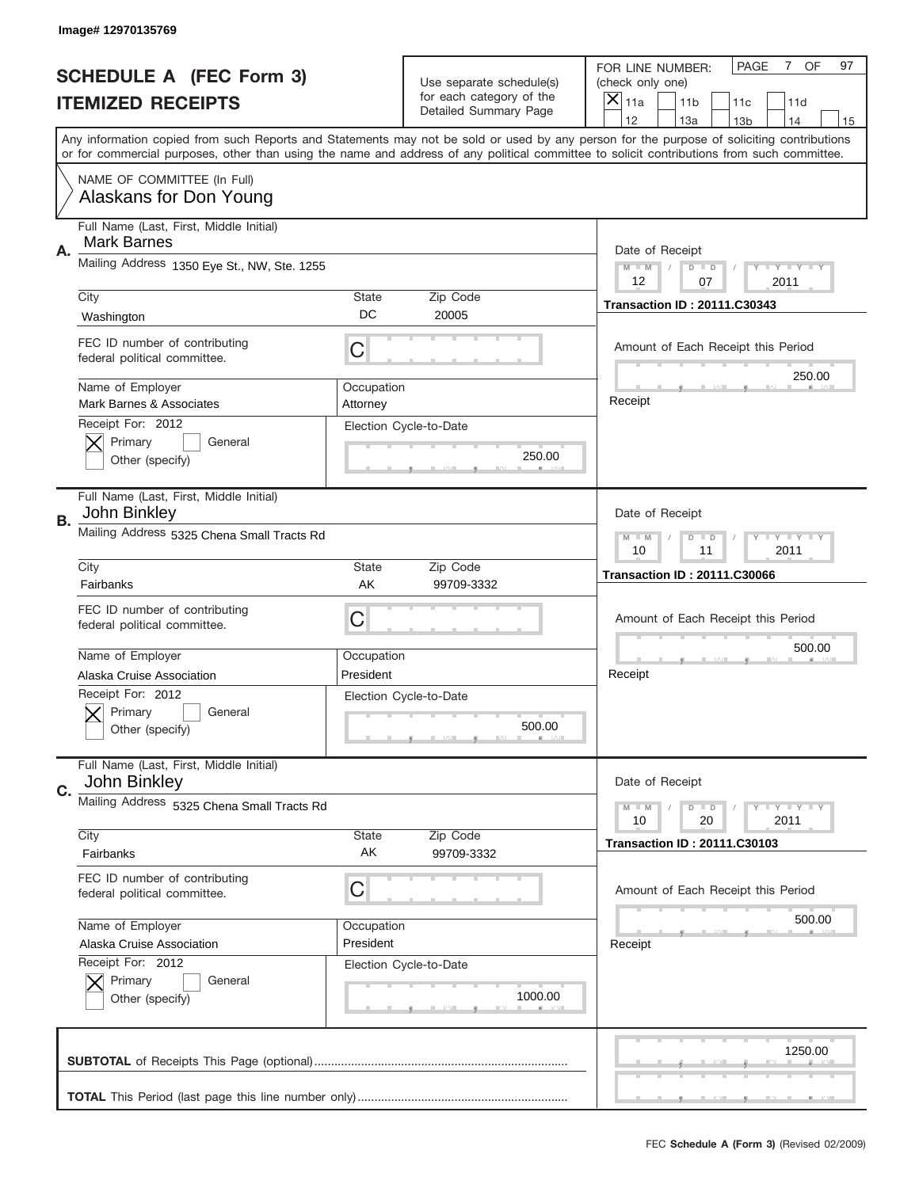Image# 12970135769

# SCHEDULE A (FEC Form 3)
## ITEMIZED RECEIPTS

Use separate schedule(s) for each category of the Detailed Summary Page

FOR LINE NUMBER: (check only one)
[X] 11a [ ] 11b [ ] 11c [ ] 11d [ ] 12 [ ] 13a [ ] 13b [ ] 14 [ ] 15

PAGE 7 OF 97

Any information copied from such Reports and Statements may not be sold or used by any person for the purpose of soliciting contributions or for commercial purposes, other than using the name and address of any political committee to solicit contributions from such committee.

NAME OF COMMITTEE (In Full)
Alaskans for Don Young

---

**A.** Full Name (Last, First, Middle Initial): Mark Barnes
Mailing Address: 1350 Eye St., NW, Ste. 1255
City: Washington | State: DC | Zip Code: 20005
FEC ID number of contributing federal political committee: C
Name of Employer: Mark Barnes & Associates
Occupation: Attorney
Receipt For: 2012 [X] Primary [ ] General [ ] Other (specify)
Election Cycle-to-Date: 250.00
Date of Receipt: 12 / 07 / 2011
Transaction ID : 20111.C30343
Amount of Each Receipt this Period: 250.00
Receipt

---

**B.** Full Name (Last, First, Middle Initial): John Binkley
Mailing Address: 5325 Chena Small Tracts Rd
City: Fairbanks | State: AK | Zip Code: 99709-3332
FEC ID number of contributing federal political committee: C
Name of Employer: Alaska Cruise Association
Occupation: President
Receipt For: 2012 [X] Primary [ ] General [ ] Other (specify)
Election Cycle-to-Date: 500.00
Date of Receipt: 10 / 11 / 2011
Transaction ID : 20111.C30066
Amount of Each Receipt this Period: 500.00
Receipt

---

**C.** Full Name (Last, First, Middle Initial): John Binkley
Mailing Address: 5325 Chena Small Tracts Rd
City: Fairbanks | State: AK | Zip Code: 99709-3332
FEC ID number of contributing federal political committee: C
Name of Employer: Alaska Cruise Association
Occupation: President
Receipt For: 2012 [X] Primary [ ] General [ ] Other (specify)
Election Cycle-to-Date: 1000.00
Date of Receipt: 10 / 20 / 2011
Transaction ID : 20111.C30103
Amount of Each Receipt this Period: 500.00
Receipt

---

**SUBTOTAL** of Receipts This Page (optional): 1250.00

**TOTAL** This Period (last page this line number only):

FEC Schedule A (Form 3) (Revised 02/2009)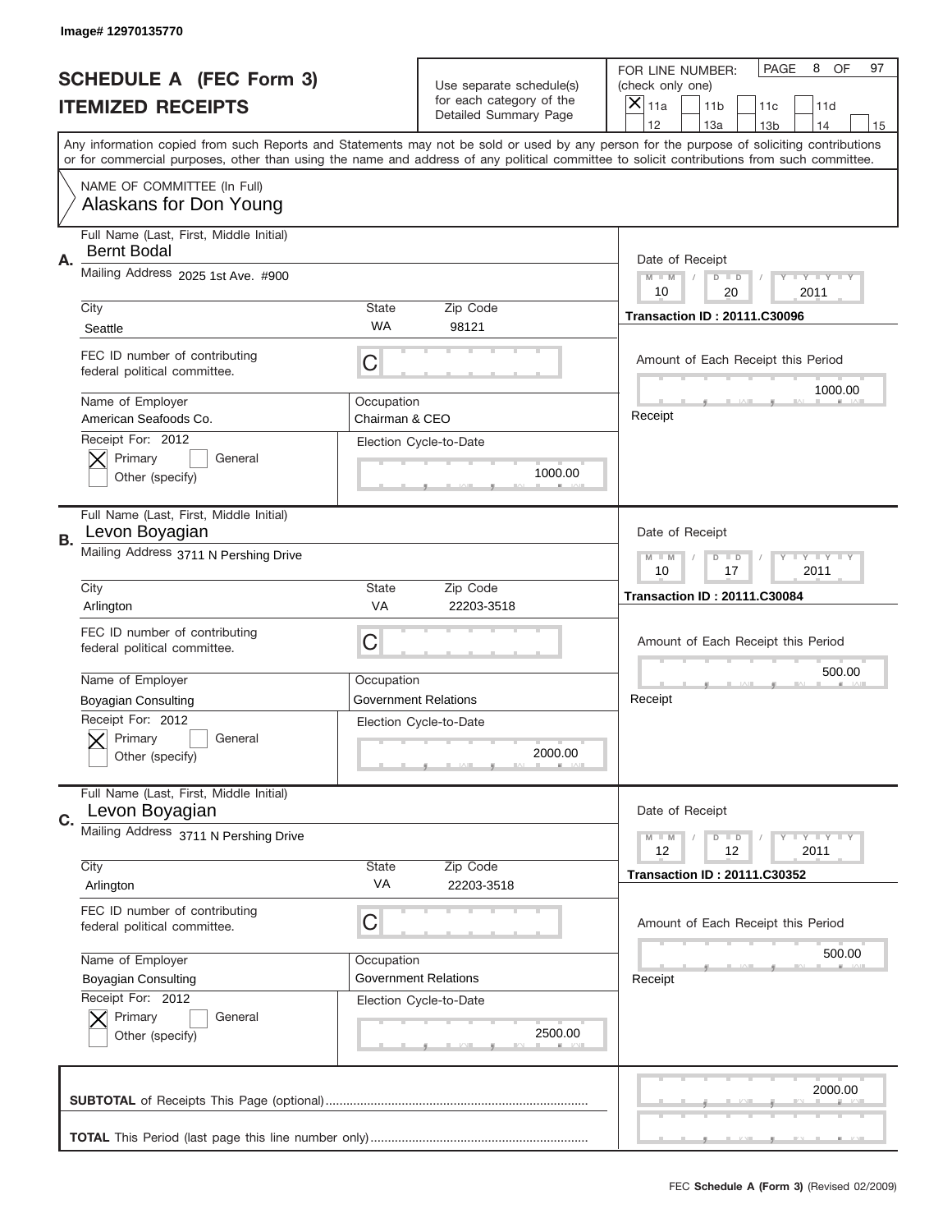Image# 12970135770

# SCHEDULE A (FEC Form 3)
## ITEMIZED RECEIPTS

Use separate schedule(s) for each category of the Detailed Summary Page

FOR LINE NUMBER: (check only one)
[X] 11a [ ] 11b [ ] 11c [ ] 11d [ ] 12 [ ] 13a [ ] 13b [ ] 14 [ ] 15

PAGE 8 OF 97

Any information copied from such Reports and Statements may not be sold or used by any person for the purpose of soliciting contributions or for commercial purposes, other than using the name and address of any political committee to solicit contributions from such committee.

NAME OF COMMITTEE (In Full)
Alaskans for Don Young

---

**A.** Full Name (Last, First, Middle Initial): Bernt Bodal
Mailing Address: 2025 1st Ave. #900
City: Seattle | State: WA | Zip Code: 98121
FEC ID number of contributing federal political committee: C
Name of Employer: American Seafoods Co.
Occupation: Chairman & CEO
Receipt For: 2012 — [X] Primary [ ] General [ ] Other (specify)
Election Cycle-to-Date: 1000.00
Date of Receipt: 10 / 20 / 2011
Transaction ID : 20111.C30096
Amount of Each Receipt this Period: 1000.00
Receipt

---

**B.** Full Name (Last, First, Middle Initial): Levon Boyagian
Mailing Address: 3711 N Pershing Drive
City: Arlington | State: VA | Zip Code: 22203-3518
FEC ID number of contributing federal political committee: C
Name of Employer: Boyagian Consulting
Occupation: Government Relations
Receipt For: 2012 — [X] Primary [ ] General [ ] Other (specify)
Election Cycle-to-Date: 2000.00
Date of Receipt: 10 / 17 / 2011
Transaction ID : 20111.C30084
Amount of Each Receipt this Period: 500.00
Receipt

---

**C.** Full Name (Last, First, Middle Initial): Levon Boyagian
Mailing Address: 3711 N Pershing Drive
City: Arlington | State: VA | Zip Code: 22203-3518
FEC ID number of contributing federal political committee: C
Name of Employer: Boyagian Consulting
Occupation: Government Relations
Receipt For: 2012 — [X] Primary [ ] General [ ] Other (specify)
Election Cycle-to-Date: 2500.00
Date of Receipt: 12 / 12 / 2011
Transaction ID : 20111.C30352
Amount of Each Receipt this Period: 500.00
Receipt

---

**SUBTOTAL** of Receipts This Page (optional): 2000.00

**TOTAL** This Period (last page this line number only):

FEC **Schedule A (Form 3)** (Revised 02/2009)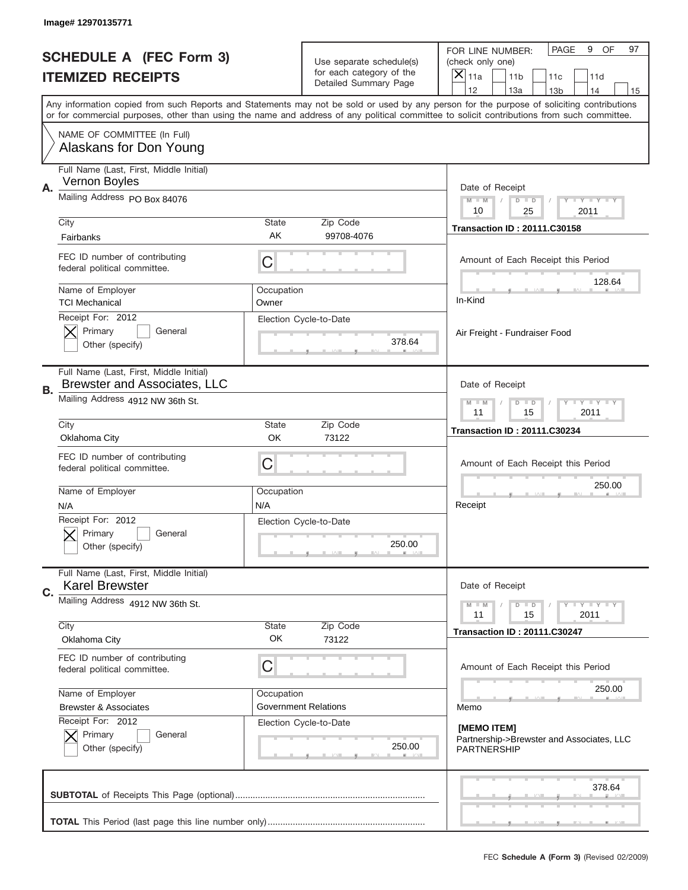Image# 12970135771

# SCHEDULE A (FEC Form 3)
## ITEMIZED RECEIPTS

Use separate schedule(s) for each category of the Detailed Summary Page

FOR LINE NUMBER: (check only one)
[X] 11a [ ] 11b [ ] 11c [ ] 11d [ ] 12 [ ] 13a [ ] 13b [ ] 14 [ ] 15

PAGE 9 OF 97

Any information copied from such Reports and Statements may not be sold or used by any person for the purpose of soliciting contributions or for commercial purposes, other than using the name and address of any political committee to solicit contributions from such committee.

NAME OF COMMITTEE (In Full)
Alaskans for Don Young

---

**A.** Full Name (Last, First, Middle Initial): Vernon Boyles
Mailing Address: PO Box 84076
City: Fairbanks | State: AK | Zip Code: 99708-4076
FEC ID number of contributing federal political committee: C
Name of Employer: TCI Mechanical
Occupation: Owner
Receipt For: 2012 [X] Primary [ ] General [ ] Other (specify)
Election Cycle-to-Date: 378.64

Date of Receipt: 10 / 25 / 2011
Transaction ID : 20111.C30158
Amount of Each Receipt this Period: 128.64
In-Kind
Air Freight - Fundraiser Food

---

**B.** Full Name (Last, First, Middle Initial): Brewster and Associates, LLC
Mailing Address: 4912 NW 36th St.
City: Oklahoma City | State: OK | Zip Code: 73122
FEC ID number of contributing federal political committee: C
Name of Employer: N/A
Occupation: N/A
Receipt For: 2012 [X] Primary [ ] General [ ] Other (specify)
Election Cycle-to-Date: 250.00

Date of Receipt: 11 / 15 / 2011
Transaction ID : 20111.C30234
Amount of Each Receipt this Period: 250.00
Receipt

---

**C.** Full Name (Last, First, Middle Initial): Karel Brewster
Mailing Address: 4912 NW 36th St.
City: Oklahoma City | State: OK | Zip Code: 73122
FEC ID number of contributing federal political committee: C
Name of Employer: Brewster & Associates
Occupation: Government Relations
Receipt For: 2012 [X] Primary [ ] General [ ] Other (specify)
Election Cycle-to-Date: 250.00

Date of Receipt: 11 / 15 / 2011
Transaction ID : 20111.C30247
Amount of Each Receipt this Period: 250.00
Memo
[MEMO ITEM]
Partnership->Brewster and Associates, LLC
PARTNERSHIP

---

**SUBTOTAL** of Receipts This Page (optional): 378.64

**TOTAL** This Period (last page this line number only):

FEC **Schedule A (Form 3)** (Revised 02/2009)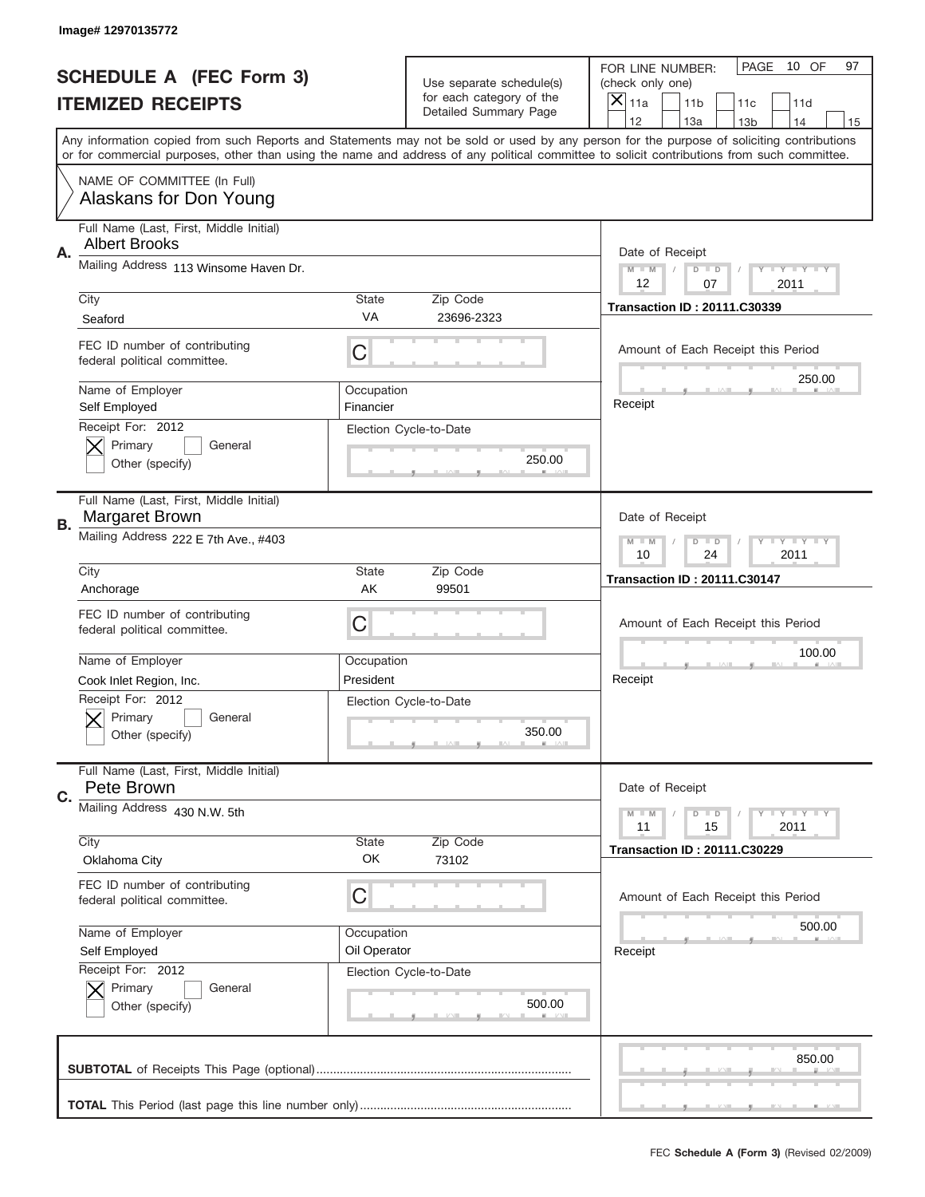Image# 12970135772

# SCHEDULE A (FEC Form 3)
## ITEMIZED RECEIPTS

Use separate schedule(s) for each category of the Detailed Summary Page

FOR LINE NUMBER: (check only one)
[X] 11a [ ] 11b [ ] 11c [ ] 11d [ ] 12 [ ] 13a [ ] 13b [ ] 14 [ ] 15

PAGE 10 OF 97

Any information copied from such Reports and Statements may not be sold or used by any person for the purpose of soliciting contributions or for commercial purposes, other than using the name and address of any political committee to solicit contributions from such committee.

NAME OF COMMITTEE (In Full)
Alaskans for Don Young

---

**A.**
Full Name (Last, First, Middle Initial): Albert Brooks
Mailing Address: 113 Winsome Haven Dr.
City: Seaford | State: VA | Zip Code: 23696-2323
FEC ID number of contributing federal political committee: C
Name of Employer: Self Employed
Occupation: Financier
Receipt For: 2012 — [X] Primary [ ] General [ ] Other (specify)
Election Cycle-to-Date: 250.00

Date of Receipt: 12 / 07 / 2011
Transaction ID : 20111.C30339
Amount of Each Receipt this Period: 250.00
Receipt

---

**B.**
Full Name (Last, First, Middle Initial): Margaret Brown
Mailing Address: 222 E 7th Ave., #403
City: Anchorage | State: AK | Zip Code: 99501
FEC ID number of contributing federal political committee: C
Name of Employer: Cook Inlet Region, Inc.
Occupation: President
Receipt For: 2012 — [X] Primary [ ] General [ ] Other (specify)
Election Cycle-to-Date: 350.00

Date of Receipt: 10 / 24 / 2011
Transaction ID : 20111.C30147
Amount of Each Receipt this Period: 100.00
Receipt

---

**C.**
Full Name (Last, First, Middle Initial): Pete Brown
Mailing Address: 430 N.W. 5th
City: Oklahoma City | State: OK | Zip Code: 73102
FEC ID number of contributing federal political committee: C
Name of Employer: Self Employed
Occupation: Oil Operator
Receipt For: 2012 — [X] Primary [ ] General [ ] Other (specify)
Election Cycle-to-Date: 500.00

Date of Receipt: 11 / 15 / 2011
Transaction ID : 20111.C30229
Amount of Each Receipt this Period: 500.00
Receipt

---

**SUBTOTAL** of Receipts This Page (optional): 850.00

**TOTAL** This Period (last page this line number only):

FEC **Schedule A (Form 3)** (Revised 02/2009)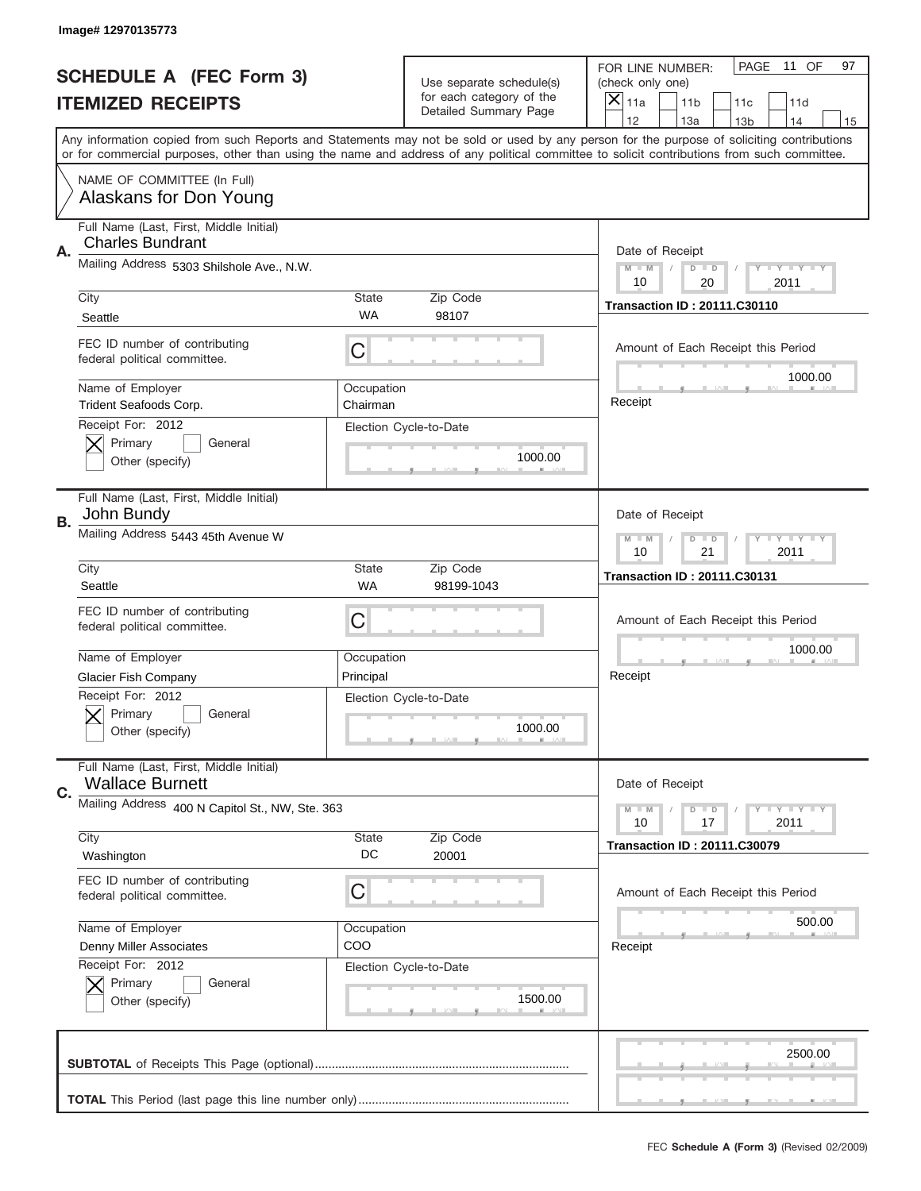Image# 12970135773

# SCHEDULE A (FEC Form 3)
## ITEMIZED RECEIPTS

Use separate schedule(s) for each category of the Detailed Summary Page

FOR LINE NUMBER: (check only one)

- [X] 11a
- [ ] 11b
- [ ] 11c
- [ ] 11d
- [ ] 12
- [ ] 13a
- [ ] 13b
- [ ] 14
- [ ] 15

PAGE 11 OF 97

Any information copied from such Reports and Statements may not be sold or used by any person for the purpose of soliciting contributions or for commercial purposes, other than using the name and address of any political committee to solicit contributions from such committee.

NAME OF COMMITTEE (In Full)
Alaskans for Don Young

---

**A.** Full Name (Last, First, Middle Initial): Charles Bundrant

Mailing Address: 5303 Shilshole Ave., N.W.

City: Seattle | State: WA | Zip Code: 98107

FEC ID number of contributing federal political committee: C

Name of Employer: Trident Seafoods Corp. | Occupation: Chairman

Receipt For: 2012
- [X] Primary
- [ ] General
- [ ] Other (specify)

Election Cycle-to-Date: 1000.00

Date of Receipt: 10 / 20 / 2011

Transaction ID : 20111.C30110

Amount of Each Receipt this Period: 1000.00

Receipt

---

**B.** Full Name (Last, First, Middle Initial): John Bundy

Mailing Address: 5443 45th Avenue W

City: Seattle | State: WA | Zip Code: 98199-1043

FEC ID number of contributing federal political committee: C

Name of Employer: Glacier Fish Company | Occupation: Principal

Receipt For: 2012
- [X] Primary
- [ ] General
- [ ] Other (specify)

Election Cycle-to-Date: 1000.00

Date of Receipt: 10 / 21 / 2011

Transaction ID : 20111.C30131

Amount of Each Receipt this Period: 1000.00

Receipt

---

**C.** Full Name (Last, First, Middle Initial): Wallace Burnett

Mailing Address: 400 N Capitol St., NW, Ste. 363

City: Washington | State: DC | Zip Code: 20001

FEC ID number of contributing federal political committee: C

Name of Employer: Denny Miller Associates | Occupation: COO

Receipt For: 2012
- [X] Primary
- [ ] General
- [ ] Other (specify)

Election Cycle-to-Date: 1500.00

Date of Receipt: 10 / 17 / 2011

Transaction ID : 20111.C30079

Amount of Each Receipt this Period: 500.00

Receipt

---

**SUBTOTAL** of Receipts This Page (optional): 2500.00

**TOTAL** This Period (last page this line number only):

FEC **Schedule A (Form 3)** (Revised 02/2009)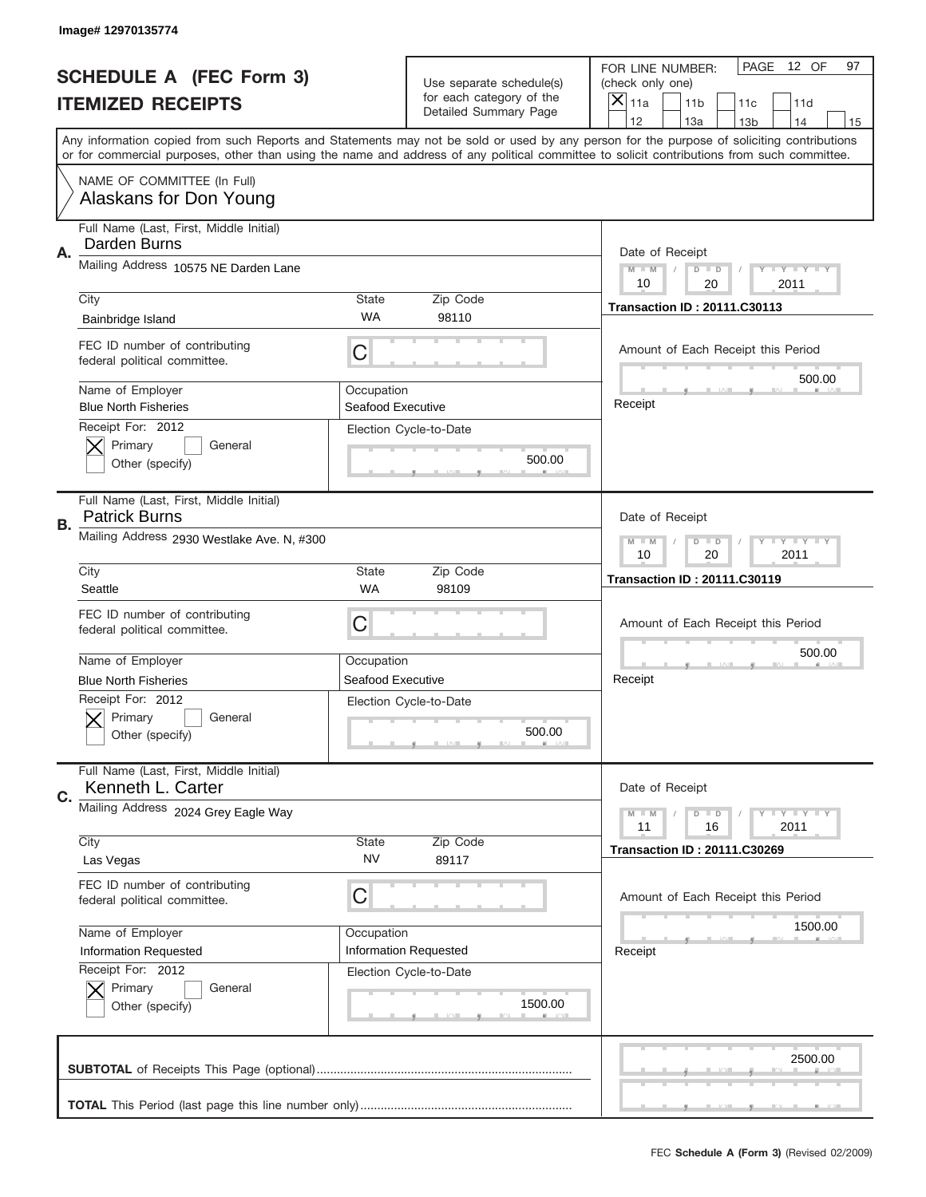Image# 12970135774

# SCHEDULE A (FEC Form 3)
## ITEMIZED RECEIPTS

Use separate schedule(s) for each category of the Detailed Summary Page

FOR LINE NUMBER: (check only one)
[X] 11a [ ] 11b [ ] 11c [ ] 11d [ ] 12 [ ] 13a [ ] 13b [ ] 14 [ ] 15

PAGE 12 OF 97

Any information copied from such Reports and Statements may not be sold or used by any person for the purpose of soliciting contributions or for commercial purposes, other than using the name and address of any political committee to solicit contributions from such committee.

NAME OF COMMITTEE (In Full)
Alaskans for Don Young

---

**A.**

Full Name (Last, First, Middle Initial): Darden Burns
Mailing Address: 10575 NE Darden Lane
City: Bainbridge Island | State: WA | Zip Code: 98110
FEC ID number of contributing federal political committee: C
Name of Employer: Blue North Fisheries
Occupation: Seafood Executive
Receipt For: 2012 — [X] Primary [ ] General [ ] Other (specify)
Election Cycle-to-Date: 500.00

Date of Receipt: 10 / 20 / 2011
Transaction ID : 20111.C30113
Amount of Each Receipt this Period: 500.00
Receipt

---

**B.**

Full Name (Last, First, Middle Initial): Patrick Burns
Mailing Address: 2930 Westlake Ave. N, #300
City: Seattle | State: WA | Zip Code: 98109
FEC ID number of contributing federal political committee: C
Name of Employer: Blue North Fisheries
Occupation: Seafood Executive
Receipt For: 2012 — [X] Primary [ ] General [ ] Other (specify)
Election Cycle-to-Date: 500.00

Date of Receipt: 10 / 20 / 2011
Transaction ID : 20111.C30119
Amount of Each Receipt this Period: 500.00
Receipt

---

**C.**

Full Name (Last, First, Middle Initial): Kenneth L. Carter
Mailing Address: 2024 Grey Eagle Way
City: Las Vegas | State: NV | Zip Code: 89117
FEC ID number of contributing federal political committee: C
Name of Employer: Information Requested
Occupation: Information Requested
Receipt For: 2012 — [X] Primary [ ] General [ ] Other (specify)
Election Cycle-to-Date: 1500.00

Date of Receipt: 11 / 16 / 2011
Transaction ID : 20111.C30269
Amount of Each Receipt this Period: 1500.00
Receipt

---

**SUBTOTAL** of Receipts This Page (optional): 2500.00

**TOTAL** This Period (last page this line number only):

FEC **Schedule A (Form 3)** (Revised 02/2009)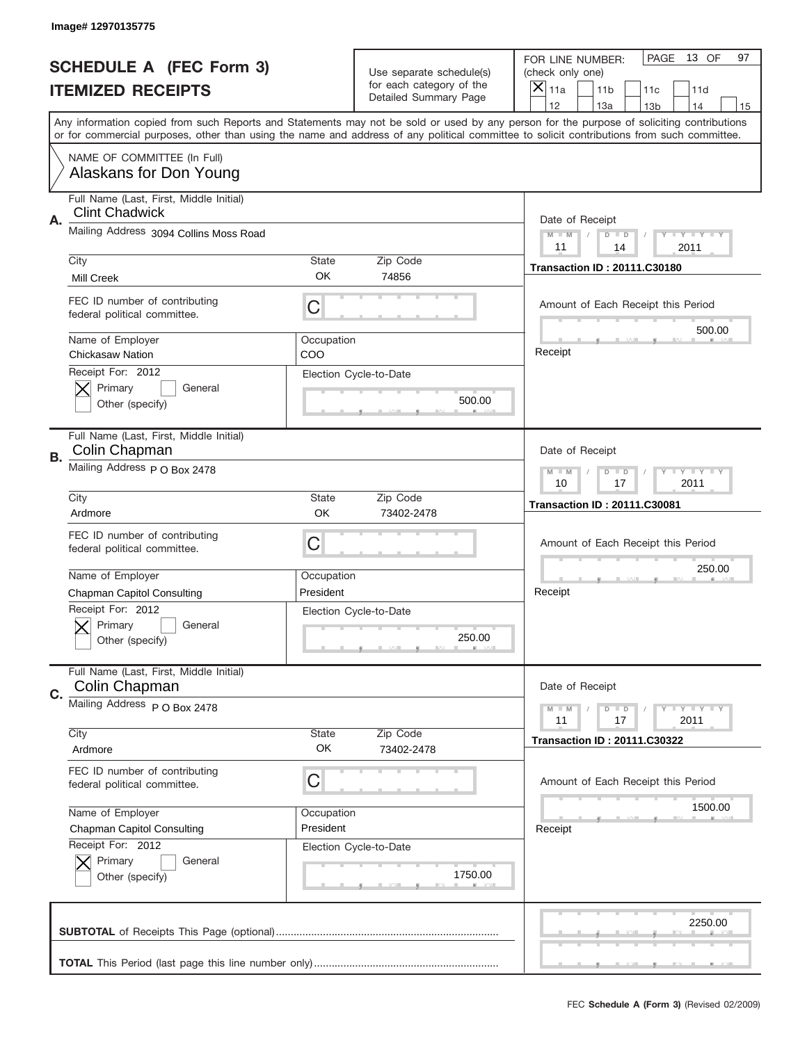Image# 12970135775

# SCHEDULE A (FEC Form 3)
## ITEMIZED RECEIPTS

Use separate schedule(s) for each category of the Detailed Summary Page

FOR LINE NUMBER: (check only one)
[X] 11a [ ] 11b [ ] 11c [ ] 11d [ ] 12 [ ] 13a [ ] 13b [ ] 14 [ ] 15

PAGE 13 OF 97

Any information copied from such Reports and Statements may not be sold or used by any person for the purpose of soliciting contributions or for commercial purposes, other than using the name and address of any political committee to solicit contributions from such committee.

NAME OF COMMITTEE (In Full)
Alaskans for Don Young

**A.**
Full Name (Last, First, Middle Initial): Clint Chadwick
Mailing Address: 3094 Collins Moss Road
City: Mill Creek | State: OK | Zip Code: 74856
FEC ID number of contributing federal political committee: C
Name of Employer: Chickasaw Nation | Occupation: COO
Receipt For: 2012 [X] Primary [ ] General [ ] Other (specify)
Election Cycle-to-Date: 500.00
Date of Receipt: 11 / 14 / 2011
Transaction ID : 20111.C30180
Amount of Each Receipt this Period: 500.00
Receipt

**B.**
Full Name (Last, First, Middle Initial): Colin Chapman
Mailing Address: P O Box 2478
City: Ardmore | State: OK | Zip Code: 73402-2478
FEC ID number of contributing federal political committee: C
Name of Employer: Chapman Capitol Consulting | Occupation: President
Receipt For: 2012 [X] Primary [ ] General [ ] Other (specify)
Election Cycle-to-Date: 250.00
Date of Receipt: 10 / 17 / 2011
Transaction ID : 20111.C30081
Amount of Each Receipt this Period: 250.00
Receipt

**C.**
Full Name (Last, First, Middle Initial): Colin Chapman
Mailing Address: P O Box 2478
City: Ardmore | State: OK | Zip Code: 73402-2478
FEC ID number of contributing federal political committee: C
Name of Employer: Chapman Capitol Consulting | Occupation: President
Receipt For: 2012 [X] Primary [ ] General [ ] Other (specify)
Election Cycle-to-Date: 1750.00
Date of Receipt: 11 / 17 / 2011
Transaction ID : 20111.C30322
Amount of Each Receipt this Period: 1500.00
Receipt

**SUBTOTAL** of Receipts This Page (optional): 2250.00

**TOTAL** This Period (last page this line number only):

FEC **Schedule A (Form 3)** (Revised 02/2009)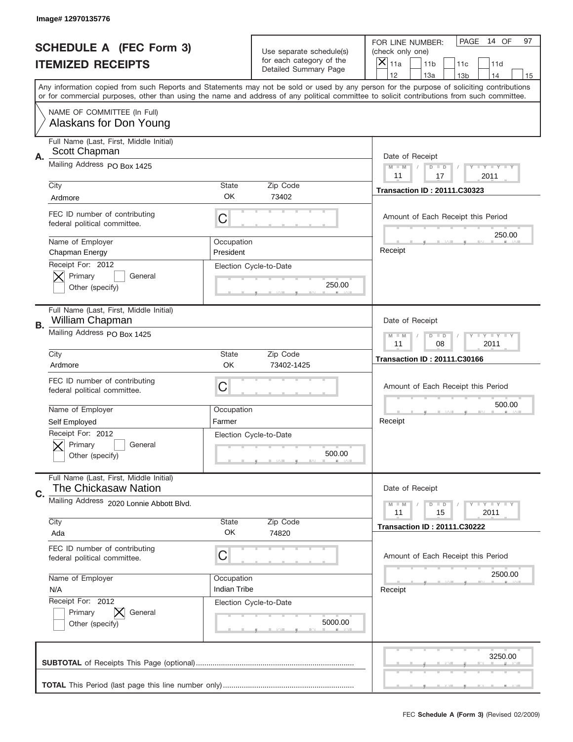Image# 12970135776

# SCHEDULE A (FEC Form 3)
# ITEMIZED RECEIPTS

Use separate schedule(s) for each category of the Detailed Summary Page

FOR LINE NUMBER: (check only one)

- [x] 11a
- [ ] 11b
- [ ] 11c
- [ ] 11d
- [ ] 12
- [ ] 13a
- [ ] 13b
- [ ] 14
- [ ] 15

PAGE 14 OF 97

Any information copied from such Reports and Statements may not be sold or used by any person for the purpose of soliciting contributions or for commercial purposes, other than using the name and address of any political committee to solicit contributions from such committee.

NAME OF COMMITTEE (In Full)
Alaskans for Don Young

---

**A.** Full Name (Last, First, Middle Initial): Scott Chapman

Mailing Address: PO Box 1425

City: Ardmore | State: OK | Zip Code: 73402

FEC ID number of contributing federal political committee: C

Name of Employer: Chapman Energy

Occupation: President

Receipt For: 2012 — [x] Primary [ ] General [ ] Other (specify)

Election Cycle-to-Date: 250.00

Date of Receipt: 11 / 17 / 2011

Transaction ID : 20111.C30323

Amount of Each Receipt this Period: 250.00

Receipt

---

**B.** Full Name (Last, First, Middle Initial): William Chapman

Mailing Address: PO Box 1425

City: Ardmore | State: OK | Zip Code: 73402-1425

FEC ID number of contributing federal political committee: C

Name of Employer: Self Employed

Occupation: Farmer

Receipt For: 2012 — [x] Primary [ ] General [ ] Other (specify)

Election Cycle-to-Date: 500.00

Date of Receipt: 11 / 08 / 2011

Transaction ID : 20111.C30166

Amount of Each Receipt this Period: 500.00

Receipt

---

**C.** Full Name (Last, First, Middle Initial): The Chickasaw Nation

Mailing Address: 2020 Lonnie Abbott Blvd.

City: Ada | State: OK | Zip Code: 74820

FEC ID number of contributing federal political committee: C

Name of Employer: N/A

Occupation: Indian Tribe

Receipt For: 2012 — [ ] Primary [x] General [ ] Other (specify)

Election Cycle-to-Date: 5000.00

Date of Receipt: 11 / 15 / 2011

Transaction ID : 20111.C30222

Amount of Each Receipt this Period: 2500.00

Receipt

---

**SUBTOTAL** of Receipts This Page (optional): 3250.00

**TOTAL** This Period (last page this line number only):

FEC **Schedule A (Form 3)** (Revised 02/2009)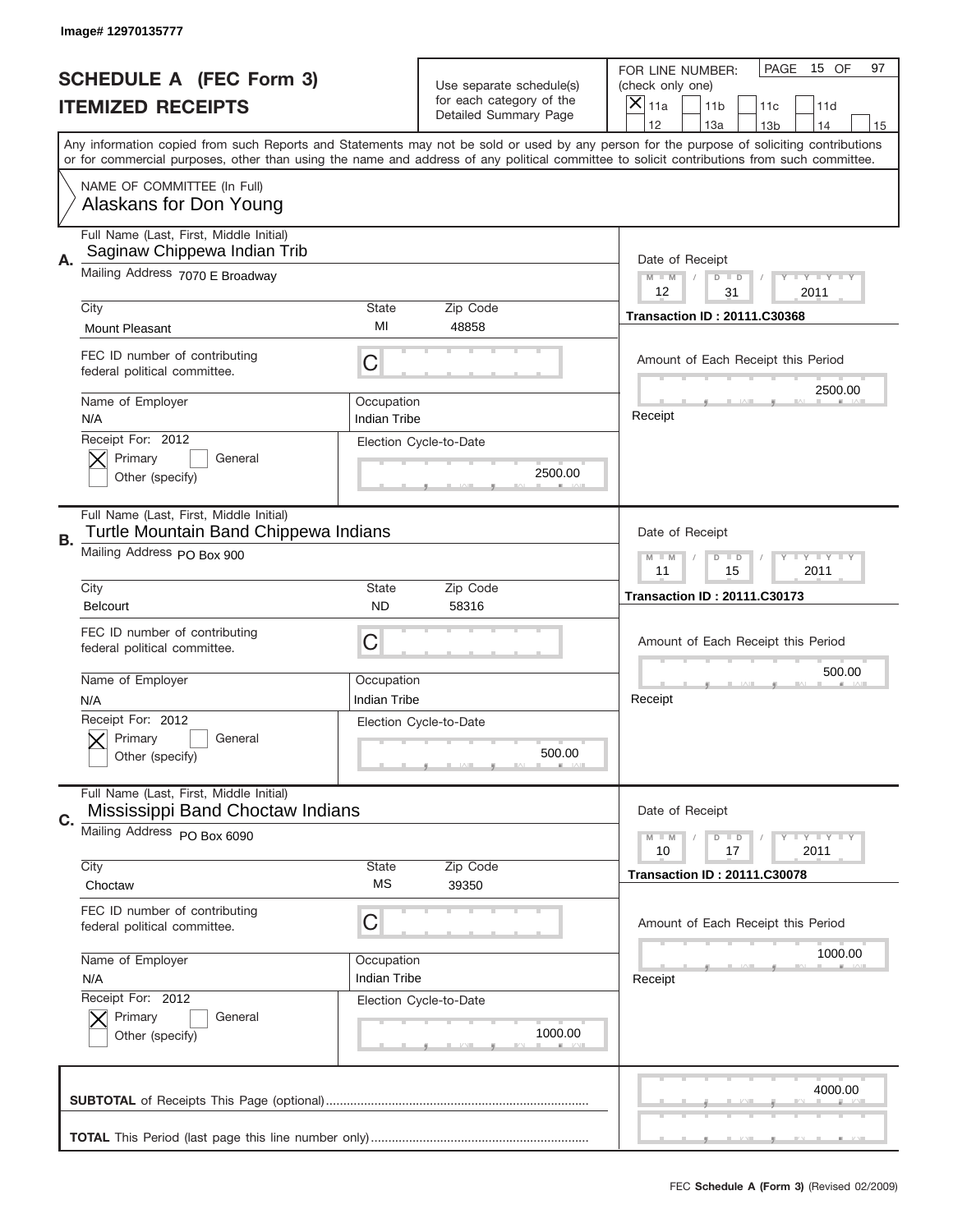Image# 12970135777

# SCHEDULE A (FEC Form 3)
# ITEMIZED RECEIPTS

Use separate schedule(s) for each category of the Detailed Summary Page

FOR LINE NUMBER: (check only one)
[X] 11a [ ] 11b [ ] 11c [ ] 11d [ ] 12 [ ] 13a [ ] 13b [ ] 14 [ ] 15

PAGE 15 OF 97

Any information copied from such Reports and Statements may not be sold or used by any person for the purpose of soliciting contributions or for commercial purposes, other than using the name and address of any political committee to solicit contributions from such committee.

NAME OF COMMITTEE (In Full)
Alaskans for Don Young

## A.

Full Name (Last, First, Middle Initial): Saginaw Chippewa Indian Trib
Mailing Address: 7070 E Broadway
City: Mount Pleasant
State: MI
Zip Code: 48858
FEC ID number of contributing federal political committee: C
Name of Employer: N/A
Occupation: Indian Tribe
Receipt For: 2012
[X] Primary [ ] General
Other (specify)
Election Cycle-to-Date: 2500.00

Date of Receipt: 12 / 31 / 2011
Transaction ID : 20111.C30368
Amount of Each Receipt this Period: 2500.00
Receipt

## B.

Full Name (Last, First, Middle Initial): Turtle Mountain Band Chippewa Indians
Mailing Address: PO Box 900
City: Belcourt
State: ND
Zip Code: 58316
FEC ID number of contributing federal political committee: C
Name of Employer: N/A
Occupation: Indian Tribe
Receipt For: 2012
[X] Primary [ ] General
Other (specify)
Election Cycle-to-Date: 500.00

Date of Receipt: 11 / 15 / 2011
Transaction ID : 20111.C30173
Amount of Each Receipt this Period: 500.00
Receipt

## C.

Full Name (Last, First, Middle Initial): Mississippi Band Choctaw Indians
Mailing Address: PO Box 6090
City: Choctaw
State: MS
Zip Code: 39350
FEC ID number of contributing federal political committee: C
Name of Employer: N/A
Occupation: Indian Tribe
Receipt For: 2012
[X] Primary [ ] General
Other (specify)
Election Cycle-to-Date: 1000.00

Date of Receipt: 10 / 17 / 2011
Transaction ID : 20111.C30078
Amount of Each Receipt this Period: 1000.00
Receipt

**SUBTOTAL** of Receipts This Page (optional): 4000.00

**TOTAL** This Period (last page this line number only):

FEC **Schedule A (Form 3)** (Revised 02/2009)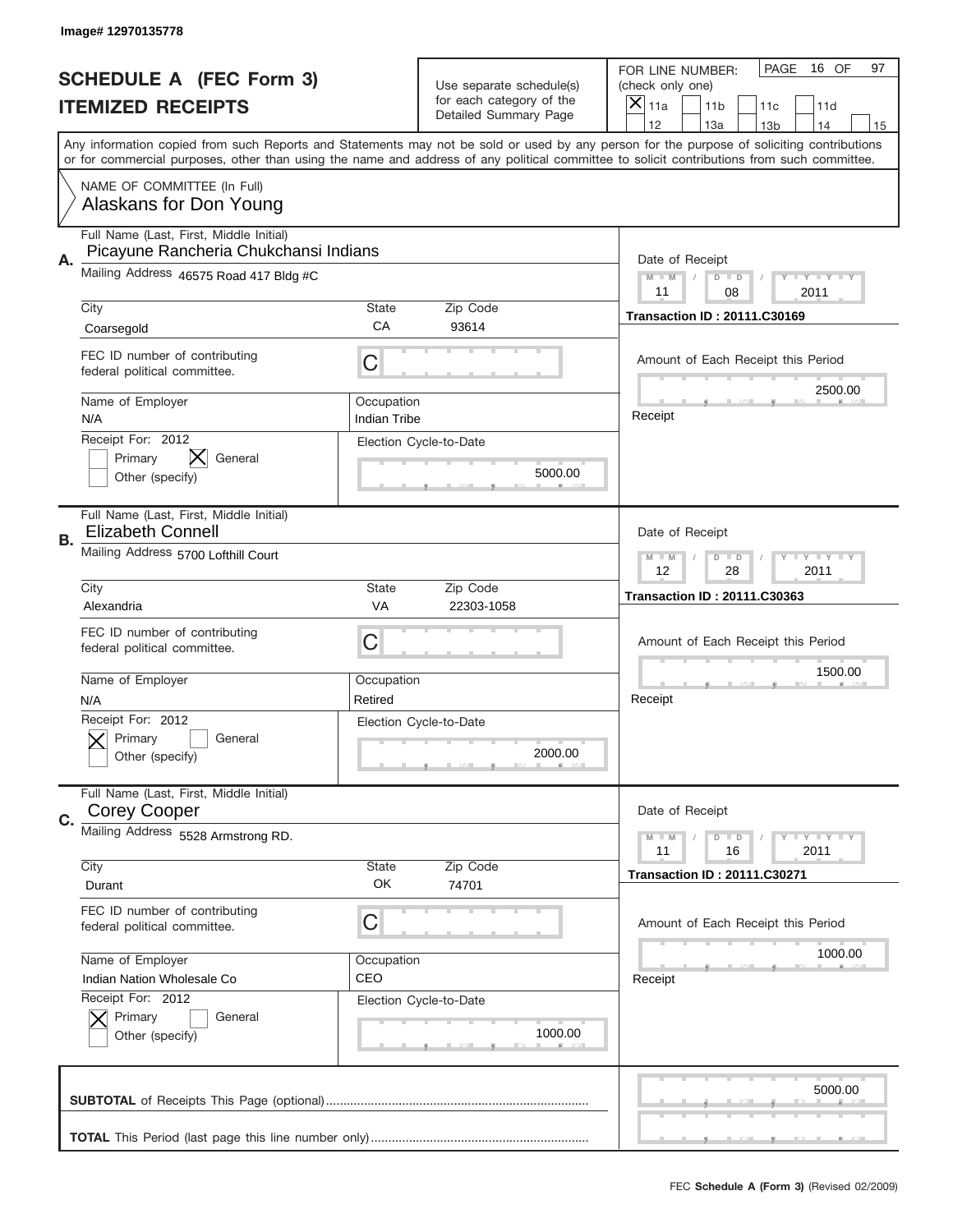Image# 12970135778

# SCHEDULE A (FEC Form 3)
## ITEMIZED RECEIPTS

Use separate schedule(s) for each category of the Detailed Summary Page

FOR LINE NUMBER: (check only one)

[X] 11a [ ] 11b [ ] 11c [ ] 11d [ ] 12 [ ] 13a [ ] 13b [ ] 14 [ ] 15

PAGE 16 OF 97

Any information copied from such Reports and Statements may not be sold or used by any person for the purpose of soliciting contributions or for commercial purposes, other than using the name and address of any political committee to solicit contributions from such committee.

NAME OF COMMITTEE (In Full)
Alaskans for Don Young

---

**A.** Full Name (Last, First, Middle Initial): Picayune Rancheria Chukchansi Indians

Mailing Address: 46575 Road 417 Bldg #C

City: Coarsegold | State: CA | Zip Code: 93614

FEC ID number of contributing federal political committee: C

Name of Employer: N/A | Occupation: Indian Tribe

Receipt For: 2012 — [ ] Primary [X] General [ ] Other (specify)

Election Cycle-to-Date: 5000.00

Date of Receipt: 11 / 08 / 2011

Transaction ID : 20111.C30169

Amount of Each Receipt this Period: 2500.00

Receipt

---

**B.** Full Name (Last, First, Middle Initial): Elizabeth Connell

Mailing Address: 5700 Lofthill Court

City: Alexandria | State: VA | Zip Code: 22303-1058

FEC ID number of contributing federal political committee: C

Name of Employer: N/A | Occupation: Retired

Receipt For: 2012 — [X] Primary [ ] General [ ] Other (specify)

Election Cycle-to-Date: 2000.00

Date of Receipt: 12 / 28 / 2011

Transaction ID : 20111.C30363

Amount of Each Receipt this Period: 1500.00

Receipt

---

**C.** Full Name (Last, First, Middle Initial): Corey Cooper

Mailing Address: 5528 Armstrong RD.

City: Durant | State: OK | Zip Code: 74701

FEC ID number of contributing federal political committee: C

Name of Employer: Indian Nation Wholesale Co | Occupation: CEO

Receipt For: 2012 — [X] Primary [ ] General [ ] Other (specify)

Election Cycle-to-Date: 1000.00

Date of Receipt: 11 / 16 / 2011

Transaction ID : 20111.C30271

Amount of Each Receipt this Period: 1000.00

Receipt

---

**SUBTOTAL** of Receipts This Page (optional): 5000.00

**TOTAL** This Period (last page this line number only):

FEC **Schedule A (Form 3)** (Revised 02/2009)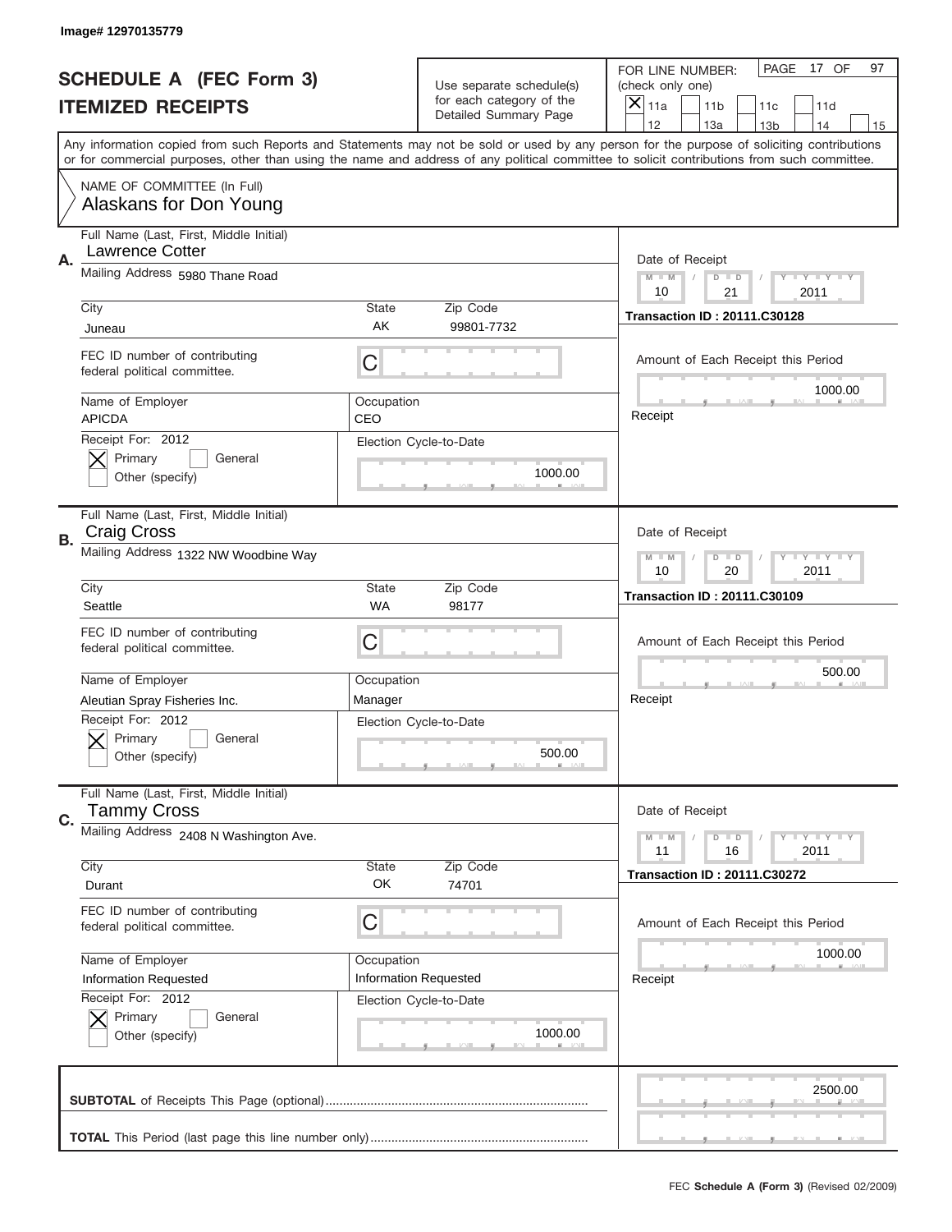Image# 12970135779

# SCHEDULE A (FEC Form 3)
## ITEMIZED RECEIPTS

Use separate schedule(s) for each category of the Detailed Summary Page

FOR LINE NUMBER: (check only one)
[X] 11a  [ ] 11b  [ ] 11c  [ ] 11d  [ ] 12  [ ] 13a  [ ] 13b  [ ] 14  [ ] 15

PAGE 17 OF 97

Any information copied from such Reports and Statements may not be sold or used by any person for the purpose of soliciting contributions or for commercial purposes, other than using the name and address of any political committee to solicit contributions from such committee.

NAME OF COMMITTEE (In Full)
Alaskans for Don Young

**A.**
Full Name (Last, First, Middle Initial): Lawrence Cotter
Mailing Address: 5980 Thane Road
City: Juneau | State: AK | Zip Code: 99801-7732
FEC ID number of contributing federal political committee: C
Name of Employer: APICDA
Occupation: CEO
Receipt For: 2012 — [X] Primary [ ] General [ ] Other (specify)
Election Cycle-to-Date: 1000.00
Date of Receipt: 10 / 21 / 2011
Transaction ID : 20111.C30128
Amount of Each Receipt this Period: 1000.00

**B.**
Full Name (Last, First, Middle Initial): Craig Cross
Mailing Address: 1322 NW Woodbine Way
City: Seattle | State: WA | Zip Code: 98177
FEC ID number of contributing federal political committee: C
Name of Employer: Aleutian Spray Fisheries Inc.
Occupation: Manager
Receipt For: 2012 — [X] Primary [ ] General [ ] Other (specify)
Election Cycle-to-Date: 500.00
Date of Receipt: 10 / 20 / 2011
Transaction ID : 20111.C30109
Amount of Each Receipt this Period: 500.00

**C.**
Full Name (Last, First, Middle Initial): Tammy Cross
Mailing Address: 2408 N Washington Ave.
City: Durant | State: OK | Zip Code: 74701
FEC ID number of contributing federal political committee: C
Name of Employer: Information Requested
Occupation: Information Requested
Receipt For: 2012 — [X] Primary [ ] General [ ] Other (specify)
Election Cycle-to-Date: 1000.00
Date of Receipt: 11 / 16 / 2011
Transaction ID : 20111.C30272
Amount of Each Receipt this Period: 1000.00

**SUBTOTAL** of Receipts This Page (optional): 2500.00

**TOTAL** This Period (last page this line number only):

FEC Schedule A (Form 3) (Revised 02/2009)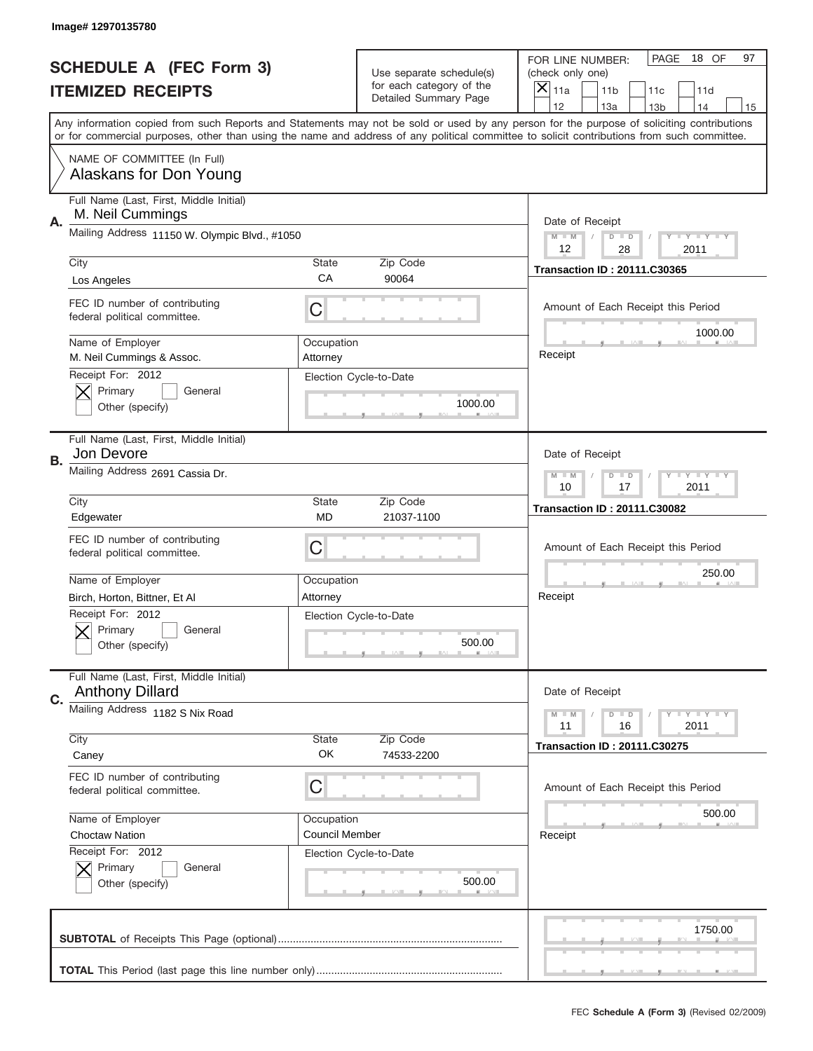Image# 12970135780

# SCHEDULE A (FEC Form 3)
## ITEMIZED RECEIPTS

Use separate schedule(s) for each category of the Detailed Summary Page

FOR LINE NUMBER: (check only one)
[X] 11a [ ] 11b [ ] 11c [ ] 11d [ ] 12 [ ] 13a [ ] 13b [ ] 14 [ ] 15

PAGE 18 OF 97

Any information copied from such Reports and Statements may not be sold or used by any person for the purpose of soliciting contributions or for commercial purposes, other than using the name and address of any political committee to solicit contributions from such committee.

NAME OF COMMITTEE (In Full)
Alaskans for Don Young

---

**A.** Full Name (Last, First, Middle Initial): M. Neil Cummings
Mailing Address: 11150 W. Olympic Blvd., #1050
City: Los Angeles | State: CA | Zip Code: 90064
FEC ID number of contributing federal political committee: C
Name of Employer: M. Neil Cummings & Assoc. | Occupation: Attorney
Receipt For: 2012 [X] Primary [ ] General [ ] Other (specify)
Election Cycle-to-Date: 1000.00
Date of Receipt: 12 / 28 / 2011
Transaction ID : 20111.C30365
Amount of Each Receipt this Period: 1000.00

---

**B.** Full Name (Last, First, Middle Initial): Jon Devore
Mailing Address: 2691 Cassia Dr.
City: Edgewater | State: MD | Zip Code: 21037-1100
FEC ID number of contributing federal political committee: C
Name of Employer: Birch, Horton, Bittner, Et Al | Occupation: Attorney
Receipt For: 2012 [X] Primary [ ] General [ ] Other (specify)
Election Cycle-to-Date: 500.00
Date of Receipt: 10 / 17 / 2011
Transaction ID : 20111.C30082
Amount of Each Receipt this Period: 250.00

---

**C.** Full Name (Last, First, Middle Initial): Anthony Dillard
Mailing Address: 1182 S Nix Road
City: Caney | State: OK | Zip Code: 74533-2200
FEC ID number of contributing federal political committee: C
Name of Employer: Choctaw Nation | Occupation: Council Member
Receipt For: 2012 [X] Primary [ ] General [ ] Other (specify)
Election Cycle-to-Date: 500.00
Date of Receipt: 11 / 16 / 2011
Transaction ID : 20111.C30275
Amount of Each Receipt this Period: 500.00

---

**SUBTOTAL** of Receipts This Page (optional): 1750.00

**TOTAL** This Period (last page this line number only):

FEC **Schedule A (Form 3)** (Revised 02/2009)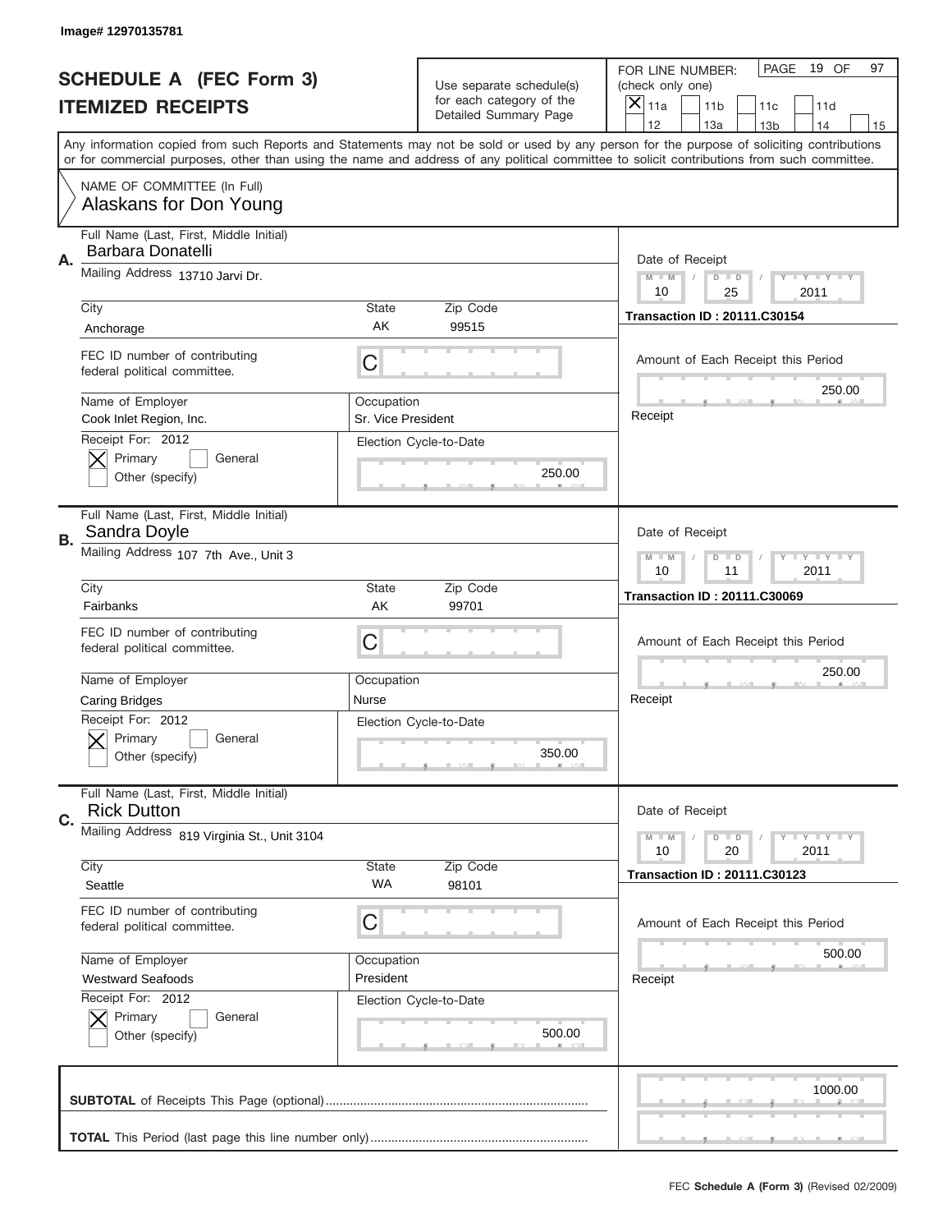Image# 12970135781

# SCHEDULE A (FEC Form 3)
# ITEMIZED RECEIPTS

Use separate schedule(s) for each category of the Detailed Summary Page

FOR LINE NUMBER: (check only one)
[X] 11a [ ] 11b [ ] 11c [ ] 11d [ ] 12 [ ] 13a [ ] 13b [ ] 14 [ ] 15

PAGE 19 OF 97

Any information copied from such Reports and Statements may not be sold or used by any person for the purpose of soliciting contributions or for commercial purposes, other than using the name and address of any political committee to solicit contributions from such committee.

NAME OF COMMITTEE (In Full)
Alaskans for Don Young

---

**A.**
Full Name (Last, First, Middle Initial): Barbara Donatelli
Mailing Address: 13710 Jarvi Dr.
City: Anchorage | State: AK | Zip Code: 99515
FEC ID number of contributing federal political committee: C
Name of Employer: Cook Inlet Region, Inc.
Occupation: Sr. Vice President
Receipt For: 2012 [X] Primary [ ] General [ ] Other (specify)
Election Cycle-to-Date: 250.00
Date of Receipt: 10 / 25 / 2011
Transaction ID : 20111.C30154
Amount of Each Receipt this Period: 250.00

---

**B.**
Full Name (Last, First, Middle Initial): Sandra Doyle
Mailing Address: 107 7th Ave., Unit 3
City: Fairbanks | State: AK | Zip Code: 99701
FEC ID number of contributing federal political committee: C
Name of Employer: Caring Bridges
Occupation: Nurse
Receipt For: 2012 [X] Primary [ ] General [ ] Other (specify)
Election Cycle-to-Date: 350.00
Date of Receipt: 10 / 11 / 2011
Transaction ID : 20111.C30069
Amount of Each Receipt this Period: 250.00

---

**C.**
Full Name (Last, First, Middle Initial): Rick Dutton
Mailing Address: 819 Virginia St., Unit 3104
City: Seattle | State: WA | Zip Code: 98101
FEC ID number of contributing federal political committee: C
Name of Employer: Westward Seafoods
Occupation: President
Receipt For: 2012 [X] Primary [ ] General [ ] Other (specify)
Election Cycle-to-Date: 500.00
Date of Receipt: 10 / 20 / 2011
Transaction ID : 20111.C30123
Amount of Each Receipt this Period: 500.00

---

**SUBTOTAL** of Receipts This Page (optional): 1000.00

**TOTAL** This Period (last page this line number only):

FEC **Schedule A (Form 3)** (Revised 02/2009)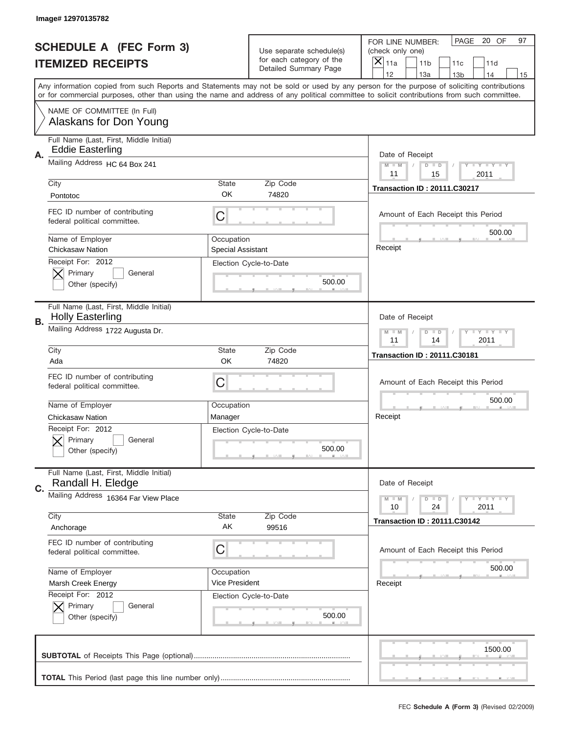Image# 12970135782

# SCHEDULE A (FEC Form 3)
## ITEMIZED RECEIPTS

Use separate schedule(s) for each category of the Detailed Summary Page

FOR LINE NUMBER: (check only one)
[X] 11a  [ ] 11b  [ ] 11c  [ ] 11d  [ ] 12  [ ] 13a  [ ] 13b  [ ] 14  [ ] 15

PAGE 20 OF 97

Any information copied from such Reports and Statements may not be sold or used by any person for the purpose of soliciting contributions or for commercial purposes, other than using the name and address of any political committee to solicit contributions from such committee.

NAME OF COMMITTEE (In Full)
Alaskans for Don Young

---

**A.**
Full Name (Last, First, Middle Initial): Eddie Easterling
Mailing Address: HC 64 Box 241
City: Pontotoc | State: OK | Zip Code: 74820
FEC ID number of contributing federal political committee: C
Name of Employer: Chickasaw Nation
Occupation: Special Assistant
Receipt For: 2012 — [X] Primary [ ] General [ ] Other (specify)
Election Cycle-to-Date: 500.00
Date of Receipt: 11 / 15 / 2011
Transaction ID : 20111.C30217
Amount of Each Receipt this Period: 500.00
Receipt

---

**B.**
Full Name (Last, First, Middle Initial): Holly Easterling
Mailing Address: 1722 Augusta Dr.
City: Ada | State: OK | Zip Code: 74820
FEC ID number of contributing federal political committee: C
Name of Employer: Chickasaw Nation
Occupation: Manager
Receipt For: 2012 — [X] Primary [ ] General [ ] Other (specify)
Election Cycle-to-Date: 500.00
Date of Receipt: 11 / 14 / 2011
Transaction ID : 20111.C30181
Amount of Each Receipt this Period: 500.00
Receipt

---

**C.**
Full Name (Last, First, Middle Initial): Randall H. Eledge
Mailing Address: 16364 Far View Place
City: Anchorage | State: AK | Zip Code: 99516
FEC ID number of contributing federal political committee: C
Name of Employer: Marsh Creek Energy
Occupation: Vice President
Receipt For: 2012 — [X] Primary [ ] General [ ] Other (specify)
Election Cycle-to-Date: 500.00
Date of Receipt: 10 / 24 / 2011
Transaction ID : 20111.C30142
Amount of Each Receipt this Period: 500.00
Receipt

---

**SUBTOTAL** of Receipts This Page (optional): 1500.00

**TOTAL** This Period (last page this line number only):

FEC **Schedule A (Form 3)** (Revised 02/2009)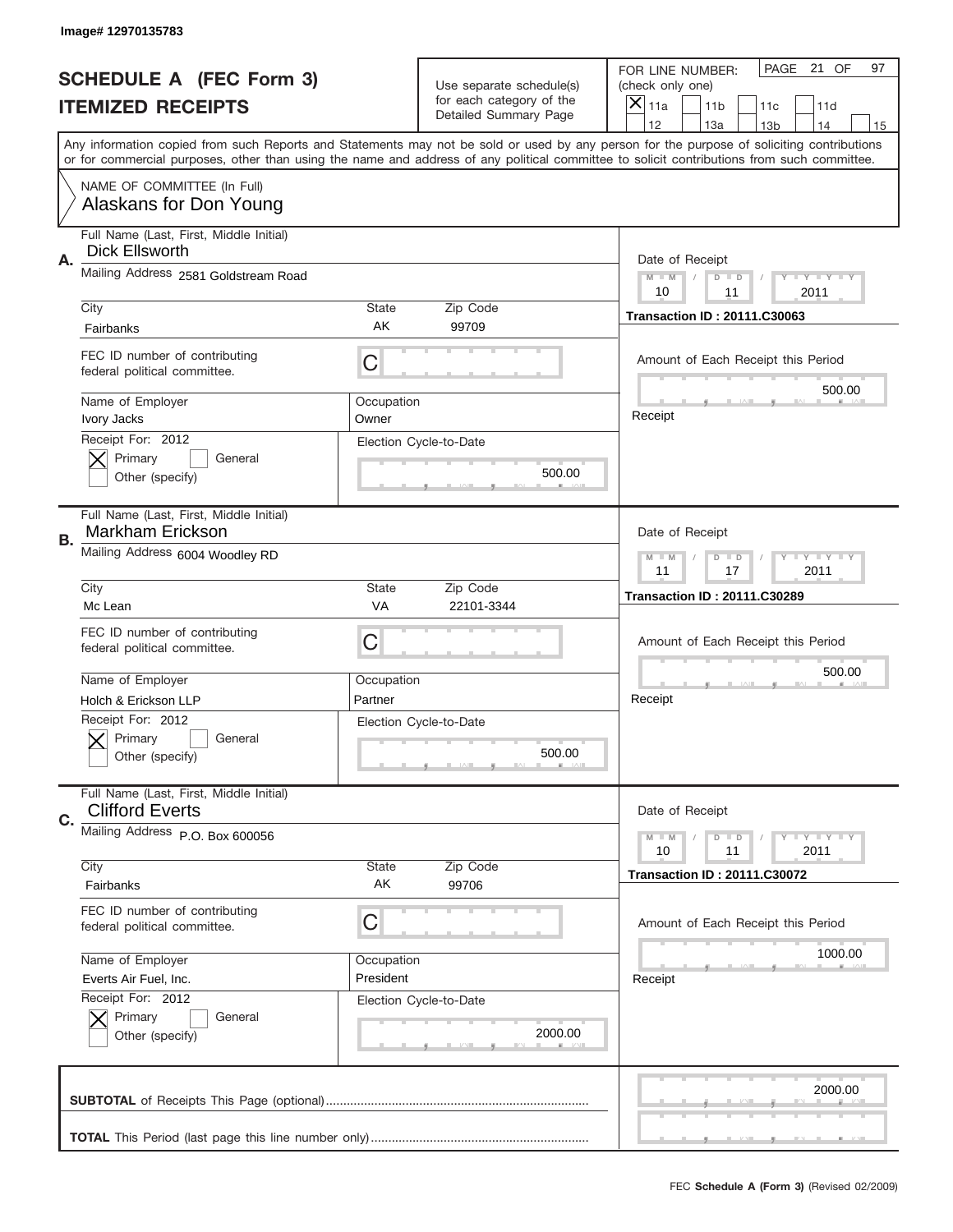Image# 12970135783

# SCHEDULE A (FEC Form 3)
## ITEMIZED RECEIPTS

Use separate schedule(s) for each category of the Detailed Summary Page

FOR LINE NUMBER: (check only one)
[X] 11a [ ] 11b [ ] 11c [ ] 11d [ ] 12 [ ] 13a [ ] 13b [ ] 14 [ ] 15

PAGE 21 OF 97

Any information copied from such Reports and Statements may not be sold or used by any person for the purpose of soliciting contributions or for commercial purposes, other than using the name and address of any political committee to solicit contributions from such committee.

NAME OF COMMITTEE (In Full)
Alaskans for Don Young

---

**A.**
Full Name (Last, First, Middle Initial): Dick Ellsworth
Mailing Address: 2581 Goldstream Road
City: Fairbanks | State: AK | Zip Code: 99709
FEC ID number of contributing federal political committee: C
Name of Employer: Ivory Jacks
Occupation: Owner
Receipt For: 2012 — [X] Primary [ ] General [ ] Other (specify)
Election Cycle-to-Date: 500.00
Date of Receipt: 10 / 11 / 2011
Transaction ID : 20111.C30063
Amount of Each Receipt this Period: 500.00

---

**B.**
Full Name (Last, First, Middle Initial): Markham Erickson
Mailing Address: 6004 Woodley RD
City: Mc Lean | State: VA | Zip Code: 22101-3344
FEC ID number of contributing federal political committee: C
Name of Employer: Holch & Erickson LLP
Occupation: Partner
Receipt For: 2012 — [X] Primary [ ] General [ ] Other (specify)
Election Cycle-to-Date: 500.00
Date of Receipt: 11 / 17 / 2011
Transaction ID : 20111.C30289
Amount of Each Receipt this Period: 500.00

---

**C.**
Full Name (Last, First, Middle Initial): Clifford Everts
Mailing Address: P.O. Box 600056
City: Fairbanks | State: AK | Zip Code: 99706
FEC ID number of contributing federal political committee: C
Name of Employer: Everts Air Fuel, Inc.
Occupation: President
Receipt For: 2012 — [X] Primary [ ] General [ ] Other (specify)
Election Cycle-to-Date: 2000.00
Date of Receipt: 10 / 11 / 2011
Transaction ID : 20111.C30072
Amount of Each Receipt this Period: 1000.00

---

**SUBTOTAL** of Receipts This Page (optional): 2000.00

**TOTAL** This Period (last page this line number only):

FEC Schedule A (Form 3) (Revised 02/2009)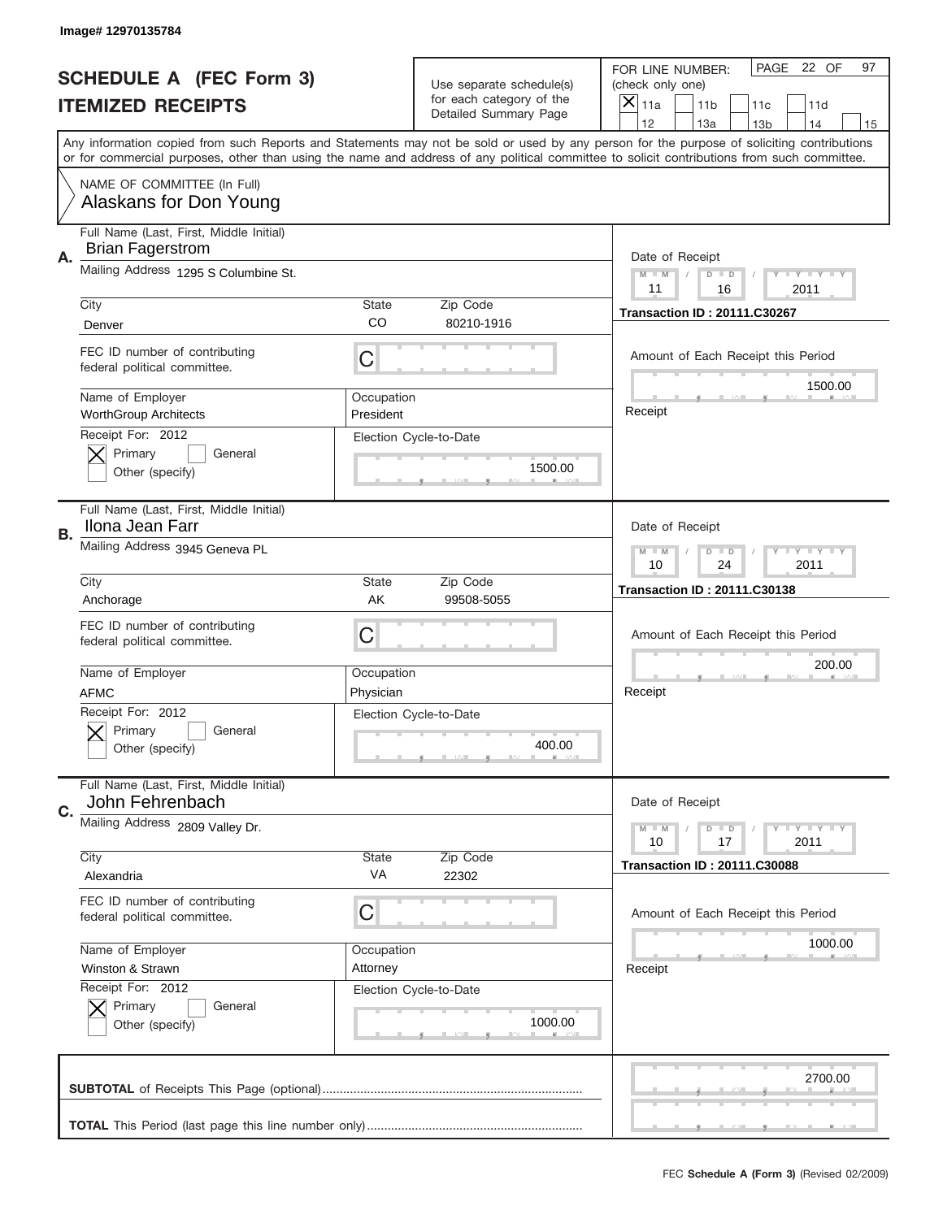Image# 12970135784

# SCHEDULE A (FEC Form 3)
## ITEMIZED RECEIPTS

Use separate schedule(s) for each category of the Detailed Summary Page

FOR LINE NUMBER: (check only one)
[X] 11a  [ ] 11b  [ ] 11c  [ ] 11d  [ ] 12  [ ] 13a  [ ] 13b  [ ] 14  [ ] 15

PAGE 22 OF 97

Any information copied from such Reports and Statements may not be sold or used by any person for the purpose of soliciting contributions or for commercial purposes, other than using the name and address of any political committee to solicit contributions from such committee.

NAME OF COMMITTEE (In Full)
Alaskans for Don Young

---

**A.** Full Name (Last, First, Middle Initial): Brian Fagerstrom
Mailing Address: 1295 S Columbine St.
City: Denver | State: CO | Zip Code: 80210-1916
FEC ID number of contributing federal political committee: C
Name of Employer: WorthGroup Architects
Occupation: President
Receipt For: 2012 [X] Primary [ ] General [ ] Other (specify)
Election Cycle-to-Date: 1500.00
Date of Receipt: 11 / 16 / 2011
Transaction ID : 20111.C30267
Amount of Each Receipt this Period: 1500.00
Receipt

---

**B.** Full Name (Last, First, Middle Initial): Ilona Jean Farr
Mailing Address: 3945 Geneva PL
City: Anchorage | State: AK | Zip Code: 99508-5055
FEC ID number of contributing federal political committee: C
Name of Employer: AFMC
Occupation: Physician
Receipt For: 2012 [X] Primary [ ] General [ ] Other (specify)
Election Cycle-to-Date: 400.00
Date of Receipt: 10 / 24 / 2011
Transaction ID : 20111.C30138
Amount of Each Receipt this Period: 200.00
Receipt

---

**C.** Full Name (Last, First, Middle Initial): John Fehrenbach
Mailing Address: 2809 Valley Dr.
City: Alexandria | State: VA | Zip Code: 22302
FEC ID number of contributing federal political committee: C
Name of Employer: Winston & Strawn
Occupation: Attorney
Receipt For: 2012 [X] Primary [ ] General [ ] Other (specify)
Election Cycle-to-Date: 1000.00
Date of Receipt: 10 / 17 / 2011
Transaction ID : 20111.C30088
Amount of Each Receipt this Period: 1000.00
Receipt

---

**SUBTOTAL** of Receipts This Page (optional): 2700.00

**TOTAL** This Period (last page this line number only):

FEC **Schedule A (Form 3)** (Revised 02/2009)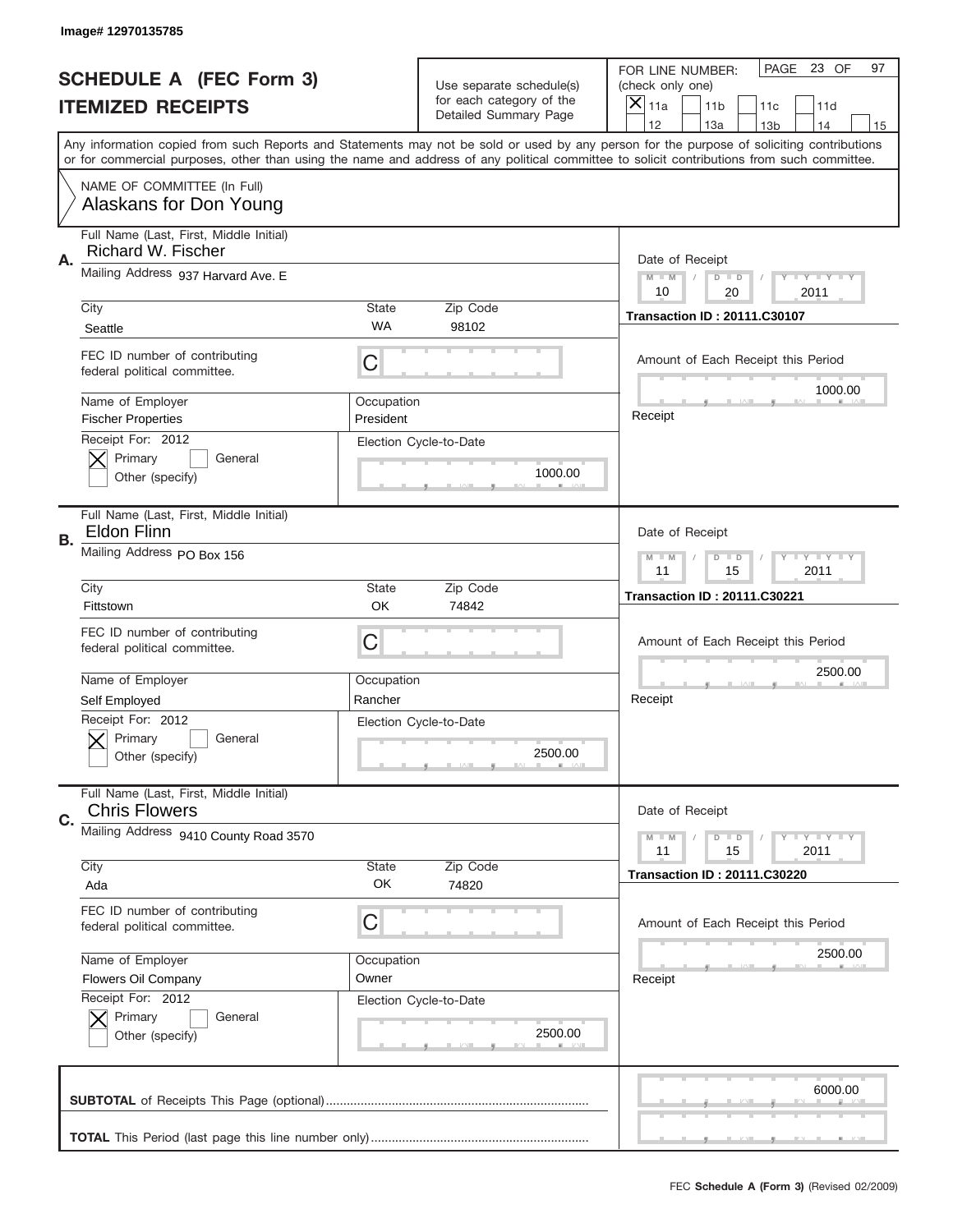Image# 12970135785

# SCHEDULE A (FEC Form 3)
## ITEMIZED RECEIPTS

Use separate schedule(s) for each category of the Detailed Summary Page

FOR LINE NUMBER: (check only one)
[X] 11a [ ] 11b [ ] 11c [ ] 11d [ ] 12 [ ] 13a [ ] 13b [ ] 14 [ ] 15

PAGE 23 OF 97

Any information copied from such Reports and Statements may not be sold or used by any person for the purpose of soliciting contributions or for commercial purposes, other than using the name and address of any political committee to solicit contributions from such committee.

NAME OF COMMITTEE (In Full)
Alaskans for Don Young

---

**A.** Full Name (Last, First, Middle Initial): Richard W. Fischer

Mailing Address: 937 Harvard Ave. E

| City | State | Zip Code |
|---|---|---|
| Seattle | WA | 98102 |

FEC ID number of contributing federal political committee: C

| Name of Employer | Occupation |
|---|---|
| Fischer Properties | President |

Receipt For: 2012 — [X] Primary [ ] General [ ] Other (specify)

Election Cycle-to-Date: 1000.00

Date of Receipt: 10 / 20 / 2011

Transaction ID : 20111.C30107

Amount of Each Receipt this Period: 1000.00

Receipt

---

**B.** Full Name (Last, First, Middle Initial): Eldon Flinn

Mailing Address: PO Box 156

| City | State | Zip Code |
|---|---|---|
| Fittstown | OK | 74842 |

FEC ID number of contributing federal political committee: C

| Name of Employer | Occupation |
|---|---|
| Self Employed | Rancher |

Receipt For: 2012 — [X] Primary [ ] General [ ] Other (specify)

Election Cycle-to-Date: 2500.00

Date of Receipt: 11 / 15 / 2011

Transaction ID : 20111.C30221

Amount of Each Receipt this Period: 2500.00

Receipt

---

**C.** Full Name (Last, First, Middle Initial): Chris Flowers

Mailing Address: 9410 County Road 3570

| City | State | Zip Code |
|---|---|---|
| Ada | OK | 74820 |

FEC ID number of contributing federal political committee: C

| Name of Employer | Occupation |
|---|---|
| Flowers Oil Company | Owner |

Receipt For: 2012 — [X] Primary [ ] General [ ] Other (specify)

Election Cycle-to-Date: 2500.00

Date of Receipt: 11 / 15 / 2011

Transaction ID : 20111.C30220

Amount of Each Receipt this Period: 2500.00

Receipt

---

**SUBTOTAL** of Receipts This Page (optional): 6000.00

**TOTAL** This Period (last page this line number only):

FEC **Schedule A (Form 3)** (Revised 02/2009)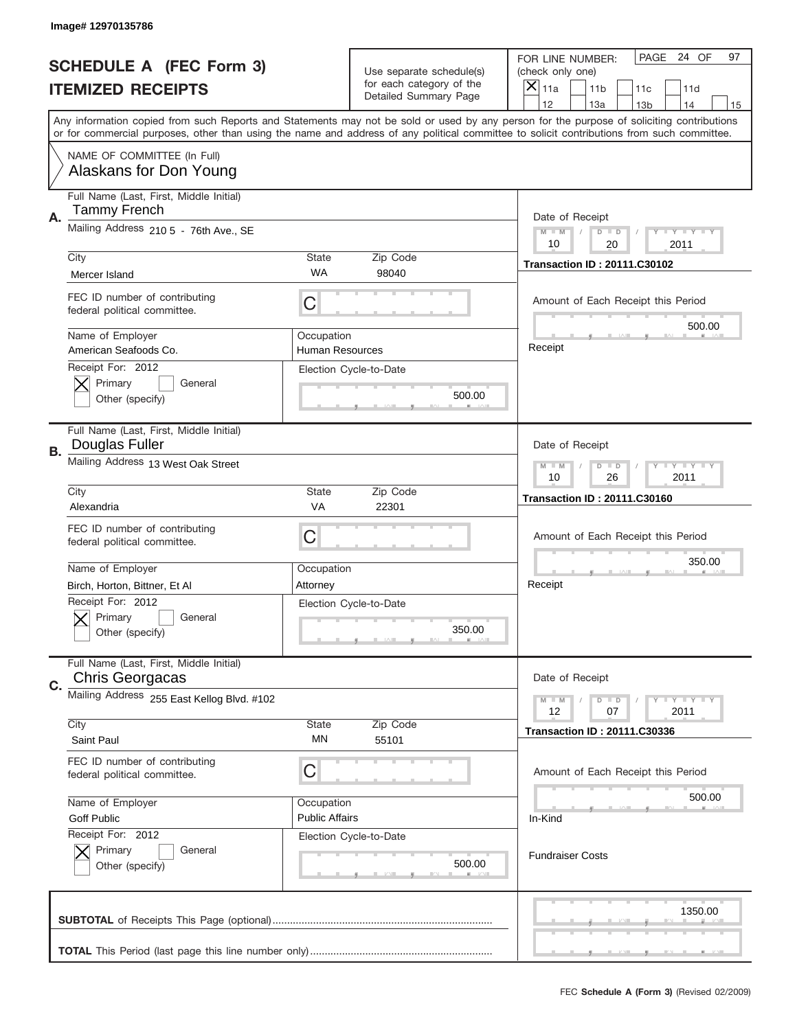Image# 12970135786

# SCHEDULE A (FEC Form 3)
## ITEMIZED RECEIPTS

Use separate schedule(s) for each category of the Detailed Summary Page

FOR LINE NUMBER: (check only one)
[X] 11a [ ] 11b [ ] 11c [ ] 11d [ ] 12 [ ] 13a [ ] 13b [ ] 14 [ ] 15

PAGE 24 OF 97

Any information copied from such Reports and Statements may not be sold or used by any person for the purpose of soliciting contributions or for commercial purposes, other than using the name and address of any political committee to solicit contributions from such committee.

NAME OF COMMITTEE (In Full)
Alaskans for Don Young

**A.**
Full Name (Last, First, Middle Initial): Tammy French
Mailing Address: 210 5 - 76th Ave., SE
City: Mercer Island | State: WA | Zip Code: 98040
FEC ID number of contributing federal political committee: C
Name of Employer: American Seafoods Co.
Occupation: Human Resources
Receipt For: 2012 [X] Primary [ ] General [ ] Other (specify)
Election Cycle-to-Date: 500.00
Date of Receipt: 10 / 20 / 2011
Transaction ID : 20111.C30102
Amount of Each Receipt this Period: 500.00
Receipt

**B.**
Full Name (Last, First, Middle Initial): Douglas Fuller
Mailing Address: 13 West Oak Street
City: Alexandria | State: VA | Zip Code: 22301
FEC ID number of contributing federal political committee: C
Name of Employer: Birch, Horton, Bittner, Et Al
Occupation: Attorney
Receipt For: 2012 [X] Primary [ ] General [ ] Other (specify)
Election Cycle-to-Date: 350.00
Date of Receipt: 10 / 26 / 2011
Transaction ID : 20111.C30160
Amount of Each Receipt this Period: 350.00
Receipt

**C.**
Full Name (Last, First, Middle Initial): Chris Georgacas
Mailing Address: 255 East Kellog Blvd. #102
City: Saint Paul | State: MN | Zip Code: 55101
FEC ID number of contributing federal political committee: C
Name of Employer: Goff Public
Occupation: Public Affairs
Receipt For: 2012 [X] Primary [ ] General [ ] Other (specify)
Election Cycle-to-Date: 500.00
Date of Receipt: 12 / 07 / 2011
Transaction ID : 20111.C30336
Amount of Each Receipt this Period: 500.00
In-Kind
Fundraiser Costs

**SUBTOTAL** of Receipts This Page (optional): 1350.00

**TOTAL** This Period (last page this line number only):

FEC **Schedule A (Form 3)** (Revised 02/2009)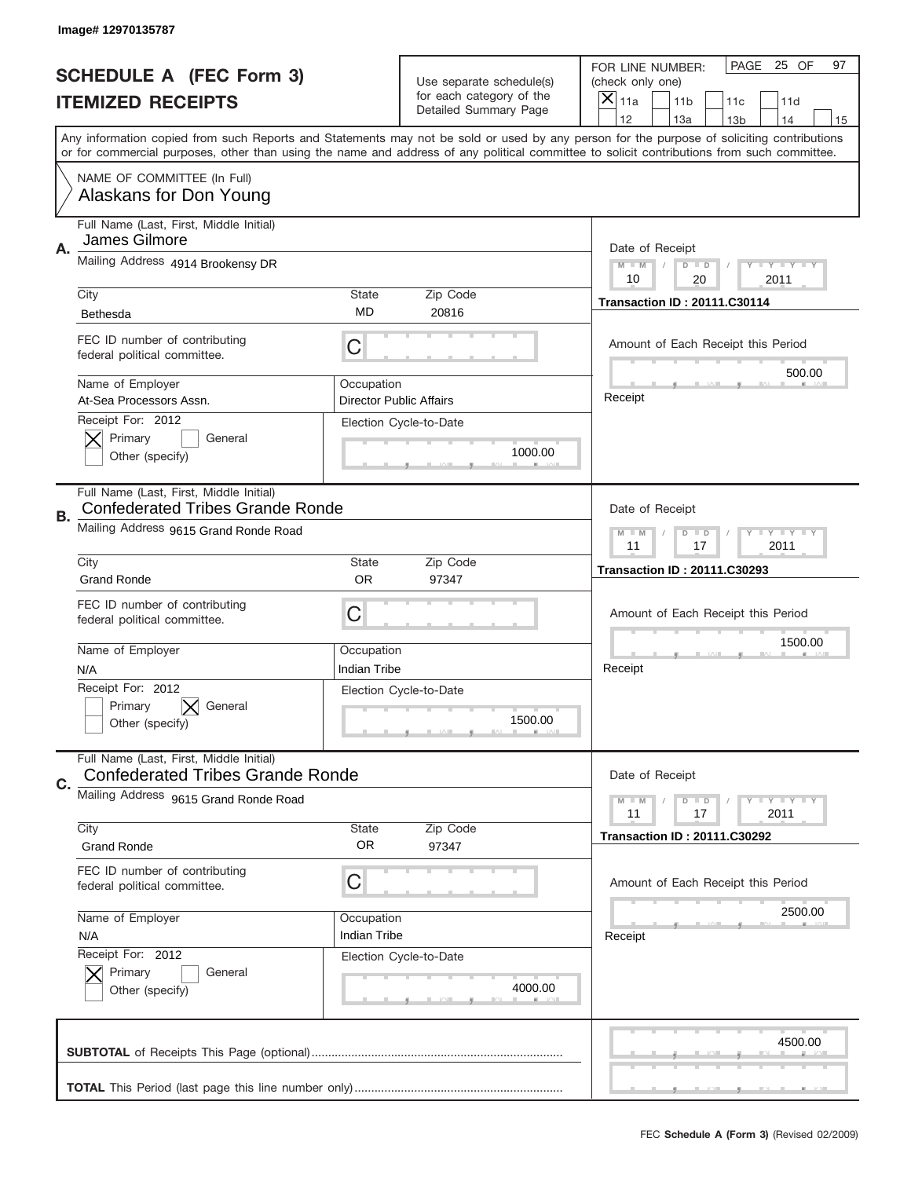Image# 12970135787

# SCHEDULE A (FEC Form 3)
## ITEMIZED RECEIPTS

Use separate schedule(s) for each category of the Detailed Summary Page

FOR LINE NUMBER: (check only one)
[X] 11a [ ] 11b [ ] 11c [ ] 11d [ ] 12 [ ] 13a [ ] 13b [ ] 14 [ ] 15

PAGE 25 OF 97

Any information copied from such Reports and Statements may not be sold or used by any person for the purpose of soliciting contributions or for commercial purposes, other than using the name and address of any political committee to solicit contributions from such committee.

NAME OF COMMITTEE (In Full)
Alaskans for Don Young

---

**A.**
Full Name (Last, First, Middle Initial): James Gilmore
Mailing Address: 4914 Brookensy DR
City: Bethesda | State: MD | Zip Code: 20816
FEC ID number of contributing federal political committee: C
Name of Employer: At-Sea Processors Assn.
Occupation: Director Public Affairs
Receipt For: 2012 — [X] Primary [ ] General [ ] Other (specify)
Election Cycle-to-Date: 1000.00
Date of Receipt: 10 / 20 / 2011
Transaction ID : 20111.C30114
Amount of Each Receipt this Period: 500.00
Receipt

---

**B.**
Full Name (Last, First, Middle Initial): Confederated Tribes Grande Ronde
Mailing Address: 9615 Grand Ronde Road
City: Grand Ronde | State: OR | Zip Code: 97347
FEC ID number of contributing federal political committee: C
Name of Employer: N/A
Occupation: Indian Tribe
Receipt For: 2012 — [ ] Primary [X] General [ ] Other (specify)
Election Cycle-to-Date: 1500.00
Date of Receipt: 11 / 17 / 2011
Transaction ID : 20111.C30293
Amount of Each Receipt this Period: 1500.00
Receipt

---

**C.**
Full Name (Last, First, Middle Initial): Confederated Tribes Grande Ronde
Mailing Address: 9615 Grand Ronde Road
City: Grand Ronde | State: OR | Zip Code: 97347
FEC ID number of contributing federal political committee: C
Name of Employer: N/A
Occupation: Indian Tribe
Receipt For: 2012 — [X] Primary [ ] General [ ] Other (specify)
Election Cycle-to-Date: 4000.00
Date of Receipt: 11 / 17 / 2011
Transaction ID : 20111.C30292
Amount of Each Receipt this Period: 2500.00
Receipt

---

**SUBTOTAL** of Receipts This Page (optional): 4500.00

**TOTAL** This Period (last page this line number only):

FEC **Schedule A (Form 3)** (Revised 02/2009)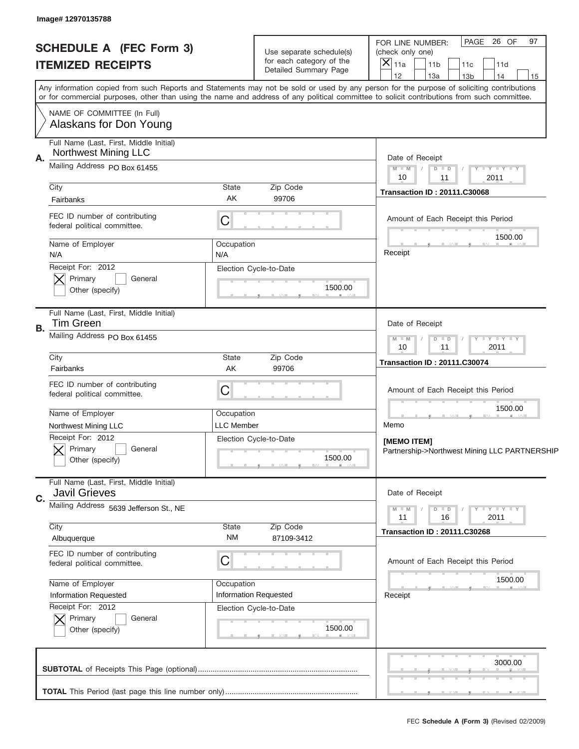Image# 12970135788

# SCHEDULE A (FEC Form 3)
## ITEMIZED RECEIPTS

Use separate schedule(s) for each category of the Detailed Summary Page

FOR LINE NUMBER: (check only one)
[X] 11a [ ] 11b [ ] 11c [ ] 11d [ ] 12 [ ] 13a [ ] 13b [ ] 14 [ ] 15

PAGE 26 OF 97

Any information copied from such Reports and Statements may not be sold or used by any person for the purpose of soliciting contributions or for commercial purposes, other than using the name and address of any political committee to solicit contributions from such committee.

NAME OF COMMITTEE (In Full)
Alaskans for Don Young

---

**A.** Full Name (Last, First, Middle Initial): Northwest Mining LLC
Mailing Address: PO Box 61455
City: Fairbanks | State: AK | Zip Code: 99706
FEC ID number of contributing federal political committee: C
Name of Employer: N/A | Occupation: N/A
Receipt For: 2012 [X] Primary [ ] General [ ] Other (specify)
Election Cycle-to-Date: 1500.00
Date of Receipt: 10 / 11 / 2011
Transaction ID : 20111.C30068
Amount of Each Receipt this Period: 1500.00
Receipt

---

**B.** Full Name (Last, First, Middle Initial): Tim Green
Mailing Address: PO Box 61455
City: Fairbanks | State: AK | Zip Code: 99706
FEC ID number of contributing federal political committee: C
Name of Employer: Northwest Mining LLC | Occupation: LLC Member
Receipt For: 2012 [X] Primary [ ] General [ ] Other (specify)
Election Cycle-to-Date: 1500.00
Date of Receipt: 10 / 11 / 2011
Transaction ID : 20111.C30074
Amount of Each Receipt this Period: 1500.00
Memo
**[MEMO ITEM]**
Partnership->Northwest Mining LLC PARTNERSHIP

---

**C.** Full Name (Last, First, Middle Initial): Javil Grieves
Mailing Address: 5639 Jefferson St., NE
City: Albuquerque | State: NM | Zip Code: 87109-3412
FEC ID number of contributing federal political committee: C
Name of Employer: Information Requested | Occupation: Information Requested
Receipt For: 2012 [X] Primary [ ] General [ ] Other (specify)
Election Cycle-to-Date: 1500.00
Date of Receipt: 11 / 16 / 2011
Transaction ID : 20111.C30268
Amount of Each Receipt this Period: 1500.00
Receipt

---

**SUBTOTAL** of Receipts This Page (optional): 3000.00

**TOTAL** This Period (last page this line number only):

FEC **Schedule A (Form 3)** (Revised 02/2009)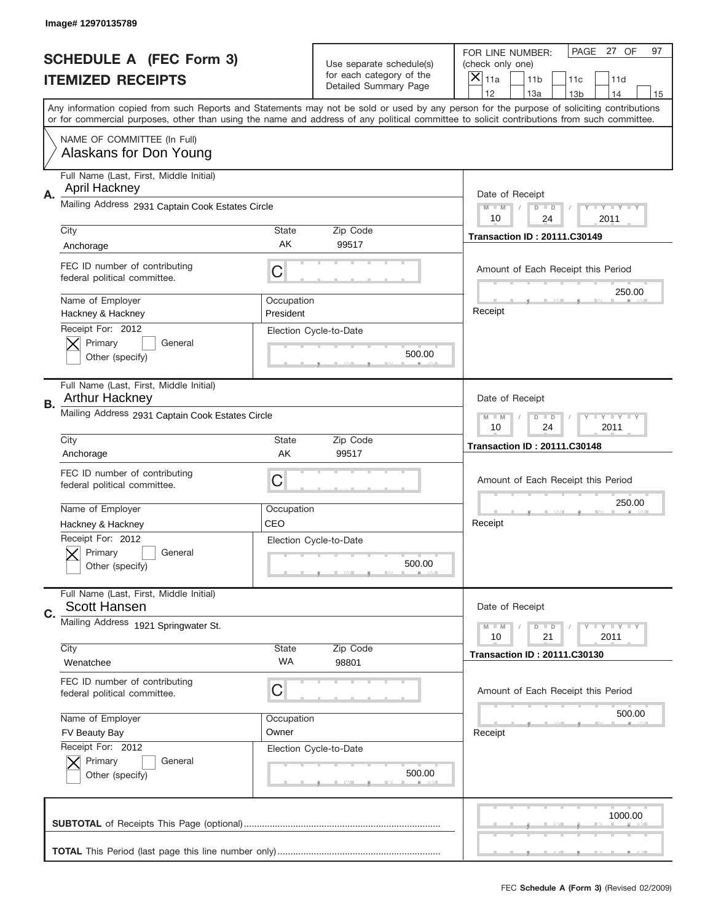Image# 12970135789

# SCHEDULE A (FEC Form 3)
## ITEMIZED RECEIPTS

Use separate schedule(s) for each category of the Detailed Summary Page

FOR LINE NUMBER: (check only one)
[X] 11a [ ] 11b [ ] 11c [ ] 11d [ ] 12 [ ] 13a [ ] 13b [ ] 14 [ ] 15

PAGE 27 OF 97

Any information copied from such Reports and Statements may not be sold or used by any person for the purpose of soliciting contributions or for commercial purposes, other than using the name and address of any political committee to solicit contributions from such committee.

NAME OF COMMITTEE (In Full)
Alaskans for Don Young

---

**A.** Full Name (Last, First, Middle Initial): April Hackney
Mailing Address: 2931 Captain Cook Estates Circle
City: Anchorage State: AK Zip Code: 99517
FEC ID number of contributing federal political committee: C
Name of Employer: Hackney & Hackney
Occupation: President
Receipt For: 2012 [X] Primary [ ] General [ ] Other (specify)
Election Cycle-to-Date: 500.00
Date of Receipt: 10 / 24 / 2011
Transaction ID : 20111.C30149
Amount of Each Receipt this Period: 250.00
Receipt

---

**B.** Full Name (Last, First, Middle Initial): Arthur Hackney
Mailing Address: 2931 Captain Cook Estates Circle
City: Anchorage State: AK Zip Code: 99517
FEC ID number of contributing federal political committee: C
Name of Employer: Hackney & Hackney
Occupation: CEO
Receipt For: 2012 [X] Primary [ ] General [ ] Other (specify)
Election Cycle-to-Date: 500.00
Date of Receipt: 10 / 24 / 2011
Transaction ID : 20111.C30148
Amount of Each Receipt this Period: 250.00
Receipt

---

**C.** Full Name (Last, First, Middle Initial): Scott Hansen
Mailing Address: 1921 Springwater St.
City: Wenatchee State: WA Zip Code: 98801
FEC ID number of contributing federal political committee: C
Name of Employer: FV Beauty Bay
Occupation: Owner
Receipt For: 2012 [X] Primary [ ] General [ ] Other (specify)
Election Cycle-to-Date: 500.00
Date of Receipt: 10 / 21 / 2011
Transaction ID : 20111.C30130
Amount of Each Receipt this Period: 500.00
Receipt

---

**SUBTOTAL** of Receipts This Page (optional): 1000.00

**TOTAL** This Period (last page this line number only):

FEC **Schedule A (Form 3)** (Revised 02/2009)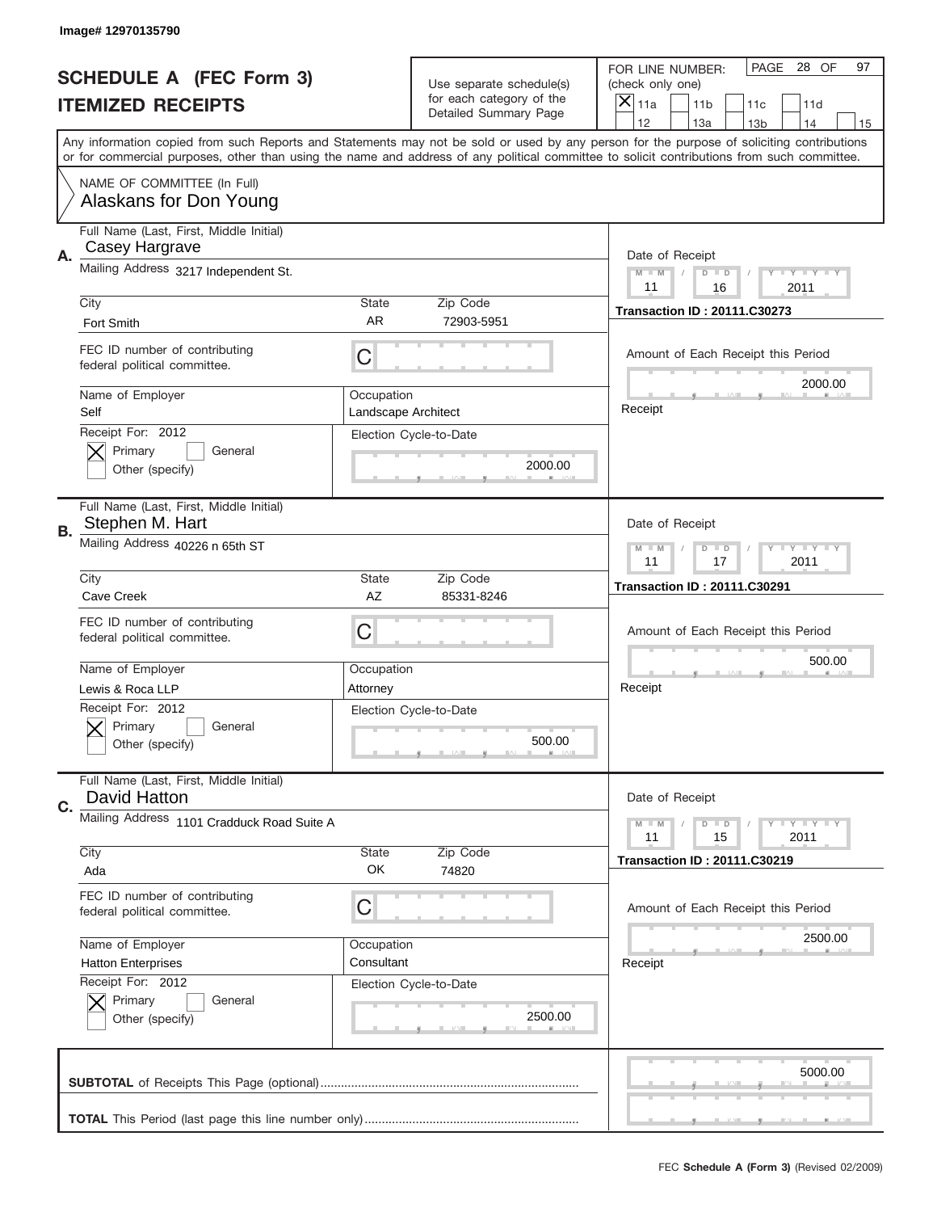Image# 12970135790

# SCHEDULE A (FEC Form 3)
# ITEMIZED RECEIPTS

Use separate schedule(s) for each category of the Detailed Summary Page

FOR LINE NUMBER: (check only one)
[X] 11a [ ] 11b [ ] 11c [ ] 11d [ ] 12 [ ] 13a [ ] 13b [ ] 14 [ ] 15

PAGE 28 OF 97

Any information copied from such Reports and Statements may not be sold or used by any person for the purpose of soliciting contributions or for commercial purposes, other than using the name and address of any political committee to solicit contributions from such committee.

NAME OF COMMITTEE (In Full)
Alaskans for Don Young

## A.

Full Name (Last, First, Middle Initial): Casey Hargrave

Mailing Address: 3217 Independent St.

City: Fort Smith | State: AR | Zip Code: 72903-5951

FEC ID number of contributing federal political committee: C

Name of Employer: Self

Occupation: Landscape Architect

Receipt For: 2012 — [X] Primary [ ] General [ ] Other (specify)

Election Cycle-to-Date: 2000.00

Date of Receipt: 11 / 16 / 2011

Transaction ID : 20111.C30273

Amount of Each Receipt this Period: 2000.00

Receipt

## B.

Full Name (Last, First, Middle Initial): Stephen M. Hart

Mailing Address: 40226 n 65th ST

City: Cave Creek | State: AZ | Zip Code: 85331-8246

FEC ID number of contributing federal political committee: C

Name of Employer: Lewis & Roca LLP

Occupation: Attorney

Receipt For: 2012 — [X] Primary [ ] General [ ] Other (specify)

Election Cycle-to-Date: 500.00

Date of Receipt: 11 / 17 / 2011

Transaction ID : 20111.C30291

Amount of Each Receipt this Period: 500.00

Receipt

## C.

Full Name (Last, First, Middle Initial): David Hatton

Mailing Address: 1101 Cradduck Road Suite A

City: Ada | State: OK | Zip Code: 74820

FEC ID number of contributing federal political committee: C

Name of Employer: Hatton Enterprises

Occupation: Consultant

Receipt For: 2012 — [X] Primary [ ] General [ ] Other (specify)

Election Cycle-to-Date: 2500.00

Date of Receipt: 11 / 15 / 2011

Transaction ID : 20111.C30219

Amount of Each Receipt this Period: 2500.00

Receipt

**SUBTOTAL** of Receipts This Page (optional): 5000.00

**TOTAL** This Period (last page this line number only):

FEC **Schedule A (Form 3)** (Revised 02/2009)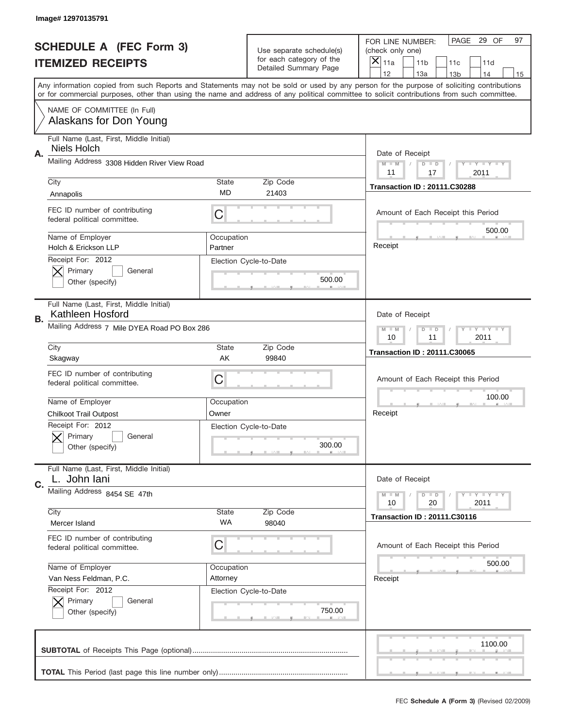Image# 12970135791

# SCHEDULE A (FEC Form 3)
## ITEMIZED RECEIPTS

Use separate schedule(s) for each category of the Detailed Summary Page

FOR LINE NUMBER: (check only one)
[X] 11a [ ] 11b [ ] 11c [ ] 11d [ ] 12 [ ] 13a [ ] 13b [ ] 14 [ ] 15

PAGE 29 OF 97

Any information copied from such Reports and Statements may not be sold or used by any person for the purpose of soliciting contributions or for commercial purposes, other than using the name and address of any political committee to solicit contributions from such committee.

NAME OF COMMITTEE (In Full)
Alaskans for Don Young

---

**A.**

| Field | Value |
|---|---|
| Full Name (Last, First, Middle Initial) | Niels Holch |
| Mailing Address | 3308 Hidden River View Road |
| City | Annapolis |
| State | MD |
| Zip Code | 21403 |
| FEC ID number of contributing federal political committee. | C |
| Name of Employer | Holch & Erickson LLP |
| Occupation | Partner |
| Receipt For: 2012 | [X] Primary [ ] General [ ] Other (specify) |
| Election Cycle-to-Date | 500.00 |
| Date of Receipt | 11 / 17 / 2011 |
| Transaction ID | 20111.C30288 |
| Amount of Each Receipt this Period | 500.00 |

Receipt

---

**B.**

| Field | Value |
|---|---|
| Full Name (Last, First, Middle Initial) | Kathleen Hosford |
| Mailing Address | 7 Mile DYEA Road PO Box 286 |
| City | Skagway |
| State | AK |
| Zip Code | 99840 |
| FEC ID number of contributing federal political committee. | C |
| Name of Employer | Chilkoot Trail Outpost |
| Occupation | Owner |
| Receipt For: 2012 | [X] Primary [ ] General [ ] Other (specify) |
| Election Cycle-to-Date | 300.00 |
| Date of Receipt | 10 / 11 / 2011 |
| Transaction ID | 20111.C30065 |
| Amount of Each Receipt this Period | 100.00 |

Receipt

---

**C.**

| Field | Value |
|---|---|
| Full Name (Last, First, Middle Initial) | L. John Iani |
| Mailing Address | 8454 SE 47th |
| City | Mercer Island |
| State | WA |
| Zip Code | 98040 |
| FEC ID number of contributing federal political committee. | C |
| Name of Employer | Van Ness Feldman, P.C. |
| Occupation | Attorney |
| Receipt For: 2012 | [X] Primary [ ] General [ ] Other (specify) |
| Election Cycle-to-Date | 750.00 |
| Date of Receipt | 10 / 20 / 2011 |
| Transaction ID | 20111.C30116 |
| Amount of Each Receipt this Period | 500.00 |

Receipt

---

**SUBTOTAL** of Receipts This Page (optional) ............ 1100.00

**TOTAL** This Period (last page this line number only) ............

FEC **Schedule A (Form 3)** (Revised 02/2009)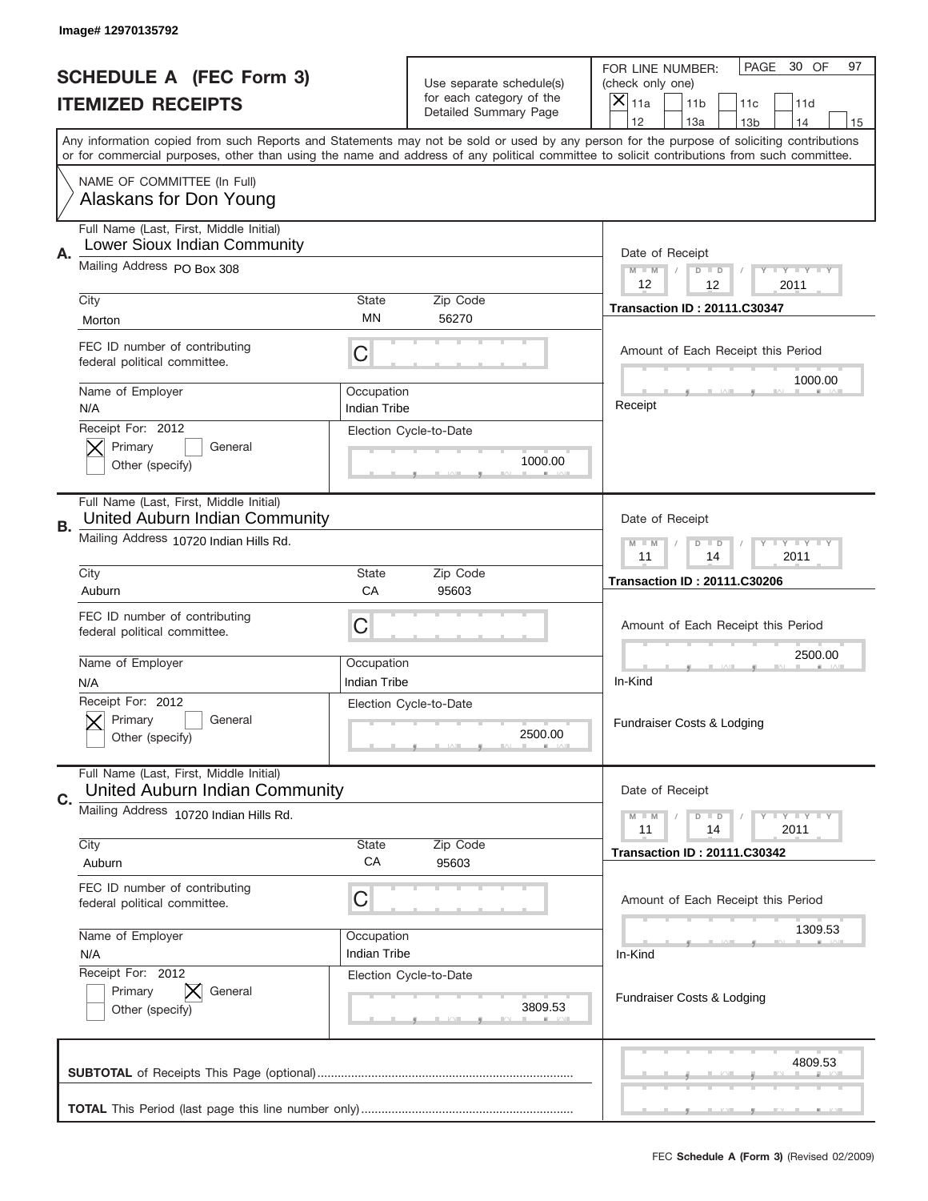Image# 12970135792

# SCHEDULE A (FEC Form 3)
## ITEMIZED RECEIPTS

Use separate schedule(s) for each category of the Detailed Summary Page

FOR LINE NUMBER: (check only one)
[X] 11a [ ] 11b [ ] 11c [ ] 11d [ ] 12 [ ] 13a [ ] 13b [ ] 14 [ ] 15

PAGE 30 OF 97

Any information copied from such Reports and Statements may not be sold or used by any person for the purpose of soliciting contributions or for commercial purposes, other than using the name and address of any political committee to solicit contributions from such committee.

NAME OF COMMITTEE (In Full)
Alaskans for Don Young

---

**A.** Full Name (Last, First, Middle Initial): Lower Sioux Indian Community
Mailing Address: PO Box 308
City: Morton | State: MN | Zip Code: 56270
FEC ID number of contributing federal political committee: C
Name of Employer: N/A | Occupation: Indian Tribe
Receipt For: 2012 — [X] Primary [ ] General [ ] Other (specify)
Election Cycle-to-Date: 1000.00
Date of Receipt: 12 / 12 / 2011
Transaction ID : 20111.C30347
Amount of Each Receipt this Period: 1000.00
Receipt

---

**B.** Full Name (Last, First, Middle Initial): United Auburn Indian Community
Mailing Address: 10720 Indian Hills Rd.
City: Auburn | State: CA | Zip Code: 95603
FEC ID number of contributing federal political committee: C
Name of Employer: N/A | Occupation: Indian Tribe
Receipt For: 2012 — [X] Primary [ ] General [ ] Other (specify)
Election Cycle-to-Date: 2500.00
Date of Receipt: 11 / 14 / 2011
Transaction ID : 20111.C30206
Amount of Each Receipt this Period: 2500.00
In-Kind
Fundraiser Costs & Lodging

---

**C.** Full Name (Last, First, Middle Initial): United Auburn Indian Community
Mailing Address: 10720 Indian Hills Rd.
City: Auburn | State: CA | Zip Code: 95603
FEC ID number of contributing federal political committee: C
Name of Employer: N/A | Occupation: Indian Tribe
Receipt For: 2012 — [ ] Primary [X] General [ ] Other (specify)
Election Cycle-to-Date: 3809.53
Date of Receipt: 11 / 14 / 2011
Transaction ID : 20111.C30342
Amount of Each Receipt this Period: 1309.53
In-Kind
Fundraiser Costs & Lodging

---

**SUBTOTAL** of Receipts This Page (optional): 4809.53

**TOTAL** This Period (last page this line number only):

FEC Schedule A (Form 3) (Revised 02/2009)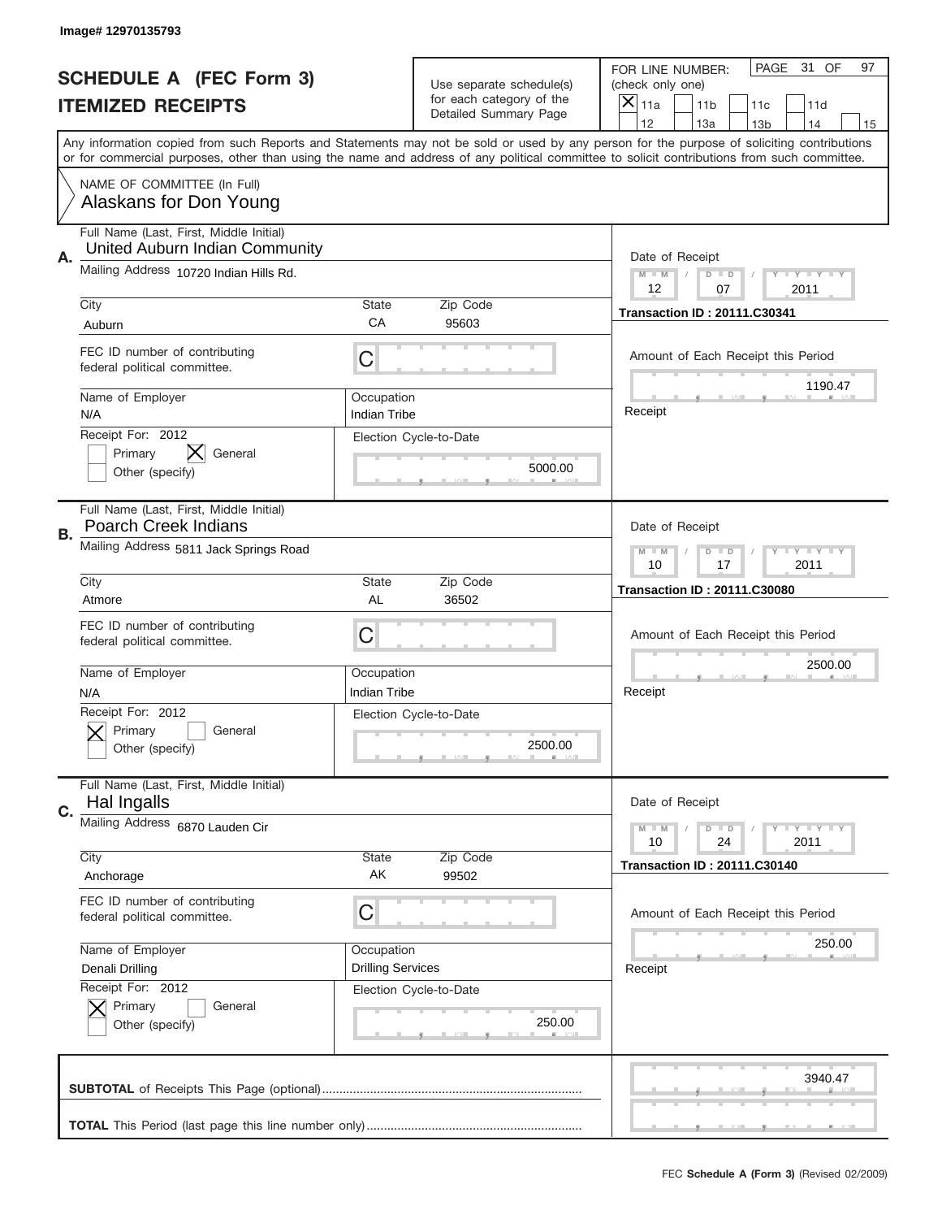Image# 12970135793

# SCHEDULE A (FEC Form 3)
## ITEMIZED RECEIPTS

Use separate schedule(s) for each category of the Detailed Summary Page

FOR LINE NUMBER: (check only one)
[X] 11a [ ] 11b [ ] 11c [ ] 11d [ ] 12 [ ] 13a [ ] 13b [ ] 14 [ ] 15

PAGE 31 OF 97

Any information copied from such Reports and Statements may not be sold or used by any person for the purpose of soliciting contributions or for commercial purposes, other than using the name and address of any political committee to solicit contributions from such committee.

NAME OF COMMITTEE (In Full)
Alaskans for Don Young

---

**A.** Full Name (Last, First, Middle Initial): United Auburn Indian Community
Mailing Address: 10720 Indian Hills Rd.
City: Auburn | State: CA | Zip Code: 95603
FEC ID number of contributing federal political committee: C
Name of Employer: N/A | Occupation: Indian Tribe
Receipt For: 2012 — [ ] Primary [X] General [ ] Other (specify)
Election Cycle-to-Date: 5000.00
Date of Receipt: 12 / 07 / 2011
Transaction ID : 20111.C30341
Amount of Each Receipt this Period: 1190.47
Receipt

---

**B.** Full Name (Last, First, Middle Initial): Poarch Creek Indians
Mailing Address: 5811 Jack Springs Road
City: Atmore | State: AL | Zip Code: 36502
FEC ID number of contributing federal political committee: C
Name of Employer: N/A | Occupation: Indian Tribe
Receipt For: 2012 — [X] Primary [ ] General [ ] Other (specify)
Election Cycle-to-Date: 2500.00
Date of Receipt: 10 / 17 / 2011
Transaction ID : 20111.C30080
Amount of Each Receipt this Period: 2500.00
Receipt

---

**C.** Full Name (Last, First, Middle Initial): Hal Ingalls
Mailing Address: 6870 Lauden Cir
City: Anchorage | State: AK | Zip Code: 99502
FEC ID number of contributing federal political committee: C
Name of Employer: Denali Drilling | Occupation: Drilling Services
Receipt For: 2012 — [X] Primary [ ] General [ ] Other (specify)
Election Cycle-to-Date: 250.00
Date of Receipt: 10 / 24 / 2011
Transaction ID : 20111.C30140
Amount of Each Receipt this Period: 250.00
Receipt

---

**SUBTOTAL** of Receipts This Page (optional): 3940.47

**TOTAL** This Period (last page this line number only):

FEC **Schedule A (Form 3)** (Revised 02/2009)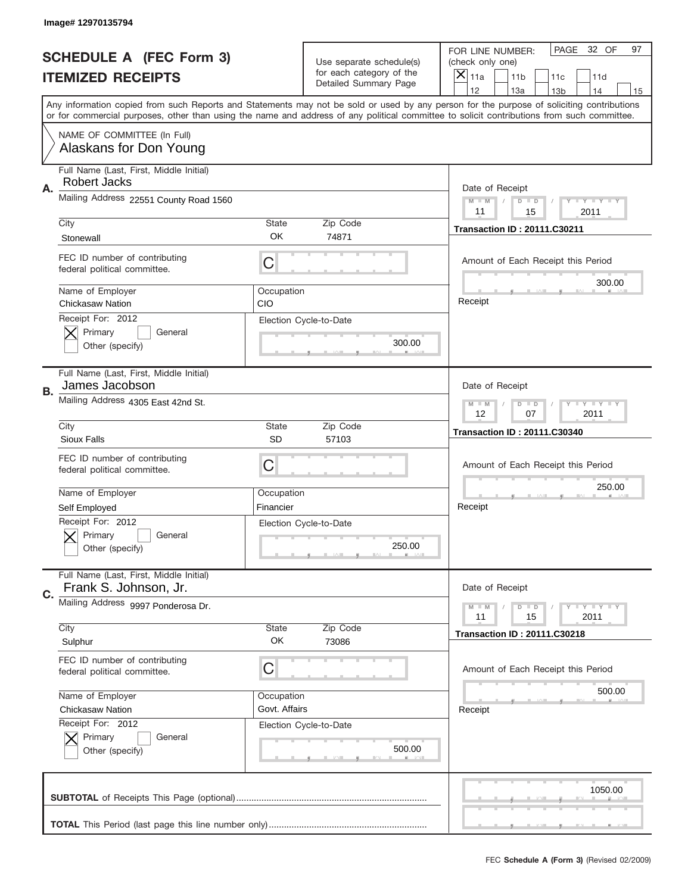Image# 12970135794

# SCHEDULE A (FEC Form 3)
## ITEMIZED RECEIPTS

Use separate schedule(s) for each category of the Detailed Summary Page

FOR LINE NUMBER: (check only one)
[X] 11a [ ] 11b [ ] 11c [ ] 11d [ ] 12 [ ] 13a [ ] 13b [ ] 14 [ ] 15

PAGE 32 OF 97

Any information copied from such Reports and Statements may not be sold or used by any person for the purpose of soliciting contributions or for commercial purposes, other than using the name and address of any political committee to solicit contributions from such committee.

NAME OF COMMITTEE (In Full)
Alaskans for Don Young

---

**A.** Full Name (Last, First, Middle Initial): Robert Jacks
Mailing Address: 22551 County Road 1560
City: Stonewall | State: OK | Zip Code: 74871
FEC ID number of contributing federal political committee: C
Name of Employer: Chickasaw Nation | Occupation: CIO
Receipt For: 2012 — [X] Primary [ ] General [ ] Other (specify)
Election Cycle-to-Date: 300.00
Date of Receipt: 11 / 15 / 2011
Transaction ID : 20111.C30211
Amount of Each Receipt this Period: 300.00
Receipt

---

**B.** Full Name (Last, First, Middle Initial): James Jacobson
Mailing Address: 4305 East 42nd St.
City: Sioux Falls | State: SD | Zip Code: 57103
FEC ID number of contributing federal political committee: C
Name of Employer: Self Employed | Occupation: Financier
Receipt For: 2012 — [X] Primary [ ] General [ ] Other (specify)
Election Cycle-to-Date: 250.00
Date of Receipt: 12 / 07 / 2011
Transaction ID : 20111.C30340
Amount of Each Receipt this Period: 250.00
Receipt

---

**C.** Full Name (Last, First, Middle Initial): Frank S. Johnson, Jr.
Mailing Address: 9997 Ponderosa Dr.
City: Sulphur | State: OK | Zip Code: 73086
FEC ID number of contributing federal political committee: C
Name of Employer: Chickasaw Nation | Occupation: Govt. Affairs
Receipt For: 2012 — [X] Primary [ ] General [ ] Other (specify)
Election Cycle-to-Date: 500.00
Date of Receipt: 11 / 15 / 2011
Transaction ID : 20111.C30218
Amount of Each Receipt this Period: 500.00
Receipt

---

**SUBTOTAL** of Receipts This Page (optional): 1050.00

**TOTAL** This Period (last page this line number only):

FEC **Schedule A (Form 3)** (Revised 02/2009)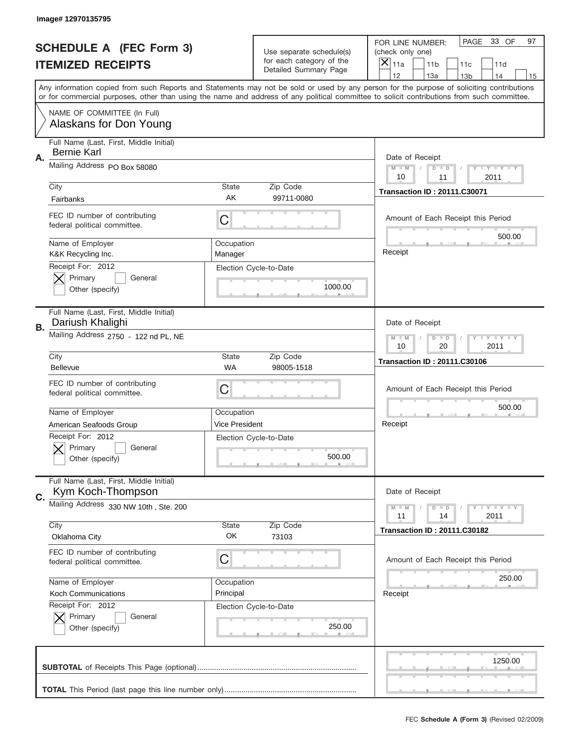Image# 12970135795

# SCHEDULE A (FEC Form 3)
## ITEMIZED RECEIPTS

Use separate schedule(s) for each category of the Detailed Summary Page

FOR LINE NUMBER: (check only one)
[X] 11a  [ ] 11b  [ ] 11c  [ ] 11d  [ ] 12  [ ] 13a  [ ] 13b  [ ] 14  [ ] 15

PAGE 33 OF 97

Any information copied from such Reports and Statements may not be sold or used by any person for the purpose of soliciting contributions or for commercial purposes, other than using the name and address of any political committee to solicit contributions from such committee.

NAME OF COMMITTEE (In Full)
Alaskans for Don Young

---

**A.**
Full Name (Last, First, Middle Initial): Bernie Karl
Mailing Address: PO Box 58080
City: Fairbanks | State: AK | Zip Code: 99711-0080
FEC ID number of contributing federal political committee: C
Name of Employer: K&K Recycling Inc.
Occupation: Manager
Receipt For: 2012 — [X] Primary [ ] General [ ] Other (specify)
Election Cycle-to-Date: 1000.00
Date of Receipt: 10 / 11 / 2011
Transaction ID : 20111.C30071
Amount of Each Receipt this Period: 500.00
Receipt

---

**B.**
Full Name (Last, First, Middle Initial): Dariush Khalighi
Mailing Address: 2750 - 122 nd PL, NE
City: Bellevue | State: WA | Zip Code: 98005-1518
FEC ID number of contributing federal political committee: C
Name of Employer: American Seafoods Group
Occupation: Vice President
Receipt For: 2012 — [X] Primary [ ] General [ ] Other (specify)
Election Cycle-to-Date: 500.00
Date of Receipt: 10 / 20 / 2011
Transaction ID : 20111.C30106
Amount of Each Receipt this Period: 500.00
Receipt

---

**C.**
Full Name (Last, First, Middle Initial): Kym Koch-Thompson
Mailing Address: 330 NW 10th , Ste. 200
City: Oklahoma City | State: OK | Zip Code: 73103
FEC ID number of contributing federal political committee: C
Name of Employer: Koch Communications
Occupation: Principal
Receipt For: 2012 — [X] Primary [ ] General [ ] Other (specify)
Election Cycle-to-Date: 250.00
Date of Receipt: 11 / 14 / 2011
Transaction ID : 20111.C30182
Amount of Each Receipt this Period: 250.00
Receipt

---

**SUBTOTAL** of Receipts This Page (optional): 1250.00

**TOTAL** This Period (last page this line number only):

FEC **Schedule A (Form 3)** (Revised 02/2009)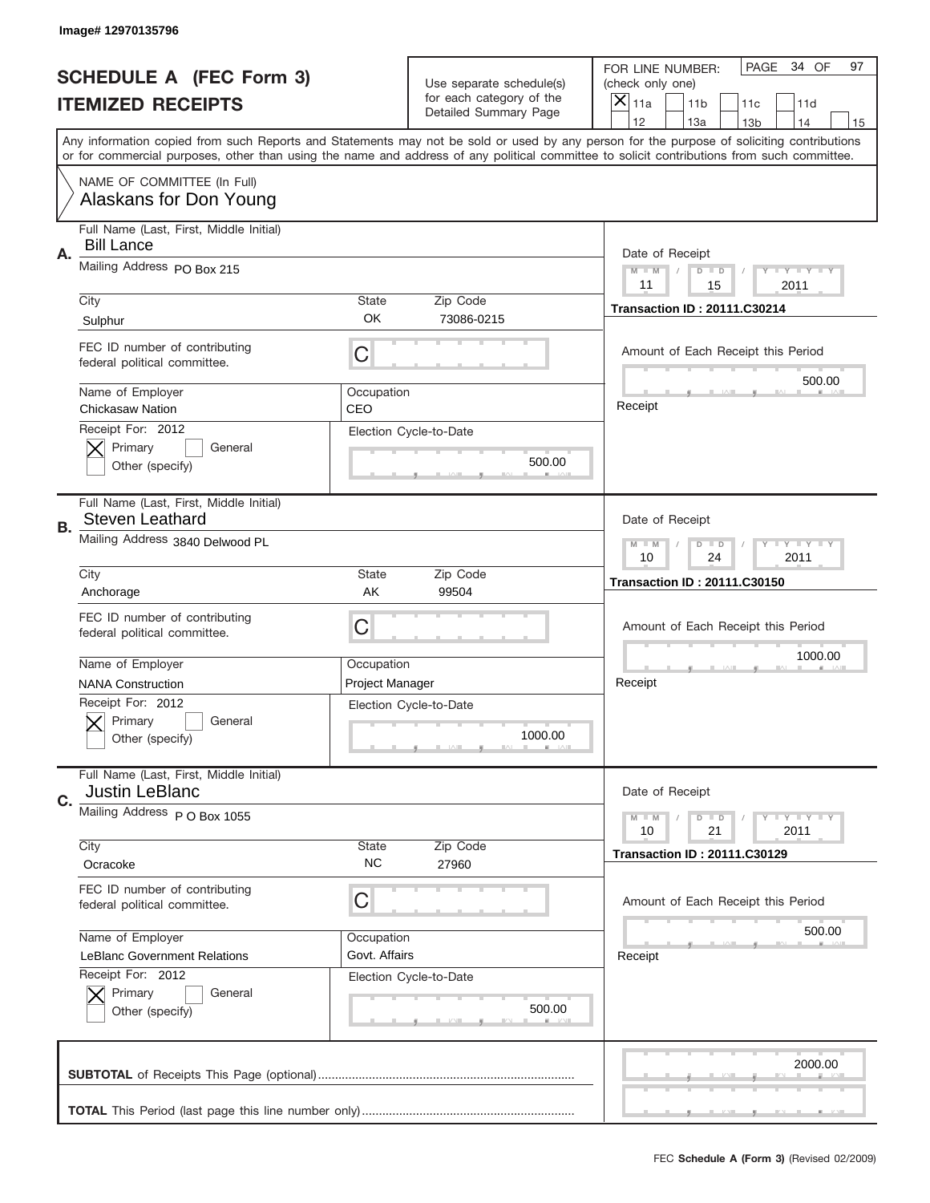Image# 12970135796

# SCHEDULE A (FEC Form 3)
## ITEMIZED RECEIPTS

Use separate schedule(s) for each category of the Detailed Summary Page

FOR LINE NUMBER: (check only one)
[X] 11a [ ] 11b [ ] 11c [ ] 11d [ ] 12 [ ] 13a [ ] 13b [ ] 14 [ ] 15

PAGE 34 OF 97

Any information copied from such Reports and Statements may not be sold or used by any person for the purpose of soliciting contributions or for commercial purposes, other than using the name and address of any political committee to solicit contributions from such committee.

NAME OF COMMITTEE (In Full)
Alaskans for Don Young

---

**A.** Full Name (Last, First, Middle Initial): Bill Lance
Mailing Address: PO Box 215
City: Sulphur | State: OK | Zip Code: 73086-0215
FEC ID number of contributing federal political committee: C
Name of Employer: Chickasaw Nation
Occupation: CEO
Receipt For: 2012 — [X] Primary [ ] General [ ] Other (specify)
Election Cycle-to-Date: 500.00
Date of Receipt: 11 / 15 / 2011
Transaction ID : 20111.C30214
Amount of Each Receipt this Period: 500.00
Receipt

---

**B.** Full Name (Last, First, Middle Initial): Steven Leathard
Mailing Address: 3840 Delwood PL
City: Anchorage | State: AK | Zip Code: 99504
FEC ID number of contributing federal political committee: C
Name of Employer: NANA Construction
Occupation: Project Manager
Receipt For: 2012 — [X] Primary [ ] General [ ] Other (specify)
Election Cycle-to-Date: 1000.00
Date of Receipt: 10 / 24 / 2011
Transaction ID : 20111.C30150
Amount of Each Receipt this Period: 1000.00
Receipt

---

**C.** Full Name (Last, First, Middle Initial): Justin LeBlanc
Mailing Address: P O Box 1055
City: Ocracoke | State: NC | Zip Code: 27960
FEC ID number of contributing federal political committee: C
Name of Employer: LeBlanc Government Relations
Occupation: Govt. Affairs
Receipt For: 2012 — [X] Primary [ ] General [ ] Other (specify)
Election Cycle-to-Date: 500.00
Date of Receipt: 10 / 21 / 2011
Transaction ID : 20111.C30129
Amount of Each Receipt this Period: 500.00
Receipt

---

**SUBTOTAL** of Receipts This Page (optional): 2000.00

**TOTAL** This Period (last page this line number only):

FEC **Schedule A (Form 3)** (Revised 02/2009)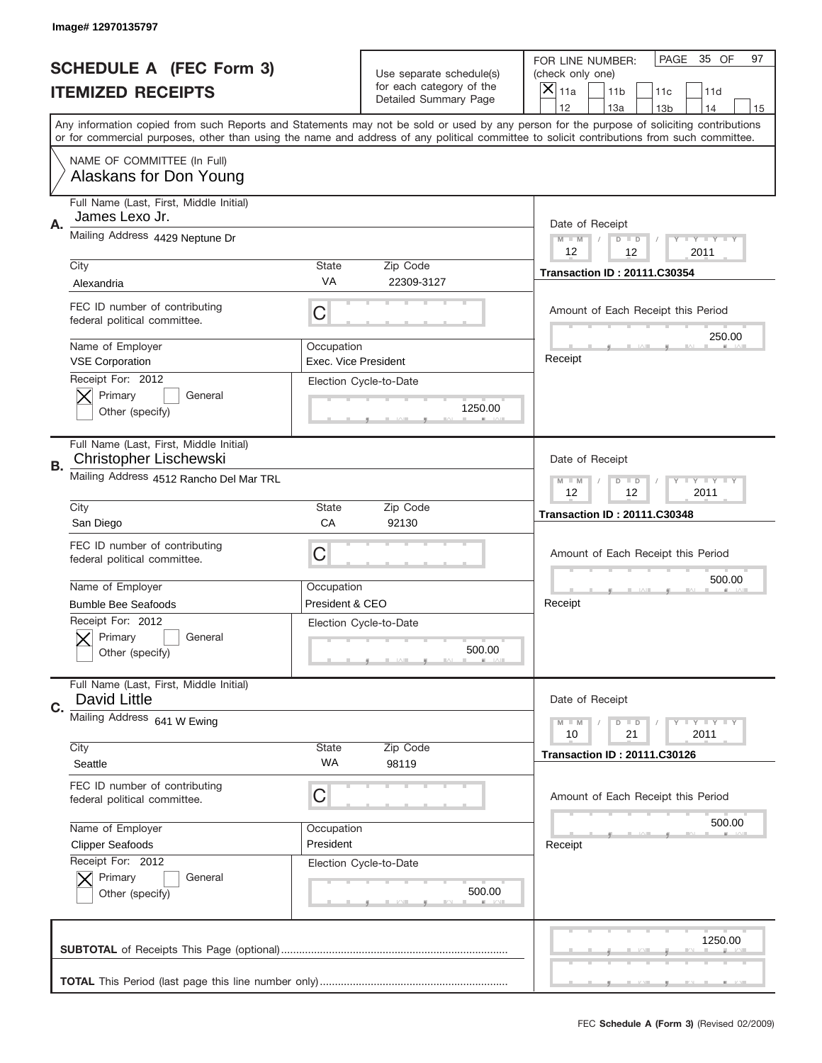Image# 12970135797

# SCHEDULE A (FEC Form 3)
## ITEMIZED RECEIPTS

Use separate schedule(s) for each category of the Detailed Summary Page

FOR LINE NUMBER: (check only one)
[X] 11a [ ] 11b [ ] 11c [ ] 11d [ ] 12 [ ] 13a [ ] 13b [ ] 14 [ ] 15

PAGE 35 OF 97

Any information copied from such Reports and Statements may not be sold or used by any person for the purpose of soliciting contributions or for commercial purposes, other than using the name and address of any political committee to solicit contributions from such committee.

NAME OF COMMITTEE (In Full)
Alaskans for Don Young

---

**A.**
Full Name (Last, First, Middle Initial): James Lexo Jr.
Mailing Address: 4429 Neptune Dr
City: Alexandria | State: VA | Zip Code: 22309-3127
FEC ID number of contributing federal political committee: C
Name of Employer: VSE Corporation
Occupation: Exec. Vice President
Receipt For: 2012 — [X] Primary [ ] General [ ] Other (specify)
Election Cycle-to-Date: 1250.00
Date of Receipt: 12 / 12 / 2011
Transaction ID : 20111.C30354
Amount of Each Receipt this Period: 250.00
Receipt

---

**B.**
Full Name (Last, First, Middle Initial): Christopher Lischewski
Mailing Address: 4512 Rancho Del Mar TRL
City: San Diego | State: CA | Zip Code: 92130
FEC ID number of contributing federal political committee: C
Name of Employer: Bumble Bee Seafoods
Occupation: President & CEO
Receipt For: 2012 — [X] Primary [ ] General [ ] Other (specify)
Election Cycle-to-Date: 500.00
Date of Receipt: 12 / 12 / 2011
Transaction ID : 20111.C30348
Amount of Each Receipt this Period: 500.00
Receipt

---

**C.**
Full Name (Last, First, Middle Initial): David Little
Mailing Address: 641 W Ewing
City: Seattle | State: WA | Zip Code: 98119
FEC ID number of contributing federal political committee: C
Name of Employer: Clipper Seafoods
Occupation: President
Receipt For: 2012 — [X] Primary [ ] General [ ] Other (specify)
Election Cycle-to-Date: 500.00
Date of Receipt: 10 / 21 / 2011
Transaction ID : 20111.C30126
Amount of Each Receipt this Period: 500.00
Receipt

---

**SUBTOTAL** of Receipts This Page (optional): 1250.00

**TOTAL** This Period (last page this line number only):

FEC Schedule A (Form 3) (Revised 02/2009)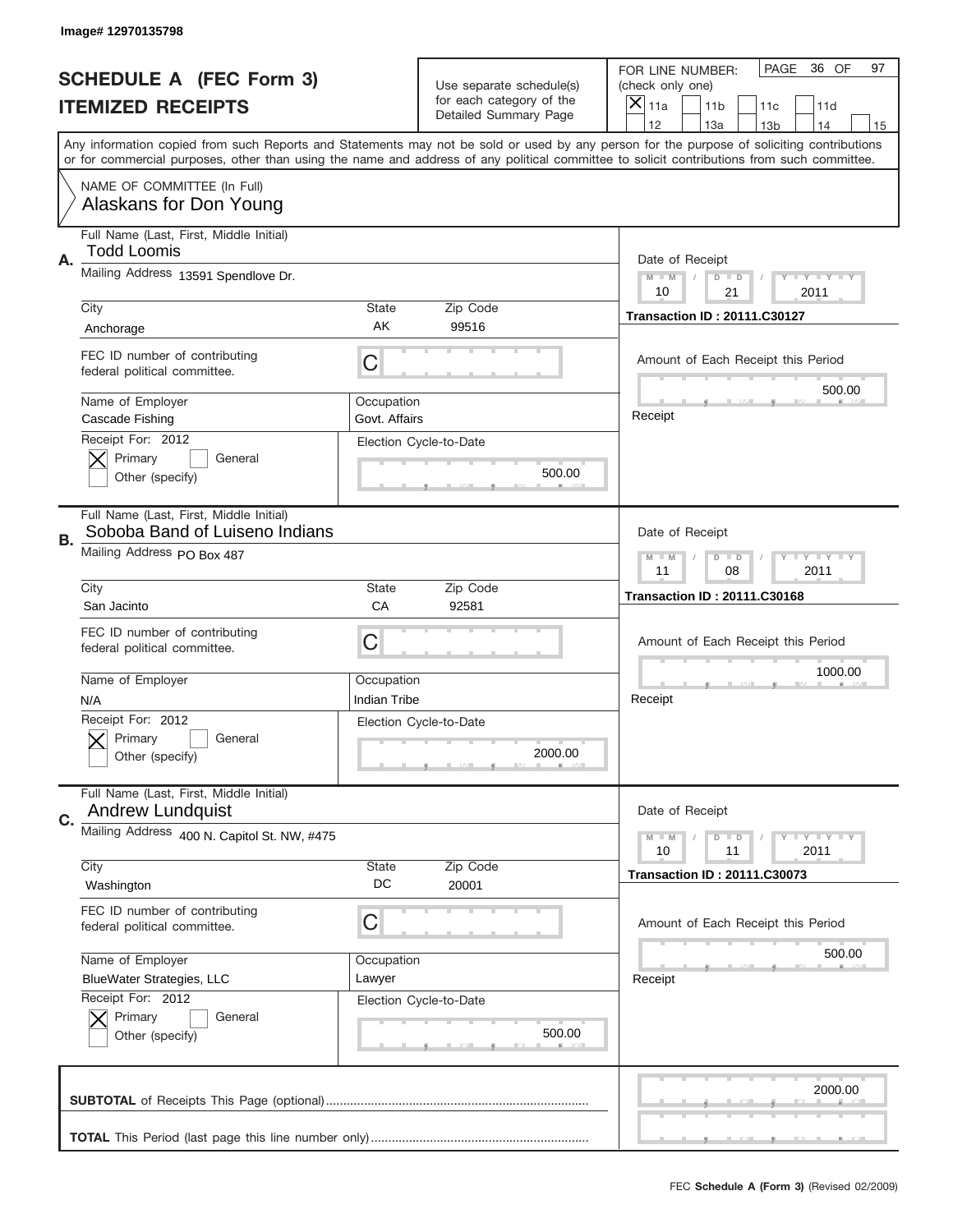Image# 12970135798

# SCHEDULE A (FEC Form 3)
## ITEMIZED RECEIPTS

Use separate schedule(s) for each category of the Detailed Summary Page

FOR LINE NUMBER: (check only one)
[X] 11a [ ] 11b [ ] 11c [ ] 11d [ ] 12 [ ] 13a [ ] 13b [ ] 14 [ ] 15

PAGE 36 OF 97

Any information copied from such Reports and Statements may not be sold or used by any person for the purpose of soliciting contributions or for commercial purposes, other than using the name and address of any political committee to solicit contributions from such committee.

NAME OF COMMITTEE (In Full)
Alaskans for Don Young

---

**A.**
Full Name (Last, First, Middle Initial): Todd Loomis
Mailing Address: 13591 Spendlove Dr.
City: Anchorage
State: AK
Zip Code: 99516
FEC ID number of contributing federal political committee: C
Name of Employer: Cascade Fishing
Occupation: Govt. Affairs
Receipt For: 2012 — [X] Primary [ ] General [ ] Other (specify)
Election Cycle-to-Date: 500.00
Date of Receipt: 10 / 21 / 2011
Transaction ID : 20111.C30127
Amount of Each Receipt this Period: 500.00
Receipt

---

**B.**
Full Name (Last, First, Middle Initial): Soboba Band of Luiseno Indians
Mailing Address: PO Box 487
City: San Jacinto
State: CA
Zip Code: 92581
FEC ID number of contributing federal political committee: C
Name of Employer: N/A
Occupation: Indian Tribe
Receipt For: 2012 — [X] Primary [ ] General [ ] Other (specify)
Election Cycle-to-Date: 2000.00
Date of Receipt: 11 / 08 / 2011
Transaction ID : 20111.C30168
Amount of Each Receipt this Period: 1000.00
Receipt

---

**C.**
Full Name (Last, First, Middle Initial): Andrew Lundquist
Mailing Address: 400 N. Capitol St. NW, #475
City: Washington
State: DC
Zip Code: 20001
FEC ID number of contributing federal political committee: C
Name of Employer: BlueWater Strategies, LLC
Occupation: Lawyer
Receipt For: 2012 — [X] Primary [ ] General [ ] Other (specify)
Election Cycle-to-Date: 500.00
Date of Receipt: 10 / 11 / 2011
Transaction ID : 20111.C30073
Amount of Each Receipt this Period: 500.00
Receipt

---

**SUBTOTAL** of Receipts This Page (optional): 2000.00

**TOTAL** This Period (last page this line number only):

FEC **Schedule A (Form 3)** (Revised 02/2009)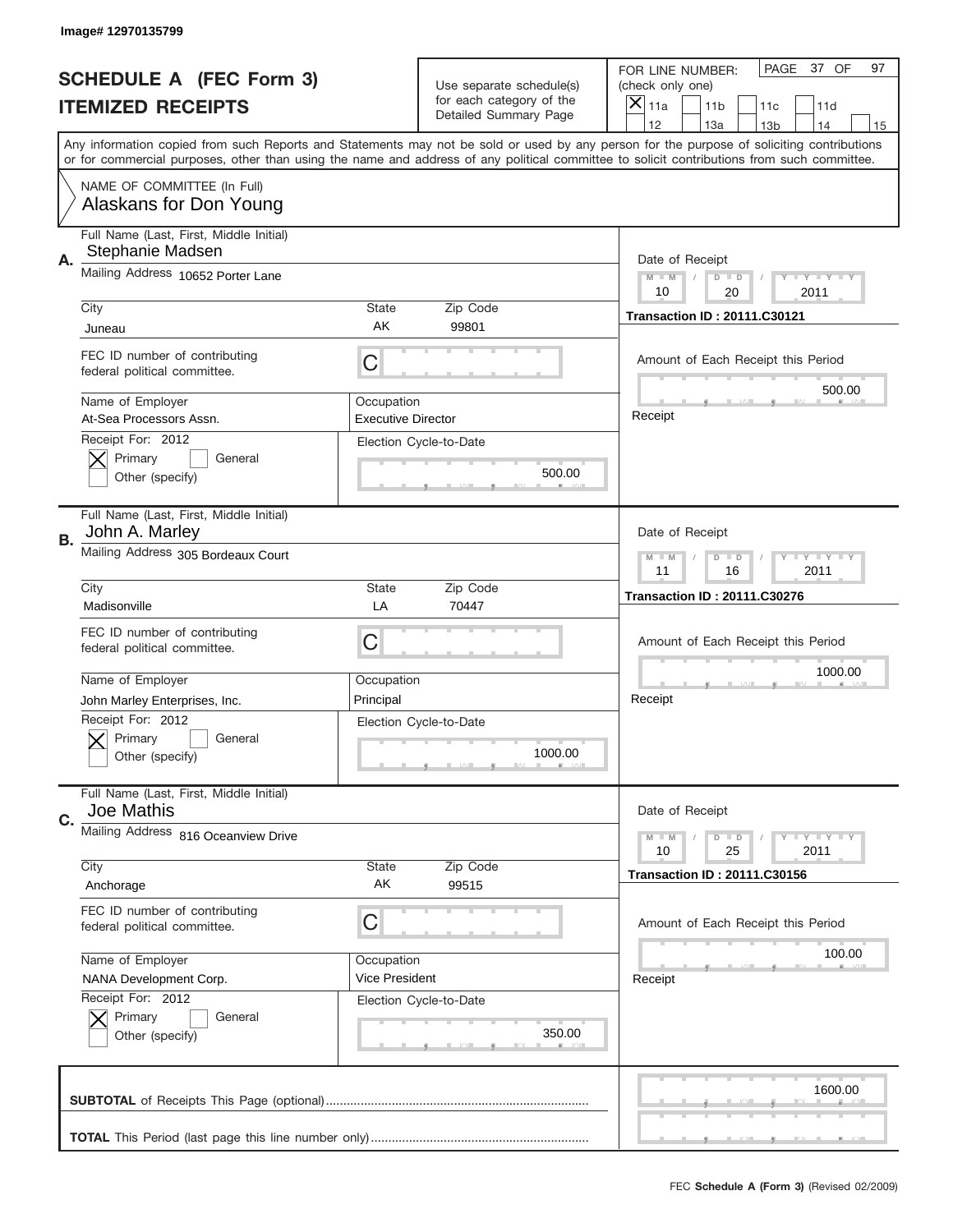Image# 12970135799

# SCHEDULE A (FEC Form 3)
## ITEMIZED RECEIPTS

Use separate schedule(s) for each category of the Detailed Summary Page

FOR LINE NUMBER: (check only one)
[X] 11a [ ] 11b [ ] 11c [ ] 11d [ ] 12 [ ] 13a [ ] 13b [ ] 14 [ ] 15

PAGE 37 OF 97

Any information copied from such Reports and Statements may not be sold or used by any person for the purpose of soliciting contributions or for commercial purposes, other than using the name and address of any political committee to solicit contributions from such committee.

NAME OF COMMITTEE (In Full)
Alaskans for Don Young

---

**A.** Full Name (Last, First, Middle Initial): Stephanie Madsen
Mailing Address: 10652 Porter Lane
City: Juneau | State: AK | Zip Code: 99801
FEC ID number of contributing federal political committee: C
Name of Employer: At-Sea Processors Assn.
Occupation: Executive Director
Receipt For: 2012 — [X] Primary [ ] General [ ] Other (specify)
Election Cycle-to-Date: 500.00
Date of Receipt: 10 / 20 / 2011
Transaction ID : 20111.C30121
Amount of Each Receipt this Period: 500.00
Receipt

---

**B.** Full Name (Last, First, Middle Initial): John A. Marley
Mailing Address: 305 Bordeaux Court
City: Madisonville | State: LA | Zip Code: 70447
FEC ID number of contributing federal political committee: C
Name of Employer: John Marley Enterprises, Inc.
Occupation: Principal
Receipt For: 2012 — [X] Primary [ ] General [ ] Other (specify)
Election Cycle-to-Date: 1000.00
Date of Receipt: 11 / 16 / 2011
Transaction ID : 20111.C30276
Amount of Each Receipt this Period: 1000.00
Receipt

---

**C.** Full Name (Last, First, Middle Initial): Joe Mathis
Mailing Address: 816 Oceanview Drive
City: Anchorage | State: AK | Zip Code: 99515
FEC ID number of contributing federal political committee: C
Name of Employer: NANA Development Corp.
Occupation: Vice President
Receipt For: 2012 — [X] Primary [ ] General [ ] Other (specify)
Election Cycle-to-Date: 350.00
Date of Receipt: 10 / 25 / 2011
Transaction ID : 20111.C30156
Amount of Each Receipt this Period: 100.00
Receipt

---

**SUBTOTAL** of Receipts This Page (optional): 1600.00

**TOTAL** This Period (last page this line number only):

FEC **Schedule A (Form 3)** (Revised 02/2009)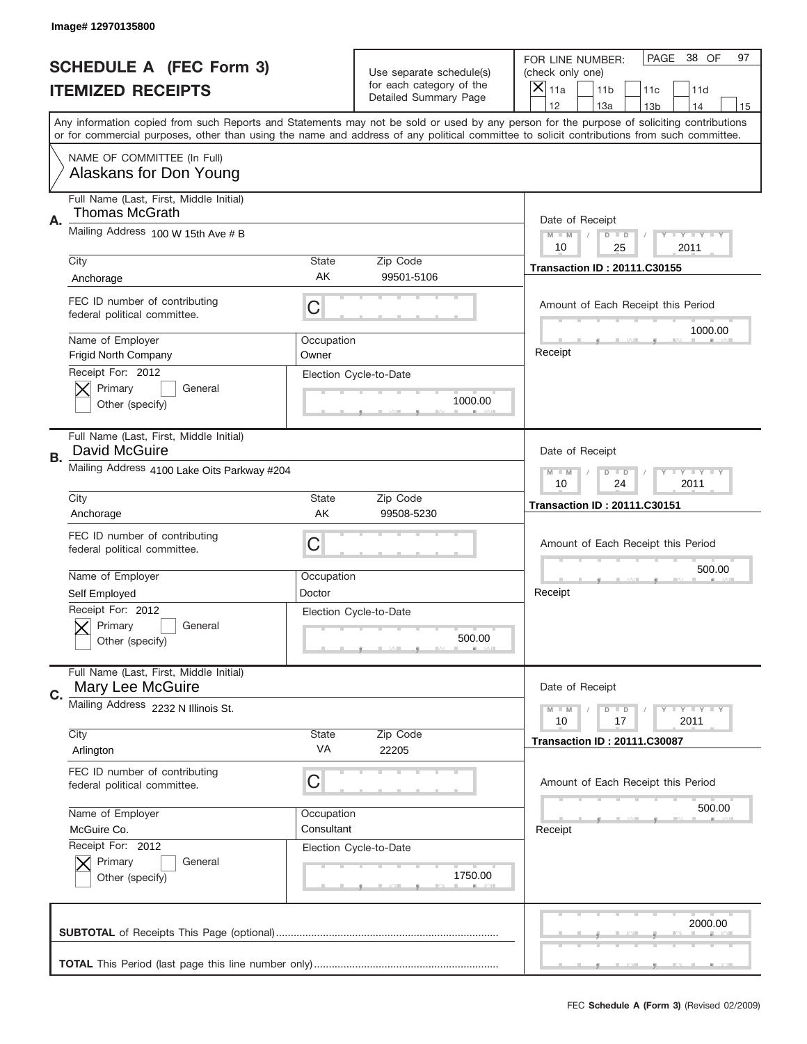Image# 12970135800

# SCHEDULE A (FEC Form 3)
## ITEMIZED RECEIPTS

Use separate schedule(s) for each category of the Detailed Summary Page

FOR LINE NUMBER: (check only one)
[X] 11a [ ] 11b [ ] 11c [ ] 11d [ ] 12 [ ] 13a [ ] 13b [ ] 14 [ ] 15

PAGE 38 OF 97

Any information copied from such Reports and Statements may not be sold or used by any person for the purpose of soliciting contributions or for commercial purposes, other than using the name and address of any political committee to solicit contributions from such committee.

NAME OF COMMITTEE (In Full)
Alaskans for Don Young

---

**A.** Full Name (Last, First, Middle Initial): Thomas McGrath
Mailing Address: 100 W 15th Ave # B
City: Anchorage | State: AK | Zip Code: 99501-5106
FEC ID number of contributing federal political committee: C
Name of Employer: Frigid North Company | Occupation: Owner
Receipt For: 2012 [X] Primary [ ] General [ ] Other (specify)
Election Cycle-to-Date: 1000.00
Date of Receipt: 10 / 25 / 2011
Transaction ID : 20111.C30155
Amount of Each Receipt this Period: 1000.00
Receipt

---

**B.** Full Name (Last, First, Middle Initial): David McGuire
Mailing Address: 4100 Lake Oits Parkway #204
City: Anchorage | State: AK | Zip Code: 99508-5230
FEC ID number of contributing federal political committee: C
Name of Employer: Self Employed | Occupation: Doctor
Receipt For: 2012 [X] Primary [ ] General [ ] Other (specify)
Election Cycle-to-Date: 500.00
Date of Receipt: 10 / 24 / 2011
Transaction ID : 20111.C30151
Amount of Each Receipt this Period: 500.00
Receipt

---

**C.** Full Name (Last, First, Middle Initial): Mary Lee McGuire
Mailing Address: 2232 N Illinois St.
City: Arlington | State: VA | Zip Code: 22205
FEC ID number of contributing federal political committee: C
Name of Employer: McGuire Co. | Occupation: Consultant
Receipt For: 2012 [X] Primary [ ] General [ ] Other (specify)
Election Cycle-to-Date: 1750.00
Date of Receipt: 10 / 17 / 2011
Transaction ID : 20111.C30087
Amount of Each Receipt this Period: 500.00
Receipt

---

**SUBTOTAL** of Receipts This Page (optional): 2000.00

**TOTAL** This Period (last page this line number only):

FEC Schedule A (Form 3) (Revised 02/2009)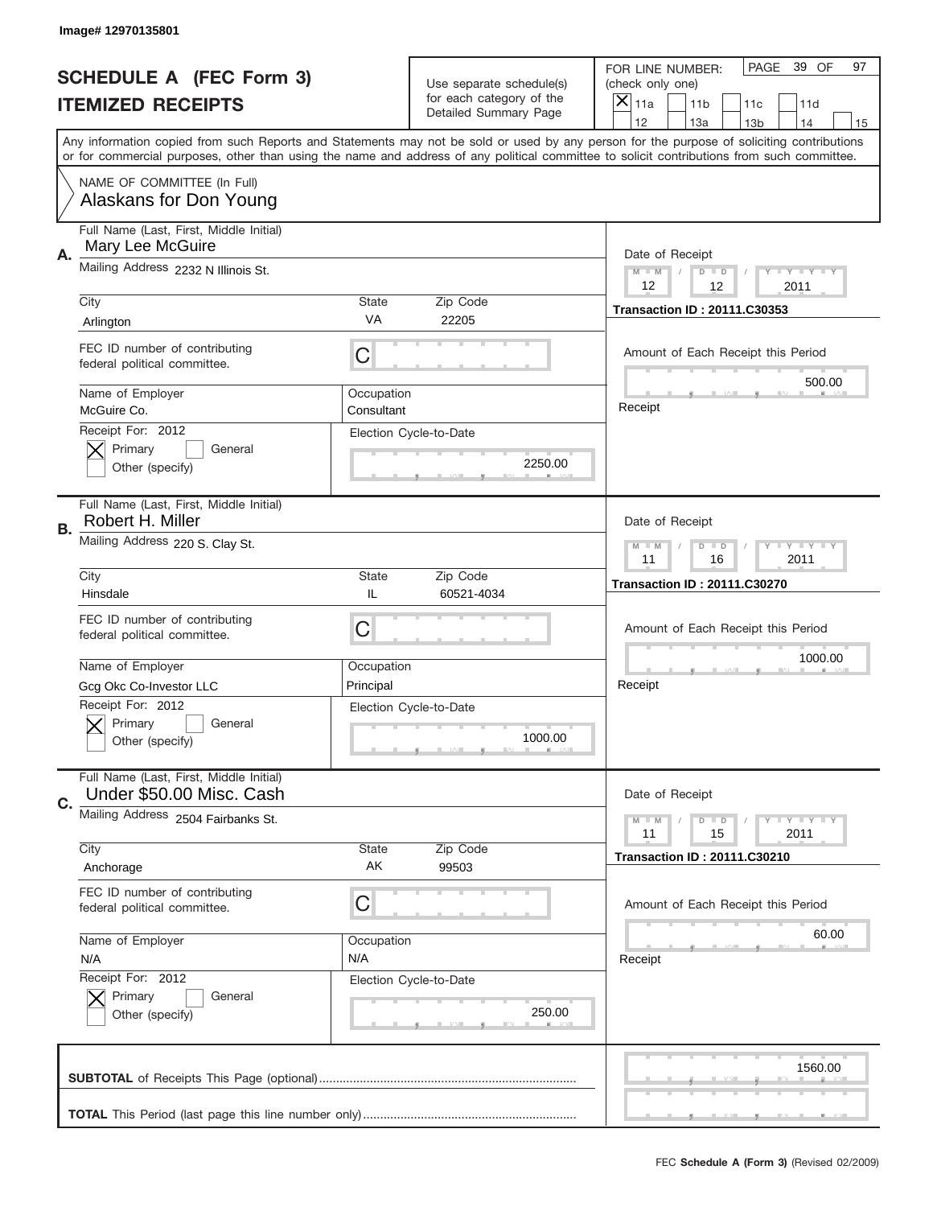Image# 12970135801

# SCHEDULE A (FEC Form 3)
## ITEMIZED RECEIPTS

Use separate schedule(s) for each category of the Detailed Summary Page

FOR LINE NUMBER: (check only one)
[X] 11a [ ] 11b [ ] 11c [ ] 11d [ ] 12 [ ] 13a [ ] 13b [ ] 14 [ ] 15

PAGE 39 OF 97

Any information copied from such Reports and Statements may not be sold or used by any person for the purpose of soliciting contributions or for commercial purposes, other than using the name and address of any political committee to solicit contributions from such committee.

NAME OF COMMITTEE (In Full)
Alaskans for Don Young

---

**A.** Full Name (Last, First, Middle Initial): Mary Lee McGuire

Mailing Address: 2232 N Illinois St.

City: Arlington | State: VA | Zip Code: 22205

FEC ID number of contributing federal political committee: C

Name of Employer: McGuire Co.
Occupation: Consultant

Receipt For: 2012 — [X] Primary [ ] General [ ] Other (specify)

Election Cycle-to-Date: 2250.00

Date of Receipt: 12 / 12 / 2011
Transaction ID : 20111.C30353
Amount of Each Receipt this Period: 500.00
Receipt

---

**B.** Full Name (Last, First, Middle Initial): Robert H. Miller

Mailing Address: 220 S. Clay St.

City: Hinsdale | State: IL | Zip Code: 60521-4034

FEC ID number of contributing federal political committee: C

Name of Employer: Gcg Okc Co-Investor LLC
Occupation: Principal

Receipt For: 2012 — [X] Primary [ ] General [ ] Other (specify)

Election Cycle-to-Date: 1000.00

Date of Receipt: 11 / 16 / 2011
Transaction ID : 20111.C30270
Amount of Each Receipt this Period: 1000.00
Receipt

---

**C.** Full Name (Last, First, Middle Initial): Under $50.00 Misc. Cash

Mailing Address: 2504 Fairbanks St.

City: Anchorage | State: AK | Zip Code: 99503

FEC ID number of contributing federal political committee: C

Name of Employer: N/A
Occupation: N/A

Receipt For: 2012 — [X] Primary [ ] General [ ] Other (specify)

Election Cycle-to-Date: 250.00

Date of Receipt: 11 / 15 / 2011
Transaction ID : 20111.C30210
Amount of Each Receipt this Period: 60.00
Receipt

---

**SUBTOTAL** of Receipts This Page (optional): 1560.00

**TOTAL** This Period (last page this line number only):

FEC **Schedule A (Form 3)** (Revised 02/2009)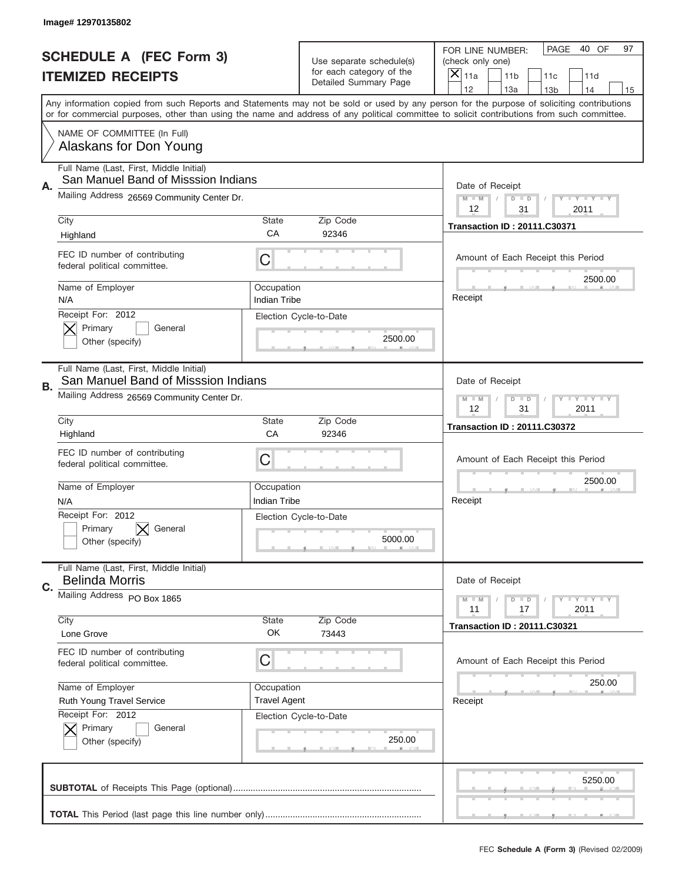Image# 12970135802

# SCHEDULE A (FEC Form 3)
## ITEMIZED RECEIPTS

Use separate schedule(s) for each category of the Detailed Summary Page

FOR LINE NUMBER: (check only one)
[X] 11a [ ] 11b [ ] 11c [ ] 11d [ ] 12 [ ] 13a [ ] 13b [ ] 14 [ ] 15

PAGE 40 OF 97

Any information copied from such Reports and Statements may not be sold or used by any person for the purpose of soliciting contributions or for commercial purposes, other than using the name and address of any political committee to solicit contributions from such committee.

NAME OF COMMITTEE (In Full)
Alaskans for Don Young

---

**A.**
Full Name (Last, First, Middle Initial): San Manuel Band of Misssion Indians
Mailing Address: 26569 Community Center Dr.
City: Highland | State: CA | Zip Code: 92346
FEC ID number of contributing federal political committee: C
Name of Employer: N/A
Occupation: Indian Tribe
Receipt For: 2012 — [X] Primary [ ] General [ ] Other (specify)
Election Cycle-to-Date: 2500.00
Date of Receipt: 12 / 31 / 2011
Transaction ID : 20111.C30371
Amount of Each Receipt this Period: 2500.00
Receipt

---

**B.**
Full Name (Last, First, Middle Initial): San Manuel Band of Misssion Indians
Mailing Address: 26569 Community Center Dr.
City: Highland | State: CA | Zip Code: 92346
FEC ID number of contributing federal political committee: C
Name of Employer: N/A
Occupation: Indian Tribe
Receipt For: 2012 — [ ] Primary [X] General [ ] Other (specify)
Election Cycle-to-Date: 5000.00
Date of Receipt: 12 / 31 / 2011
Transaction ID : 20111.C30372
Amount of Each Receipt this Period: 2500.00
Receipt

---

**C.**
Full Name (Last, First, Middle Initial): Belinda Morris
Mailing Address: PO Box 1865
City: Lone Grove | State: OK | Zip Code: 73443
FEC ID number of contributing federal political committee: C
Name of Employer: Ruth Young Travel Service
Occupation: Travel Agent
Receipt For: 2012 — [X] Primary [ ] General [ ] Other (specify)
Election Cycle-to-Date: 250.00
Date of Receipt: 11 / 17 / 2011
Transaction ID : 20111.C30321
Amount of Each Receipt this Period: 250.00
Receipt

---

**SUBTOTAL** of Receipts This Page (optional): 5250.00

**TOTAL** This Period (last page this line number only):

FEC **Schedule A (Form 3)** (Revised 02/2009)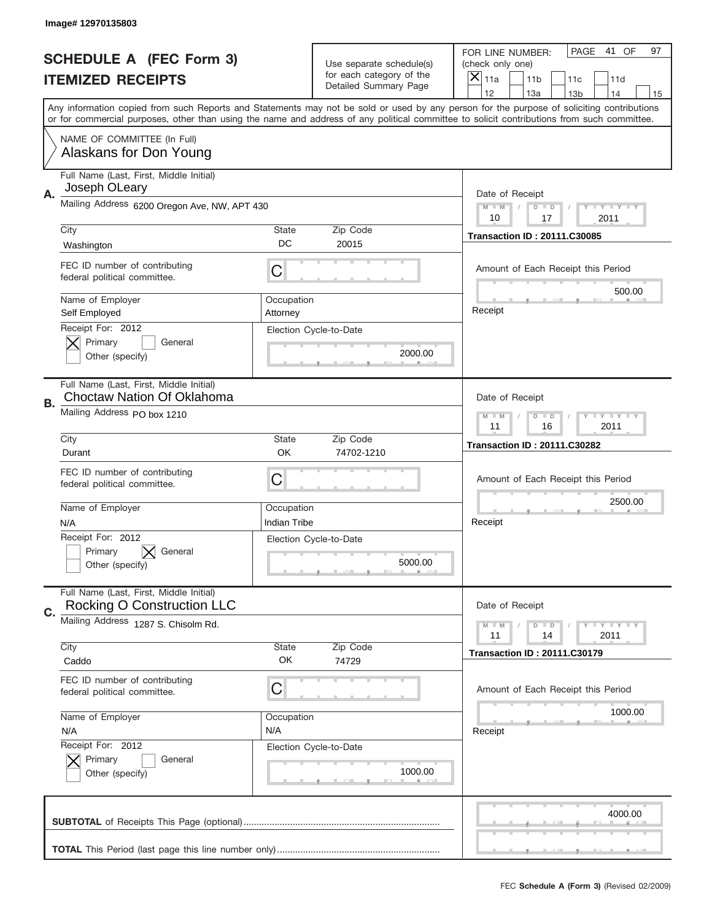Image# 12970135803

# SCHEDULE A (FEC Form 3)
## ITEMIZED RECEIPTS

Use separate schedule(s) for each category of the Detailed Summary Page

FOR LINE NUMBER: (check only one)
[X] 11a  [ ] 11b  [ ] 11c  [ ] 11d  [ ] 12  [ ] 13a  [ ] 13b  [ ] 14  [ ] 15

PAGE 41 OF 97

Any information copied from such Reports and Statements may not be sold or used by any person for the purpose of soliciting contributions or for commercial purposes, other than using the name and address of any political committee to solicit contributions from such committee.

NAME OF COMMITTEE (In Full)
Alaskans for Don Young

---

**A.**

Full Name (Last, First, Middle Initial): Joseph OLeary

Mailing Address: 6200 Oregon Ave, NW, APT 430

City: Washington | State: DC | Zip Code: 20015

FEC ID number of contributing federal political committee: C

Name of Employer: Self Employed | Occupation: Attorney

Receipt For: 2012 — [X] Primary [ ] General [ ] Other (specify)

Election Cycle-to-Date: 2000.00

Date of Receipt: 10 / 17 / 2011

Transaction ID : 20111.C30085

Amount of Each Receipt this Period: 500.00

Receipt

---

**B.**

Full Name (Last, First, Middle Initial): Choctaw Nation Of Oklahoma

Mailing Address: PO box 1210

City: Durant | State: OK | Zip Code: 74702-1210

FEC ID number of contributing federal political committee: C

Name of Employer: N/A | Occupation: Indian Tribe

Receipt For: 2012 — [ ] Primary [X] General [ ] Other (specify)

Election Cycle-to-Date: 5000.00

Date of Receipt: 11 / 16 / 2011

Transaction ID : 20111.C30282

Amount of Each Receipt this Period: 2500.00

Receipt

---

**C.**

Full Name (Last, First, Middle Initial): Rocking O Construction LLC

Mailing Address: 1287 S. Chisolm Rd.

City: Caddo | State: OK | Zip Code: 74729

FEC ID number of contributing federal political committee: C

Name of Employer: N/A | Occupation: N/A

Receipt For: 2012 — [X] Primary [ ] General [ ] Other (specify)

Election Cycle-to-Date: 1000.00

Date of Receipt: 11 / 14 / 2011

Transaction ID : 20111.C30179

Amount of Each Receipt this Period: 1000.00

Receipt

---

**SUBTOTAL** of Receipts This Page (optional): 4000.00

**TOTAL** This Period (last page this line number only):

FEC **Schedule A (Form 3)** (Revised 02/2009)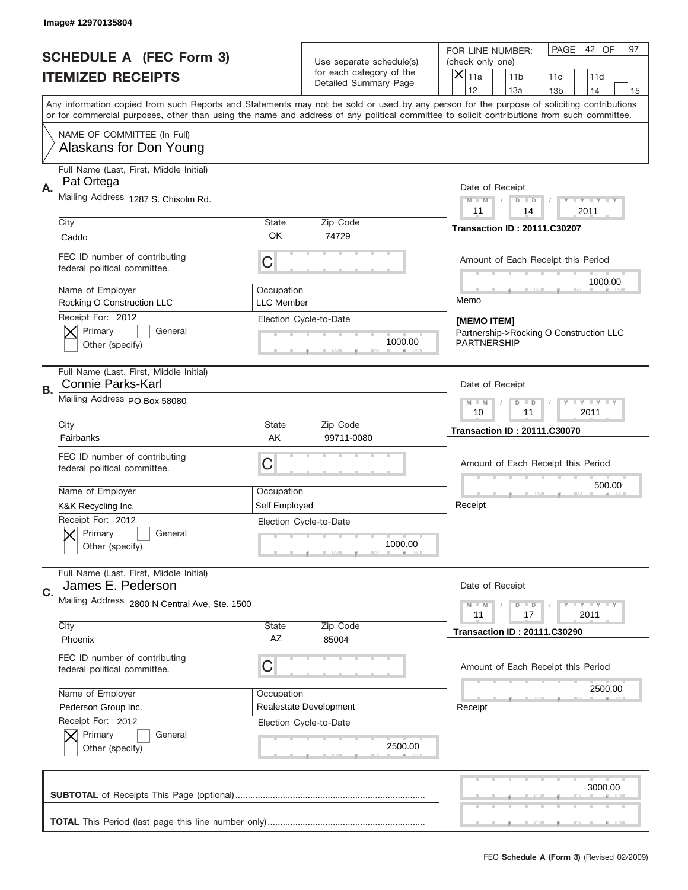Image# 12970135804

# SCHEDULE A (FEC Form 3)
## ITEMIZED RECEIPTS

Use separate schedule(s) for each category of the Detailed Summary Page

FOR LINE NUMBER: (check only one)
[X] 11a [ ] 11b [ ] 11c [ ] 11d [ ] 12 [ ] 13a [ ] 13b [ ] 14 [ ] 15

PAGE 42 OF 97

Any information copied from such Reports and Statements may not be sold or used by any person for the purpose of soliciting contributions or for commercial purposes, other than using the name and address of any political committee to solicit contributions from such committee.

NAME OF COMMITTEE (In Full)
Alaskans for Don Young

---

**A.** Full Name (Last, First, Middle Initial): Pat Ortega
Mailing Address: 1287 S. Chisolm Rd.
City: Caddo | State: OK | Zip Code: 74729
FEC ID number of contributing federal political committee: C
Name of Employer: Rocking O Construction LLC
Occupation: LLC Member
Receipt For: 2012 — [X] Primary [ ] General [ ] Other (specify)
Election Cycle-to-Date: 1000.00
Date of Receipt: 11 / 14 / 2011
Transaction ID : 20111.C30207
Amount of Each Receipt this Period: 1000.00
Memo
[MEMO ITEM]
Partnership->Rocking O Construction LLC PARTNERSHIP

---

**B.** Full Name (Last, First, Middle Initial): Connie Parks-Karl
Mailing Address: PO Box 58080
City: Fairbanks | State: AK | Zip Code: 99711-0080
FEC ID number of contributing federal political committee: C
Name of Employer: K&K Recycling Inc.
Occupation: Self Employed
Receipt For: 2012 — [X] Primary [ ] General [ ] Other (specify)
Election Cycle-to-Date: 1000.00
Date of Receipt: 10 / 11 / 2011
Transaction ID : 20111.C30070
Amount of Each Receipt this Period: 500.00
Receipt

---

**C.** Full Name (Last, First, Middle Initial): James E. Pederson
Mailing Address: 2800 N Central Ave, Ste. 1500
City: Phoenix | State: AZ | Zip Code: 85004
FEC ID number of contributing federal political committee: C
Name of Employer: Pederson Group Inc.
Occupation: Realestate Development
Receipt For: 2012 — [X] Primary [ ] General [ ] Other (specify)
Election Cycle-to-Date: 2500.00
Date of Receipt: 11 / 17 / 2011
Transaction ID : 20111.C30290
Amount of Each Receipt this Period: 2500.00
Receipt

---

**SUBTOTAL** of Receipts This Page (optional): 3000.00

**TOTAL** This Period (last page this line number only):

FEC **Schedule A (Form 3)** (Revised 02/2009)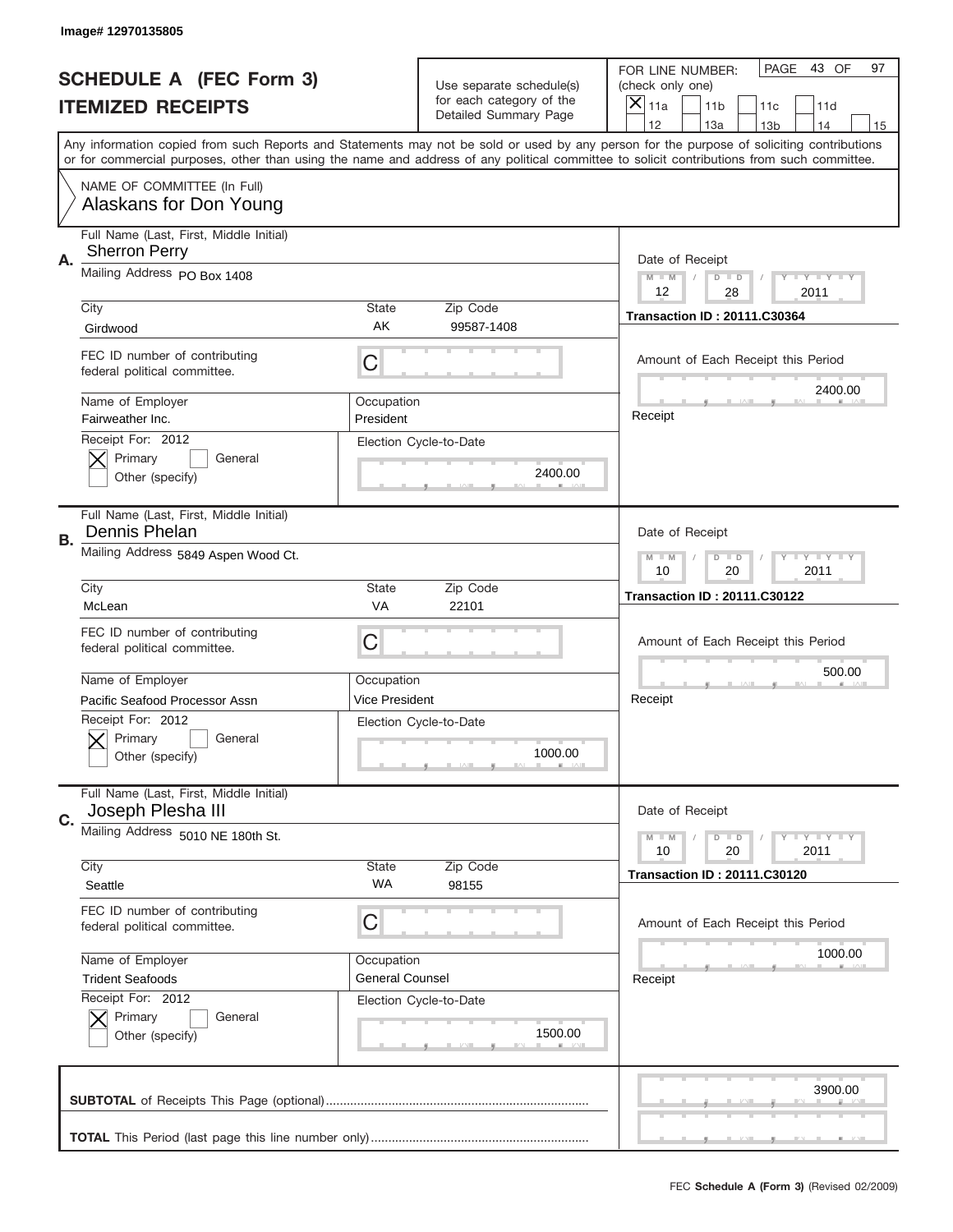Image# 12970135805

# SCHEDULE A (FEC Form 3)
## ITEMIZED RECEIPTS

Use separate schedule(s) for each category of the Detailed Summary Page

FOR LINE NUMBER: (check only one)

- [X] 11a
- [ ] 11b
- [ ] 11c
- [ ] 11d
- [ ] 12
- [ ] 13a
- [ ] 13b
- [ ] 14
- [ ] 15

PAGE 43 OF 97

Any information copied from such Reports and Statements may not be sold or used by any person for the purpose of soliciting contributions or for commercial purposes, other than using the name and address of any political committee to solicit contributions from such committee.

NAME OF COMMITTEE (In Full)
Alaskans for Don Young

---

**A.** Full Name (Last, First, Middle Initial): Sherron Perry

Mailing Address: PO Box 1408

City: Girdwood | State: AK | Zip Code: 99587-1408

FEC ID number of contributing federal political committee: C

Name of Employer: Fairweather Inc.
Occupation: President

Receipt For: 2012
- [X] Primary
- [ ] General
- [ ] Other (specify)

Election Cycle-to-Date: 2400.00

Date of Receipt: 12 / 28 / 2011
Transaction ID : 20111.C30364

Amount of Each Receipt this Period: 2400.00
Receipt

---

**B.** Full Name (Last, First, Middle Initial): Dennis Phelan

Mailing Address: 5849 Aspen Wood Ct.

City: McLean | State: VA | Zip Code: 22101

FEC ID number of contributing federal political committee: C

Name of Employer: Pacific Seafood Processor Assn
Occupation: Vice President

Receipt For: 2012
- [X] Primary
- [ ] General
- [ ] Other (specify)

Election Cycle-to-Date: 1000.00

Date of Receipt: 10 / 20 / 2011
Transaction ID : 20111.C30122

Amount of Each Receipt this Period: 500.00
Receipt

---

**C.** Full Name (Last, First, Middle Initial): Joseph Plesha III

Mailing Address: 5010 NE 180th St.

City: Seattle | State: WA | Zip Code: 98155

FEC ID number of contributing federal political committee: C

Name of Employer: Trident Seafoods
Occupation: General Counsel

Receipt For: 2012
- [X] Primary
- [ ] General
- [ ] Other (specify)

Election Cycle-to-Date: 1500.00

Date of Receipt: 10 / 20 / 2011
Transaction ID : 20111.C30120

Amount of Each Receipt this Period: 1000.00
Receipt

---

**SUBTOTAL** of Receipts This Page (optional): 3900.00

**TOTAL** This Period (last page this line number only):

FEC Schedule A (Form 3) (Revised 02/2009)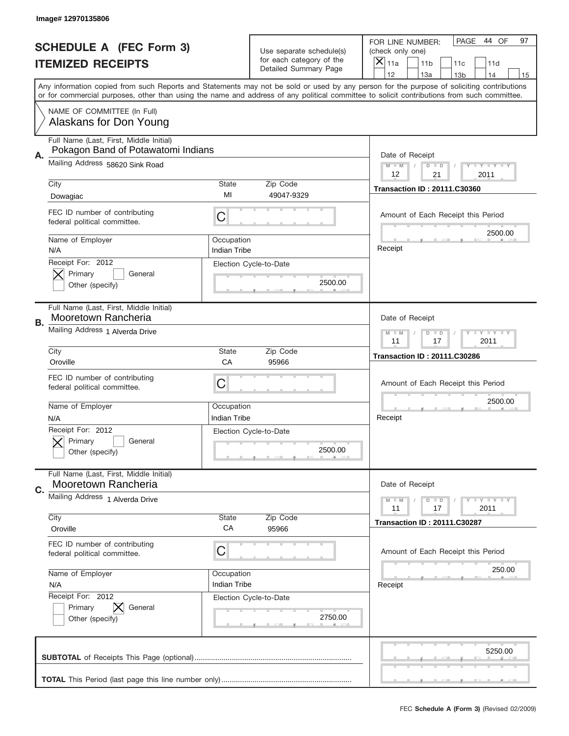Image# 12970135806

# SCHEDULE A (FEC Form 3)
## ITEMIZED RECEIPTS

Use separate schedule(s) for each category of the Detailed Summary Page

FOR LINE NUMBER: (check only one)
[X] 11a [ ] 11b [ ] 11c [ ] 11d [ ] 12 [ ] 13a [ ] 13b [ ] 14 [ ] 15

PAGE 44 OF 97

Any information copied from such Reports and Statements may not be sold or used by any person for the purpose of soliciting contributions or for commercial purposes, other than using the name and address of any political committee to solicit contributions from such committee.

NAME OF COMMITTEE (In Full)
Alaskans for Don Young

---

**A.** Full Name (Last, First, Middle Initial): Pokagon Band of Potawatomi Indians

Mailing Address: 58620 Sink Road

City: Dowagiac | State: MI | Zip Code: 49047-9329

FEC ID number of contributing federal political committee: C

Name of Employer: N/A | Occupation: Indian Tribe

Receipt For: 2012 — [X] Primary [ ] General [ ] Other (specify)

Election Cycle-to-Date: 2500.00

Date of Receipt: 12 / 21 / 2011

Transaction ID : 20111.C30360

Amount of Each Receipt this Period: 2500.00

Receipt

---

**B.** Full Name (Last, First, Middle Initial): Mooretown Rancheria

Mailing Address: 1 Alverda Drive

City: Oroville | State: CA | Zip Code: 95966

FEC ID number of contributing federal political committee: C

Name of Employer: N/A | Occupation: Indian Tribe

Receipt For: 2012 — [X] Primary [ ] General [ ] Other (specify)

Election Cycle-to-Date: 2500.00

Date of Receipt: 11 / 17 / 2011

Transaction ID : 20111.C30286

Amount of Each Receipt this Period: 2500.00

Receipt

---

**C.** Full Name (Last, First, Middle Initial): Mooretown Rancheria

Mailing Address: 1 Alverda Drive

City: Oroville | State: CA | Zip Code: 95966

FEC ID number of contributing federal political committee: C

Name of Employer: N/A | Occupation: Indian Tribe

Receipt For: 2012 — [ ] Primary [X] General [ ] Other (specify)

Election Cycle-to-Date: 2750.00

Date of Receipt: 11 / 17 / 2011

Transaction ID : 20111.C30287

Amount of Each Receipt this Period: 250.00

Receipt

---

**SUBTOTAL** of Receipts This Page (optional): 5250.00

**TOTAL** This Period (last page this line number only):

FEC **Schedule A (Form 3)** (Revised 02/2009)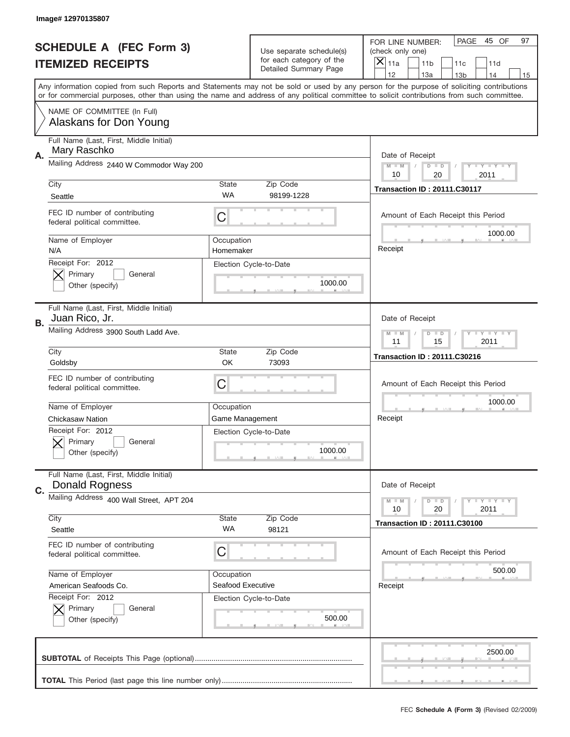Image# 12970135807

# SCHEDULE A (FEC Form 3)
## ITEMIZED RECEIPTS

Use separate schedule(s) for each category of the Detailed Summary Page

FOR LINE NUMBER: (check only one)
[X] 11a  [ ] 11b  [ ] 11c  [ ] 11d  [ ] 12  [ ] 13a  [ ] 13b  [ ] 14  [ ] 15

PAGE 45 OF 97

Any information copied from such Reports and Statements may not be sold or used by any person for the purpose of soliciting contributions or for commercial purposes, other than using the name and address of any political committee to solicit contributions from such committee.

NAME OF COMMITTEE (In Full)
Alaskans for Don Young

---

**A.**
Full Name (Last, First, Middle Initial): Mary Raschko
Mailing Address: 2440 W Commodor Way 200
City: Seattle | State: WA | Zip Code: 98199-1228
FEC ID number of contributing federal political committee: C
Name of Employer: N/A
Occupation: Homemaker
Receipt For: 2012 — [X] Primary [ ] General [ ] Other (specify)
Election Cycle-to-Date: 1000.00
Date of Receipt: 10 / 20 / 2011
Transaction ID : 20111.C30117
Amount of Each Receipt this Period: 1000.00

---

**B.**
Full Name (Last, First, Middle Initial): Juan Rico, Jr.
Mailing Address: 3900 South Ladd Ave.
City: Goldsby | State: OK | Zip Code: 73093
FEC ID number of contributing federal political committee: C
Name of Employer: Chickasaw Nation
Occupation: Game Management
Receipt For: 2012 — [X] Primary [ ] General [ ] Other (specify)
Election Cycle-to-Date: 1000.00
Date of Receipt: 11 / 15 / 2011
Transaction ID : 20111.C30216
Amount of Each Receipt this Period: 1000.00

---

**C.**
Full Name (Last, First, Middle Initial): Donald Rogness
Mailing Address: 400 Wall Street, APT 204
City: Seattle | State: WA | Zip Code: 98121
FEC ID number of contributing federal political committee: C
Name of Employer: American Seafoods Co.
Occupation: Seafood Executive
Receipt For: 2012 — [X] Primary [ ] General [ ] Other (specify)
Election Cycle-to-Date: 500.00
Date of Receipt: 10 / 20 / 2011
Transaction ID : 20111.C30100
Amount of Each Receipt this Period: 500.00

---

**SUBTOTAL** of Receipts This Page (optional): 2500.00

**TOTAL** This Period (last page this line number only):

FEC **Schedule A (Form 3)** (Revised 02/2009)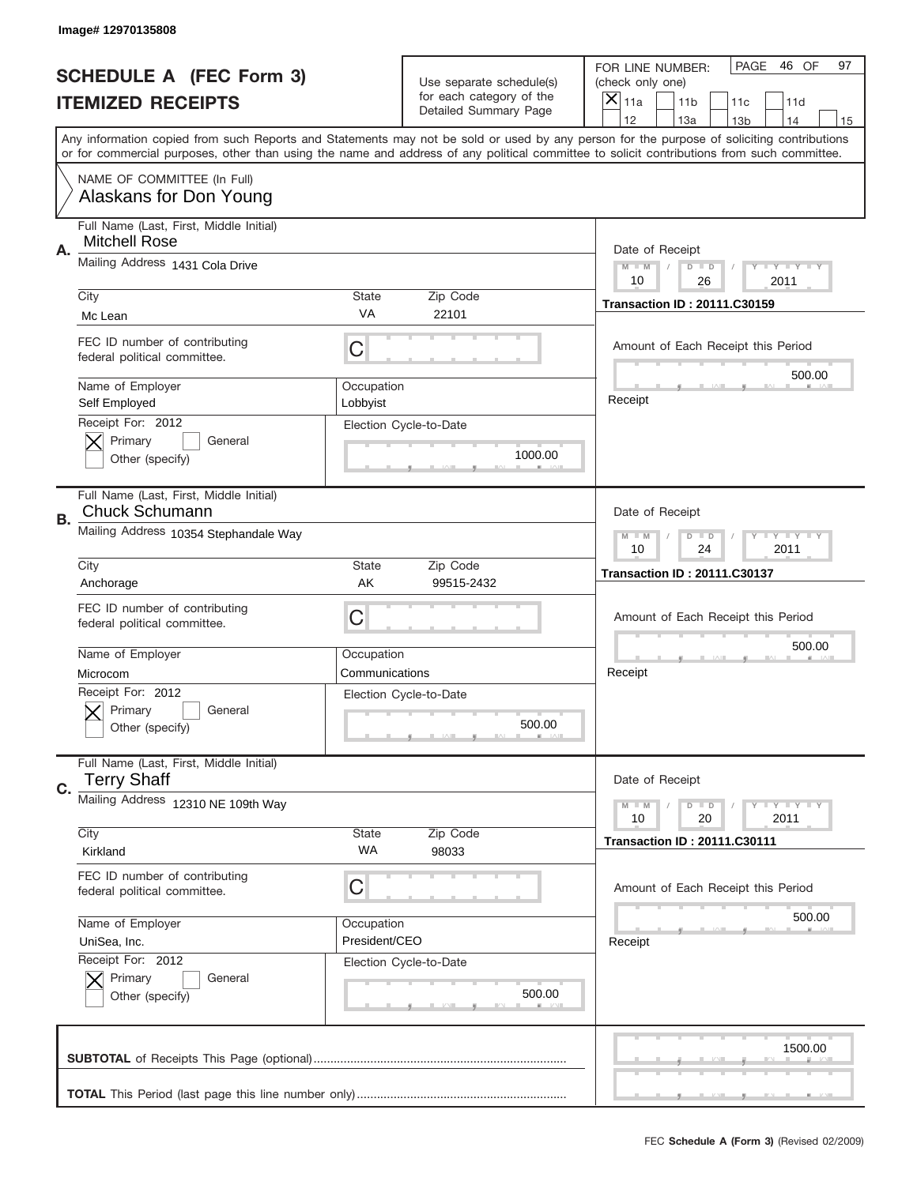Image# 12970135808

# SCHEDULE A (FEC Form 3)
## ITEMIZED RECEIPTS

Use separate schedule(s) for each category of the Detailed Summary Page

FOR LINE NUMBER: (check only one)

[X] 11a [ ] 11b [ ] 11c [ ] 11d [ ] 12 [ ] 13a [ ] 13b [ ] 14 [ ] 15

PAGE 46 OF 97

Any information copied from such Reports and Statements may not be sold or used by any person for the purpose of soliciting contributions or for commercial purposes, other than using the name and address of any political committee to solicit contributions from such committee.

NAME OF COMMITTEE (In Full)
Alaskans for Don Young

---

**A.** Full Name (Last, First, Middle Initial): Mitchell Rose

Mailing Address: 1431 Cola Drive

City: Mc Lean | State: VA | Zip Code: 22101

FEC ID number of contributing federal political committee: C

Name of Employer: Self Employed | Occupation: Lobbyist

Receipt For: 2012 [X] Primary [ ] General [ ] Other (specify)

Election Cycle-to-Date: 1000.00

Date of Receipt: 10 / 26 / 2011

Transaction ID : 20111.C30159

Amount of Each Receipt this Period: 500.00

Receipt

---

**B.** Full Name (Last, First, Middle Initial): Chuck Schumann

Mailing Address: 10354 Stephandale Way

City: Anchorage | State: AK | Zip Code: 99515-2432

FEC ID number of contributing federal political committee: C

Name of Employer: Microcom | Occupation: Communications

Receipt For: 2012 [X] Primary [ ] General [ ] Other (specify)

Election Cycle-to-Date: 500.00

Date of Receipt: 10 / 24 / 2011

Transaction ID : 20111.C30137

Amount of Each Receipt this Period: 500.00

Receipt

---

**C.** Full Name (Last, First, Middle Initial): Terry Shaff

Mailing Address: 12310 NE 109th Way

City: Kirkland | State: WA | Zip Code: 98033

FEC ID number of contributing federal political committee: C

Name of Employer: UniSea, Inc. | Occupation: President/CEO

Receipt For: 2012 [X] Primary [ ] General [ ] Other (specify)

Election Cycle-to-Date: 500.00

Date of Receipt: 10 / 20 / 2011

Transaction ID : 20111.C30111

Amount of Each Receipt this Period: 500.00

Receipt

---

**SUBTOTAL** of Receipts This Page (optional): 1500.00

**TOTAL** This Period (last page this line number only):

FEC **Schedule A (Form 3)** (Revised 02/2009)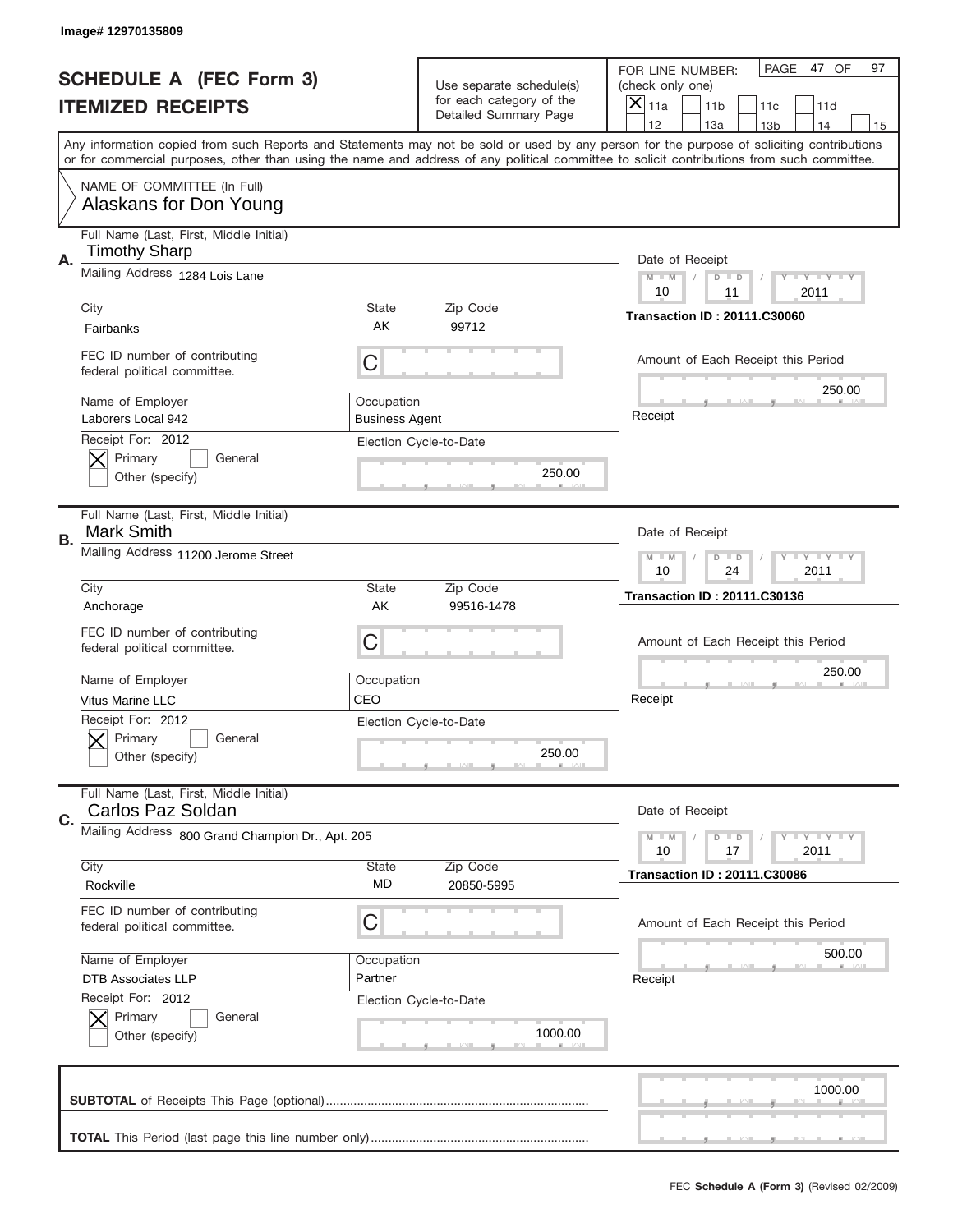Image# 12970135809

# SCHEDULE A (FEC Form 3)
# ITEMIZED RECEIPTS

Use separate schedule(s) for each category of the Detailed Summary Page

FOR LINE NUMBER: (check only one)
[X] 11a [ ] 11b [ ] 11c [ ] 11d [ ] 12 [ ] 13a [ ] 13b [ ] 14 [ ] 15

PAGE 47 OF 97

Any information copied from such Reports and Statements may not be sold or used by any person for the purpose of soliciting contributions or for commercial purposes, other than using the name and address of any political committee to solicit contributions from such committee.

NAME OF COMMITTEE (In Full)
Alaskans for Don Young

---

**A.** Full Name (Last, First, Middle Initial): Timothy Sharp

Mailing Address: 1284 Lois Lane

City: Fairbanks | State: AK | Zip Code: 99712

FEC ID number of contributing federal political committee: C

Name of Employer: Laborers Local 942

Occupation: Business Agent

Receipt For: 2012 — [X] Primary [ ] General [ ] Other (specify)

Election Cycle-to-Date: 250.00

Date of Receipt: 10 / 11 / 2011

Transaction ID : 20111.C30060

Amount of Each Receipt this Period: 250.00

Receipt

---

**B.** Full Name (Last, First, Middle Initial): Mark Smith

Mailing Address: 11200 Jerome Street

City: Anchorage | State: AK | Zip Code: 99516-1478

FEC ID number of contributing federal political committee: C

Name of Employer: Vitus Marine LLC

Occupation: CEO

Receipt For: 2012 — [X] Primary [ ] General [ ] Other (specify)

Election Cycle-to-Date: 250.00

Date of Receipt: 10 / 24 / 2011

Transaction ID : 20111.C30136

Amount of Each Receipt this Period: 250.00

Receipt

---

**C.** Full Name (Last, First, Middle Initial): Carlos Paz Soldan

Mailing Address: 800 Grand Champion Dr., Apt. 205

City: Rockville | State: MD | Zip Code: 20850-5995

FEC ID number of contributing federal political committee: C

Name of Employer: DTB Associates LLP

Occupation: Partner

Receipt For: 2012 — [X] Primary [ ] General [ ] Other (specify)

Election Cycle-to-Date: 1000.00

Date of Receipt: 10 / 17 / 2011

Transaction ID : 20111.C30086

Amount of Each Receipt this Period: 500.00

Receipt

---

**SUBTOTAL** of Receipts This Page (optional): 1000.00

**TOTAL** This Period (last page this line number only):

FEC **Schedule A (Form 3)** (Revised 02/2009)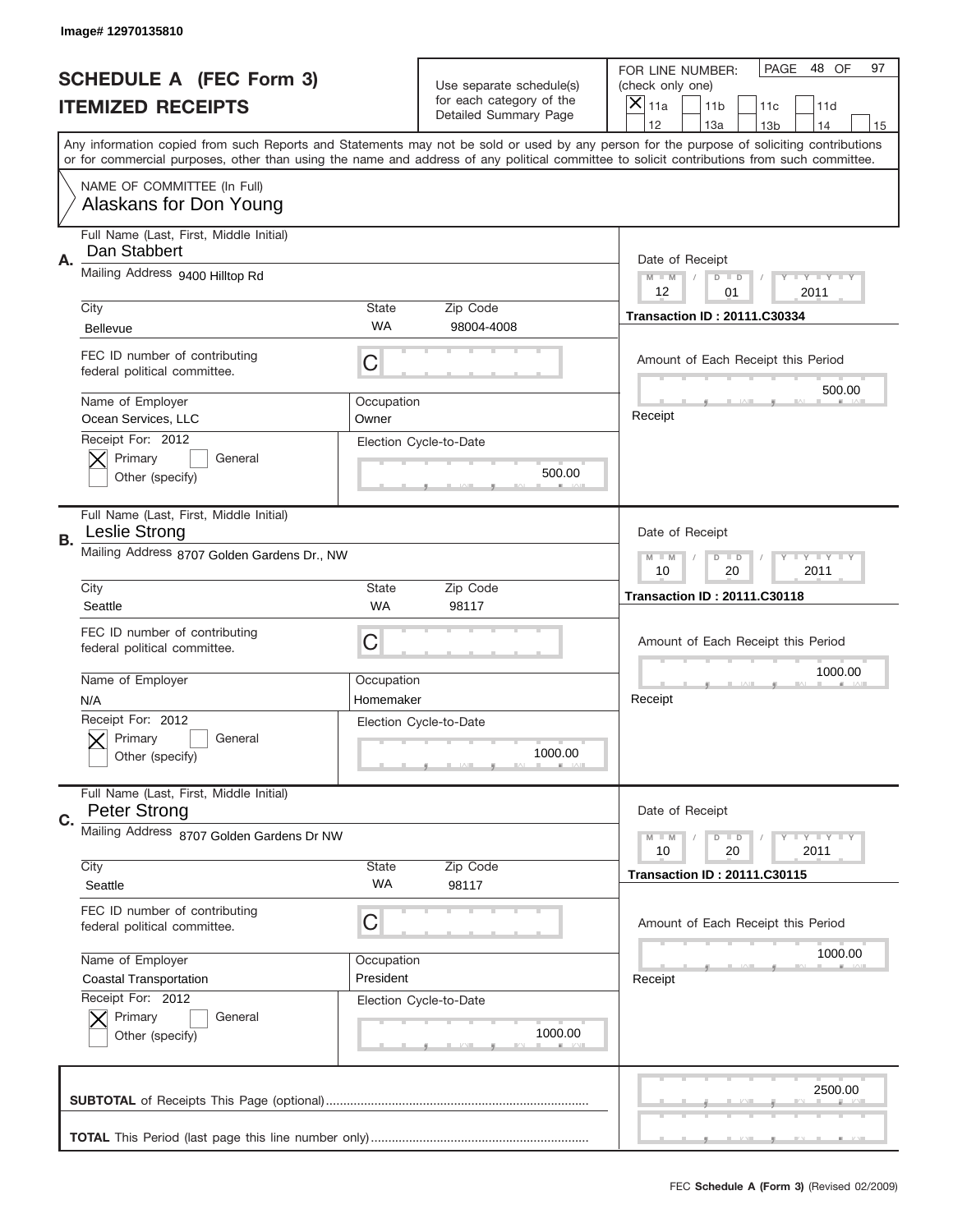Image# 12970135810

# SCHEDULE A (FEC Form 3)
## ITEMIZED RECEIPTS

Use separate schedule(s) for each category of the Detailed Summary Page

FOR LINE NUMBER: (check only one)
[X] 11a [ ] 11b [ ] 11c [ ] 11d [ ] 12 [ ] 13a [ ] 13b [ ] 14 [ ] 15

PAGE 48 OF 97

Any information copied from such Reports and Statements may not be sold or used by any person for the purpose of soliciting contributions or for commercial purposes, other than using the name and address of any political committee to solicit contributions from such committee.

NAME OF COMMITTEE (In Full)
Alaskans for Don Young

**A.**
Full Name (Last, First, Middle Initial): Dan Stabbert
Mailing Address: 9400 Hilltop Rd
City: Bellevue | State: WA | Zip Code: 98004-4008
FEC ID number of contributing federal political committee: C
Name of Employer: Ocean Services, LLC | Occupation: Owner
Receipt For: 2012 [X] Primary [ ] General [ ] Other (specify)
Election Cycle-to-Date: 500.00
Date of Receipt: 12/01/2011
Transaction ID : 20111.C30334
Amount of Each Receipt this Period: 500.00

**B.**
Full Name (Last, First, Middle Initial): Leslie Strong
Mailing Address: 8707 Golden Gardens Dr., NW
City: Seattle | State: WA | Zip Code: 98117
FEC ID number of contributing federal political committee: C
Name of Employer: N/A | Occupation: Homemaker
Receipt For: 2012 [X] Primary [ ] General [ ] Other (specify)
Election Cycle-to-Date: 1000.00
Date of Receipt: 10/20/2011
Transaction ID : 20111.C30118
Amount of Each Receipt this Period: 1000.00

**C.**
Full Name (Last, First, Middle Initial): Peter Strong
Mailing Address: 8707 Golden Gardens Dr NW
City: Seattle | State: WA | Zip Code: 98117
FEC ID number of contributing federal political committee: C
Name of Employer: Coastal Transportation | Occupation: President
Receipt For: 2012 [X] Primary [ ] General [ ] Other (specify)
Election Cycle-to-Date: 1000.00
Date of Receipt: 10/20/2011
Transaction ID : 20111.C30115
Amount of Each Receipt this Period: 1000.00

**SUBTOTAL** of Receipts This Page (optional): 2500.00

**TOTAL** This Period (last page this line number only):

FEC **Schedule A (Form 3)** (Revised 02/2009)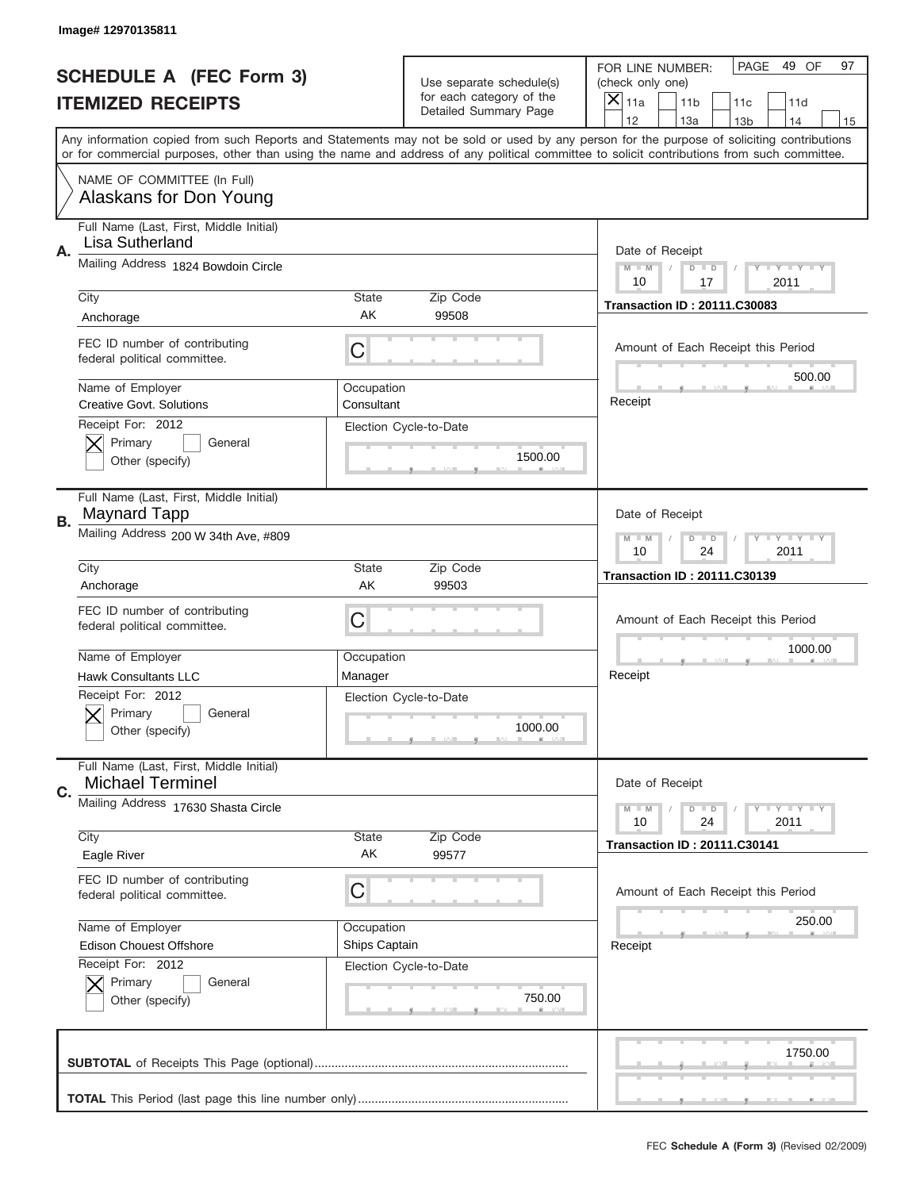Image# 12970135811

# SCHEDULE A (FEC Form 3)
## ITEMIZED RECEIPTS

Use separate schedule(s) for each category of the Detailed Summary Page

FOR LINE NUMBER: (check only one)

- [X] 11a
- [ ] 11b
- [ ] 11c
- [ ] 11d
- [ ] 12
- [ ] 13a
- [ ] 13b
- [ ] 14
- [ ] 15

PAGE 49 OF 97

Any information copied from such Reports and Statements may not be sold or used by any person for the purpose of soliciting contributions or for commercial purposes, other than using the name and address of any political committee to solicit contributions from such committee.

NAME OF COMMITTEE (In Full)
Alaskans for Don Young

---

**A.**
Full Name (Last, First, Middle Initial): Lisa Sutherland
Mailing Address: 1824 Bowdoin Circle
City: Anchorage | State: AK | Zip Code: 99508
FEC ID number of contributing federal political committee: C
Name of Employer: Creative Govt. Solutions
Occupation: Consultant
Receipt For: 2012 — [X] Primary [ ] General [ ] Other (specify)
Election Cycle-to-Date: 1500.00
Date of Receipt: 10 / 17 / 2011
Transaction ID : 20111.C30083
Amount of Each Receipt this Period: 500.00
Receipt

---

**B.**
Full Name (Last, First, Middle Initial): Maynard Tapp
Mailing Address: 200 W 34th Ave, #809
City: Anchorage | State: AK | Zip Code: 99503
FEC ID number of contributing federal political committee: C
Name of Employer: Hawk Consultants LLC
Occupation: Manager
Receipt For: 2012 — [X] Primary [ ] General [ ] Other (specify)
Election Cycle-to-Date: 1000.00
Date of Receipt: 10 / 24 / 2011
Transaction ID : 20111.C30139
Amount of Each Receipt this Period: 1000.00
Receipt

---

**C.**
Full Name (Last, First, Middle Initial): Michael Terminel
Mailing Address: 17630 Shasta Circle
City: Eagle River | State: AK | Zip Code: 99577
FEC ID number of contributing federal political committee: C
Name of Employer: Edison Chouest Offshore
Occupation: Ships Captain
Receipt For: 2012 — [X] Primary [ ] General [ ] Other (specify)
Election Cycle-to-Date: 750.00
Date of Receipt: 10 / 24 / 2011
Transaction ID : 20111.C30141
Amount of Each Receipt this Period: 250.00
Receipt

---

**SUBTOTAL** of Receipts This Page (optional): 1750.00

**TOTAL** This Period (last page this line number only):

FEC **Schedule A (Form 3)** (Revised 02/2009)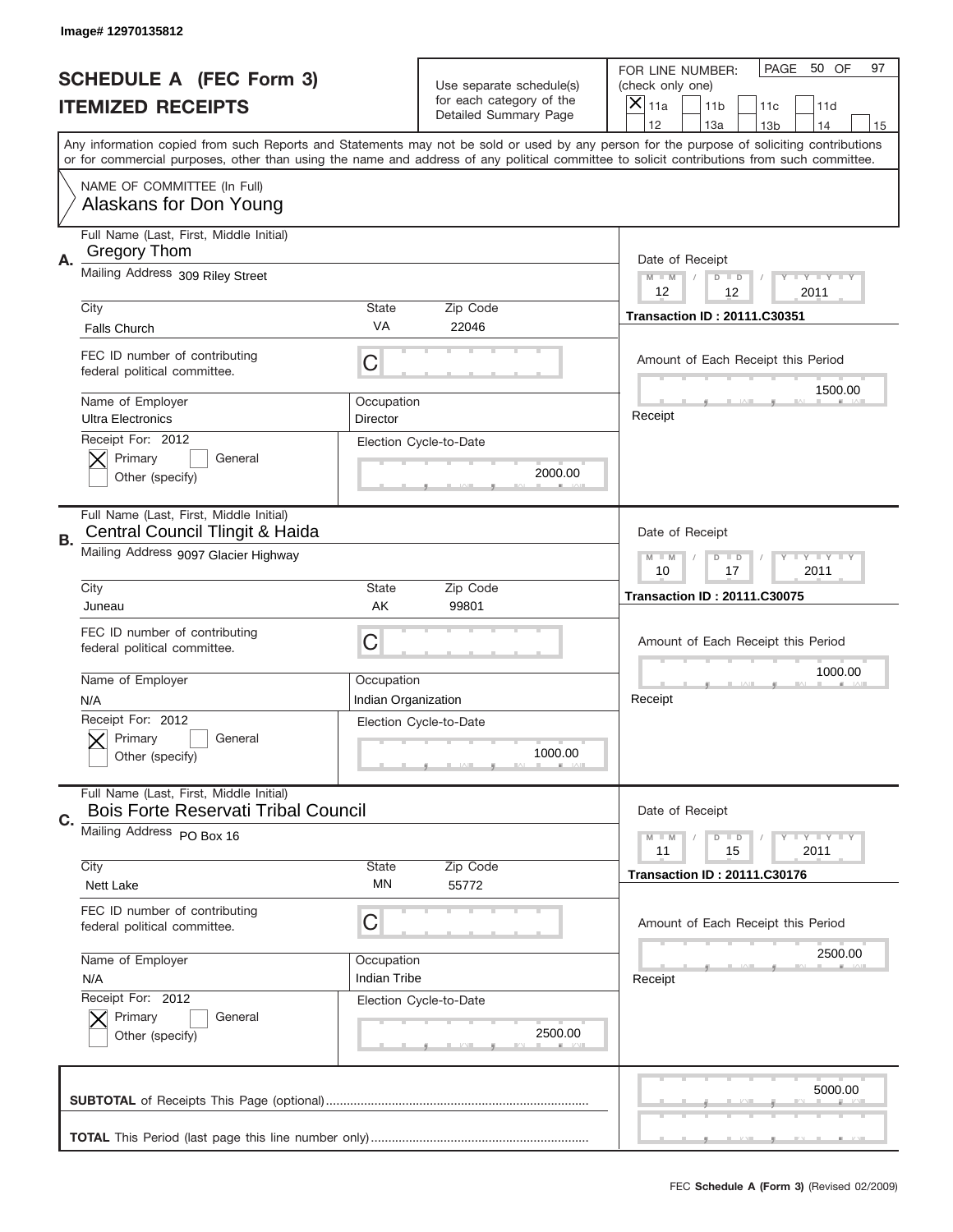Image# 12970135812

# SCHEDULE A (FEC Form 3)
## ITEMIZED RECEIPTS

Use separate schedule(s) for each category of the Detailed Summary Page

FOR LINE NUMBER: (check only one)
[X] 11a [ ] 11b [ ] 11c [ ] 11d [ ] 12 [ ] 13a [ ] 13b [ ] 14 [ ] 15

PAGE 50 OF 97

Any information copied from such Reports and Statements may not be sold or used by any person for the purpose of soliciting contributions or for commercial purposes, other than using the name and address of any political committee to solicit contributions from such committee.

NAME OF COMMITTEE (In Full)
Alaskans for Don Young

---

**A.**

Full Name (Last, First, Middle Initial): Gregory Thom
Mailing Address: 309 Riley Street
City: Falls Church | State: VA | Zip Code: 22046
FEC ID number of contributing federal political committee: C
Name of Employer: Ultra Electronics
Occupation: Director
Receipt For: 2012 [X] Primary [ ] General [ ] Other (specify)
Election Cycle-to-Date: 2000.00

Date of Receipt: 12 / 12 / 2011
Transaction ID : 20111.C30351
Amount of Each Receipt this Period: 1500.00
Receipt

---

**B.**

Full Name (Last, First, Middle Initial): Central Council Tlingit & Haida
Mailing Address: 9097 Glacier Highway
City: Juneau | State: AK | Zip Code: 99801
FEC ID number of contributing federal political committee: C
Name of Employer: N/A
Occupation: Indian Organization
Receipt For: 2012 [X] Primary [ ] General [ ] Other (specify)
Election Cycle-to-Date: 1000.00

Date of Receipt: 10 / 17 / 2011
Transaction ID : 20111.C30075
Amount of Each Receipt this Period: 1000.00
Receipt

---

**C.**

Full Name (Last, First, Middle Initial): Bois Forte Reservati Tribal Council
Mailing Address: PO Box 16
City: Nett Lake | State: MN | Zip Code: 55772
FEC ID number of contributing federal political committee: C
Name of Employer: N/A
Occupation: Indian Tribe
Receipt For: 2012 [X] Primary [ ] General [ ] Other (specify)
Election Cycle-to-Date: 2500.00

Date of Receipt: 11 / 15 / 2011
Transaction ID : 20111.C30176
Amount of Each Receipt this Period: 2500.00
Receipt

---

**SUBTOTAL** of Receipts This Page (optional): 5000.00

**TOTAL** This Period (last page this line number only):

FEC **Schedule A (Form 3)** (Revised 02/2009)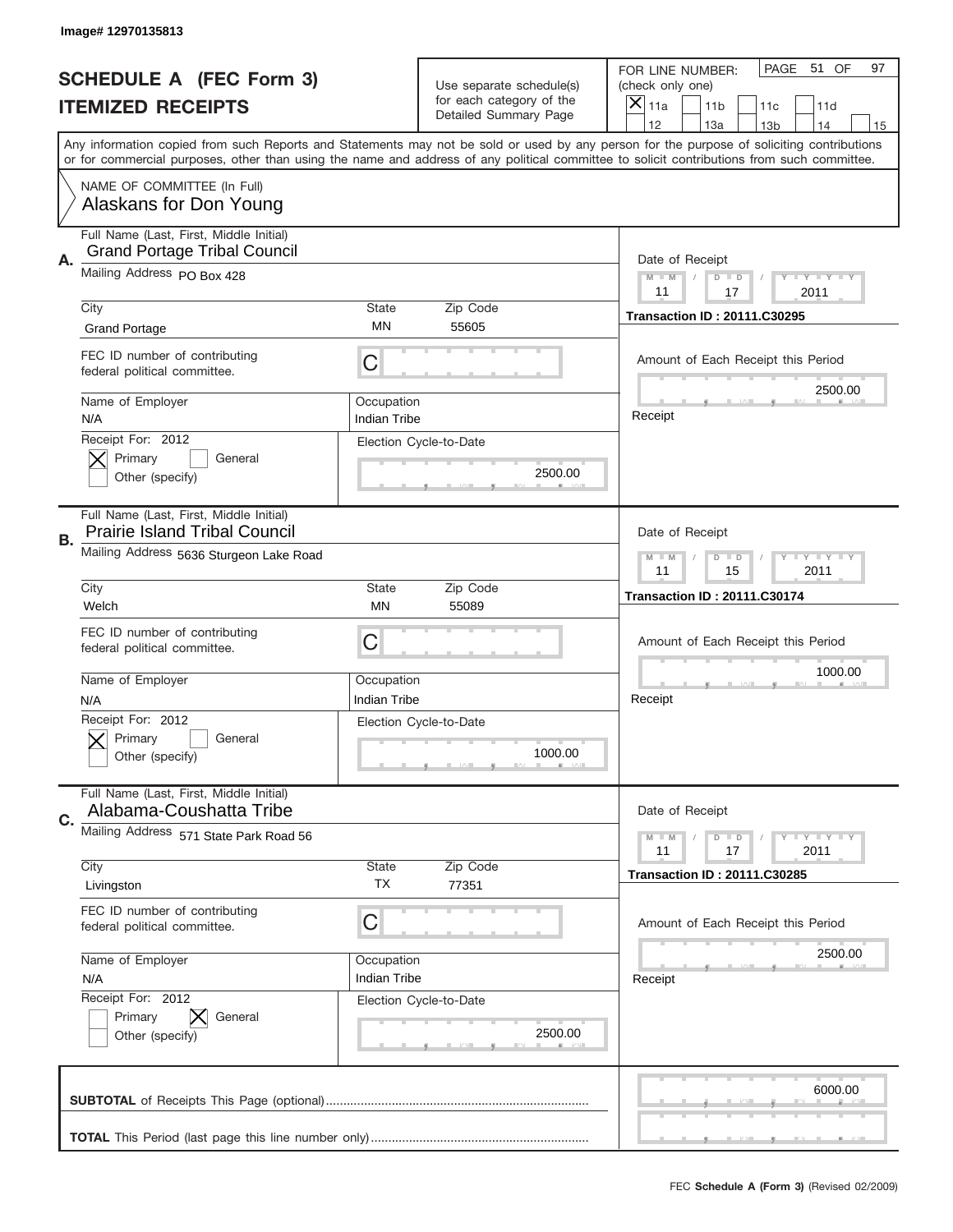Image# 12970135813

# SCHEDULE A (FEC Form 3)
## ITEMIZED RECEIPTS

Use separate schedule(s) for each category of the Detailed Summary Page

FOR LINE NUMBER: (check only one)
[X] 11a [ ] 11b [ ] 11c [ ] 11d [ ] 12 [ ] 13a [ ] 13b [ ] 14 [ ] 15

PAGE 51 OF 97

Any information copied from such Reports and Statements may not be sold or used by any person for the purpose of soliciting contributions or for commercial purposes, other than using the name and address of any political committee to solicit contributions from such committee.

NAME OF COMMITTEE (In Full)
Alaskans for Don Young

---

**A.** Full Name (Last, First, Middle Initial): Grand Portage Tribal Council

Mailing Address: PO Box 428

City: Grand Portage | State: MN | Zip Code: 55605

FEC ID number of contributing federal political committee: C

Name of Employer: N/A | Occupation: Indian Tribe

Receipt For: 2012 — [X] Primary [ ] General [ ] Other (specify)

Election Cycle-to-Date: 2500.00

Date of Receipt: 11 / 17 / 2011

Transaction ID : 20111.C30295

Amount of Each Receipt this Period: 2500.00

Receipt

---

**B.** Full Name (Last, First, Middle Initial): Prairie Island Tribal Council

Mailing Address: 5636 Sturgeon Lake Road

City: Welch | State: MN | Zip Code: 55089

FEC ID number of contributing federal political committee: C

Name of Employer: N/A | Occupation: Indian Tribe

Receipt For: 2012 — [X] Primary [ ] General [ ] Other (specify)

Election Cycle-to-Date: 1000.00

Date of Receipt: 11 / 15 / 2011

Transaction ID : 20111.C30174

Amount of Each Receipt this Period: 1000.00

Receipt

---

**C.** Full Name (Last, First, Middle Initial): Alabama-Coushatta Tribe

Mailing Address: 571 State Park Road 56

City: Livingston | State: TX | Zip Code: 77351

FEC ID number of contributing federal political committee: C

Name of Employer: N/A | Occupation: Indian Tribe

Receipt For: 2012 — [ ] Primary [X] General [ ] Other (specify)

Election Cycle-to-Date: 2500.00

Date of Receipt: 11 / 17 / 2011

Transaction ID : 20111.C30285

Amount of Each Receipt this Period: 2500.00

Receipt

---

**SUBTOTAL** of Receipts This Page (optional): 6000.00

**TOTAL** This Period (last page this line number only):

FEC **Schedule A (Form 3)** (Revised 02/2009)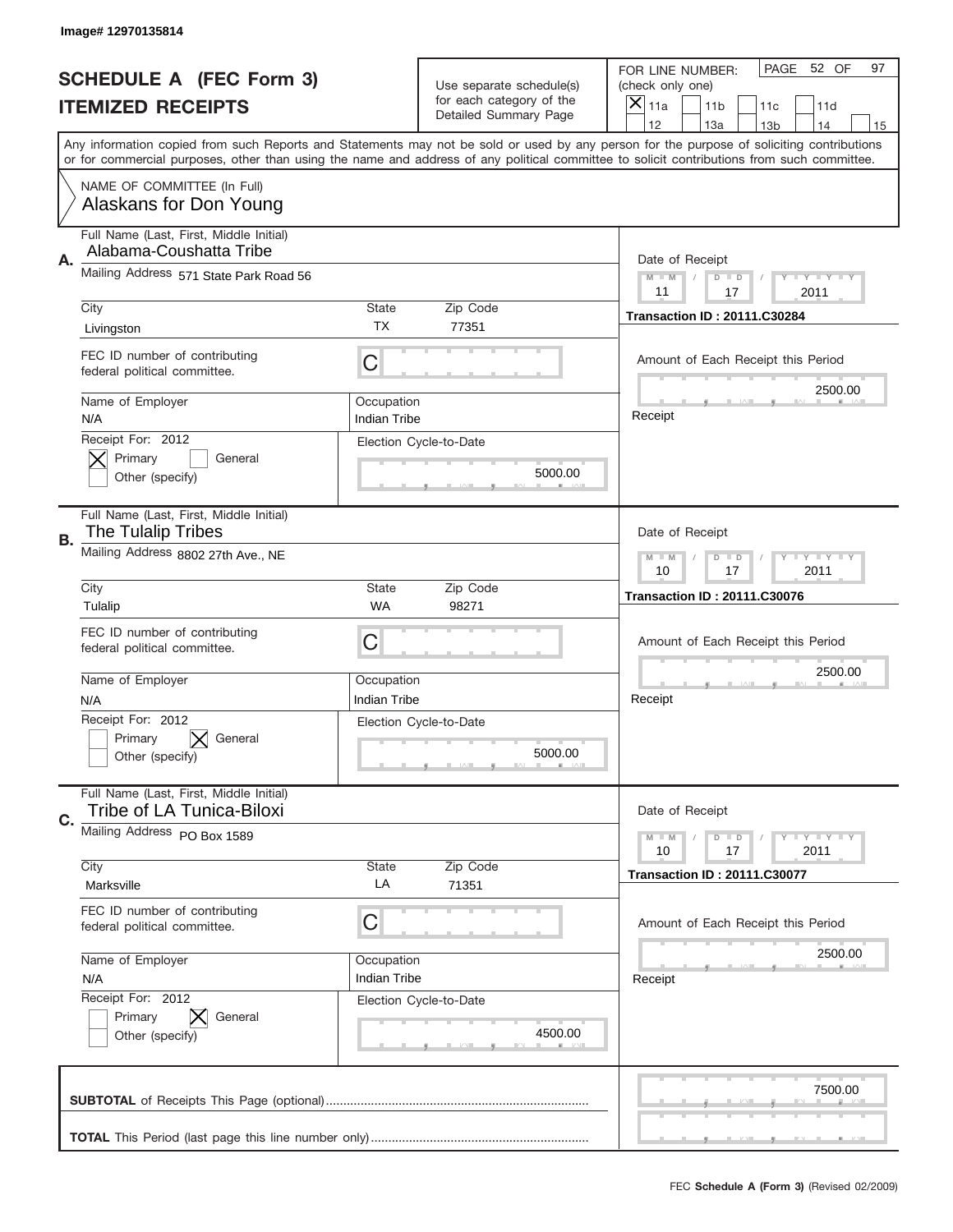Image# 12970135814

# SCHEDULE A (FEC Form 3)
## ITEMIZED RECEIPTS

Use separate schedule(s) for each category of the Detailed Summary Page

FOR LINE NUMBER: (check only one)

[X] 11a [ ] 11b [ ] 11c [ ] 11d
[ ] 12 [ ] 13a [ ] 13b [ ] 14 [ ] 15

PAGE 52 OF 97

Any information copied from such Reports and Statements may not be sold or used by any person for the purpose of soliciting contributions or for commercial purposes, other than using the name and address of any political committee to solicit contributions from such committee.

NAME OF COMMITTEE (In Full)
Alaskans for Don Young

---

**A.** Full Name (Last, First, Middle Initial): Alabama-Coushatta Tribe

Mailing Address: 571 State Park Road 56

City: Livingston | State: TX | Zip Code: 77351

FEC ID number of contributing federal political committee: C

Name of Employer: N/A | Occupation: Indian Tribe

Receipt For: 2012 — [X] Primary [ ] General [ ] Other (specify)

Election Cycle-to-Date: 5000.00

Date of Receipt: 11 / 17 / 2011

Transaction ID : 20111.C30284

Amount of Each Receipt this Period: 2500.00

Receipt

---

**B.** Full Name (Last, First, Middle Initial): The Tulalip Tribes

Mailing Address: 8802 27th Ave., NE

City: Tulalip | State: WA | Zip Code: 98271

FEC ID number of contributing federal political committee: C

Name of Employer: N/A | Occupation: Indian Tribe

Receipt For: 2012 — [ ] Primary [X] General [ ] Other (specify)

Election Cycle-to-Date: 5000.00

Date of Receipt: 10 / 17 / 2011

Transaction ID : 20111.C30076

Amount of Each Receipt this Period: 2500.00

Receipt

---

**C.** Full Name (Last, First, Middle Initial): Tribe of LA Tunica-Biloxi

Mailing Address: PO Box 1589

City: Marksville | State: LA | Zip Code: 71351

FEC ID number of contributing federal political committee: C

Name of Employer: N/A | Occupation: Indian Tribe

Receipt For: 2012 — [ ] Primary [X] General [ ] Other (specify)

Election Cycle-to-Date: 4500.00

Date of Receipt: 10 / 17 / 2011

Transaction ID : 20111.C30077

Amount of Each Receipt this Period: 2500.00

Receipt

---

**SUBTOTAL** of Receipts This Page (optional): 7500.00

**TOTAL** This Period (last page this line number only):

FEC **Schedule A (Form 3)** (Revised 02/2009)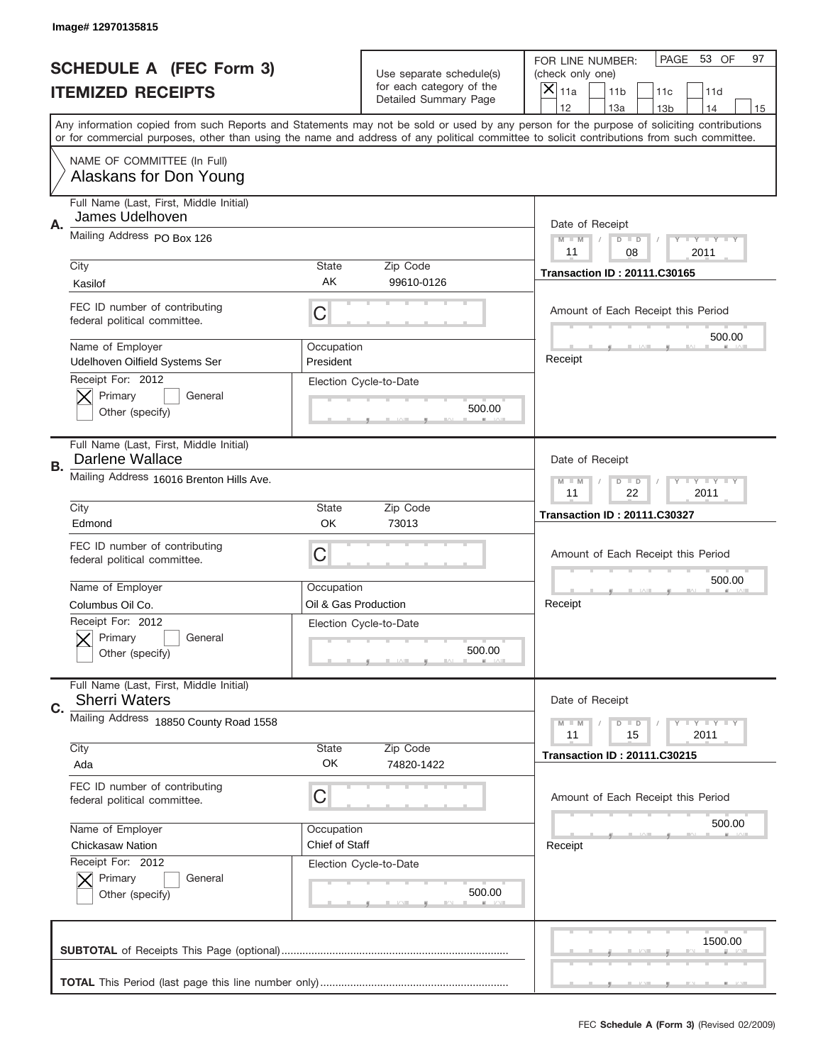Image# 12970135815

# SCHEDULE A (FEC Form 3)
## ITEMIZED RECEIPTS

Use separate schedule(s) for each category of the Detailed Summary Page

FOR LINE NUMBER: (check only one)
[X] 11a  [ ] 11b  [ ] 11c  [ ] 11d  [ ] 12  [ ] 13a  [ ] 13b  [ ] 14  [ ] 15

PAGE 53 OF 97

Any information copied from such Reports and Statements may not be sold or used by any person for the purpose of soliciting contributions or for commercial purposes, other than using the name and address of any political committee to solicit contributions from such committee.

NAME OF COMMITTEE (In Full)
Alaskans for Don Young

---

**A.**

| Field | Value |
|---|---|
| Full Name (Last, First, Middle Initial) | James Udelhoven |
| Mailing Address | PO Box 126 |
| City | Kasilof |
| State | AK |
| Zip Code | 99610-0126 |
| FEC ID number of contributing federal political committee. | C |
| Name of Employer | Udelhoven Oilfield Systems Ser |
| Occupation | President |
| Receipt For: 2012 | [X] Primary [ ] General [ ] Other (specify) |
| Election Cycle-to-Date | 500.00 |
| Date of Receipt | 11 / 08 / 2011 |
| Transaction ID | 20111.C30165 |
| Amount of Each Receipt this Period | 500.00 |

Receipt

---

**B.**

| Field | Value |
|---|---|
| Full Name (Last, First, Middle Initial) | Darlene Wallace |
| Mailing Address | 16016 Brenton Hills Ave. |
| City | Edmond |
| State | OK |
| Zip Code | 73013 |
| FEC ID number of contributing federal political committee. | C |
| Name of Employer | Columbus Oil Co. |
| Occupation | Oil & Gas Production |
| Receipt For: 2012 | [X] Primary [ ] General [ ] Other (specify) |
| Election Cycle-to-Date | 500.00 |
| Date of Receipt | 11 / 22 / 2011 |
| Transaction ID | 20111.C30327 |
| Amount of Each Receipt this Period | 500.00 |

Receipt

---

**C.**

| Field | Value |
|---|---|
| Full Name (Last, First, Middle Initial) | Sherri Waters |
| Mailing Address | 18850 County Road 1558 |
| City | Ada |
| State | OK |
| Zip Code | 74820-1422 |
| FEC ID number of contributing federal political committee. | C |
| Name of Employer | Chickasaw Nation |
| Occupation | Chief of Staff |
| Receipt For: 2012 | [X] Primary [ ] General [ ] Other (specify) |
| Election Cycle-to-Date | 500.00 |
| Date of Receipt | 11 / 15 / 2011 |
| Transaction ID | 20111.C30215 |
| Amount of Each Receipt this Period | 500.00 |

Receipt

---

**SUBTOTAL** of Receipts This Page (optional) ........ 1500.00

**TOTAL** This Period (last page this line number only) ........

FEC **Schedule A (Form 3)** (Revised 02/2009)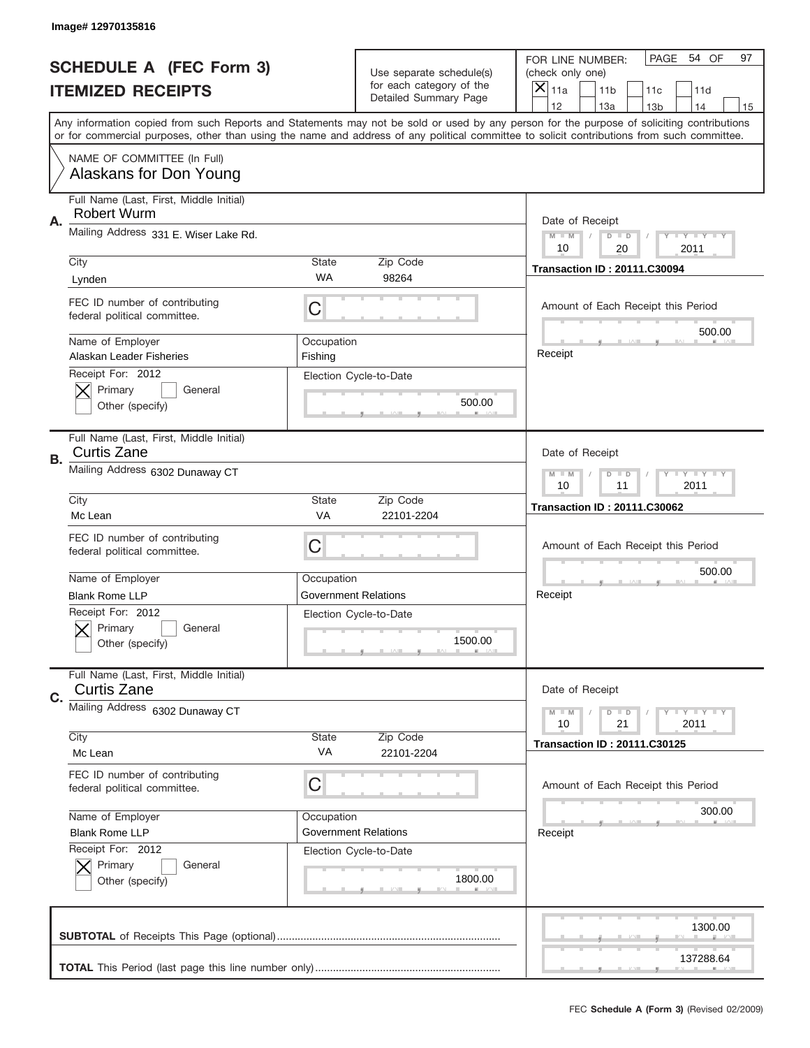Image# 12970135816

# SCHEDULE A (FEC Form 3)
# ITEMIZED RECEIPTS

Use separate schedule(s) for each category of the Detailed Summary Page

FOR LINE NUMBER: (check only one)
[X] 11a [ ] 11b [ ] 11c [ ] 11d [ ] 12 [ ] 13a [ ] 13b [ ] 14 [ ] 15

PAGE 54 OF 97

Any information copied from such Reports and Statements may not be sold or used by any person for the purpose of soliciting contributions or for commercial purposes, other than using the name and address of any political committee to solicit contributions from such committee.

NAME OF COMMITTEE (In Full)
Alaskans for Don Young

---

**A.** Full Name (Last, First, Middle Initial): Robert Wurm
Mailing Address: 331 E. Wiser Lake Rd.
City: Lynden | State: WA | Zip Code: 98264
FEC ID number of contributing federal political committee: C
Name of Employer: Alaskan Leader Fisheries
Occupation: Fishing
Receipt For: 2012 — [X] Primary [ ] General [ ] Other (specify)
Election Cycle-to-Date: 500.00
Date of Receipt: 10 / 20 / 2011
Transaction ID : 20111.C30094
Amount of Each Receipt this Period: 500.00
Receipt

---

**B.** Full Name (Last, First, Middle Initial): Curtis Zane
Mailing Address: 6302 Dunaway CT
City: Mc Lean | State: VA | Zip Code: 22101-2204
FEC ID number of contributing federal political committee: C
Name of Employer: Blank Rome LLP
Occupation: Government Relations
Receipt For: 2012 — [X] Primary [ ] General [ ] Other (specify)
Election Cycle-to-Date: 1500.00
Date of Receipt: 10 / 11 / 2011
Transaction ID : 20111.C30062
Amount of Each Receipt this Period: 500.00
Receipt

---

**C.** Full Name (Last, First, Middle Initial): Curtis Zane
Mailing Address: 6302 Dunaway CT
City: Mc Lean | State: VA | Zip Code: 22101-2204
FEC ID number of contributing federal political committee: C
Name of Employer: Blank Rome LLP
Occupation: Government Relations
Receipt For: 2012 — [X] Primary [ ] General [ ] Other (specify)
Election Cycle-to-Date: 1800.00
Date of Receipt: 10 / 21 / 2011
Transaction ID : 20111.C30125
Amount of Each Receipt this Period: 300.00
Receipt

---

**SUBTOTAL** of Receipts This Page (optional): 1300.00

**TOTAL** This Period (last page this line number only): 137288.64

FEC **Schedule A (Form 3)** (Revised 02/2009)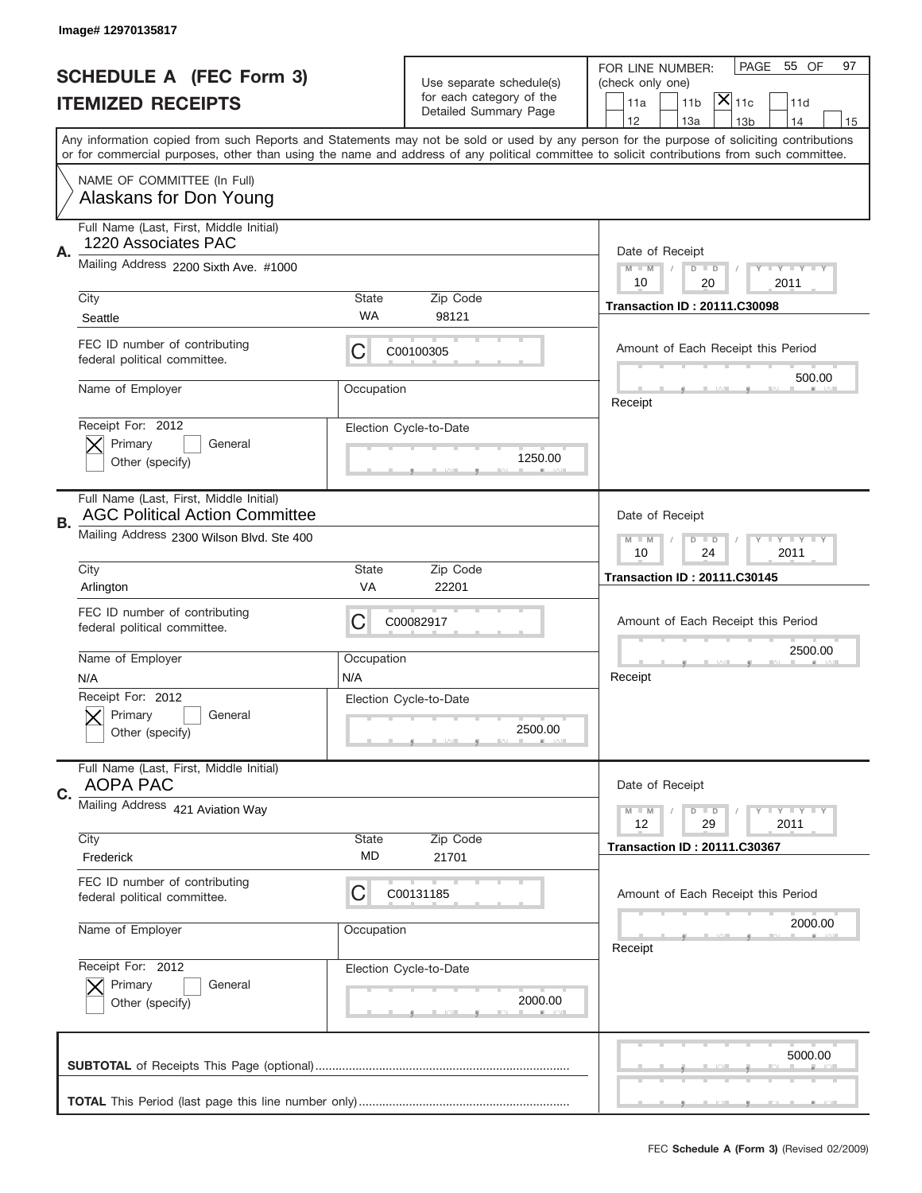Image# 12970135817

# SCHEDULE A (FEC Form 3)
## ITEMIZED RECEIPTS

Use separate schedule(s) for each category of the Detailed Summary Page

FOR LINE NUMBER: (check only one)
11a | 11b | [X] 11c | 11d | 12 | 13a | 13b | 14 | 15

PAGE 55 OF 97

Any information copied from such Reports and Statements may not be sold or used by any person for the purpose of soliciting contributions or for commercial purposes, other than using the name and address of any political committee to solicit contributions from such committee.

NAME OF COMMITTEE (In Full)
Alaskans for Don Young

---

**A.** Full Name (Last, First, Middle Initial): 1220 Associates PAC

Mailing Address: 2200 Sixth Ave. #1000

City: Seattle | State: WA | Zip Code: 98121

FEC ID number of contributing federal political committee: C C00100305

Name of Employer: | Occupation:

Receipt For: 2012 — [X] Primary [ ] General [ ] Other (specify)

Election Cycle-to-Date: 1250.00

Date of Receipt: 10 / 20 / 2011

Transaction ID : 20111.C30098

Amount of Each Receipt this Period: 500.00

Receipt

---

**B.** Full Name (Last, First, Middle Initial): AGC Political Action Committee

Mailing Address: 2300 Wilson Blvd. Ste 400

City: Arlington | State: VA | Zip Code: 22201

FEC ID number of contributing federal political committee: C C00082917

Name of Employer: N/A | Occupation: N/A

Receipt For: 2012 — [X] Primary [ ] General [ ] Other (specify)

Election Cycle-to-Date: 2500.00

Date of Receipt: 10 / 24 / 2011

Transaction ID : 20111.C30145

Amount of Each Receipt this Period: 2500.00

Receipt

---

**C.** Full Name (Last, First, Middle Initial): AOPA PAC

Mailing Address: 421 Aviation Way

City: Frederick | State: MD | Zip Code: 21701

FEC ID number of contributing federal political committee: C C00131185

Name of Employer: | Occupation:

Receipt For: 2012 — [X] Primary [ ] General [ ] Other (specify)

Election Cycle-to-Date: 2000.00

Date of Receipt: 12 / 29 / 2011

Transaction ID : 20111.C30367

Amount of Each Receipt this Period: 2000.00

Receipt

---

**SUBTOTAL** of Receipts This Page (optional): 5000.00

**TOTAL** This Period (last page this line number only):

FEC **Schedule A (Form 3)** (Revised 02/2009)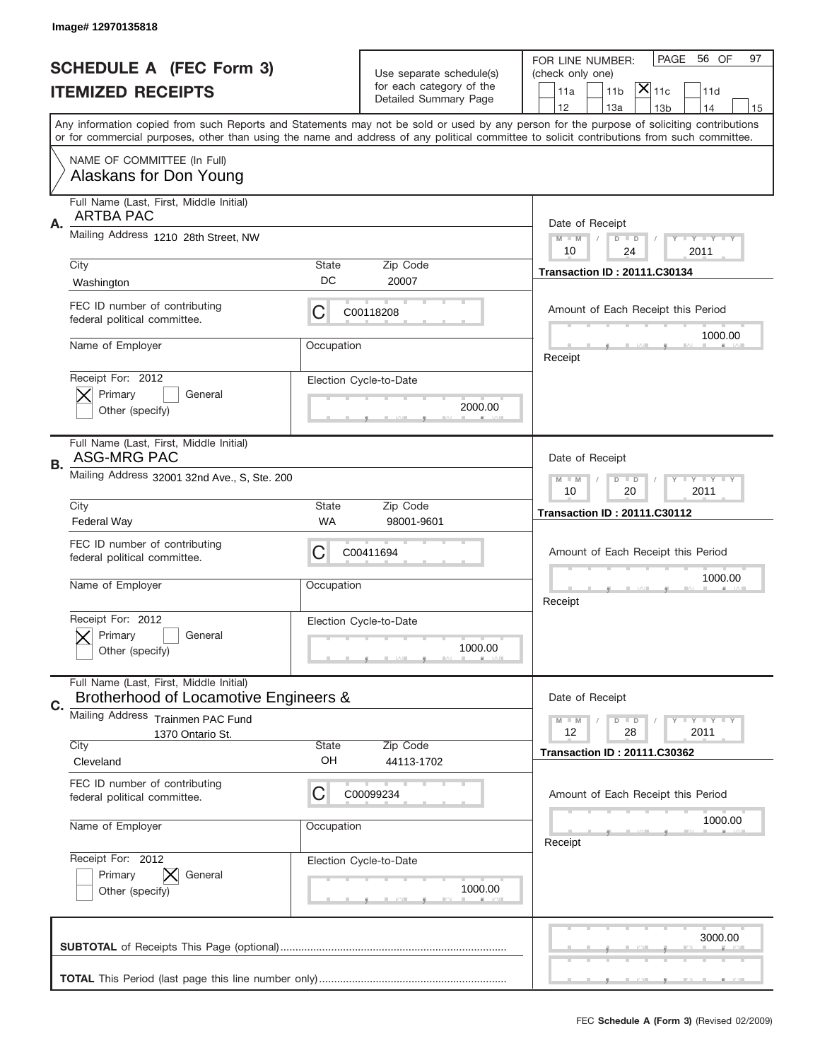Image# 12970135818

# SCHEDULE A (FEC Form 3)
## ITEMIZED RECEIPTS

Use separate schedule(s) for each category of the Detailed Summary Page

FOR LINE NUMBER: (check only one)
11a | 11b | [X] 11c | 11d | 12 | 13a | 13b | 14 | 15

PAGE 56 OF 97

Any information copied from such Reports and Statements may not be sold or used by any person for the purpose of soliciting contributions or for commercial purposes, other than using the name and address of any political committee to solicit contributions from such committee.

NAME OF COMMITTEE (In Full)
Alaskans for Don Young

---

**A.** Full Name (Last, First, Middle Initial): ARTBA PAC

Mailing Address: 1210 28th Street, NW

City: Washington | State: DC | Zip Code: 20007

FEC ID number of contributing federal political committee: C C00118208

Name of Employer: | Occupation:

Receipt For: 2012 — [X] Primary [ ] General [ ] Other (specify)

Election Cycle-to-Date: 2000.00

Date of Receipt: 10 / 24 / 2011

Transaction ID : 20111.C30134

Amount of Each Receipt this Period: 1000.00

Receipt

---

**B.** Full Name (Last, First, Middle Initial): ASG-MRG PAC

Mailing Address: 32001 32nd Ave., S, Ste. 200

City: Federal Way | State: WA | Zip Code: 98001-9601

FEC ID number of contributing federal political committee: C C00411694

Name of Employer: | Occupation:

Receipt For: 2012 — [X] Primary [ ] General [ ] Other (specify)

Election Cycle-to-Date: 1000.00

Date of Receipt: 10 / 20 / 2011

Transaction ID : 20111.C30112

Amount of Each Receipt this Period: 1000.00

Receipt

---

**C.** Full Name (Last, First, Middle Initial): Brotherhood of Locamotive Engineers &

Mailing Address: Trainmen PAC Fund, 1370 Ontario St.

City: Cleveland | State: OH | Zip Code: 44113-1702

FEC ID number of contributing federal political committee: C C00099234

Name of Employer: | Occupation:

Receipt For: 2012 — [ ] Primary [X] General [ ] Other (specify)

Election Cycle-to-Date: 1000.00

Date of Receipt: 12 / 28 / 2011

Transaction ID : 20111.C30362

Amount of Each Receipt this Period: 1000.00

Receipt

---

**SUBTOTAL** of Receipts This Page (optional): 3000.00

**TOTAL** This Period (last page this line number only):

FEC **Schedule A (Form 3)** (Revised 02/2009)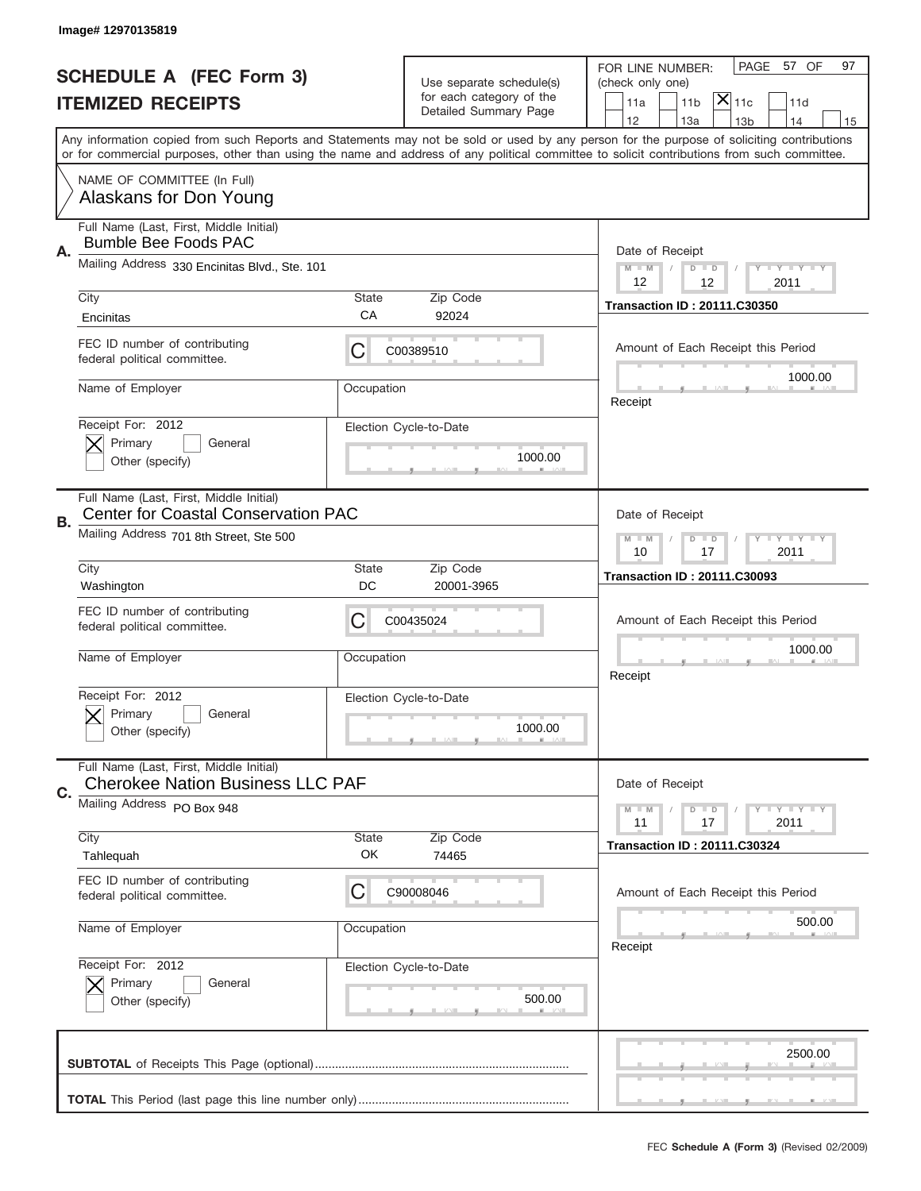Image# 12970135819

# SCHEDULE A (FEC Form 3)
## ITEMIZED RECEIPTS

Use separate schedule(s) for each category of the Detailed Summary Page

FOR LINE NUMBER: (check only one)
11a | 11b | [X] 11c | 11d | 12 | 13a | 13b | 14 | 15

Any information copied from such Reports and Statements may not be sold or used by any person for the purpose of soliciting contributions or for commercial purposes, other than using the name and address of any political committee to solicit contributions from such committee.

NAME OF COMMITTEE (In Full)
Alaskans for Don Young

---

**A.** Full Name (Last, First, Middle Initial): Bumble Bee Foods PAC

Mailing Address: 330 Encinitas Blvd., Ste. 101

City: Encinitas | State: CA | Zip Code: 92024

FEC ID number of contributing federal political committee: C C00389510

Name of Employer: | Occupation:

Receipt For: 2012 — [X] Primary [ ] General [ ] Other (specify)

Election Cycle-to-Date: 1000.00

Date of Receipt: 12 / 12 / 2011

Transaction ID : 20111.C30350

Amount of Each Receipt this Period: 1000.00

Receipt

---

**B.** Full Name (Last, First, Middle Initial): Center for Coastal Conservation PAC

Mailing Address: 701 8th Street, Ste 500

City: Washington | State: DC | Zip Code: 20001-3965

FEC ID number of contributing federal political committee: C C00435024

Name of Employer: | Occupation:

Receipt For: 2012 — [X] Primary [ ] General [ ] Other (specify)

Election Cycle-to-Date: 1000.00

Date of Receipt: 10 / 17 / 2011

Transaction ID : 20111.C30093

Amount of Each Receipt this Period: 1000.00

Receipt

---

**C.** Full Name (Last, First, Middle Initial): Cherokee Nation Business LLC PAF

Mailing Address: PO Box 948

City: Tahlequah | State: OK | Zip Code: 74465

FEC ID number of contributing federal political committee: C C90008046

Name of Employer: | Occupation:

Receipt For: 2012 — [X] Primary [ ] General [ ] Other (specify)

Election Cycle-to-Date: 500.00

Date of Receipt: 11 / 17 / 2011

Transaction ID : 20111.C30324

Amount of Each Receipt this Period: 500.00

Receipt

---

**SUBTOTAL** of Receipts This Page (optional): 2500.00

**TOTAL** This Period (last page this line number only):

FEC **Schedule A (Form 3)** (Revised 02/2009)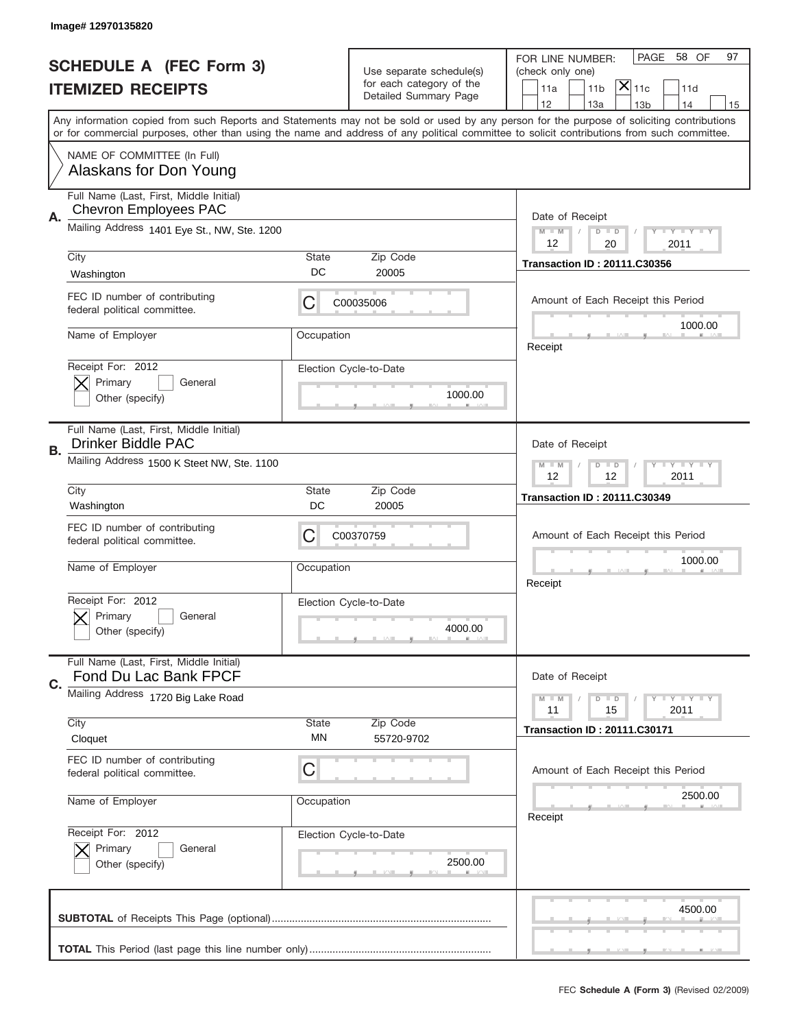Image# 12970135820

# SCHEDULE A (FEC Form 3)
## ITEMIZED RECEIPTS

Use separate schedule(s) for each category of the Detailed Summary Page

FOR LINE NUMBER: (check only one)

☐ 11a ☐ 11b ☒ 11c ☐ 11d ☐ 12 ☐ 13a ☐ 13b ☐ 14 ☐ 15

PAGE 58 OF 97

Any information copied from such Reports and Statements may not be sold or used by any person for the purpose of soliciting contributions or for commercial purposes, other than using the name and address of any political committee to solicit contributions from such committee.

NAME OF COMMITTEE (In Full)
Alaskans for Don Young

---

**A.** Full Name (Last, First, Middle Initial): Chevron Employees PAC

Mailing Address: 1401 Eye St., NW, Ste. 1200

City: Washington | State: DC | Zip Code: 20005

FEC ID number of contributing federal political committee: C C00035006

Name of Employer: | Occupation:

Receipt For: 2012 ☒ Primary ☐ General ☐ Other (specify)

Election Cycle-to-Date: 1000.00

Date of Receipt: 12 / 20 / 2011

Transaction ID : 20111.C30356

Amount of Each Receipt this Period: 1000.00

---

**B.** Full Name (Last, First, Middle Initial): Drinker Biddle PAC

Mailing Address: 1500 K Steet NW, Ste. 1100

City: Washington | State: DC | Zip Code: 20005

FEC ID number of contributing federal political committee: C C00370759

Name of Employer: | Occupation:

Receipt For: 2012 ☒ Primary ☐ General ☐ Other (specify)

Election Cycle-to-Date: 4000.00

Date of Receipt: 12 / 12 / 2011

Transaction ID : 20111.C30349

Amount of Each Receipt this Period: 1000.00

---

**C.** Full Name (Last, First, Middle Initial): Fond Du Lac Bank FPCF

Mailing Address: 1720 Big Lake Road

City: Cloquet | State: MN | Zip Code: 55720-9702

FEC ID number of contributing federal political committee: C

Name of Employer: | Occupation:

Receipt For: 2012 ☒ Primary ☐ General ☐ Other (specify)

Election Cycle-to-Date: 2500.00

Date of Receipt: 11 / 15 / 2011

Transaction ID : 20111.C30171

Amount of Each Receipt this Period: 2500.00

---

**SUBTOTAL** of Receipts This Page (optional): 4500.00

**TOTAL** This Period (last page this line number only):

FEC Schedule A (Form 3) (Revised 02/2009)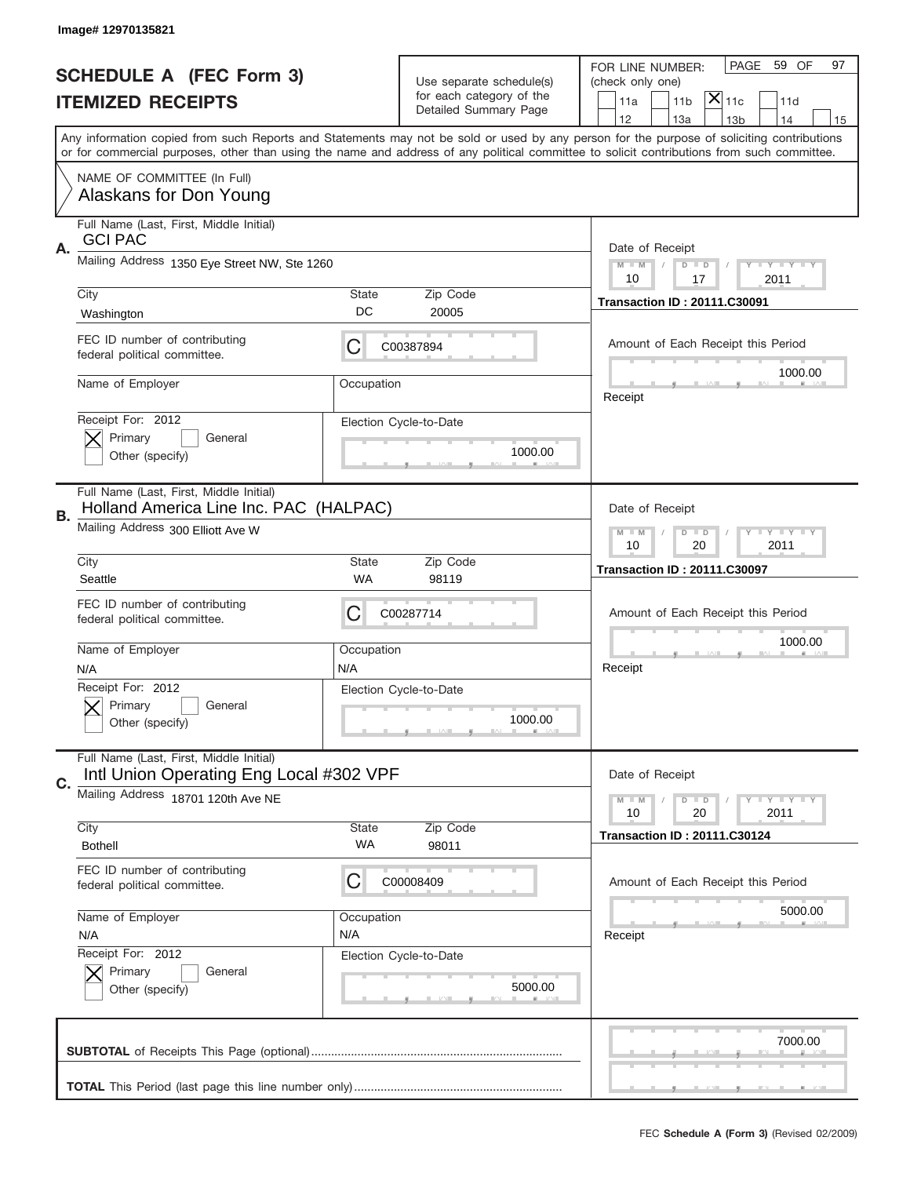Image# 12970135821

# SCHEDULE A (FEC Form 3)
## ITEMIZED RECEIPTS

Use separate schedule(s) for each category of the Detailed Summary Page

FOR LINE NUMBER: (check only one)
11a | 11b | [X] 11c | 11d
12 | 13a | 13b | 14 | 15

PAGE 59 OF 97

Any information copied from such Reports and Statements may not be sold or used by any person for the purpose of soliciting contributions or for commercial purposes, other than using the name and address of any political committee to solicit contributions from such committee.

NAME OF COMMITTEE (In Full)
Alaskans for Don Young

---

**A.** Full Name (Last, First, Middle Initial): GCI PAC

Mailing Address: 1350 Eye Street NW, Ste 1260

City: Washington | State: DC | Zip Code: 20005

FEC ID number of contributing federal political committee: C00387894

Name of Employer: | Occupation:

Receipt For: 2012 — [X] Primary [ ] General [ ] Other (specify)

Election Cycle-to-Date: 1000.00

Date of Receipt: 10 / 17 / 2011

Transaction ID : 20111.C30091

Amount of Each Receipt this Period: 1000.00

---

**B.** Full Name (Last, First, Middle Initial): Holland America Line Inc. PAC (HALPAC)

Mailing Address: 300 Elliott Ave W

City: Seattle | State: WA | Zip Code: 98119

FEC ID number of contributing federal political committee: C00287714

Name of Employer: N/A | Occupation: N/A

Receipt For: 2012 — [X] Primary [ ] General [ ] Other (specify)

Election Cycle-to-Date: 1000.00

Date of Receipt: 10 / 20 / 2011

Transaction ID : 20111.C30097

Amount of Each Receipt this Period: 1000.00

---

**C.** Full Name (Last, First, Middle Initial): Intl Union Operating Eng Local #302 VPF

Mailing Address: 18701 120th Ave NE

City: Bothell | State: WA | Zip Code: 98011

FEC ID number of contributing federal political committee: C00008409

Name of Employer: N/A | Occupation: N/A

Receipt For: 2012 — [X] Primary [ ] General [ ] Other (specify)

Election Cycle-to-Date: 5000.00

Date of Receipt: 10 / 20 / 2011

Transaction ID : 20111.C30124

Amount of Each Receipt this Period: 5000.00

---

**SUBTOTAL** of Receipts This Page (optional): 7000.00

**TOTAL** This Period (last page this line number only):

FEC **Schedule A (Form 3)** (Revised 02/2009)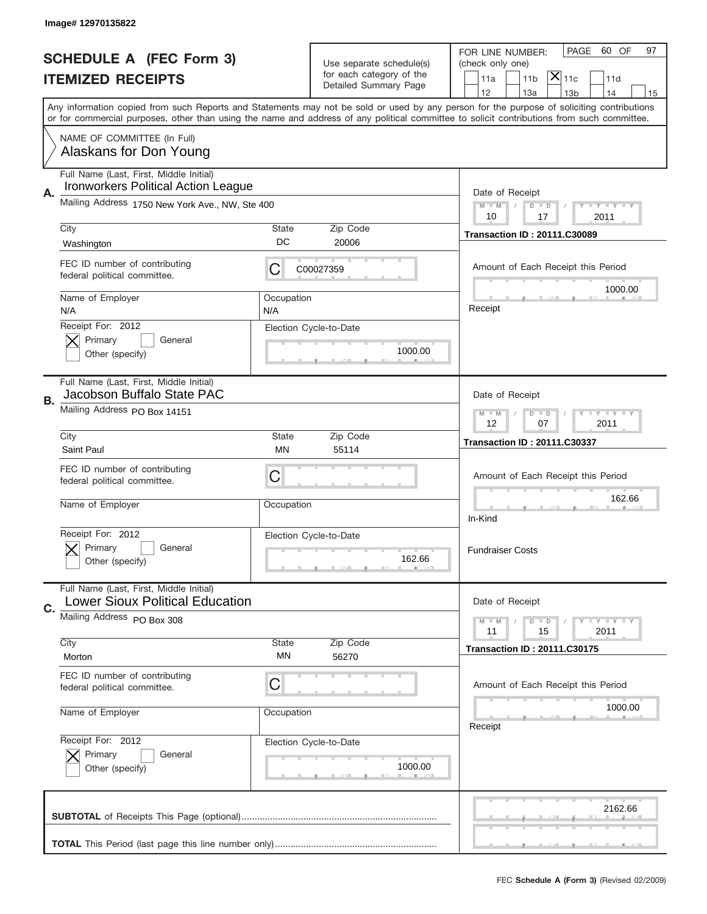Image# 12970135822

# SCHEDULE A (FEC Form 3)
# ITEMIZED RECEIPTS

Use separate schedule(s) for each category of the Detailed Summary Page

FOR LINE NUMBER: (check only one)

11a | 11b | [X] 11c | 11d
12 | 13a | 13b | 14 | 15

PAGE 60 OF 97

Any information copied from such Reports and Statements may not be sold or used by any person for the purpose of soliciting contributions or for commercial purposes, other than using the name and address of any political committee to solicit contributions from such committee.

NAME OF COMMITTEE (In Full)
Alaskans for Don Young

---

**A.** Full Name (Last, First, Middle Initial): Ironworkers Political Action League

Mailing Address: 1750 New York Ave., NW, Ste 400

City: Washington | State: DC | Zip Code: 20006

FEC ID number of contributing federal political committee: C C00027359

Name of Employer: N/A | Occupation: N/A

Receipt For: 2012 — [X] Primary [ ] General [ ] Other (specify)

Election Cycle-to-Date: 1000.00

Date of Receipt: 10 / 17 / 2011

Transaction ID : 20111.C30089

Amount of Each Receipt this Period: 1000.00

Receipt

---

**B.** Full Name (Last, First, Middle Initial): Jacobson Buffalo State PAC

Mailing Address: PO Box 14151

City: Saint Paul | State: MN | Zip Code: 55114

FEC ID number of contributing federal political committee: C

Name of Employer: | Occupation:

Receipt For: 2012 — [X] Primary [ ] General [ ] Other (specify)

Election Cycle-to-Date: 162.66

Date of Receipt: 12 / 07 / 2011

Transaction ID : 20111.C30337

Amount of Each Receipt this Period: 162.66

In-Kind

Fundraiser Costs

---

**C.** Full Name (Last, First, Middle Initial): Lower Sioux Political Education

Mailing Address: PO Box 308

City: Morton | State: MN | Zip Code: 56270

FEC ID number of contributing federal political committee: C

Name of Employer: | Occupation:

Receipt For: 2012 — [X] Primary [ ] General [ ] Other (specify)

Election Cycle-to-Date: 1000.00

Date of Receipt: 11 / 15 / 2011

Transaction ID : 20111.C30175

Amount of Each Receipt this Period: 1000.00

Receipt

---

**SUBTOTAL** of Receipts This Page (optional): 2162.66

**TOTAL** This Period (last page this line number only):

FEC **Schedule A (Form 3)** (Revised 02/2009)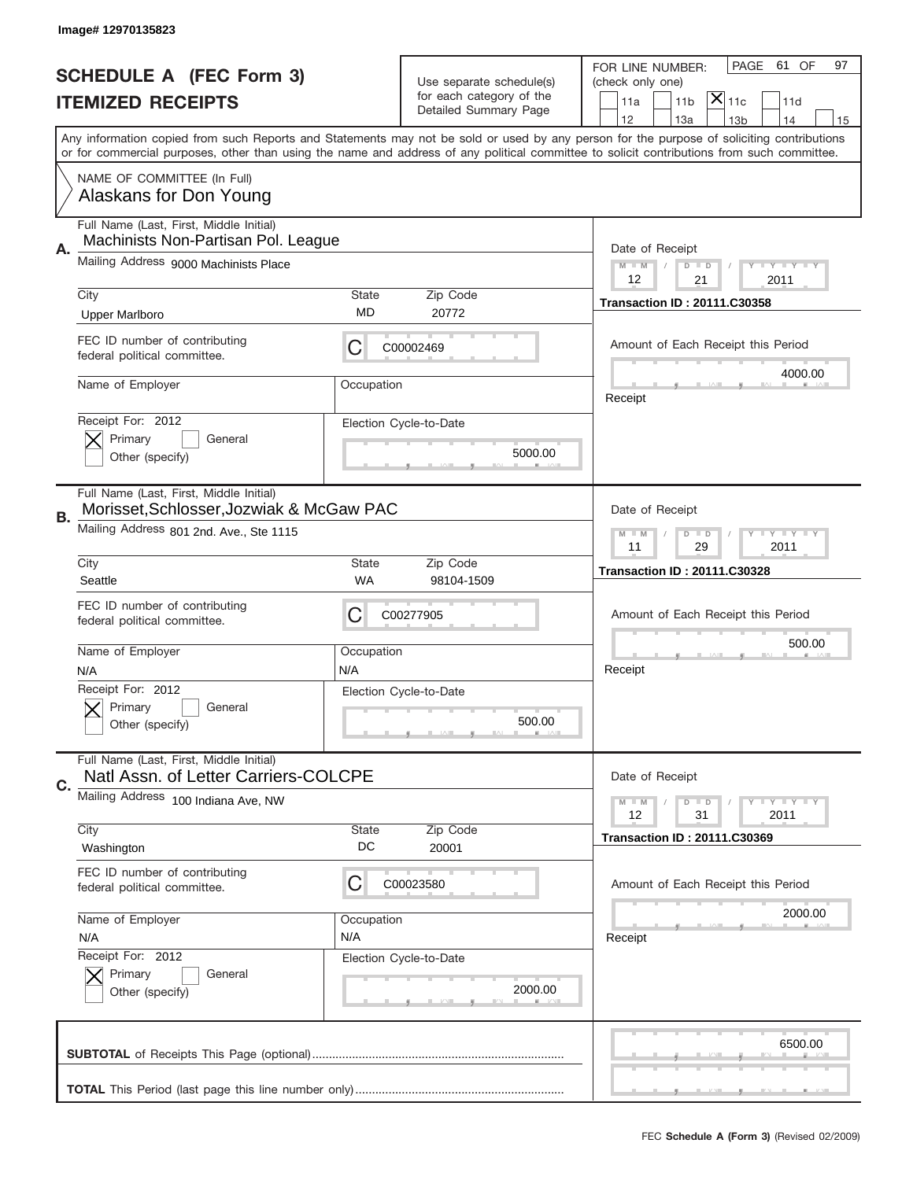Image# 12970135823

# SCHEDULE A (FEC Form 3)
# ITEMIZED RECEIPTS

Use separate schedule(s) for each category of the Detailed Summary Page

FOR LINE NUMBER: (check only one)
11a | 11b | [X] 11c | 11d | 12 | 13a | 13b | 14 | 15

PAGE 61 OF 97

Any information copied from such Reports and Statements may not be sold or used by any person for the purpose of soliciting contributions or for commercial purposes, other than using the name and address of any political committee to solicit contributions from such committee.

NAME OF COMMITTEE (In Full)
Alaskans for Don Young

---

**A.** Full Name (Last, First, Middle Initial): Machinists Non-Partisan Pol. League

Mailing Address: 9000 Machinists Place

City: Upper Marlboro | State: MD | Zip Code: 20772

FEC ID number of contributing federal political committee: C00002469

Name of Employer: | Occupation:

Receipt For: 2012 — [X] Primary [ ] General [ ] Other (specify)

Election Cycle-to-Date: 5000.00

Date of Receipt: 12/21/2011

Transaction ID : 20111.C30358

Amount of Each Receipt this Period: 4000.00

Receipt

---

**B.** Full Name (Last, First, Middle Initial): Morisset,Schlosser,Jozwiak & McGaw PAC

Mailing Address: 801 2nd. Ave., Ste 1115

City: Seattle | State: WA | Zip Code: 98104-1509

FEC ID number of contributing federal political committee: C00277905

Name of Employer: N/A | Occupation: N/A

Receipt For: 2012 — [X] Primary [ ] General [ ] Other (specify)

Election Cycle-to-Date: 500.00

Date of Receipt: 11/29/2011

Transaction ID : 20111.C30328

Amount of Each Receipt this Period: 500.00

Receipt

---

**C.** Full Name (Last, First, Middle Initial): Natl Assn. of Letter Carriers-COLCPE

Mailing Address: 100 Indiana Ave, NW

City: Washington | State: DC | Zip Code: 20001

FEC ID number of contributing federal political committee: C00023580

Name of Employer: N/A | Occupation: N/A

Receipt For: 2012 — [X] Primary [ ] General [ ] Other (specify)

Election Cycle-to-Date: 2000.00

Date of Receipt: 12/31/2011

Transaction ID : 20111.C30369

Amount of Each Receipt this Period: 2000.00

Receipt

---

**SUBTOTAL** of Receipts This Page (optional): 6500.00

**TOTAL** This Period (last page this line number only):

FEC **Schedule A (Form 3)** (Revised 02/2009)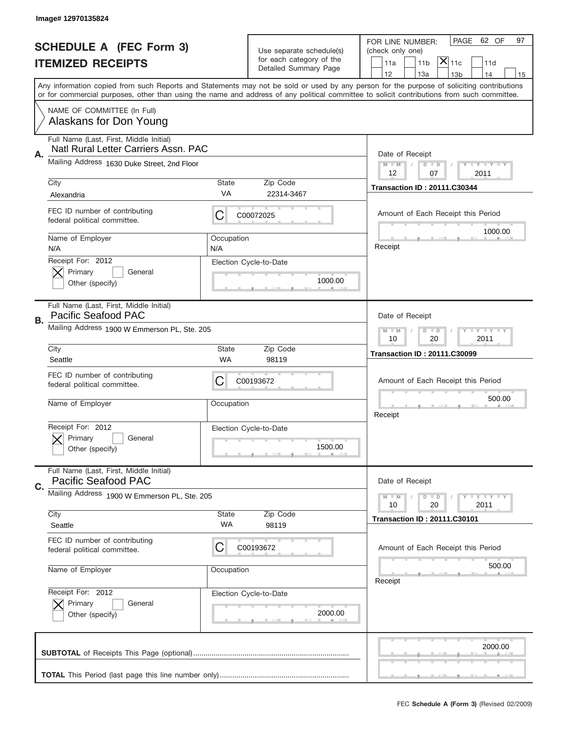Image# 12970135824

# SCHEDULE A (FEC Form 3)
## ITEMIZED RECEIPTS

Use separate schedule(s) for each category of the Detailed Summary Page

FOR LINE NUMBER: (check only one)

11a | 11b | [X] 11c | 11d | 12 | 13a | 13b | 14 | 15

PAGE 62 OF 97

Any information copied from such Reports and Statements may not be sold or used by any person for the purpose of soliciting contributions or for commercial purposes, other than using the name and address of any political committee to solicit contributions from such committee.

NAME OF COMMITTEE (In Full)
Alaskans for Don Young

---

**A.** Full Name (Last, First, Middle Initial): Natl Rural Letter Carriers Assn. PAC

Mailing Address: 1630 Duke Street, 2nd Floor

City: Alexandria | State: VA | Zip Code: 22314-3467

FEC ID number of contributing federal political committee: C | C00072025

Name of Employer: N/A | Occupation: N/A

Receipt For: 2012 — [X] Primary [ ] General [ ] Other (specify)

Election Cycle-to-Date: 1000.00

Date of Receipt: 12 / 07 / 2011

Transaction ID : 20111.C30344

Amount of Each Receipt this Period: 1000.00

Receipt

---

**B.** Full Name (Last, First, Middle Initial): Pacific Seafood PAC

Mailing Address: 1900 W Emmerson PL, Ste. 205

City: Seattle | State: WA | Zip Code: 98119

FEC ID number of contributing federal political committee: C | C00193672

Name of Employer: | Occupation:

Receipt For: 2012 — [X] Primary [ ] General [ ] Other (specify)

Election Cycle-to-Date: 1500.00

Date of Receipt: 10 / 20 / 2011

Transaction ID : 20111.C30099

Amount of Each Receipt this Period: 500.00

Receipt

---

**C.** Full Name (Last, First, Middle Initial): Pacific Seafood PAC

Mailing Address: 1900 W Emmerson PL, Ste. 205

City: Seattle | State: WA | Zip Code: 98119

FEC ID number of contributing federal political committee: C | C00193672

Name of Employer: | Occupation:

Receipt For: 2012 — [X] Primary [ ] General [ ] Other (specify)

Election Cycle-to-Date: 2000.00

Date of Receipt: 10 / 20 / 2011

Transaction ID : 20111.C30101

Amount of Each Receipt this Period: 500.00

Receipt

---

**SUBTOTAL** of Receipts This Page (optional): 2000.00

**TOTAL** This Period (last page this line number only):

FEC **Schedule A (Form 3)** (Revised 02/2009)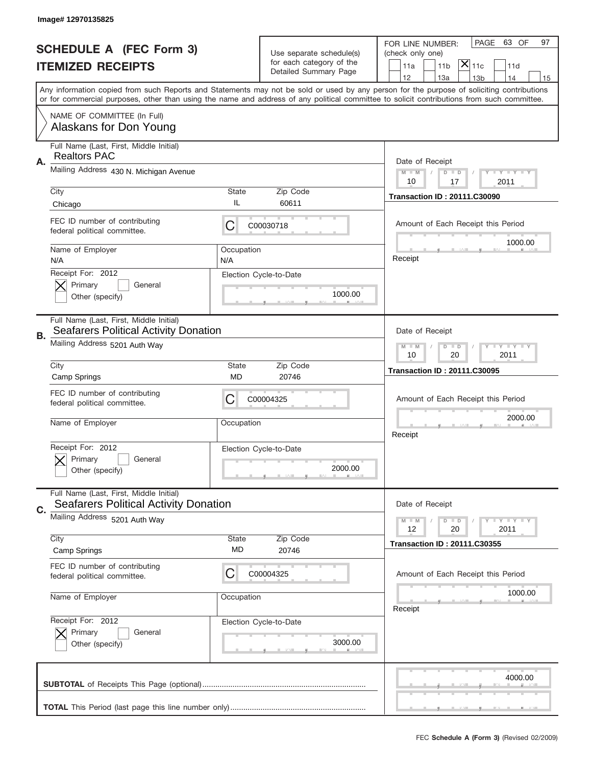Image# 12970135825

# SCHEDULE A (FEC Form 3)
## ITEMIZED RECEIPTS

Use separate schedule(s) for each category of the Detailed Summary Page

FOR LINE NUMBER: (check only one)
11a | 11b | [X] 11c | 11d | 12 | 13a | 13b | 14 | 15

PAGE 63 OF 97

Any information copied from such Reports and Statements may not be sold or used by any person for the purpose of soliciting contributions or for commercial purposes, other than using the name and address of any political committee to solicit contributions from such committee.

NAME OF COMMITTEE (In Full)
Alaskans for Don Young

---

**A.**

Full Name (Last, First, Middle Initial): Realtors PAC
Mailing Address: 430 N. Michigan Avenue
City: Chicago | State: IL | Zip Code: 60611
FEC ID number of contributing federal political committee: C C00030718
Name of Employer: N/A | Occupation: N/A
Receipt For: 2012 — [X] Primary [ ] General [ ] Other (specify)
Election Cycle-to-Date: 1000.00

Date of Receipt: 10 / 17 / 2011
Transaction ID : 20111.C30090
Amount of Each Receipt this Period: 1000.00
Receipt

---

**B.**

Full Name (Last, First, Middle Initial): Seafarers Political Activity Donation
Mailing Address: 5201 Auth Way
City: Camp Springs | State: MD | Zip Code: 20746
FEC ID number of contributing federal political committee: C C00004325
Name of Employer: | Occupation:
Receipt For: 2012 — [X] Primary [ ] General [ ] Other (specify)
Election Cycle-to-Date: 2000.00

Date of Receipt: 10 / 20 / 2011
Transaction ID : 20111.C30095
Amount of Each Receipt this Period: 2000.00
Receipt

---

**C.**

Full Name (Last, First, Middle Initial): Seafarers Political Activity Donation
Mailing Address: 5201 Auth Way
City: Camp Springs | State: MD | Zip Code: 20746
FEC ID number of contributing federal political committee: C C00004325
Name of Employer: | Occupation:
Receipt For: 2012 — [X] Primary [ ] General [ ] Other (specify)
Election Cycle-to-Date: 3000.00

Date of Receipt: 12 / 20 / 2011
Transaction ID : 20111.C30355
Amount of Each Receipt this Period: 1000.00
Receipt

---

**SUBTOTAL** of Receipts This Page (optional): 4000.00

**TOTAL** This Period (last page this line number only):

FEC **Schedule A (Form 3)** (Revised 02/2009)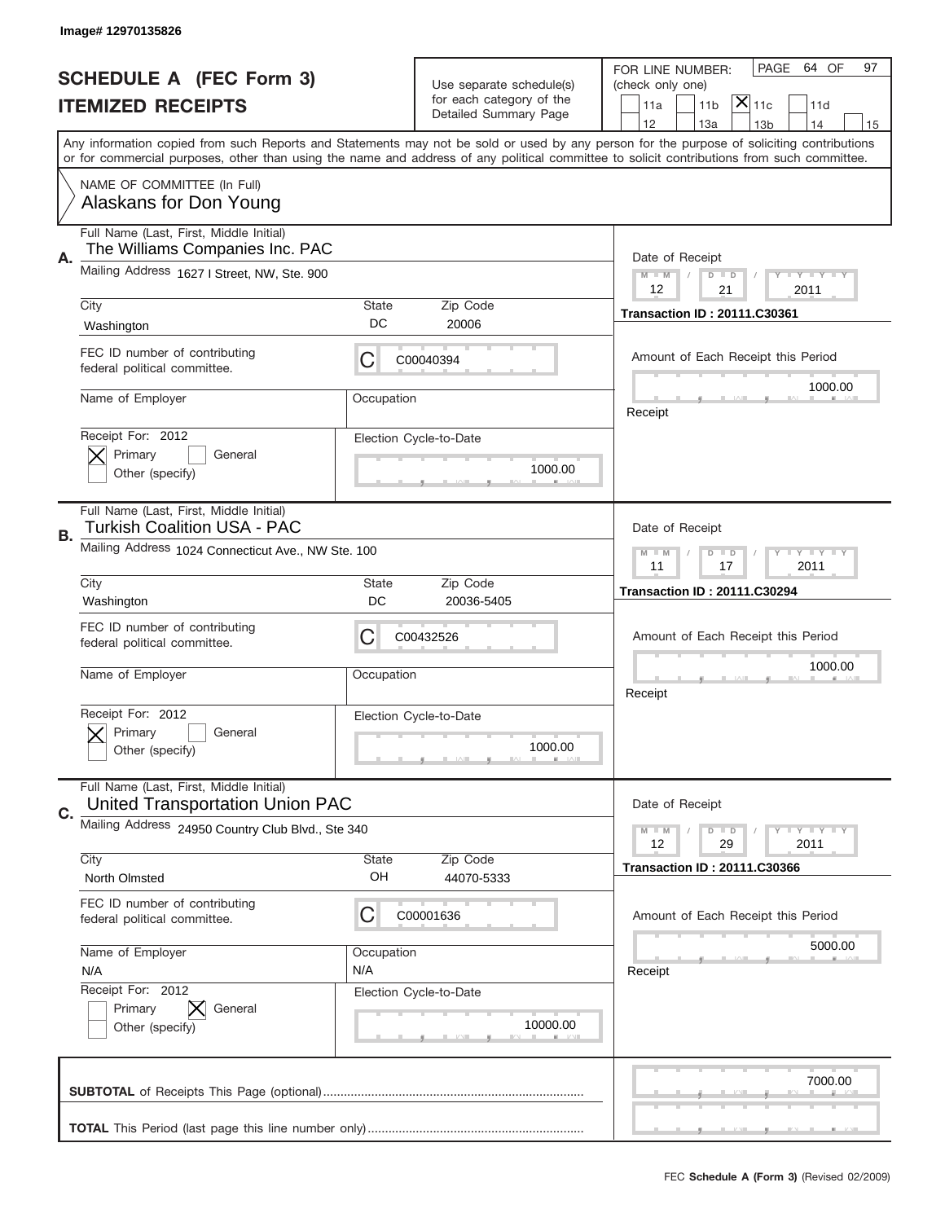Image# 12970135826

# SCHEDULE A (FEC Form 3)
## ITEMIZED RECEIPTS

Use separate schedule(s) for each category of the Detailed Summary Page

FOR LINE NUMBER: (check only one)

☐ 11a ☐ 11b ☒ 11c ☐ 11d ☐ 12 ☐ 13a ☐ 13b ☐ 14 ☐ 15

PAGE 64 OF 97

Any information copied from such Reports and Statements may not be sold or used by any person for the purpose of soliciting contributions or for commercial purposes, other than using the name and address of any political committee to solicit contributions from such committee.

NAME OF COMMITTEE (In Full)
Alaskans for Don Young

---

**A.** Full Name (Last, First, Middle Initial): The Williams Companies Inc. PAC

Mailing Address: 1627 I Street, NW, Ste. 900

City: Washington | State: DC | Zip Code: 20006

FEC ID number of contributing federal political committee: C C00040394

Name of Employer: | Occupation:

Receipt For: 2012 ☒ Primary ☐ General ☐ Other (specify)

Election Cycle-to-Date: 1000.00

Date of Receipt: 12 / 21 / 2011

Transaction ID : 20111.C30361

Amount of Each Receipt this Period: 1000.00

---

**B.** Full Name (Last, First, Middle Initial): Turkish Coalition USA - PAC

Mailing Address: 1024 Connecticut Ave., NW Ste. 100

City: Washington | State: DC | Zip Code: 20036-5405

FEC ID number of contributing federal political committee: C C00432526

Name of Employer: | Occupation:

Receipt For: 2012 ☒ Primary ☐ General ☐ Other (specify)

Election Cycle-to-Date: 1000.00

Date of Receipt: 11 / 17 / 2011

Transaction ID : 20111.C30294

Amount of Each Receipt this Period: 1000.00

---

**C.** Full Name (Last, First, Middle Initial): United Transportation Union PAC

Mailing Address: 24950 Country Club Blvd., Ste 340

City: North Olmsted | State: OH | Zip Code: 44070-5333

FEC ID number of contributing federal political committee: C C00001636

Name of Employer: N/A | Occupation: N/A

Receipt For: 2012 ☐ Primary ☒ General ☐ Other (specify)

Election Cycle-to-Date: 10000.00

Date of Receipt: 12 / 29 / 2011

Transaction ID : 20111.C30366

Amount of Each Receipt this Period: 5000.00

---

**SUBTOTAL** of Receipts This Page (optional): 7000.00

**TOTAL** This Period (last page this line number only):

FEC **Schedule A (Form 3)** (Revised 02/2009)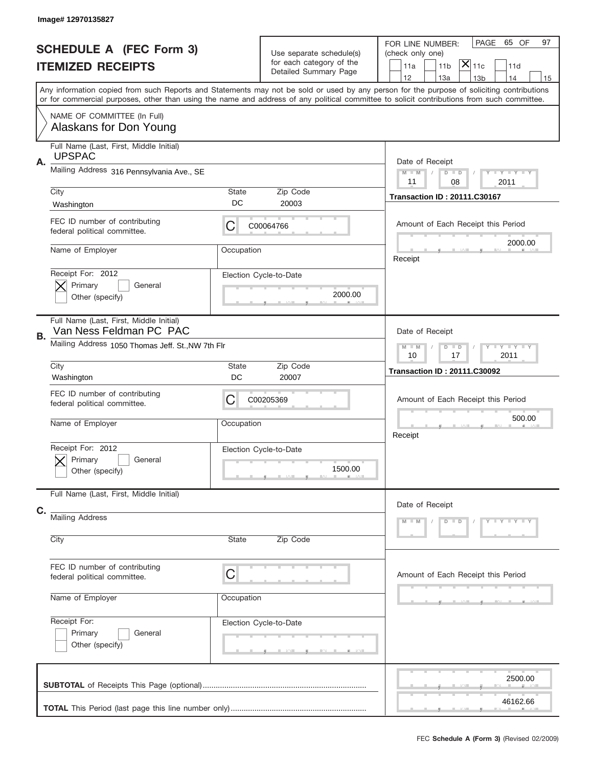Image# 12970135827

# SCHEDULE A (FEC Form 3)
## ITEMIZED RECEIPTS

Use separate schedule(s) for each category of the Detailed Summary Page

FOR LINE NUMBER: (check only one)

- [ ] 11a
- [ ] 11b
- [X] 11c
- [ ] 11d
- [ ] 12
- [ ] 13a
- [ ] 13b
- [ ] 14
- [ ] 15

PAGE 65 OF 97

Any information copied from such Reports and Statements may not be sold or used by any person for the purpose of soliciting contributions or for commercial purposes, other than using the name and address of any political committee to solicit contributions from such committee.

NAME OF COMMITTEE (In Full)
Alaskans for Don Young

---

**A.**

Full Name (Last, First, Middle Initial): UPSPAC

Mailing Address: 316 Pennsylvania Ave., SE

City: Washington | State: DC | Zip Code: 20003

FEC ID number of contributing federal political committee: C C00064766

Name of Employer: | Occupation:

Receipt For: 2012
- [X] Primary
- [ ] General
- [ ] Other (specify)

Election Cycle-to-Date: 2000.00

Date of Receipt: 11 / 08 / 2011

Transaction ID : 20111.C30167

Amount of Each Receipt this Period: 2000.00

Receipt

---

**B.**

Full Name (Last, First, Middle Initial): Van Ness Feldman PC PAC

Mailing Address: 1050 Thomas Jeff. St.,NW 7th Flr

City: Washington | State: DC | Zip Code: 20007

FEC ID number of contributing federal political committee: C C00205369

Name of Employer: | Occupation:

Receipt For: 2012
- [X] Primary
- [ ] General
- [ ] Other (specify)

Election Cycle-to-Date: 1500.00

Date of Receipt: 10 / 17 / 2011

Transaction ID : 20111.C30092

Amount of Each Receipt this Period: 500.00

Receipt

---

**C.**

Full Name (Last, First, Middle Initial):

Mailing Address

City | State | Zip Code

FEC ID number of contributing federal political committee: C

Name of Employer: | Occupation:

Receipt For:
- [ ] Primary
- [ ] General
- [ ] Other (specify)

Election Cycle-to-Date

Date of Receipt: M M / D D / Y Y Y Y

Amount of Each Receipt this Period

---

**SUBTOTAL** of Receipts This Page (optional): 2500.00

**TOTAL** This Period (last page this line number only): 46162.66

FEC **Schedule A (Form 3)** (Revised 02/2009)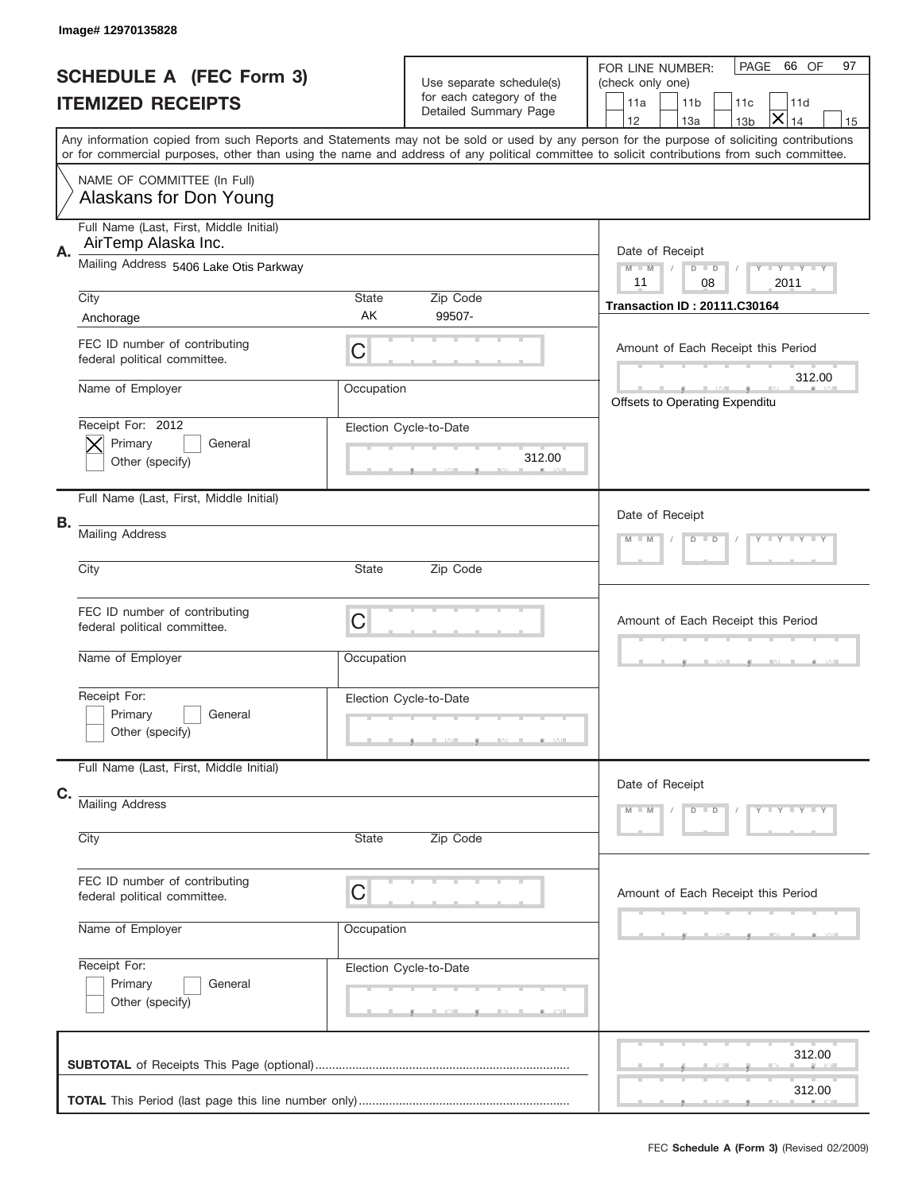Image# 12970135828

# SCHEDULE A (FEC Form 3)
## ITEMIZED RECEIPTS

Use separate schedule(s) for each category of the Detailed Summary Page

FOR LINE NUMBER: (check only one)

☐ 11a ☐ 11b ☐ 11c ☐ 11d ☐ 12 ☐ 13a ☐ 13b ☒ 14 ☐ 15

PAGE 66 OF 97

Any information copied from such Reports and Statements may not be sold or used by any person for the purpose of soliciting contributions or for commercial purposes, other than using the name and address of any political committee to solicit contributions from such committee.

NAME OF COMMITTEE (In Full)
Alaskans for Don Young

**A.**

Full Name (Last, First, Middle Initial): AirTemp Alaska Inc.

Mailing Address: 5406 Lake Otis Parkway

| City | State | Zip Code |
|---|---|---|
| Anchorage | AK | 99507- |

FEC ID number of contributing federal political committee: C

Name of Employer:

Occupation:

Receipt For: 2012
☒ Primary ☐ General
☐ Other (specify)

Election Cycle-to-Date: 312.00

Date of Receipt: 11 / 08 / 2011

Transaction ID : 20111.C30164

Amount of Each Receipt this Period: 312.00

Offsets to Operating Expenditu

**B.**

Full Name (Last, First, Middle Initial):

Mailing Address:

| City | State | Zip Code |
|---|---|---|
| | | |

FEC ID number of contributing federal political committee: C

Name of Employer:

Occupation:

Receipt For:
☐ Primary ☐ General
☐ Other (specify)

Election Cycle-to-Date:

Date of Receipt: M M / D D / Y Y Y Y

Amount of Each Receipt this Period:

**C.**

Full Name (Last, First, Middle Initial):

Mailing Address:

| City | State | Zip Code |
|---|---|---|
| | | |

FEC ID number of contributing federal political committee: C

Name of Employer:

Occupation:

Receipt For:
☐ Primary ☐ General
☐ Other (specify)

Election Cycle-to-Date:

Date of Receipt: M M / D D / Y Y Y Y

Amount of Each Receipt this Period:

**SUBTOTAL** of Receipts This Page (optional) ............ 312.00

**TOTAL** This Period (last page this line number only) ............ 312.00

FEC **Schedule A (Form 3)** (Revised 02/2009)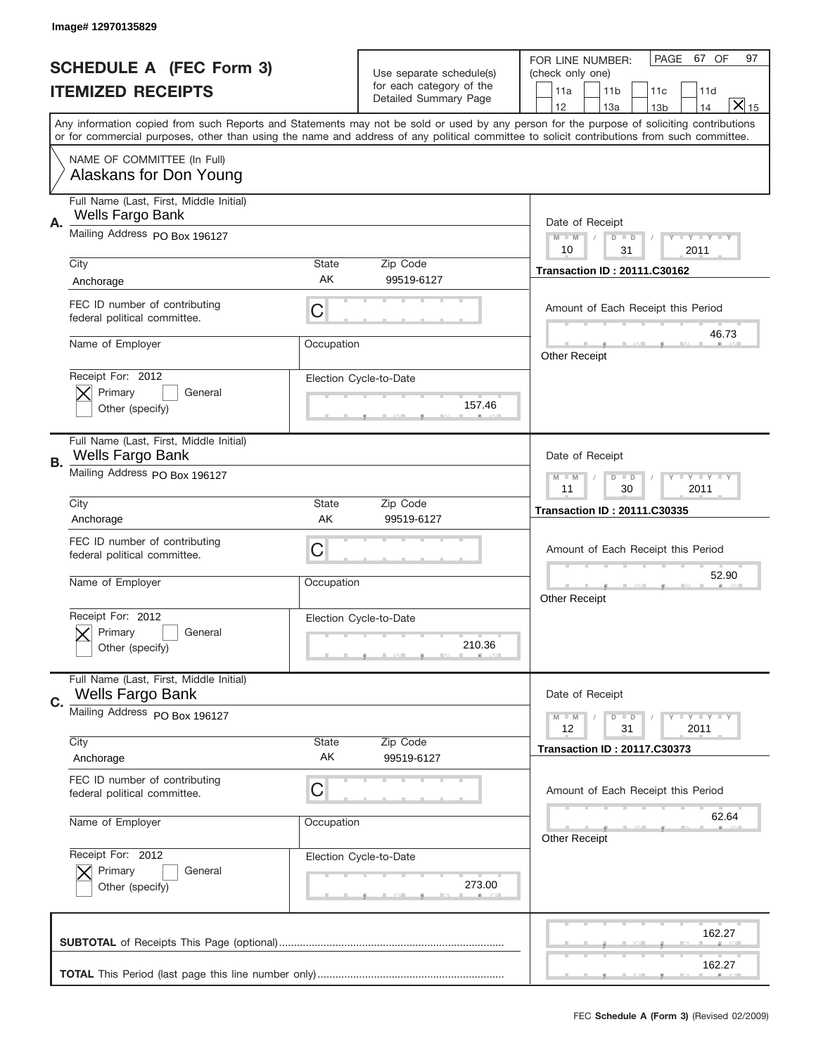Image# 12970135829

# SCHEDULE A (FEC Form 3)
## ITEMIZED RECEIPTS

Use separate schedule(s) for each category of the Detailed Summary Page

FOR LINE NUMBER: (check only one)

11a | 11b | 11c | 11d | 12 | 13a | 13b | 14 | [X] 15

PAGE 67 OF 97

Any information copied from such Reports and Statements may not be sold or used by any person for the purpose of soliciting contributions or for commercial purposes, other than using the name and address of any political committee to solicit contributions from such committee.

NAME OF COMMITTEE (In Full)
Alaskans for Don Young

---

**A.** Full Name (Last, First, Middle Initial): Wells Fargo Bank

Mailing Address: PO Box 196127

City: Anchorage | State: AK | Zip Code: 99519-6127

FEC ID number of contributing federal political committee: C

Name of Employer: | Occupation:

Receipt For: 2012 — [X] Primary [ ] General [ ] Other (specify)

Election Cycle-to-Date: 157.46

Date of Receipt: 10 / 31 / 2011

Transaction ID : 20111.C30162

Amount of Each Receipt this Period: 46.73

Other Receipt

---

**B.** Full Name (Last, First, Middle Initial): Wells Fargo Bank

Mailing Address: PO Box 196127

City: Anchorage | State: AK | Zip Code: 99519-6127

FEC ID number of contributing federal political committee: C

Name of Employer: | Occupation:

Receipt For: 2012 — [X] Primary [ ] General [ ] Other (specify)

Election Cycle-to-Date: 210.36

Date of Receipt: 11 / 30 / 2011

Transaction ID : 20111.C30335

Amount of Each Receipt this Period: 52.90

Other Receipt

---

**C.** Full Name (Last, First, Middle Initial): Wells Fargo Bank

Mailing Address: PO Box 196127

City: Anchorage | State: AK | Zip Code: 99519-6127

FEC ID number of contributing federal political committee: C

Name of Employer: | Occupation:

Receipt For: 2012 — [X] Primary [ ] General [ ] Other (specify)

Election Cycle-to-Date: 273.00

Date of Receipt: 12 / 31 / 2011

Transaction ID : 20117.C30373

Amount of Each Receipt this Period: 62.64

Other Receipt

---

**SUBTOTAL** of Receipts This Page (optional): 162.27

**TOTAL** This Period (last page this line number only): 162.27

FEC **Schedule A (Form 3)** (Revised 02/2009)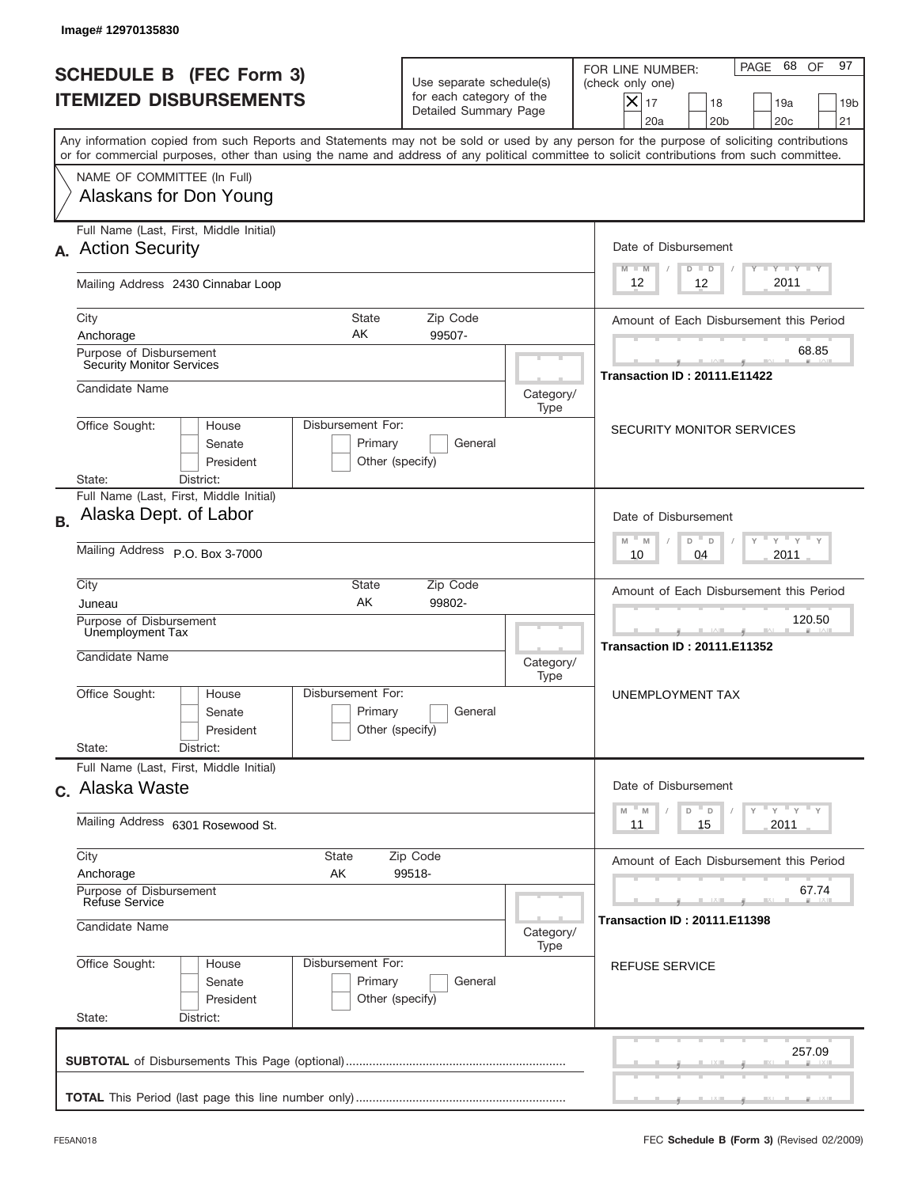Image# 12970135830

# SCHEDULE B (FEC Form 3)
## ITEMIZED DISBURSEMENTS

Use separate schedule(s) for each category of the Detailed Summary Page

FOR LINE NUMBER: (check only one)
[X] 17 [ ] 18 [ ] 19a [ ] 19b [ ] 20a [ ] 20b [ ] 20c [ ] 21

Any information copied from such Reports and Statements may not be sold or used by any person for the purpose of soliciting contributions or for commercial purposes, other than using the name and address of any political committee to solicit contributions from such committee.

NAME OF COMMITTEE (In Full)
Alaskans for Don Young

---

**A.** Full Name (Last, First, Middle Initial): Action Security

Mailing Address: 2430 Cinnabar Loop

City: Anchorage | State: AK | Zip Code: 99507-

Purpose of Disbursement: Security Monitor Services

Candidate Name:

Category/Type:

Office Sought: [ ] House [ ] Senate [ ] President

Disbursement For: [ ] Primary [ ] General [ ] Other (specify)

State: District:

Date of Disbursement: 12/12/2011

Amount of Each Disbursement this Period: 68.85

Transaction ID : 20111.E11422

SECURITY MONITOR SERVICES

---

**B.** Full Name (Last, First, Middle Initial): Alaska Dept. of Labor

Mailing Address: P.O. Box 3-7000

City: Juneau | State: AK | Zip Code: 99802-

Purpose of Disbursement: Unemployment Tax

Candidate Name:

Category/Type:

Office Sought: [ ] House [ ] Senate [ ] President

Disbursement For: [ ] Primary [ ] General [ ] Other (specify)

State: District:

Date of Disbursement: 10/04/2011

Amount of Each Disbursement this Period: 120.50

Transaction ID : 20111.E11352

UNEMPLOYMENT TAX

---

**C.** Full Name (Last, First, Middle Initial): Alaska Waste

Mailing Address: 6301 Rosewood St.

City: Anchorage | State: AK | Zip Code: 99518-

Purpose of Disbursement: Refuse Service

Candidate Name:

Category/Type:

Office Sought: [ ] House [ ] Senate [ ] President

Disbursement For: [ ] Primary [ ] General [ ] Other (specify)

State: District:

Date of Disbursement: 11/15/2011

Amount of Each Disbursement this Period: 67.74

Transaction ID : 20111.E11398

REFUSE SERVICE

---

**SUBTOTAL** of Disbursements This Page (optional): 257.09

**TOTAL** This Period (last page this line number only):

FE5AN018 — FEC **Schedule B (Form 3)** (Revised 02/2009)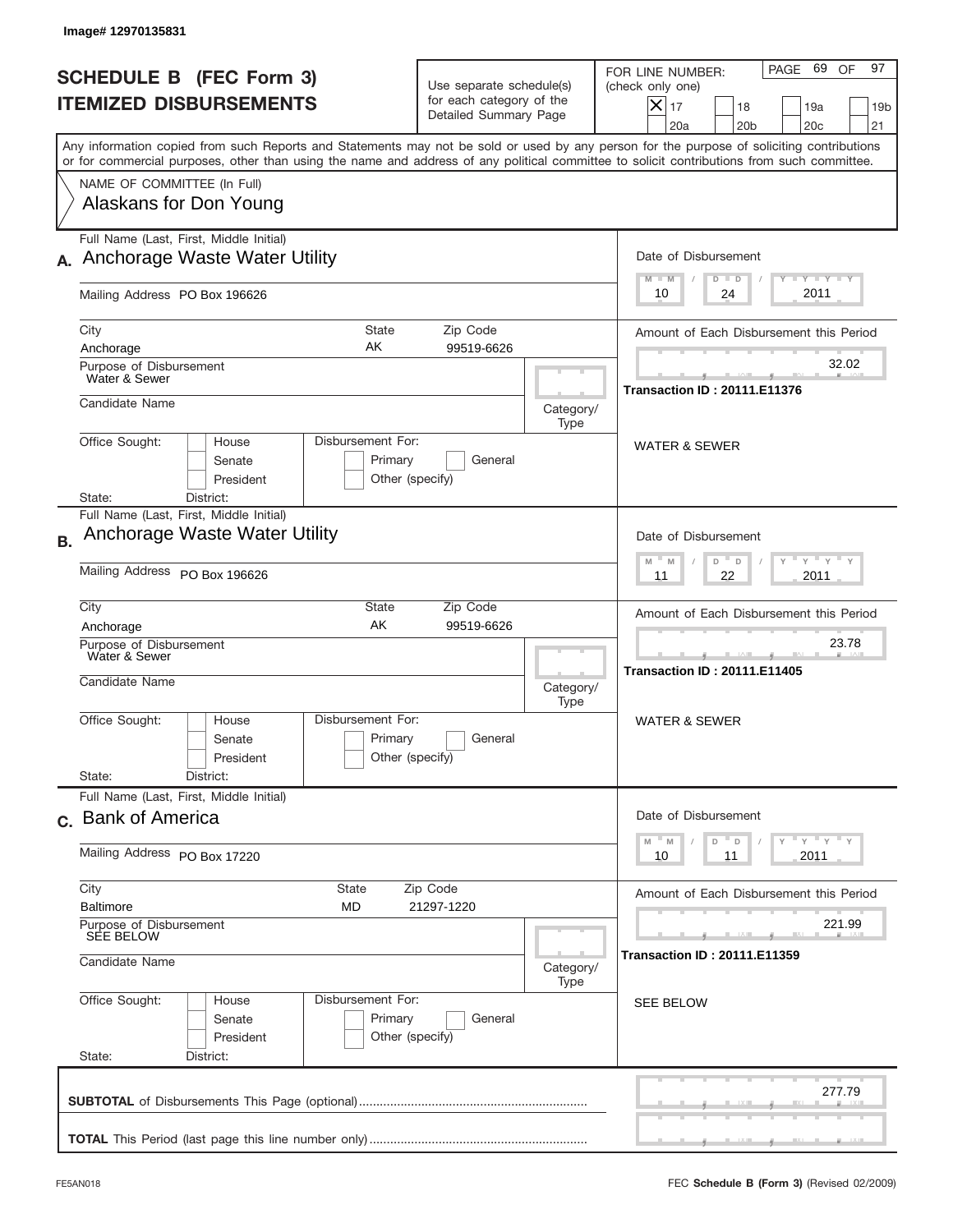Image# 12970135831

# SCHEDULE B (FEC Form 3)
## ITEMIZED DISBURSEMENTS

Use separate schedule(s) for each category of the Detailed Summary Page

FOR LINE NUMBER: (check only one)
[X] 17 [ ] 18 [ ] 19a [ ] 19b [ ] 20a [ ] 20b [ ] 20c [ ] 21

PAGE 69 OF 97

Any information copied from such Reports and Statements may not be sold or used by any person for the purpose of soliciting contributions or for commercial purposes, other than using the name and address of any political committee to solicit contributions from such committee.

NAME OF COMMITTEE (In Full)
Alaskans for Don Young

---

**A.** Full Name (Last, First, Middle Initial): Anchorage Waste Water Utility

Mailing Address: PO Box 196626

City: Anchorage | State: AK | Zip Code: 99519-6626

Purpose of Disbursement: Water & Sewer

Candidate Name:

Category/Type:

Office Sought: [ ] House [ ] Senate [ ] President

Disbursement For: [ ] Primary [ ] General [ ] Other (specify)

State: District:

Date of Disbursement: 10 / 24 / 2011

Amount of Each Disbursement this Period: 32.02

Transaction ID : 20111.E11376

WATER & SEWER

---

**B.** Full Name (Last, First, Middle Initial): Anchorage Waste Water Utility

Mailing Address: PO Box 196626

City: Anchorage | State: AK | Zip Code: 99519-6626

Purpose of Disbursement: Water & Sewer

Candidate Name:

Category/Type:

Office Sought: [ ] House [ ] Senate [ ] President

Disbursement For: [ ] Primary [ ] General [ ] Other (specify)

State: District:

Date of Disbursement: 11 / 22 / 2011

Amount of Each Disbursement this Period: 23.78

Transaction ID : 20111.E11405

WATER & SEWER

---

**C.** Full Name (Last, First, Middle Initial): Bank of America

Mailing Address: PO Box 17220

City: Baltimore | State: MD | Zip Code: 21297-1220

Purpose of Disbursement: SEE BELOW

Candidate Name:

Category/Type:

Office Sought: [ ] House [ ] Senate [ ] President

Disbursement For: [ ] Primary [ ] General [ ] Other (specify)

State: District:

Date of Disbursement: 10 / 11 / 2011

Amount of Each Disbursement this Period: 221.99

Transaction ID : 20111.E11359

SEE BELOW

---

**SUBTOTAL** of Disbursements This Page (optional): 277.79

**TOTAL** This Period (last page this line number only):

FE5AN018 FEC **Schedule B (Form 3)** (Revised 02/2009)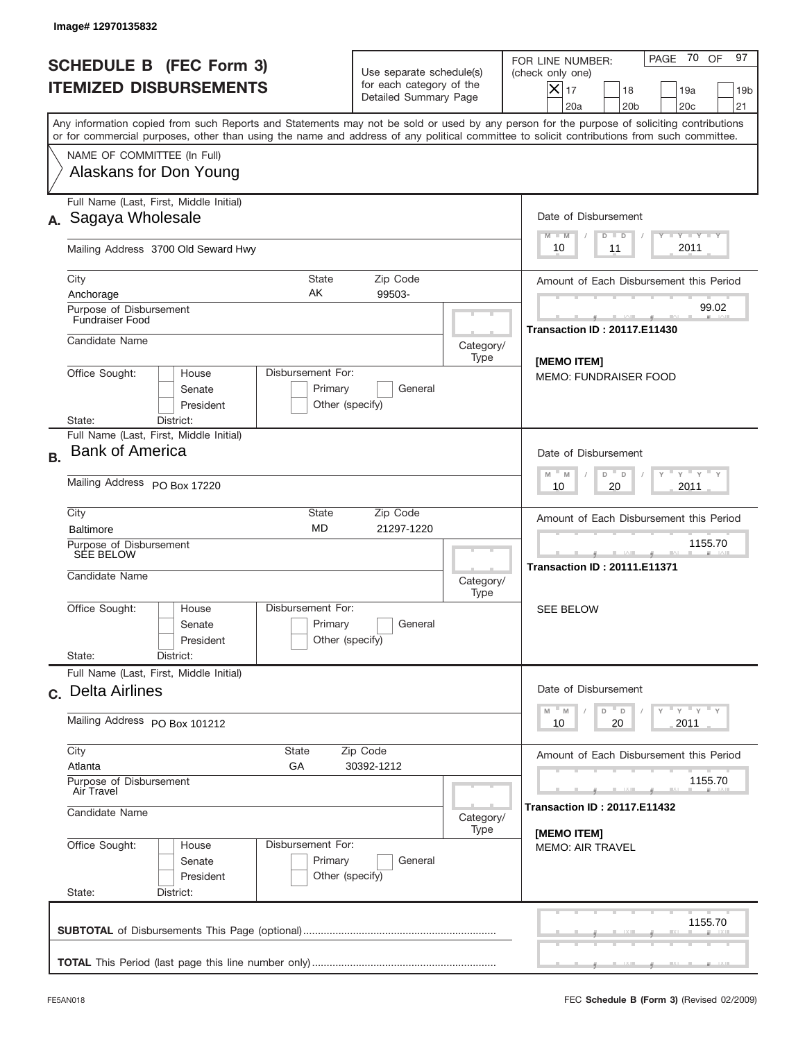Image# 12970135832

# SCHEDULE B (FEC Form 3)
## ITEMIZED DISBURSEMENTS

Use separate schedule(s) for each category of the Detailed Summary Page

FOR LINE NUMBER: (check only one)

- [X] 17
- [ ] 18
- [ ] 19a
- [ ] 19b
- [ ] 20a
- [ ] 20b
- [ ] 20c
- [ ] 21

PAGE 70 OF 97

Any information copied from such Reports and Statements may not be sold or used by any person for the purpose of soliciting contributions or for commercial purposes, other than using the name and address of any political committee to solicit contributions from such committee.

NAME OF COMMITTEE (In Full)
Alaskans for Don Young

---

**A.** Full Name (Last, First, Middle Initial): Sagaya Wholesale

Mailing Address: 3700 Old Seward Hwy

City: Anchorage | State: AK | Zip Code: 99503-

Purpose of Disbursement: Fundraiser Food

Candidate Name:

Category/Type:

Office Sought: House / Senate / President

State: District:

Disbursement For: Primary / General / Other (specify)

Date of Disbursement: 10 / 11 / 2011

Amount of Each Disbursement this Period: 99.02

Transaction ID : 20117.E11430

[MEMO ITEM]
MEMO: FUNDRAISER FOOD

---

**B.** Full Name (Last, First, Middle Initial): Bank of America

Mailing Address: PO Box 17220

City: Baltimore | State: MD | Zip Code: 21297-1220

Purpose of Disbursement: SEE BELOW

Candidate Name:

Category/Type:

Office Sought: House / Senate / President

State: District:

Disbursement For: Primary / General / Other (specify)

Date of Disbursement: 10 / 20 / 2011

Amount of Each Disbursement this Period: 1155.70

Transaction ID : 20111.E11371

SEE BELOW

---

**C.** Full Name (Last, First, Middle Initial): Delta Airlines

Mailing Address: PO Box 101212

City: Atlanta | State: GA | Zip Code: 30392-1212

Purpose of Disbursement: Air Travel

Candidate Name:

Category/Type:

Office Sought: House / Senate / President

State: District:

Disbursement For: Primary / General / Other (specify)

Date of Disbursement: 10 / 20 / 2011

Amount of Each Disbursement this Period: 1155.70

Transaction ID : 20117.E11432

[MEMO ITEM]
MEMO: AIR TRAVEL

---

**SUBTOTAL** of Disbursements This Page (optional): 1155.70

**TOTAL** This Period (last page this line number only):

FE5AN018

FEC **Schedule B (Form 3)** (Revised 02/2009)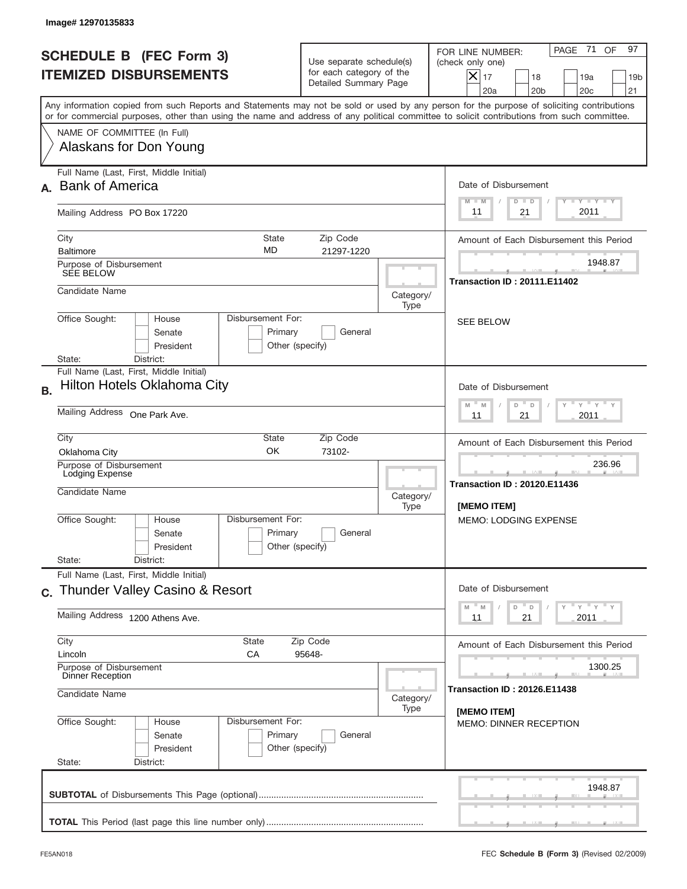Image# 12970135833

# SCHEDULE B (FEC Form 3)
# ITEMIZED DISBURSEMENTS

Use separate schedule(s) for each category of the Detailed Summary Page

FOR LINE NUMBER: (check only one)

[X] 17 [ ] 18 [ ] 19a [ ] 19b [ ] 20a [ ] 20b [ ] 20c [ ] 21

PAGE 71 OF 97

Any information copied from such Reports and Statements may not be sold or used by any person for the purpose of soliciting contributions or for commercial purposes, other than using the name and address of any political committee to solicit contributions from such committee.

NAME OF COMMITTEE (In Full)
Alaskans for Don Young

---

**A.** Full Name (Last, First, Middle Initial): Bank of America

Mailing Address: PO Box 17220

City: Baltimore | State: MD | Zip Code: 21297-1220

Purpose of Disbursement: SEE BELOW

Candidate Name:

Category/Type:

Office Sought: [ ] House [ ] Senate [ ] President

State: District:

Disbursement For: [ ] Primary [ ] General [ ] Other (specify)

Date of Disbursement: 11 / 21 / 2011

Amount of Each Disbursement this Period: 1948.87

Transaction ID : 20111.E11402

SEE BELOW

---

**B.** Full Name (Last, First, Middle Initial): Hilton Hotels Oklahoma City

Mailing Address: One Park Ave.

City: Oklahoma City | State: OK | Zip Code: 73102-

Purpose of Disbursement: Lodging Expense

Candidate Name:

Category/Type:

Office Sought: [ ] House [ ] Senate [ ] President

State: District:

Disbursement For: [ ] Primary [ ] General [ ] Other (specify)

Date of Disbursement: 11 / 21 / 2011

Amount of Each Disbursement this Period: 236.96

Transaction ID : 20120.E11436

[MEMO ITEM]
MEMO: LODGING EXPENSE

---

**C.** Full Name (Last, First, Middle Initial): Thunder Valley Casino & Resort

Mailing Address: 1200 Athens Ave.

City: Lincoln | State: CA | Zip Code: 95648-

Purpose of Disbursement: Dinner Reception

Candidate Name:

Category/Type:

Office Sought: [ ] House [ ] Senate [ ] President

State: District:

Disbursement For: [ ] Primary [ ] General [ ] Other (specify)

Date of Disbursement: 11 / 21 / 2011

Amount of Each Disbursement this Period: 1300.25

Transaction ID : 20126.E11438

[MEMO ITEM]
MEMO: DINNER RECEPTION

---

**SUBTOTAL** of Disbursements This Page (optional): 1948.87

**TOTAL** This Period (last page this line number only):

FE5AN018 FEC **Schedule B (Form 3)** (Revised 02/2009)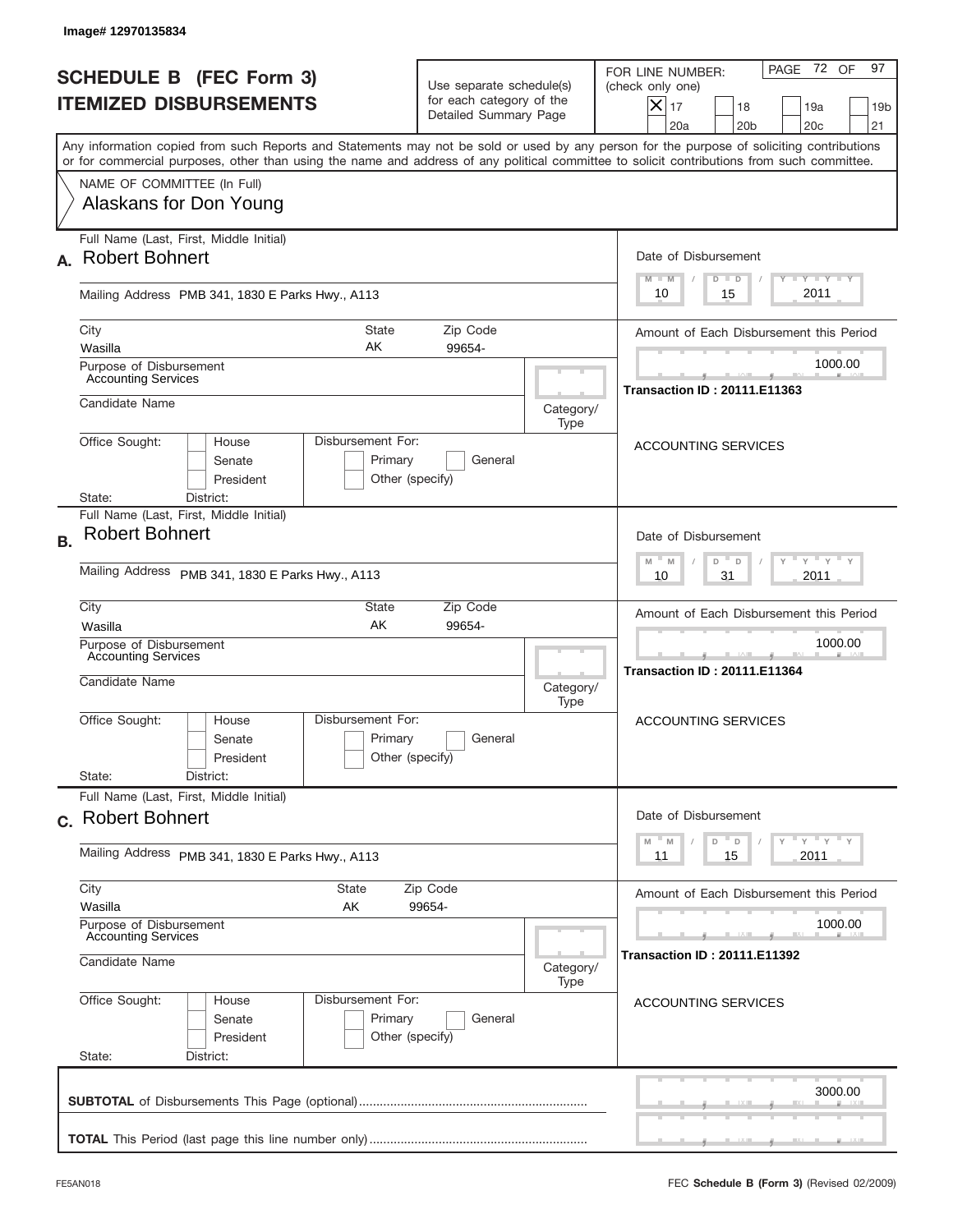Image# 12970135834

# SCHEDULE B (FEC Form 3)
## ITEMIZED DISBURSEMENTS

Use separate schedule(s) for each category of the Detailed Summary Page

FOR LINE NUMBER: (check only one)
[X] 17 [ ] 18 [ ] 19a [ ] 19b [ ] 20a [ ] 20b [ ] 20c [ ] 21

Any information copied from such Reports and Statements may not be sold or used by any person for the purpose of soliciting contributions or for commercial purposes, other than using the name and address of any political committee to solicit contributions from such committee.

NAME OF COMMITTEE (In Full)
Alaskans for Don Young

---

**A.** Full Name (Last, First, Middle Initial): Robert Bohnert

Mailing Address: PMB 341, 1830 E Parks Hwy., A113

City: Wasilla | State: AK | Zip Code: 99654-

Purpose of Disbursement: Accounting Services

Candidate Name:

Category/Type:

Office Sought: [ ] House [ ] Senate [ ] President

Disbursement For: [ ] Primary [ ] General [ ] Other (specify)

State: District:

Date of Disbursement: 10 / 15 / 2011

Amount of Each Disbursement this Period: 1000.00

Transaction ID : 20111.E11363

ACCOUNTING SERVICES

---

**B.** Full Name (Last, First, Middle Initial): Robert Bohnert

Mailing Address: PMB 341, 1830 E Parks Hwy., A113

City: Wasilla | State: AK | Zip Code: 99654-

Purpose of Disbursement: Accounting Services

Candidate Name:

Category/Type:

Office Sought: [ ] House [ ] Senate [ ] President

Disbursement For: [ ] Primary [ ] General [ ] Other (specify)

State: District:

Date of Disbursement: 10 / 31 / 2011

Amount of Each Disbursement this Period: 1000.00

Transaction ID : 20111.E11364

ACCOUNTING SERVICES

---

**C.** Full Name (Last, First, Middle Initial): Robert Bohnert

Mailing Address: PMB 341, 1830 E Parks Hwy., A113

City: Wasilla | State: AK | Zip Code: 99654-

Purpose of Disbursement: Accounting Services

Candidate Name:

Category/Type:

Office Sought: [ ] House [ ] Senate [ ] President

Disbursement For: [ ] Primary [ ] General [ ] Other (specify)

State: District:

Date of Disbursement: 11 / 15 / 2011

Amount of Each Disbursement this Period: 1000.00

Transaction ID : 20111.E11392

ACCOUNTING SERVICES

---

**SUBTOTAL** of Disbursements This Page (optional): 3000.00

**TOTAL** This Period (last page this line number only):

FE5AN018

FEC **Schedule B (Form 3)** (Revised 02/2009)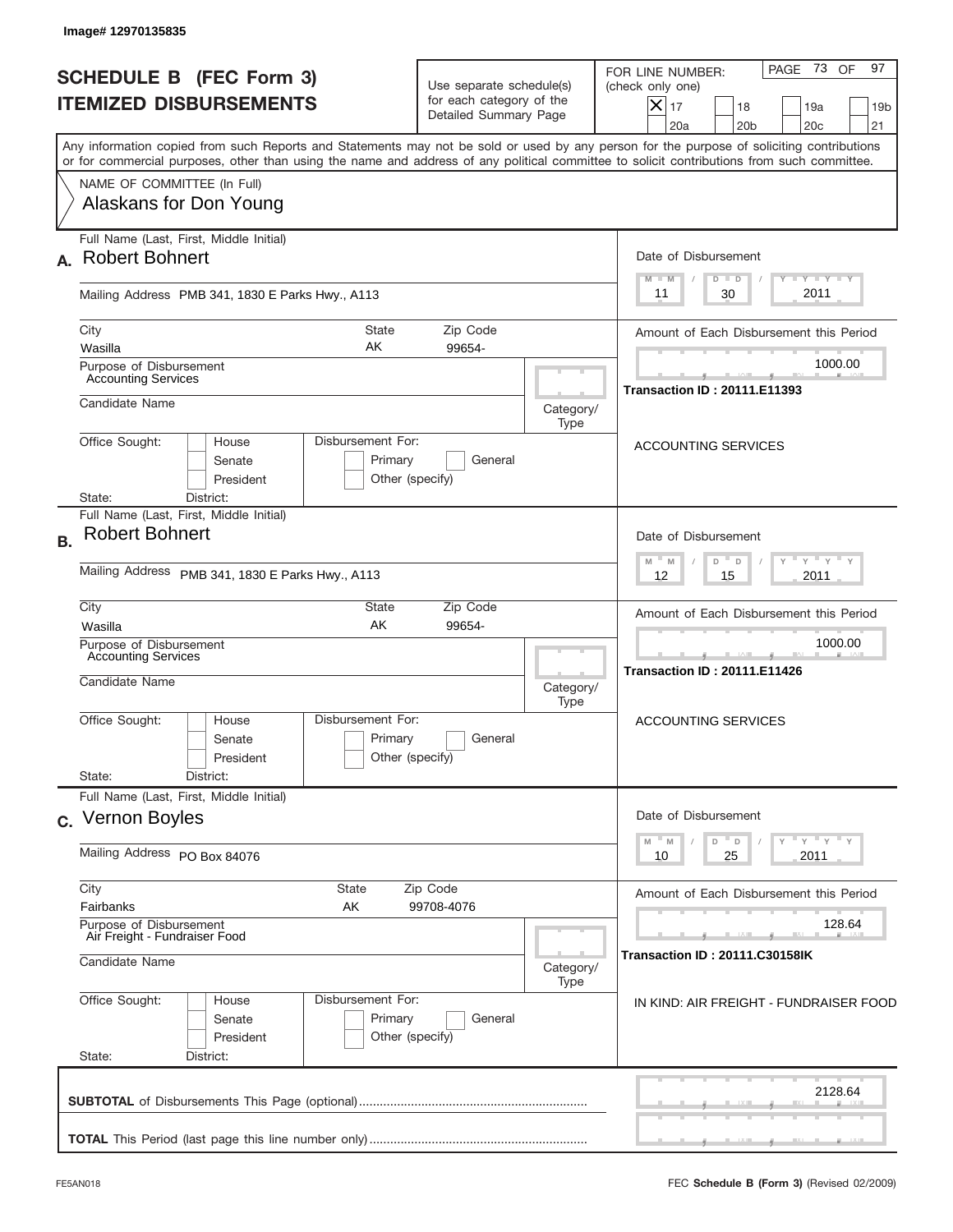Image# 12970135835

# SCHEDULE B (FEC Form 3)
# ITEMIZED DISBURSEMENTS

Use separate schedule(s) for each category of the Detailed Summary Page

FOR LINE NUMBER: (check only one)

- [X] 17
- [ ] 18
- [ ] 19a
- [ ] 19b
- [ ] 20a
- [ ] 20b
- [ ] 20c
- [ ] 21

PAGE 73 OF 97

Any information copied from such Reports and Statements may not be sold or used by any person for the purpose of soliciting contributions or for commercial purposes, other than using the name and address of any political committee to solicit contributions from such committee.

NAME OF COMMITTEE (In Full)
Alaskans for Don Young

---

**A.** Full Name (Last, First, Middle Initial): **Robert Bohnert**

Mailing Address: PMB 341, 1830 E Parks Hwy., A113

City: Wasilla | State: AK | Zip Code: 99654-

Purpose of Disbursement: Accounting Services

Candidate Name:

Category/Type:

Office Sought: [ ] House [ ] Senate [ ] President

State: District:

Disbursement For: [ ] Primary [ ] General [ ] Other (specify)

Date of Disbursement: 11 / 30 / 2011

Amount of Each Disbursement this Period: 1000.00

Transaction ID : 20111.E11393

ACCOUNTING SERVICES

---

**B.** Full Name (Last, First, Middle Initial): **Robert Bohnert**

Mailing Address: PMB 341, 1830 E Parks Hwy., A113

City: Wasilla | State: AK | Zip Code: 99654-

Purpose of Disbursement: Accounting Services

Candidate Name:

Category/Type:

Office Sought: [ ] House [ ] Senate [ ] President

State: District:

Disbursement For: [ ] Primary [ ] General [ ] Other (specify)

Date of Disbursement: 12 / 15 / 2011

Amount of Each Disbursement this Period: 1000.00

Transaction ID : 20111.E11426

ACCOUNTING SERVICES

---

**C.** Full Name (Last, First, Middle Initial): **Vernon Boyles**

Mailing Address: PO Box 84076

City: Fairbanks | State: AK | Zip Code: 99708-4076

Purpose of Disbursement: Air Freight - Fundraiser Food

Candidate Name:

Category/Type:

Office Sought: [ ] House [ ] Senate [ ] President

State: District:

Disbursement For: [ ] Primary [ ] General [ ] Other (specify)

Date of Disbursement: 10 / 25 / 2011

Amount of Each Disbursement this Period: 128.64

Transaction ID : 20111.C30158IK

IN KIND: AIR FREIGHT - FUNDRAISER FOOD

---

**SUBTOTAL** of Disbursements This Page (optional): 2128.64

**TOTAL** This Period (last page this line number only):

FE5AN018 | FEC **Schedule B (Form 3)** (Revised 02/2009)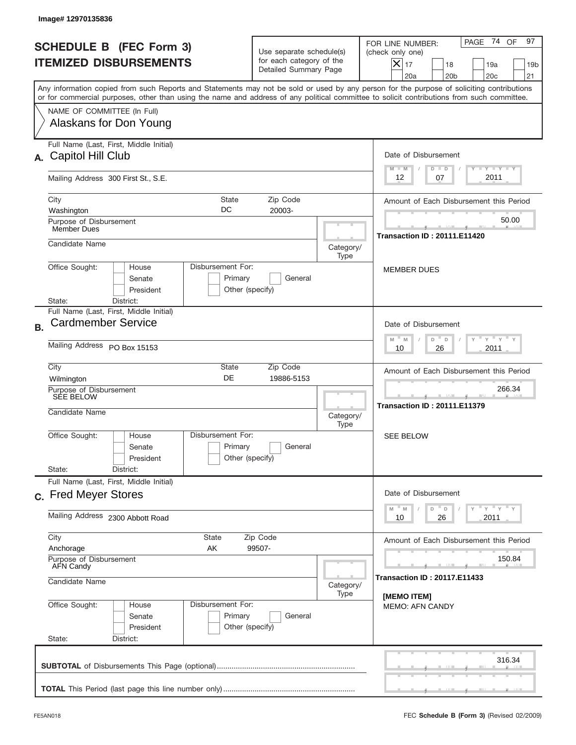Image# 12970135836

# SCHEDULE B (FEC Form 3)
## ITEMIZED DISBURSEMENTS

Use separate schedule(s) for each category of the Detailed Summary Page

FOR LINE NUMBER: (check only one)

- [x] 17
- [ ] 18
- [ ] 19a
- [ ] 19b
- [ ] 20a
- [ ] 20b
- [ ] 20c
- [ ] 21

PAGE 74 OF 97

Any information copied from such Reports and Statements may not be sold or used by any person for the purpose of soliciting contributions or for commercial purposes, other than using the name and address of any political committee to solicit contributions from such committee.

NAME OF COMMITTEE (In Full)
Alaskans for Don Young

---

**A.** Full Name (Last, First, Middle Initial): Capitol Hill Club

Mailing Address: 300 First St., S.E.

City: Washington | State: DC | Zip Code: 20003-

Purpose of Disbursement: Member Dues

Candidate Name:

Category/Type:

Office Sought: House / Senate / President

Disbursement For: Primary / General / Other (specify)

State: District:

Date of Disbursement: 12 / 07 / 2011

Amount of Each Disbursement this Period: 50.00

**Transaction ID : 20111.E11420**

MEMBER DUES

---

**B.** Full Name (Last, First, Middle Initial): Cardmember Service

Mailing Address: PO Box 15153

City: Wilmington | State: DE | Zip Code: 19886-5153

Purpose of Disbursement: SEE BELOW

Candidate Name:

Category/Type:

Office Sought: House / Senate / President

Disbursement For: Primary / General / Other (specify)

State: District:

Date of Disbursement: 10 / 26 / 2011

Amount of Each Disbursement this Period: 266.34

**Transaction ID : 20111.E11379**

SEE BELOW

---

**C.** Full Name (Last, First, Middle Initial): Fred Meyer Stores

Mailing Address: 2300 Abbott Road

City: Anchorage | State: AK | Zip Code: 99507-

Purpose of Disbursement: AFN Candy

Candidate Name:

Category/Type:

Office Sought: House / Senate / President

Disbursement For: Primary / General / Other (specify)

State: District:

Date of Disbursement: 10 / 26 / 2011

Amount of Each Disbursement this Period: 150.84

**Transaction ID : 20117.E11433**

**[MEMO ITEM]**
MEMO: AFN CANDY

---

**SUBTOTAL** of Disbursements This Page (optional): 316.34

**TOTAL** This Period (last page this line number only):

FE5AN018 FEC **Schedule B (Form 3)** (Revised 02/2009)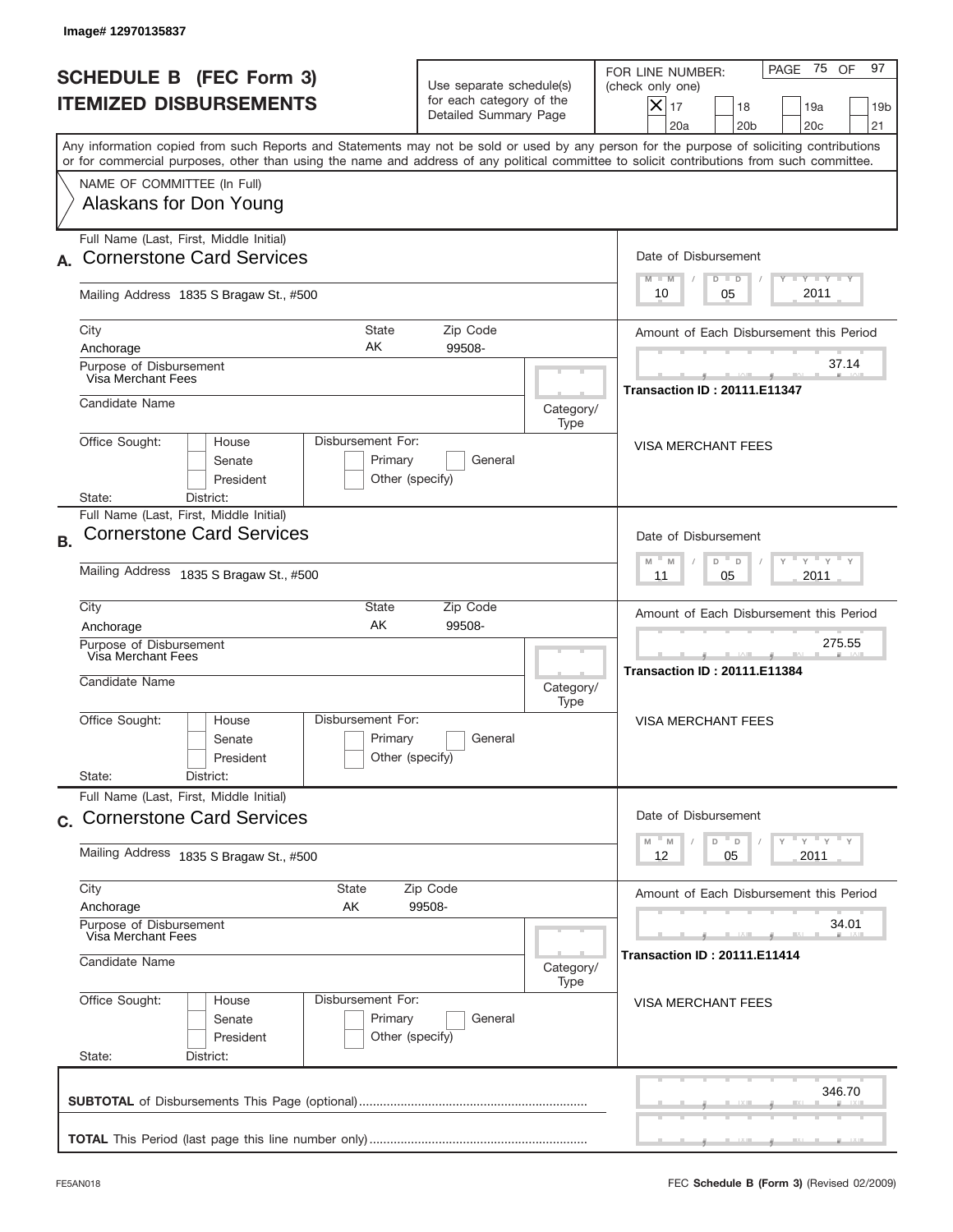Image# 12970135837

# SCHEDULE B (FEC Form 3) ITEMIZED DISBURSEMENTS

Use separate schedule(s) for each category of the Detailed Summary Page

FOR LINE NUMBER: (check only one)

- [X] 17
- [ ] 18
- [ ] 19a
- [ ] 19b
- [ ] 20a
- [ ] 20b
- [ ] 20c
- [ ] 21

PAGE 75 OF 97

Any information copied from such Reports and Statements may not be sold or used by any person for the purpose of soliciting contributions or for commercial purposes, other than using the name and address of any political committee to solicit contributions from such committee.

NAME OF COMMITTEE (In Full)
Alaskans for Don Young

## A.

Full Name (Last, First, Middle Initial): Cornerstone Card Services

Mailing Address: 1835 S Bragaw St., #500

City: Anchorage | State: AK | Zip Code: 99508-

Purpose of Disbursement: Visa Merchant Fees

Candidate Name:

Category/Type:

Office Sought: [ ] House [ ] Senate [ ] President

Disbursement For: [ ] Primary [ ] General [ ] Other (specify)

State: District:

Date of Disbursement: 10 / 05 / 2011

Amount of Each Disbursement this Period: 37.14

Transaction ID : 20111.E11347

VISA MERCHANT FEES

## B.

Full Name (Last, First, Middle Initial): Cornerstone Card Services

Mailing Address: 1835 S Bragaw St., #500

City: Anchorage | State: AK | Zip Code: 99508-

Purpose of Disbursement: Visa Merchant Fees

Candidate Name:

Category/Type:

Office Sought: [ ] House [ ] Senate [ ] President

Disbursement For: [ ] Primary [ ] General [ ] Other (specify)

State: District:

Date of Disbursement: 11 / 05 / 2011

Amount of Each Disbursement this Period: 275.55

Transaction ID : 20111.E11384

VISA MERCHANT FEES

## C.

Full Name (Last, First, Middle Initial): Cornerstone Card Services

Mailing Address: 1835 S Bragaw St., #500

City: Anchorage | State: AK | Zip Code: 99508-

Purpose of Disbursement: Visa Merchant Fees

Candidate Name:

Category/Type:

Office Sought: [ ] House [ ] Senate [ ] President

Disbursement For: [ ] Primary [ ] General [ ] Other (specify)

State: District:

Date of Disbursement: 12 / 05 / 2011

Amount of Each Disbursement this Period: 34.01

Transaction ID : 20111.E11414

VISA MERCHANT FEES

**SUBTOTAL** of Disbursements This Page (optional): 346.70

**TOTAL** This Period (last page this line number only):

FE5AN018

FEC **Schedule B (Form 3)** (Revised 02/2009)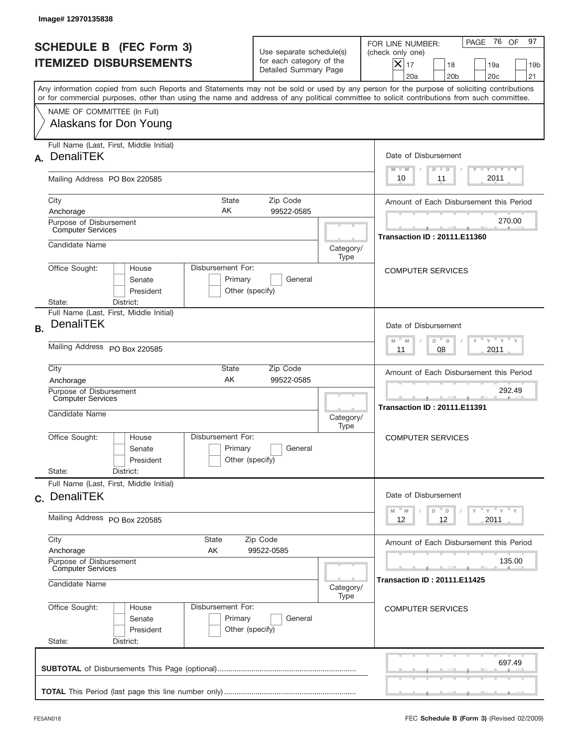Image# 12970135838

# SCHEDULE B (FEC Form 3)
# ITEMIZED DISBURSEMENTS

Use separate schedule(s) for each category of the Detailed Summary Page

FOR LINE NUMBER: (check only one)

- [x] 17
- [ ] 18
- [ ] 19a
- [ ] 19b
- [ ] 20a
- [ ] 20b
- [ ] 20c
- [ ] 21

PAGE 76 OF 97

Any information copied from such Reports and Statements may not be sold or used by any person for the purpose of soliciting contributions or for commercial purposes, other than using the name and address of any political committee to solicit contributions from such committee.

NAME OF COMMITTEE (In Full)
Alaskans for Don Young

---

**A.** Full Name (Last, First, Middle Initial): DenaliTEK

Mailing Address: PO Box 220585

City: Anchorage | State: AK | Zip Code: 99522-0585

Purpose of Disbursement: Computer Services

Candidate Name:

Category/Type:

Office Sought: House / Senate / President

Disbursement For: Primary / General / Other (specify)

State: District:

Date of Disbursement: 10 / 11 / 2011

Amount of Each Disbursement this Period: 270.00

Transaction ID : 20111.E11360

COMPUTER SERVICES

---

**B.** Full Name (Last, First, Middle Initial): DenaliTEK

Mailing Address: PO Box 220585

City: Anchorage | State: AK | Zip Code: 99522-0585

Purpose of Disbursement: Computer Services

Candidate Name:

Category/Type:

Office Sought: House / Senate / President

Disbursement For: Primary / General / Other (specify)

State: District:

Date of Disbursement: 11 / 08 / 2011

Amount of Each Disbursement this Period: 292.49

Transaction ID : 20111.E11391

COMPUTER SERVICES

---

**C.** Full Name (Last, First, Middle Initial): DenaliTEK

Mailing Address: PO Box 220585

City: Anchorage | State: AK | Zip Code: 99522-0585

Purpose of Disbursement: Computer Services

Candidate Name:

Category/Type:

Office Sought: House / Senate / President

Disbursement For: Primary / General / Other (specify)

State: District:

Date of Disbursement: 12 / 12 / 2011

Amount of Each Disbursement this Period: 135.00

Transaction ID : 20111.E11425

COMPUTER SERVICES

---

**SUBTOTAL** of Disbursements This Page (optional): 697.49

**TOTAL** This Period (last page this line number only):

FE5AN018 — FEC **Schedule B (Form 3)** (Revised 02/2009)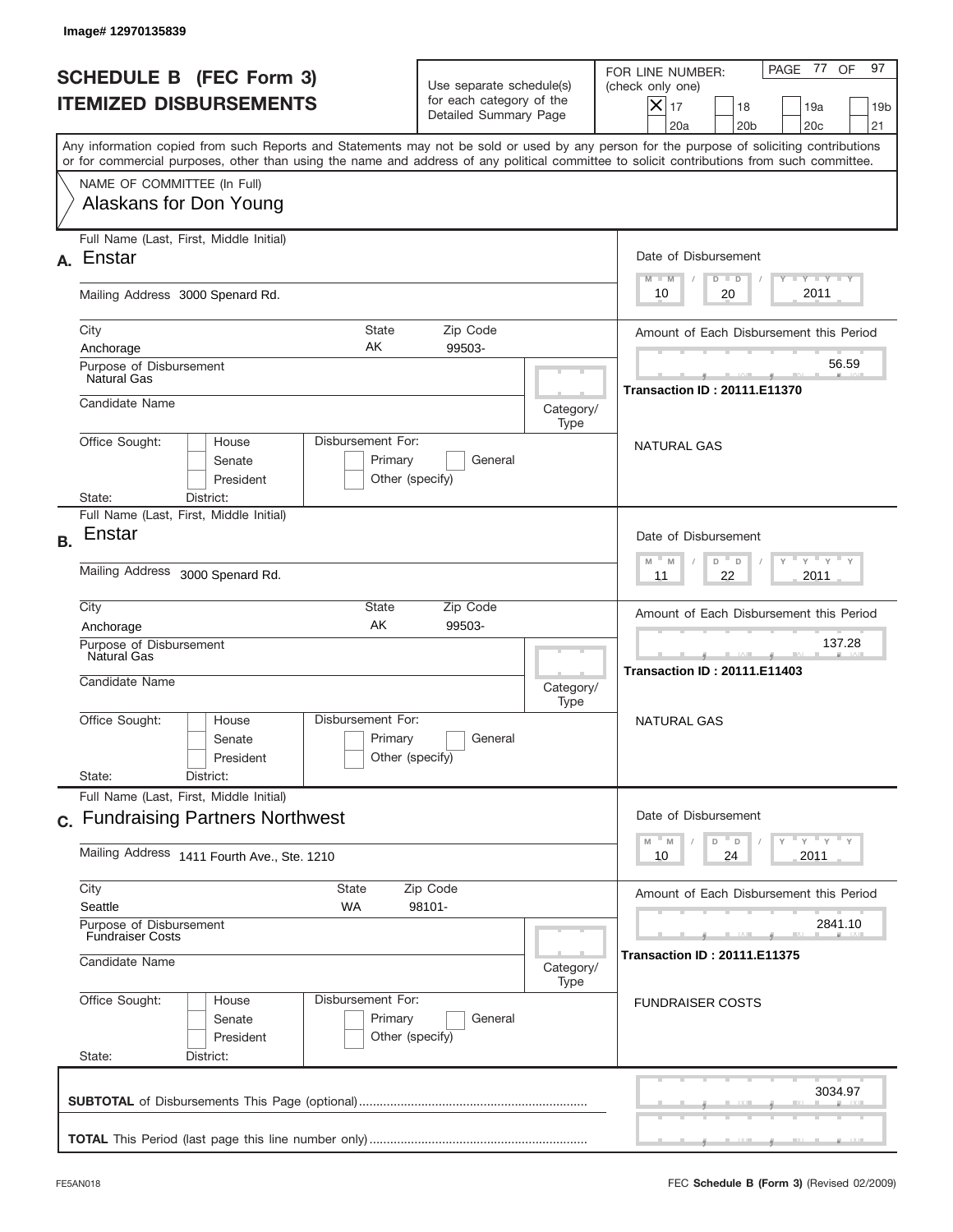Image# 12970135839

# SCHEDULE B (FEC Form 3)
## ITEMIZED DISBURSEMENTS

Use separate schedule(s) for each category of the Detailed Summary Page

FOR LINE NUMBER: (check only one)

- [x] 17
- [ ] 18
- [ ] 19a
- [ ] 19b
- [ ] 20a
- [ ] 20b
- [ ] 20c
- [ ] 21

PAGE 77 OF 97

Any information copied from such Reports and Statements may not be sold or used by any person for the purpose of soliciting contributions or for commercial purposes, other than using the name and address of any political committee to solicit contributions from such committee.

NAME OF COMMITTEE (In Full)
Alaskans for Don Young

---

**A.** Full Name (Last, First, Middle Initial): Enstar

Mailing Address: 3000 Spenard Rd.

City: Anchorage | State: AK | Zip Code: 99503-

Purpose of Disbursement: Natural Gas

Candidate Name:

Category/Type:

Office Sought: House / Senate / President

Disbursement For: Primary / General / Other (specify)

State: District:

Date of Disbursement: 10 / 20 / 2011

Amount of Each Disbursement this Period: 56.59

Transaction ID : 20111.E11370

NATURAL GAS

---

**B.** Full Name (Last, First, Middle Initial): Enstar

Mailing Address: 3000 Spenard Rd.

City: Anchorage | State: AK | Zip Code: 99503-

Purpose of Disbursement: Natural Gas

Candidate Name:

Category/Type:

Office Sought: House / Senate / President

Disbursement For: Primary / General / Other (specify)

State: District:

Date of Disbursement: 11 / 22 / 2011

Amount of Each Disbursement this Period: 137.28

Transaction ID : 20111.E11403

NATURAL GAS

---

**C.** Full Name (Last, First, Middle Initial): Fundraising Partners Northwest

Mailing Address: 1411 Fourth Ave., Ste. 1210

City: Seattle | State: WA | Zip Code: 98101-

Purpose of Disbursement: Fundraiser Costs

Candidate Name:

Category/Type:

Office Sought: House / Senate / President

Disbursement For: Primary / General / Other (specify)

State: District:

Date of Disbursement: 10 / 24 / 2011

Amount of Each Disbursement this Period: 2841.10

Transaction ID : 20111.E11375

FUNDRAISER COSTS

---

**SUBTOTAL** of Disbursements This Page (optional): 3034.97

**TOTAL** This Period (last page this line number only):

FE5AN018

FEC **Schedule B (Form 3)** (Revised 02/2009)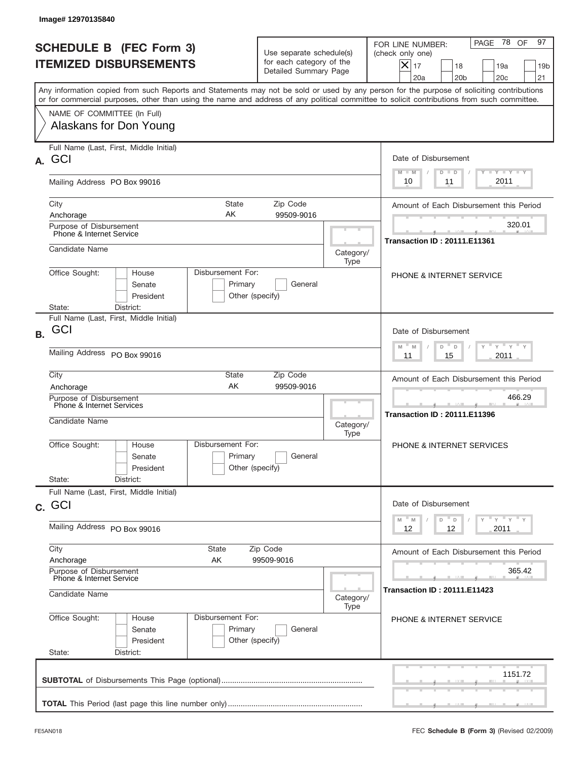Image# 12970135840

# SCHEDULE B (FEC Form 3)
## ITEMIZED DISBURSEMENTS

Use separate schedule(s) for each category of the Detailed Summary Page

FOR LINE NUMBER: (check only one)

- [x] 17
- [ ] 18
- [ ] 19a
- [ ] 19b
- [ ] 20a
- [ ] 20b
- [ ] 20c
- [ ] 21

PAGE 78 OF 97

Any information copied from such Reports and Statements may not be sold or used by any person for the purpose of soliciting contributions or for commercial purposes, other than using the name and address of any political committee to solicit contributions from such committee.

NAME OF COMMITTEE (In Full)
Alaskans for Don Young

---

**A.** Full Name (Last, First, Middle Initial): GCI

Mailing Address: PO Box 99016

City: Anchorage | State: AK | Zip Code: 99509-9016

Purpose of Disbursement: Phone & Internet Service

Candidate Name:

Category/Type:

Office Sought: House / Senate / President

Disbursement For: Primary / General / Other (specify)

State: District:

Date of Disbursement: 10 / 11 / 2011

Amount of Each Disbursement this Period: 320.01

Transaction ID : 20111.E11361

PHONE & INTERNET SERVICE

---

**B.** Full Name (Last, First, Middle Initial): GCI

Mailing Address: PO Box 99016

City: Anchorage | State: AK | Zip Code: 99509-9016

Purpose of Disbursement: Phone & Internet Services

Candidate Name:

Category/Type:

Office Sought: House / Senate / President

Disbursement For: Primary / General / Other (specify)

State: District:

Date of Disbursement: 11 / 15 / 2011

Amount of Each Disbursement this Period: 466.29

Transaction ID : 20111.E11396

PHONE & INTERNET SERVICES

---

**C.** Full Name (Last, First, Middle Initial): GCI

Mailing Address: PO Box 99016

City: Anchorage | State: AK | Zip Code: 99509-9016

Purpose of Disbursement: Phone & Internet Service

Candidate Name:

Category/Type:

Office Sought: House / Senate / President

Disbursement For: Primary / General / Other (specify)

State: District:

Date of Disbursement: 12 / 12 / 2011

Amount of Each Disbursement this Period: 365.42

Transaction ID : 20111.E11423

PHONE & INTERNET SERVICE

---

**SUBTOTAL** of Disbursements This Page (optional): 1151.72

**TOTAL** This Period (last page this line number only):

FE5AN018 — FEC **Schedule B (Form 3)** (Revised 02/2009)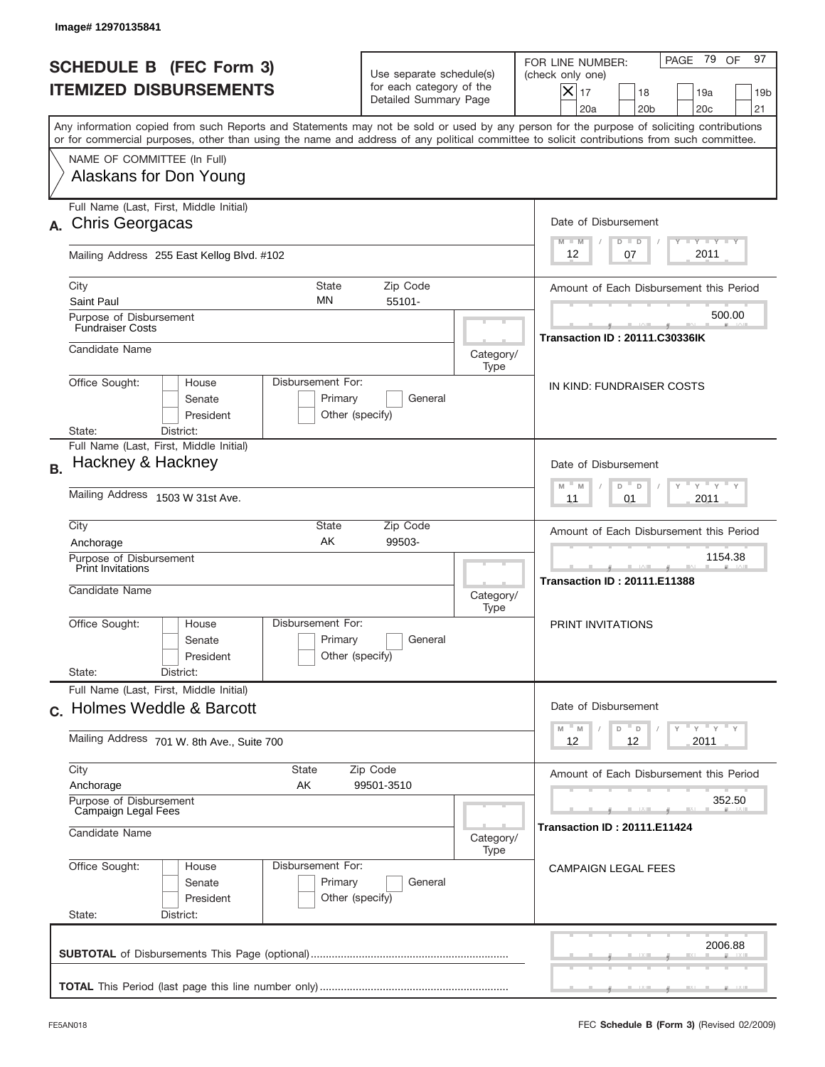Image# 12970135841

# SCHEDULE B (FEC Form 3)
# ITEMIZED DISBURSEMENTS

Use separate schedule(s) for each category of the Detailed Summary Page

FOR LINE NUMBER: (check only one)
[X] 17 [ ] 18 [ ] 19a [ ] 19b [ ] 20a [ ] 20b [ ] 20c [ ] 21

PAGE 79 OF 97

Any information copied from such Reports and Statements may not be sold or used by any person for the purpose of soliciting contributions or for commercial purposes, other than using the name and address of any political committee to solicit contributions from such committee.

NAME OF COMMITTEE (In Full)
Alaskans for Don Young

---

**A.** Full Name (Last, First, Middle Initial): Chris Georgacas

Mailing Address: 255 East Kellog Blvd. #102

City: Saint Paul | State: MN | Zip Code: 55101-

Purpose of Disbursement: Fundraiser Costs

Candidate Name:

Category/Type:

Office Sought: [ ] House [ ] Senate [ ] President

State: District:

Disbursement For: [ ] Primary [ ] General [ ] Other (specify)

Date of Disbursement: 12 / 07 / 2011

Amount of Each Disbursement this Period: 500.00

Transaction ID : 20111.C30336IK

IN KIND: FUNDRAISER COSTS

---

**B.** Full Name (Last, First, Middle Initial): Hackney & Hackney

Mailing Address: 1503 W 31st Ave.

City: Anchorage | State: AK | Zip Code: 99503-

Purpose of Disbursement: Print Invitations

Candidate Name:

Category/Type:

Office Sought: [ ] House [ ] Senate [ ] President

State: District:

Disbursement For: [ ] Primary [ ] General [ ] Other (specify)

Date of Disbursement: 11 / 01 / 2011

Amount of Each Disbursement this Period: 1154.38

Transaction ID : 20111.E11388

PRINT INVITATIONS

---

**C.** Full Name (Last, First, Middle Initial): Holmes Weddle & Barcott

Mailing Address: 701 W. 8th Ave., Suite 700

City: Anchorage | State: AK | Zip Code: 99501-3510

Purpose of Disbursement: Campaign Legal Fees

Candidate Name:

Category/Type:

Office Sought: [ ] House [ ] Senate [ ] President

State: District:

Disbursement For: [ ] Primary [ ] General [ ] Other (specify)

Date of Disbursement: 12 / 12 / 2011

Amount of Each Disbursement this Period: 352.50

Transaction ID : 20111.E11424

CAMPAIGN LEGAL FEES

---

**SUBTOTAL** of Disbursements This Page (optional): 2006.88

**TOTAL** This Period (last page this line number only):

FE5AN018 FEC **Schedule B (Form 3)** (Revised 02/2009)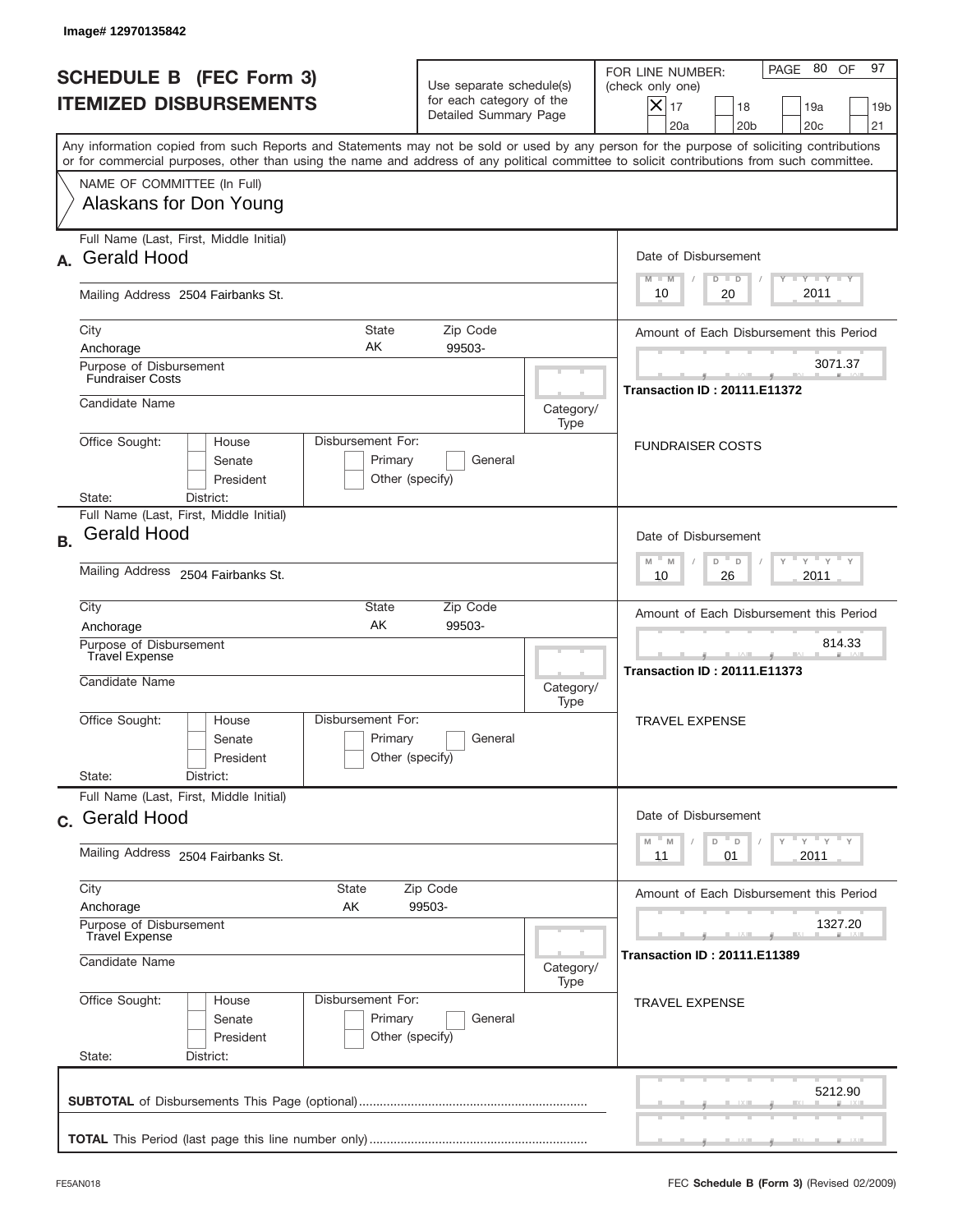Image# 12970135842

# SCHEDULE B (FEC Form 3)
# ITEMIZED DISBURSEMENTS

Use separate schedule(s) for each category of the Detailed Summary Page

FOR LINE NUMBER: (check only one)

- [x] 17
- [ ] 18
- [ ] 19a
- [ ] 19b
- [ ] 20a
- [ ] 20b
- [ ] 20c
- [ ] 21

PAGE 80 OF 97

Any information copied from such Reports and Statements may not be sold or used by any person for the purpose of soliciting contributions or for commercial purposes, other than using the name and address of any political committee to solicit contributions from such committee.

NAME OF COMMITTEE (In Full)
Alaskans for Don Young

---

**A.** Full Name (Last, First, Middle Initial): Gerald Hood

Mailing Address: 2504 Fairbanks St.

City: Anchorage | State: AK | Zip Code: 99503-

Purpose of Disbursement: Fundraiser Costs

Candidate Name:

Category/Type:

Office Sought: House / Senate / President

Disbursement For: Primary / General / Other (specify)

State: District:

Date of Disbursement: 10 / 20 / 2011

Amount of Each Disbursement this Period: 3071.37

Transaction ID : 20111.E11372

FUNDRAISER COSTS

---

**B.** Full Name (Last, First, Middle Initial): Gerald Hood

Mailing Address: 2504 Fairbanks St.

City: Anchorage | State: AK | Zip Code: 99503-

Purpose of Disbursement: Travel Expense

Candidate Name:

Category/Type:

Office Sought: House / Senate / President

Disbursement For: Primary / General / Other (specify)

State: District:

Date of Disbursement: 10 / 26 / 2011

Amount of Each Disbursement this Period: 814.33

Transaction ID : 20111.E11373

TRAVEL EXPENSE

---

**C.** Full Name (Last, First, Middle Initial): Gerald Hood

Mailing Address: 2504 Fairbanks St.

City: Anchorage | State: AK | Zip Code: 99503-

Purpose of Disbursement: Travel Expense

Candidate Name:

Category/Type:

Office Sought: House / Senate / President

Disbursement For: Primary / General / Other (specify)

State: District:

Date of Disbursement: 11 / 01 / 2011

Amount of Each Disbursement this Period: 1327.20

Transaction ID : 20111.E11389

TRAVEL EXPENSE

---

**SUBTOTAL** of Disbursements This Page (optional): 5212.90

**TOTAL** This Period (last page this line number only):

FE5AN018

FEC **Schedule B (Form 3)** (Revised 02/2009)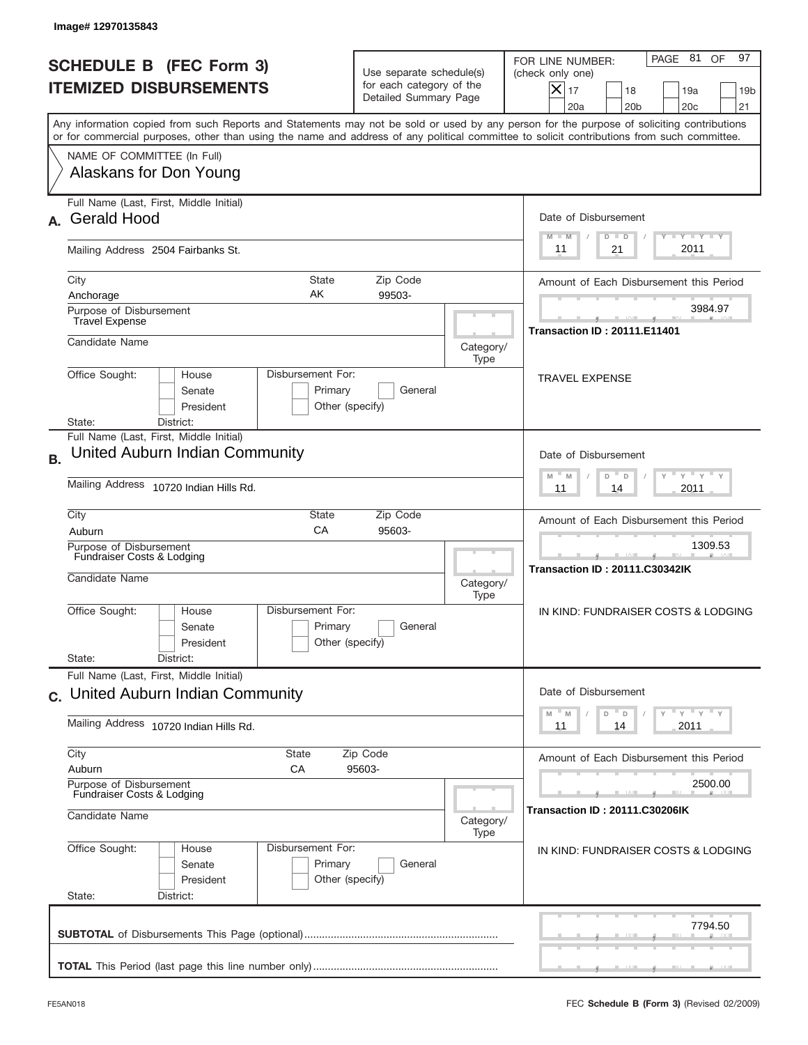Image# 12970135843

# SCHEDULE B (FEC Form 3)
## ITEMIZED DISBURSEMENTS

Use separate schedule(s) for each category of the Detailed Summary Page

FOR LINE NUMBER: (check only one)

- [x] 17
- [ ] 18
- [ ] 19a
- [ ] 19b
- [ ] 20a
- [ ] 20b
- [ ] 20c
- [ ] 21

PAGE 81 OF 97

Any information copied from such Reports and Statements may not be sold or used by any person for the purpose of soliciting contributions or for commercial purposes, other than using the name and address of any political committee to solicit contributions from such committee.

NAME OF COMMITTEE (In Full)
Alaskans for Don Young

---

**A.** Full Name (Last, First, Middle Initial): Gerald Hood

Mailing Address: 2504 Fairbanks St.

City: Anchorage | State: AK | Zip Code: 99503-

Purpose of Disbursement: Travel Expense

Candidate Name:

Category/Type:

Office Sought: House / Senate / President

Disbursement For: Primary / General / Other (specify)

State: District:

Date of Disbursement: 11 / 21 / 2011

Amount of Each Disbursement this Period: 3984.97

Transaction ID : 20111.E11401

TRAVEL EXPENSE

---

**B.** Full Name (Last, First, Middle Initial): United Auburn Indian Community

Mailing Address: 10720 Indian Hills Rd.

City: Auburn | State: CA | Zip Code: 95603-

Purpose of Disbursement: Fundraiser Costs & Lodging

Candidate Name:

Category/Type:

Office Sought: House / Senate / President

Disbursement For: Primary / General / Other (specify)

State: District:

Date of Disbursement: 11 / 14 / 2011

Amount of Each Disbursement this Period: 1309.53

Transaction ID : 20111.C30342IK

IN KIND: FUNDRAISER COSTS & LODGING

---

**C.** Full Name (Last, First, Middle Initial): United Auburn Indian Community

Mailing Address: 10720 Indian Hills Rd.

City: Auburn | State: CA | Zip Code: 95603-

Purpose of Disbursement: Fundraiser Costs & Lodging

Candidate Name:

Category/Type:

Office Sought: House / Senate / President

Disbursement For: Primary / General / Other (specify)

State: District:

Date of Disbursement: 11 / 14 / 2011

Amount of Each Disbursement this Period: 2500.00

Transaction ID : 20111.C30206IK

IN KIND: FUNDRAISER COSTS & LODGING

---

**SUBTOTAL** of Disbursements This Page (optional): 7794.50

**TOTAL** This Period (last page this line number only):

FE5AN018 — FEC **Schedule B (Form 3)** (Revised 02/2009)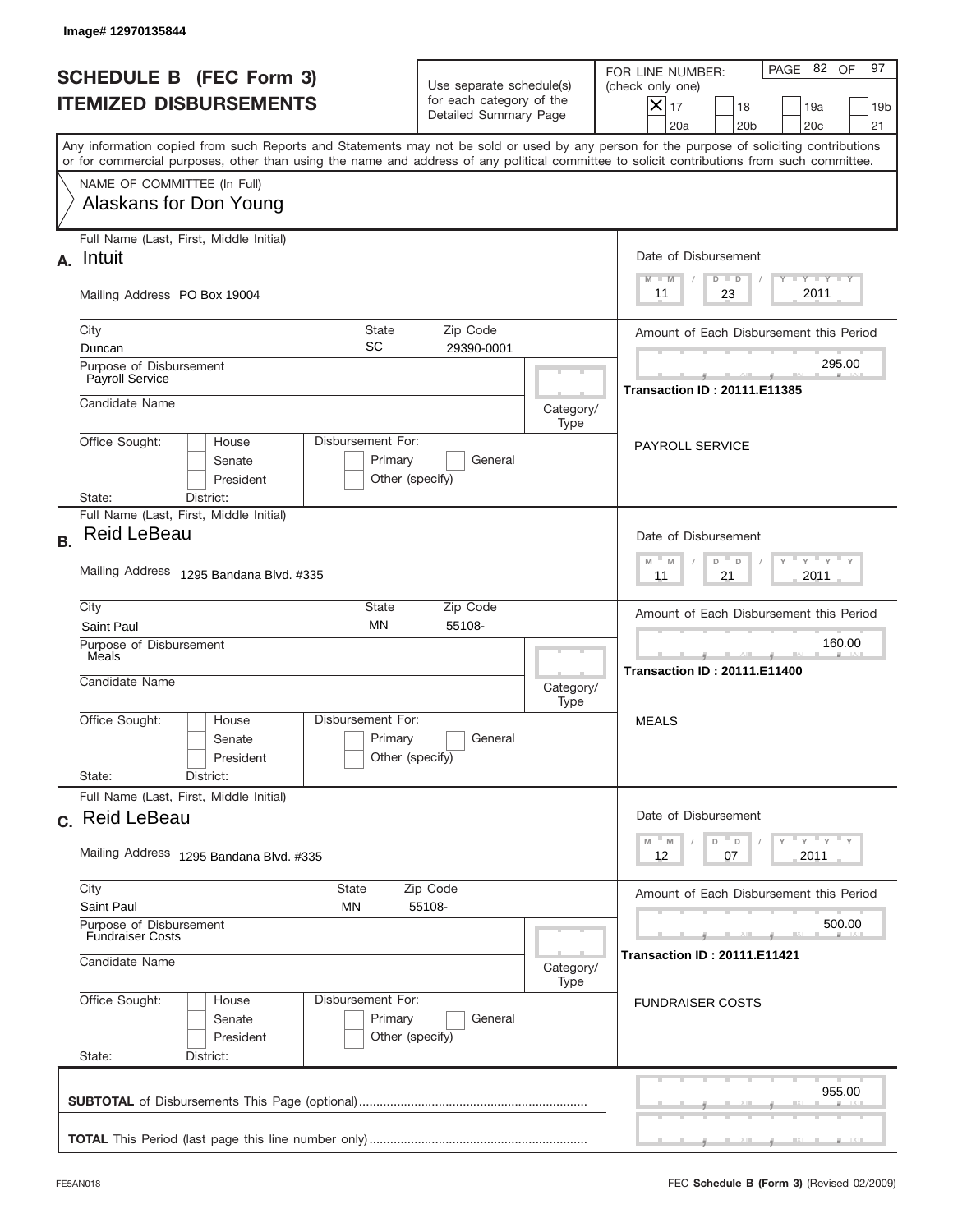Image# 12970135844

# SCHEDULE B (FEC Form 3)
# ITEMIZED DISBURSEMENTS

Use separate schedule(s) for each category of the Detailed Summary Page

FOR LINE NUMBER: (check only one)

- [x] 17
- [ ] 18
- [ ] 19a
- [ ] 19b
- [ ] 20a
- [ ] 20b
- [ ] 20c
- [ ] 21

PAGE 82 OF 97

Any information copied from such Reports and Statements may not be sold or used by any person for the purpose of soliciting contributions or for commercial purposes, other than using the name and address of any political committee to solicit contributions from such committee.

NAME OF COMMITTEE (In Full)
Alaskans for Don Young

---

**A.** Full Name (Last, First, Middle Initial): Intuit

Mailing Address: PO Box 19004

City: Duncan | State: SC | Zip Code: 29390-0001

Purpose of Disbursement: Payroll Service

Candidate Name:

Category/Type:

Office Sought: House / Senate / President

Disbursement For: Primary / General / Other (specify)

State: District:

Date of Disbursement: 11 / 23 / 2011

Amount of Each Disbursement this Period: 295.00

Transaction ID : 20111.E11385

PAYROLL SERVICE

---

**B.** Full Name (Last, First, Middle Initial): Reid LeBeau

Mailing Address: 1295 Bandana Blvd. #335

City: Saint Paul | State: MN | Zip Code: 55108-

Purpose of Disbursement: Meals

Candidate Name:

Category/Type:

Office Sought: House / Senate / President

Disbursement For: Primary / General / Other (specify)

State: District:

Date of Disbursement: 11 / 21 / 2011

Amount of Each Disbursement this Period: 160.00

Transaction ID : 20111.E11400

MEALS

---

**C.** Full Name (Last, First, Middle Initial): Reid LeBeau

Mailing Address: 1295 Bandana Blvd. #335

City: Saint Paul | State: MN | Zip Code: 55108-

Purpose of Disbursement: Fundraiser Costs

Candidate Name:

Category/Type:

Office Sought: House / Senate / President

Disbursement For: Primary / General / Other (specify)

State: District:

Date of Disbursement: 12 / 07 / 2011

Amount of Each Disbursement this Period: 500.00

Transaction ID : 20111.E11421

FUNDRAISER COSTS

---

**SUBTOTAL** of Disbursements This Page (optional): 955.00

**TOTAL** This Period (last page this line number only):

FE5AN018

FEC **Schedule B (Form 3)** (Revised 02/2009)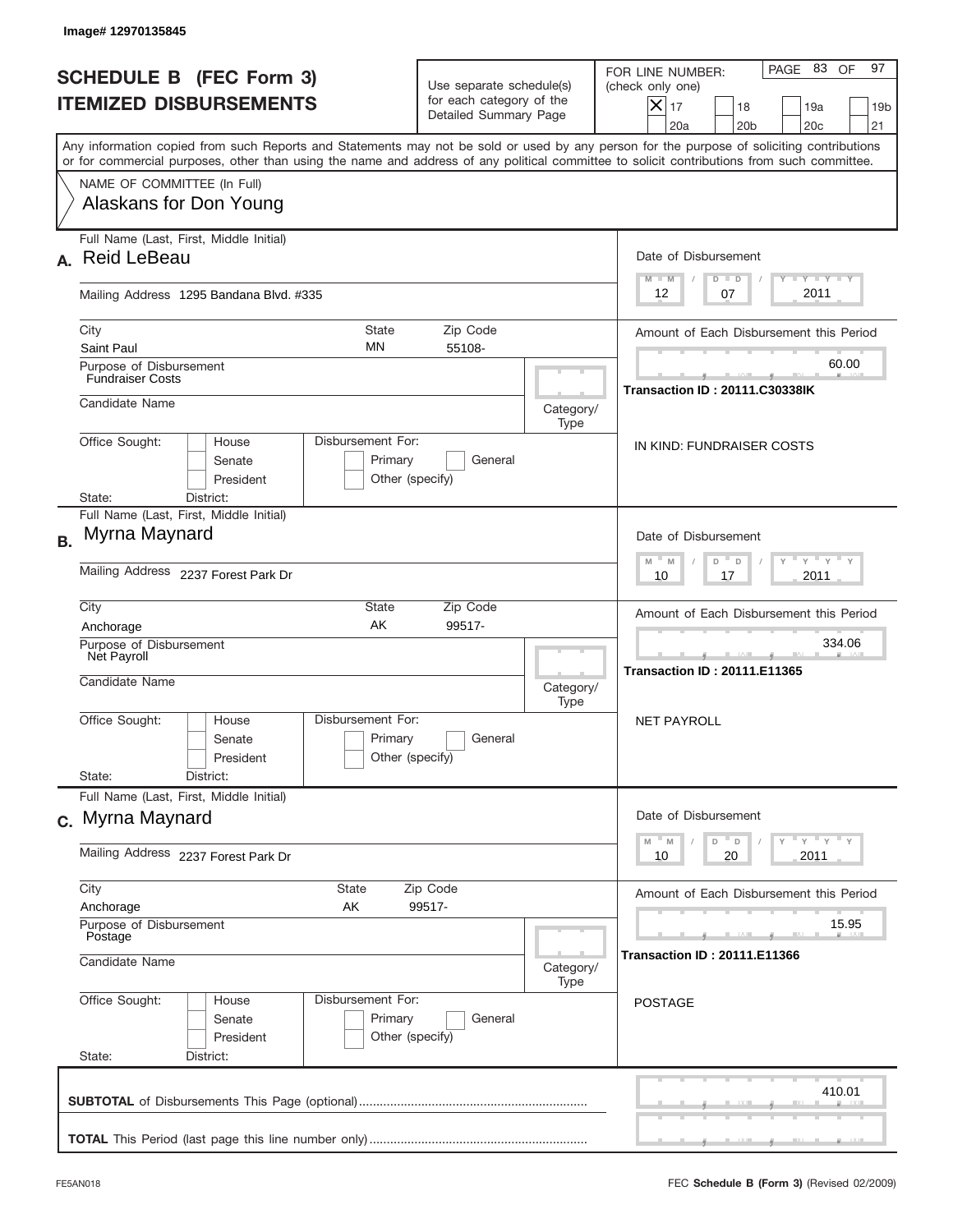Image# 12970135845

# SCHEDULE B (FEC Form 3)
## ITEMIZED DISBURSEMENTS

Use separate schedule(s) for each category of the Detailed Summary Page

FOR LINE NUMBER: (check only one)

- [X] 17
- [ ] 18
- [ ] 19a
- [ ] 19b
- [ ] 20a
- [ ] 20b
- [ ] 20c
- [ ] 21

Any information copied from such Reports and Statements may not be sold or used by any person for the purpose of soliciting contributions or for commercial purposes, other than using the name and address of any political committee to solicit contributions from such committee.

NAME OF COMMITTEE (In Full)
Alaskans for Don Young

---

**A.** Full Name (Last, First, Middle Initial): Reid LeBeau

Mailing Address: 1295 Bandana Blvd. #335

City: Saint Paul | State: MN | Zip Code: 55108-

Purpose of Disbursement: Fundraiser Costs

Candidate Name:

Category/Type:

Office Sought: House / Senate / President

Disbursement For: Primary / General / Other (specify)

State: District:

Date of Disbursement: 12/07/2011

Amount of Each Disbursement this Period: 60.00

Transaction ID : 20111.C30338IK

IN KIND: FUNDRAISER COSTS

---

**B.** Full Name (Last, First, Middle Initial): Myrna Maynard

Mailing Address: 2237 Forest Park Dr

City: Anchorage | State: AK | Zip Code: 99517-

Purpose of Disbursement: Net Payroll

Candidate Name:

Category/Type:

Office Sought: House / Senate / President

Disbursement For: Primary / General / Other (specify)

State: District:

Date of Disbursement: 10/17/2011

Amount of Each Disbursement this Period: 334.06

Transaction ID : 20111.E11365

NET PAYROLL

---

**C.** Full Name (Last, First, Middle Initial): Myrna Maynard

Mailing Address: 2237 Forest Park Dr

City: Anchorage | State: AK | Zip Code: 99517-

Purpose of Disbursement: Postage

Candidate Name:

Category/Type:

Office Sought: House / Senate / President

Disbursement For: Primary / General / Other (specify)

State: District:

Date of Disbursement: 10/20/2011

Amount of Each Disbursement this Period: 15.95

Transaction ID : 20111.E11366

POSTAGE

---

**SUBTOTAL** of Disbursements This Page (optional): 410.01

**TOTAL** This Period (last page this line number only):

FE5AN018

FEC **Schedule B (Form 3)** (Revised 02/2009)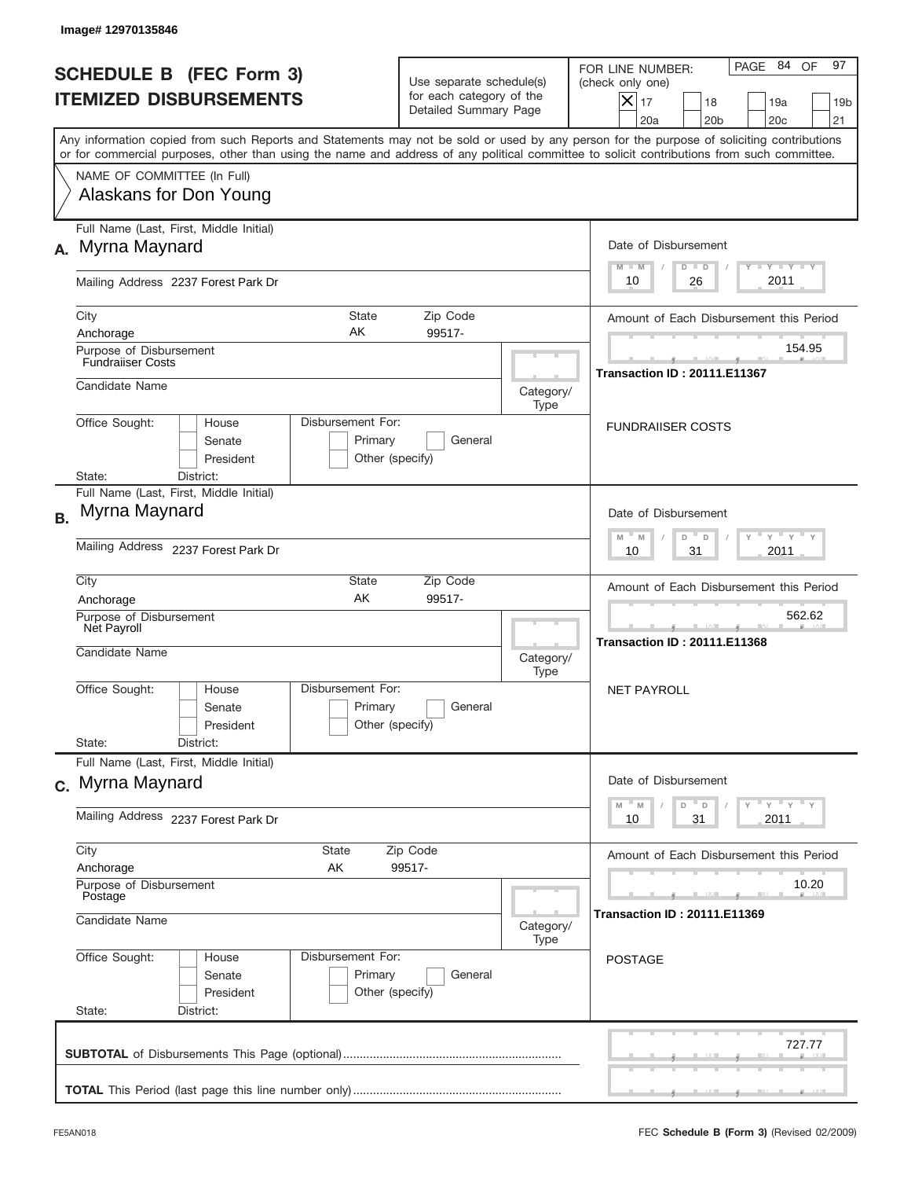Image# 12970135846

# SCHEDULE B (FEC Form 3)
# ITEMIZED DISBURSEMENTS

Use separate schedule(s) for each category of the Detailed Summary Page

FOR LINE NUMBER: (check only one)

- [x] 17
- [ ] 18
- [ ] 19a
- [ ] 19b
- [ ] 20a
- [ ] 20b
- [ ] 20c
- [ ] 21

PAGE 84 OF 97

Any information copied from such Reports and Statements may not be sold or used by any person for the purpose of soliciting contributions or for commercial purposes, other than using the name and address of any political committee to solicit contributions from such committee.

NAME OF COMMITTEE (In Full)
Alaskans for Don Young

---

**A.** Full Name (Last, First, Middle Initial): Myrna Maynard

Mailing Address: 2237 Forest Park Dr

City: Anchorage | State: AK | Zip Code: 99517-

Purpose of Disbursement: Fundraiiser Costs

Candidate Name:

Category/Type:

Office Sought: House / Senate / President

Disbursement For: Primary / General / Other (specify)

State: District:

Date of Disbursement: 10 / 26 / 2011

Amount of Each Disbursement this Period: 154.95

Transaction ID : 20111.E11367

FUNDRAIISER COSTS

---

**B.** Full Name (Last, First, Middle Initial): Myrna Maynard

Mailing Address: 2237 Forest Park Dr

City: Anchorage | State: AK | Zip Code: 99517-

Purpose of Disbursement: Net Payroll

Candidate Name:

Category/Type:

Office Sought: House / Senate / President

Disbursement For: Primary / General / Other (specify)

State: District:

Date of Disbursement: 10 / 31 / 2011

Amount of Each Disbursement this Period: 562.62

Transaction ID : 20111.E11368

NET PAYROLL

---

**C.** Full Name (Last, First, Middle Initial): Myrna Maynard

Mailing Address: 2237 Forest Park Dr

City: Anchorage | State: AK | Zip Code: 99517-

Purpose of Disbursement: Postage

Candidate Name:

Category/Type:

Office Sought: House / Senate / President

Disbursement For: Primary / General / Other (specify)

State: District:

Date of Disbursement: 10 / 31 / 2011

Amount of Each Disbursement this Period: 10.20

Transaction ID : 20111.E11369

POSTAGE

---

**SUBTOTAL** of Disbursements This Page (optional): 727.77

**TOTAL** This Period (last page this line number only):

FE5AN018 FEC **Schedule B (Form 3)** (Revised 02/2009)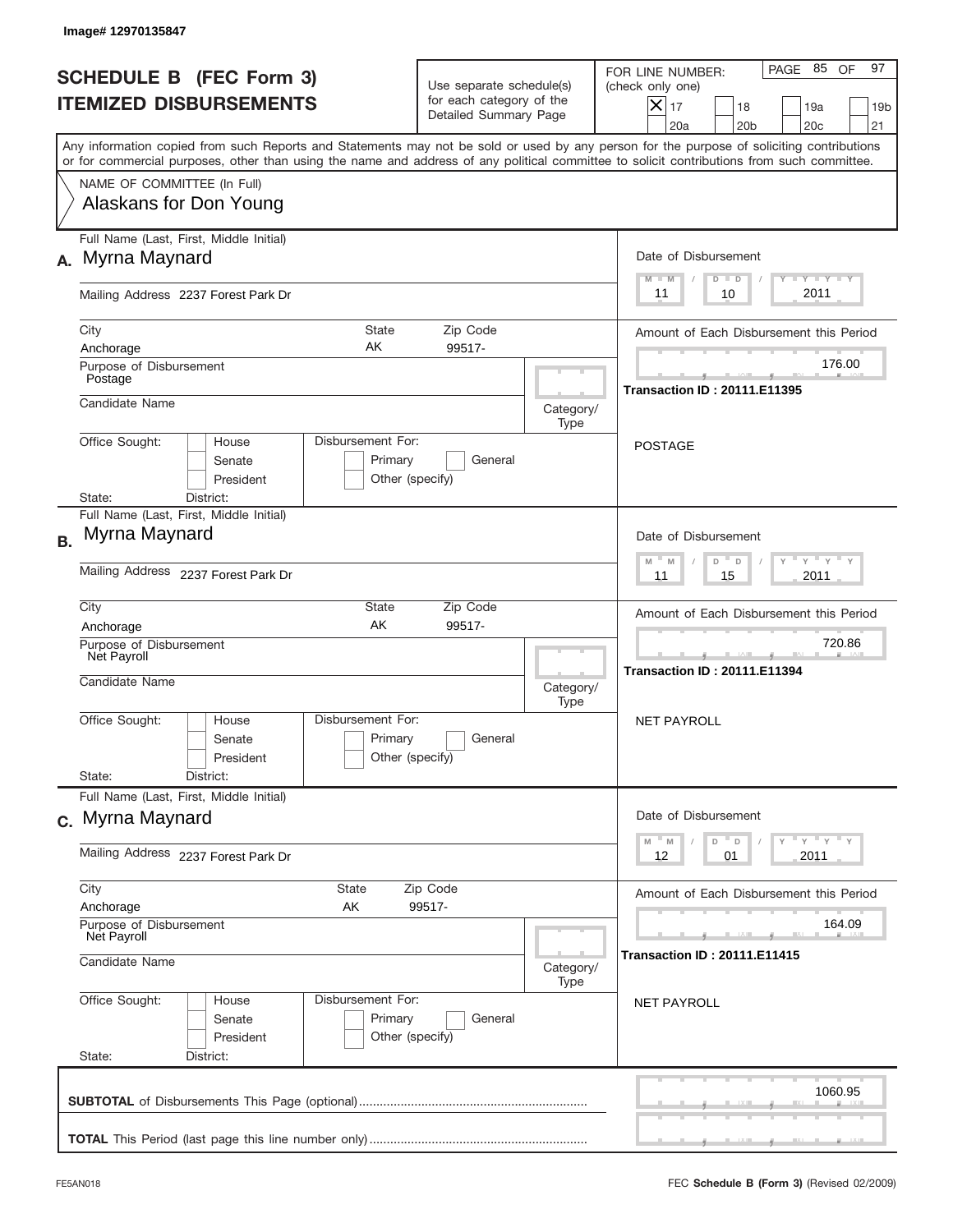Image# 12970135847

# SCHEDULE B (FEC Form 3)
# ITEMIZED DISBURSEMENTS

Use separate schedule(s) for each category of the Detailed Summary Page

FOR LINE NUMBER: (check only one)

- [X] 17
- [ ] 18
- [ ] 19a
- [ ] 19b
- [ ] 20a
- [ ] 20b
- [ ] 20c
- [ ] 21

PAGE 85 OF 97

Any information copied from such Reports and Statements may not be sold or used by any person for the purpose of soliciting contributions or for commercial purposes, other than using the name and address of any political committee to solicit contributions from such committee.

NAME OF COMMITTEE (In Full)
Alaskans for Don Young

## A.

Full Name (Last, First, Middle Initial): Myrna Maynard

Mailing Address: 2237 Forest Park Dr

City: Anchorage | State: AK | Zip Code: 99517-

Purpose of Disbursement: Postage

Candidate Name:

Category/Type:

Office Sought: House / Senate / President

Disbursement For: Primary / General / Other (specify)

State: District:

Date of Disbursement: 11 / 10 / 2011

Amount of Each Disbursement this Period: 176.00

Transaction ID : 20111.E11395

POSTAGE

## B.

Full Name (Last, First, Middle Initial): Myrna Maynard

Mailing Address: 2237 Forest Park Dr

City: Anchorage | State: AK | Zip Code: 99517-

Purpose of Disbursement: Net Payroll

Candidate Name:

Category/Type:

Office Sought: House / Senate / President

Disbursement For: Primary / General / Other (specify)

State: District:

Date of Disbursement: 11 / 15 / 2011

Amount of Each Disbursement this Period: 720.86

Transaction ID : 20111.E11394

NET PAYROLL

## C.

Full Name (Last, First, Middle Initial): Myrna Maynard

Mailing Address: 2237 Forest Park Dr

City: Anchorage | State: AK | Zip Code: 99517-

Purpose of Disbursement: Net Payroll

Candidate Name:

Category/Type:

Office Sought: House / Senate / President

Disbursement For: Primary / General / Other (specify)

State: District:

Date of Disbursement: 12 / 01 / 2011

Amount of Each Disbursement this Period: 164.09

Transaction ID : 20111.E11415

NET PAYROLL

**SUBTOTAL** of Disbursements This Page (optional): 1060.95

**TOTAL** This Period (last page this line number only):

FE5AN018 — FEC **Schedule B (Form 3)** (Revised 02/2009)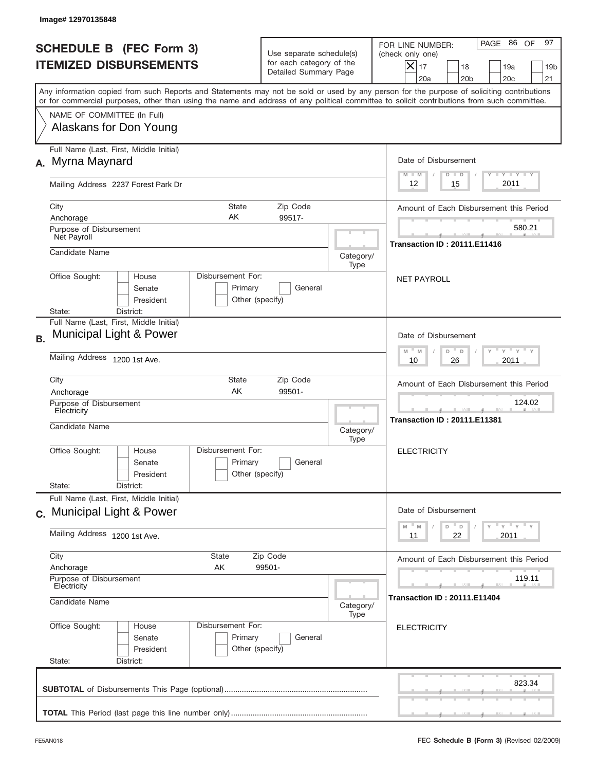Image# 12970135848

# SCHEDULE B (FEC Form 3)
# ITEMIZED DISBURSEMENTS

Use separate schedule(s) for each category of the Detailed Summary Page

FOR LINE NUMBER: (check only one)

- [x] 17
- [ ] 18
- [ ] 19a
- [ ] 19b
- [ ] 20a
- [ ] 20b
- [ ] 20c
- [ ] 21

Any information copied from such Reports and Statements may not be sold or used by any person for the purpose of soliciting contributions or for commercial purposes, other than using the name and address of any political committee to solicit contributions from such committee.

NAME OF COMMITTEE (In Full)
Alaskans for Don Young

---

**A.** Full Name (Last, First, Middle Initial): Myrna Maynard

Mailing Address: 2237 Forest Park Dr

City: Anchorage | State: AK | Zip Code: 99517-

Purpose of Disbursement: Net Payroll

Candidate Name:

Category/Type:

Office Sought: [ ] House [ ] Senate [ ] President

Disbursement For: [ ] Primary [ ] General [ ] Other (specify)

State: District:

Date of Disbursement: 12 / 15 / 2011

Amount of Each Disbursement this Period: 580.21

Transaction ID : 20111.E11416

NET PAYROLL

---

**B.** Full Name (Last, First, Middle Initial): Municipal Light & Power

Mailing Address: 1200 1st Ave.

City: Anchorage | State: AK | Zip Code: 99501-

Purpose of Disbursement: Electricity

Candidate Name:

Category/Type:

Office Sought: [ ] House [ ] Senate [ ] President

Disbursement For: [ ] Primary [ ] General [ ] Other (specify)

State: District:

Date of Disbursement: 10 / 26 / 2011

Amount of Each Disbursement this Period: 124.02

Transaction ID : 20111.E11381

ELECTRICITY

---

**C.** Full Name (Last, First, Middle Initial): Municipal Light & Power

Mailing Address: 1200 1st Ave.

City: Anchorage | State: AK | Zip Code: 99501-

Purpose of Disbursement: Electricity

Candidate Name:

Category/Type:

Office Sought: [ ] House [ ] Senate [ ] President

Disbursement For: [ ] Primary [ ] General [ ] Other (specify)

State: District:

Date of Disbursement: 11 / 22 / 2011

Amount of Each Disbursement this Period: 119.11

Transaction ID : 20111.E11404

ELECTRICITY

---

**SUBTOTAL** of Disbursements This Page (optional): 823.34

**TOTAL** This Period (last page this line number only):

FE5AN018 FEC **Schedule B (Form 3)** (Revised 02/2009)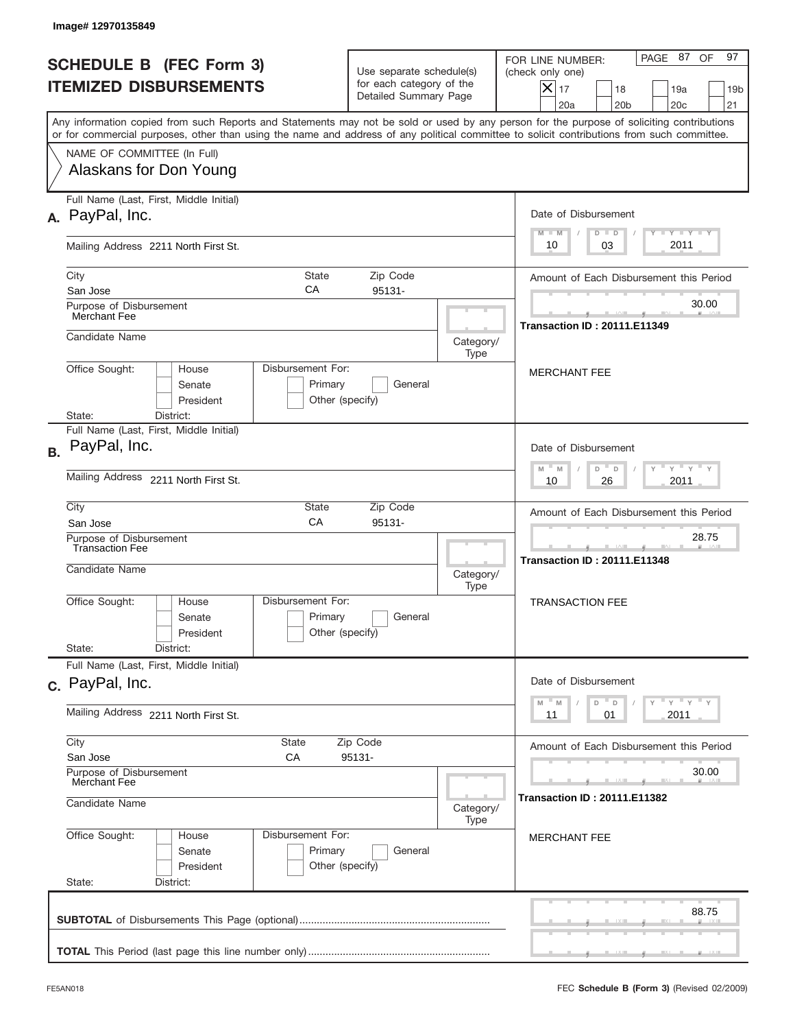Image# 12970135849

# SCHEDULE B (FEC Form 3)
## ITEMIZED DISBURSEMENTS

Use separate schedule(s) for each category of the Detailed Summary Page

FOR LINE NUMBER: (check only one)

- [x] 17
- [ ] 18
- [ ] 19a
- [ ] 19b
- [ ] 20a
- [ ] 20b
- [ ] 20c
- [ ] 21

PAGE 87 OF 97

Any information copied from such Reports and Statements may not be sold or used by any person for the purpose of soliciting contributions or for commercial purposes, other than using the name and address of any political committee to solicit contributions from such committee.

NAME OF COMMITTEE (In Full)
Alaskans for Don Young

---

**A.** Full Name (Last, First, Middle Initial): PayPal, Inc.

Mailing Address: 2211 North First St.

City: San Jose | State: CA | Zip Code: 95131-

Purpose of Disbursement: Merchant Fee

Candidate Name:

Category/Type:

Office Sought: House / Senate / President

Disbursement For: Primary / General / Other (specify)

State: District:

Date of Disbursement: 10 / 03 / 2011

Amount of Each Disbursement this Period: 30.00

Transaction ID : 20111.E11349

MERCHANT FEE

---

**B.** Full Name (Last, First, Middle Initial): PayPal, Inc.

Mailing Address: 2211 North First St.

City: San Jose | State: CA | Zip Code: 95131-

Purpose of Disbursement: Transaction Fee

Candidate Name:

Category/Type:

Office Sought: House / Senate / President

Disbursement For: Primary / General / Other (specify)

State: District:

Date of Disbursement: 10 / 26 / 2011

Amount of Each Disbursement this Period: 28.75

Transaction ID : 20111.E11348

TRANSACTION FEE

---

**C.** Full Name (Last, First, Middle Initial): PayPal, Inc.

Mailing Address: 2211 North First St.

City: San Jose | State: CA | Zip Code: 95131-

Purpose of Disbursement: Merchant Fee

Candidate Name:

Category/Type:

Office Sought: House / Senate / President

Disbursement For: Primary / General / Other (specify)

State: District:

Date of Disbursement: 11 / 01 / 2011

Amount of Each Disbursement this Period: 30.00

Transaction ID : 20111.E11382

MERCHANT FEE

---

**SUBTOTAL** of Disbursements This Page (optional): 88.75

**TOTAL** This Period (last page this line number only):

FE5AN018

FEC **Schedule B (Form 3)** (Revised 02/2009)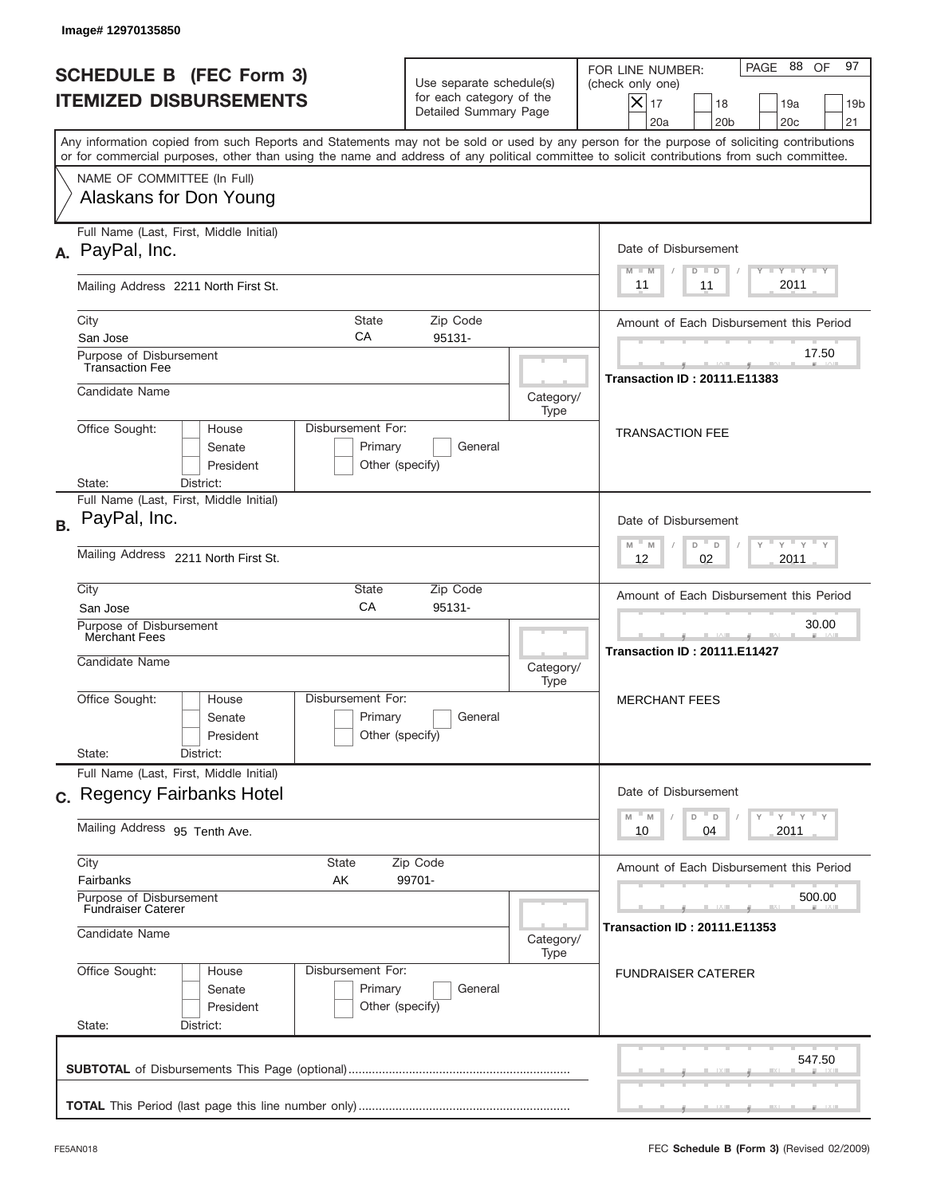Image# 12970135850

# SCHEDULE B (FEC Form 3)
## ITEMIZED DISBURSEMENTS

Use separate schedule(s) for each category of the Detailed Summary Page

FOR LINE NUMBER: (check only one)

- [X] 17
- [ ] 18
- [ ] 19a
- [ ] 19b
- [ ] 20a
- [ ] 20b
- [ ] 20c
- [ ] 21

Any information copied from such Reports and Statements may not be sold or used by any person for the purpose of soliciting contributions or for commercial purposes, other than using the name and address of any political committee to solicit contributions from such committee.

NAME OF COMMITTEE (In Full)
Alaskans for Don Young

---

**A.** Full Name (Last, First, Middle Initial): PayPal, Inc.

Mailing Address: 2211 North First St.

City: San Jose | State: CA | Zip Code: 95131-

Purpose of Disbursement: Transaction Fee

Candidate Name:

Category/Type:

Office Sought: House / Senate / President

Disbursement For: Primary / General / Other (specify)

State: District:

Date of Disbursement: 11 / 11 / 2011

Amount of Each Disbursement this Period: 17.50

Transaction ID : 20111.E11383

TRANSACTION FEE

---

**B.** Full Name (Last, First, Middle Initial): PayPal, Inc.

Mailing Address: 2211 North First St.

City: San Jose | State: CA | Zip Code: 95131-

Purpose of Disbursement: Merchant Fees

Candidate Name:

Category/Type:

Office Sought: House / Senate / President

Disbursement For: Primary / General / Other (specify)

State: District:

Date of Disbursement: 12 / 02 / 2011

Amount of Each Disbursement this Period: 30.00

Transaction ID : 20111.E11427

MERCHANT FEES

---

**C.** Full Name (Last, First, Middle Initial): Regency Fairbanks Hotel

Mailing Address: 95 Tenth Ave.

City: Fairbanks | State: AK | Zip Code: 99701-

Purpose of Disbursement: Fundraiser Caterer

Candidate Name:

Category/Type:

Office Sought: House / Senate / President

Disbursement For: Primary / General / Other (specify)

State: District:

Date of Disbursement: 10 / 04 / 2011

Amount of Each Disbursement this Period: 500.00

Transaction ID : 20111.E11353

FUNDRAISER CATERER

---

**SUBTOTAL** of Disbursements This Page (optional): 547.50

**TOTAL** This Period (last page this line number only):

FE5AN018 | FEC **Schedule B (Form 3)** (Revised 02/2009)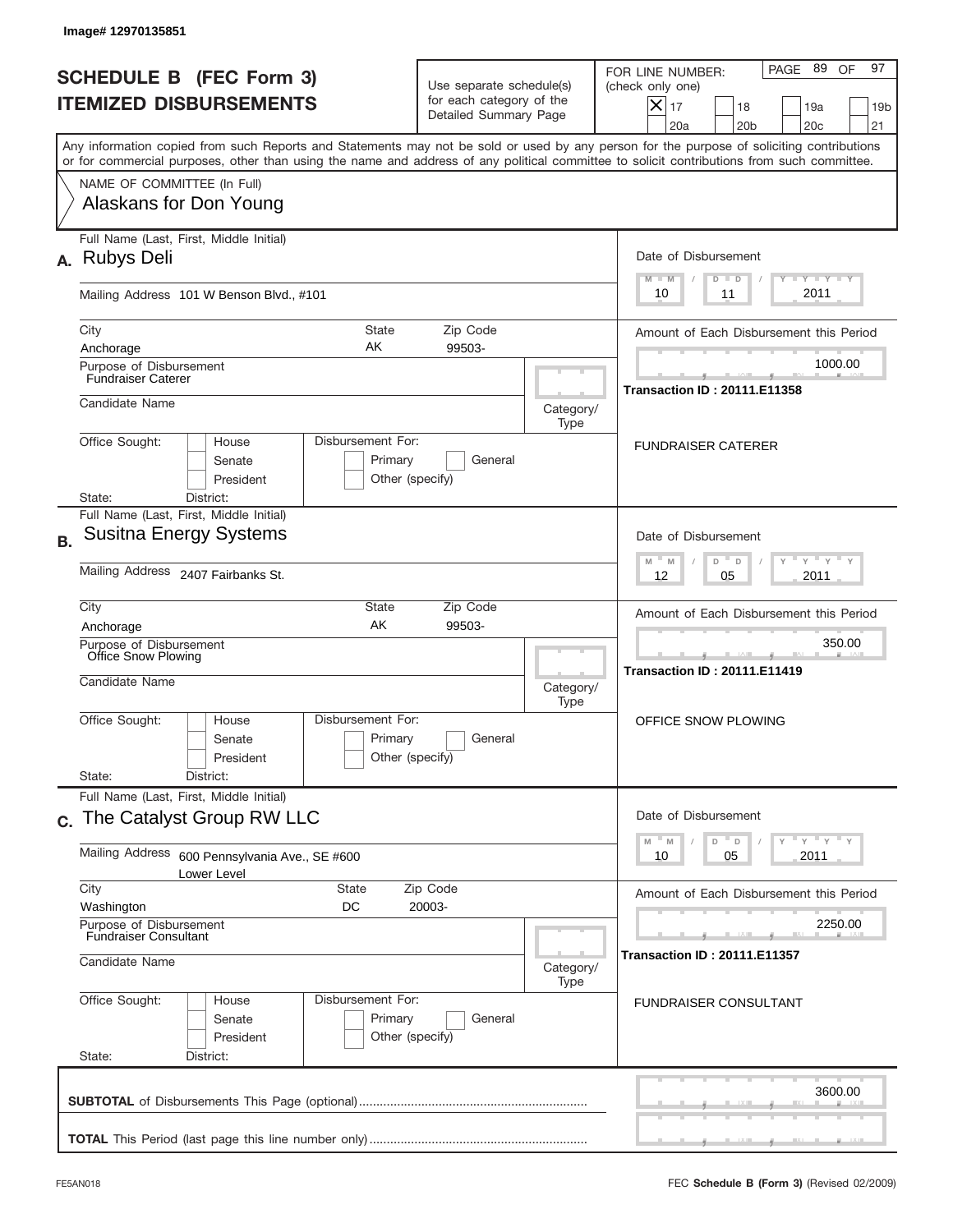Image# 12970135851

# SCHEDULE B (FEC Form 3)
# ITEMIZED DISBURSEMENTS

Use separate schedule(s) for each category of the Detailed Summary Page

FOR LINE NUMBER: (check only one)

- [x] 17
- [ ] 18
- [ ] 19a
- [ ] 19b
- [ ] 20a
- [ ] 20b
- [ ] 20c
- [ ] 21

PAGE 89 OF 97

Any information copied from such Reports and Statements may not be sold or used by any person for the purpose of soliciting contributions or for commercial purposes, other than using the name and address of any political committee to solicit contributions from such committee.

NAME OF COMMITTEE (In Full)
Alaskans for Don Young

---

**A.** Full Name (Last, First, Middle Initial): Rubys Deli

Mailing Address: 101 W Benson Blvd., #101

City: Anchorage | State: AK | Zip Code: 99503-

Purpose of Disbursement: Fundraiser Caterer

Candidate Name:

Category/Type:

Office Sought: House / Senate / President

Disbursement For: Primary / General / Other (specify)

State: District:

Date of Disbursement: 10 / 11 / 2011

Amount of Each Disbursement this Period: 1000.00

Transaction ID : 20111.E11358

FUNDRAISER CATERER

---

**B.** Full Name (Last, First, Middle Initial): Susitna Energy Systems

Mailing Address: 2407 Fairbanks St.

City: Anchorage | State: AK | Zip Code: 99503-

Purpose of Disbursement: Office Snow Plowing

Candidate Name:

Category/Type:

Office Sought: House / Senate / President

Disbursement For: Primary / General / Other (specify)

State: District:

Date of Disbursement: 12 / 05 / 2011

Amount of Each Disbursement this Period: 350.00

Transaction ID : 20111.E11419

OFFICE SNOW PLOWING

---

**C.** Full Name (Last, First, Middle Initial): The Catalyst Group RW LLC

Mailing Address: 600 Pennsylvania Ave., SE #600
Lower Level

City: Washington | State: DC | Zip Code: 20003-

Purpose of Disbursement: Fundraiser Consultant

Candidate Name:

Category/Type:

Office Sought: House / Senate / President

Disbursement For: Primary / General / Other (specify)

State: District:

Date of Disbursement: 10 / 05 / 2011

Amount of Each Disbursement this Period: 2250.00

Transaction ID : 20111.E11357

FUNDRAISER CONSULTANT

---

**SUBTOTAL** of Disbursements This Page (optional): 3600.00

**TOTAL** This Period (last page this line number only):

FE5AN018 | FEC **Schedule B (Form 3)** (Revised 02/2009)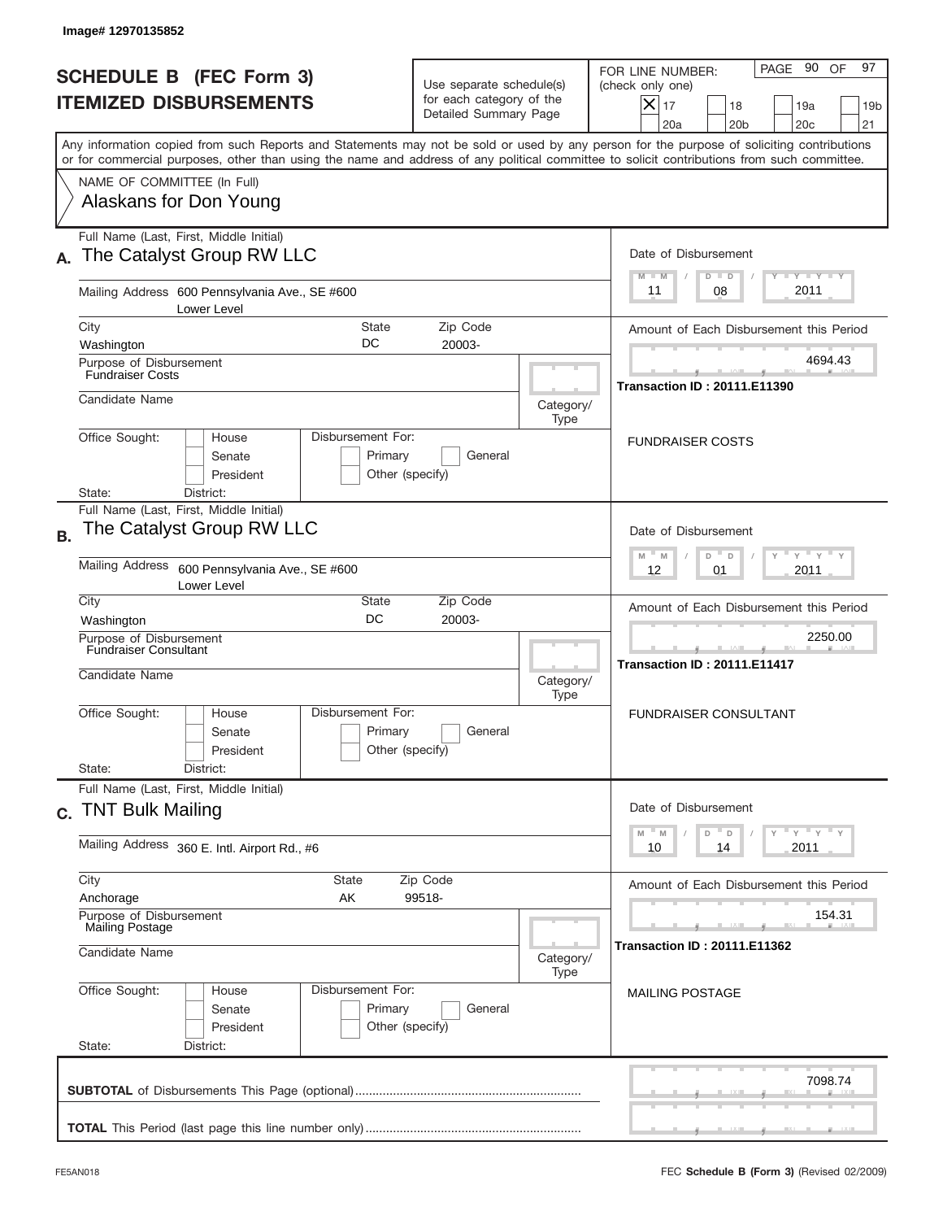Image# 12970135852

# SCHEDULE B (FEC Form 3)
## ITEMIZED DISBURSEMENTS

Use separate schedule(s) for each category of the Detailed Summary Page

FOR LINE NUMBER: (check only one)
[X] 17 [ ] 18 [ ] 19a [ ] 19b [ ] 20a [ ] 20b [ ] 20c [ ] 21

PAGE 90 OF 97

Any information copied from such Reports and Statements may not be sold or used by any person for the purpose of soliciting contributions or for commercial purposes, other than using the name and address of any political committee to solicit contributions from such committee.

NAME OF COMMITTEE (In Full)
Alaskans for Don Young

---

**A.** Full Name (Last, First, Middle Initial): The Catalyst Group RW LLC

Mailing Address: 600 Pennsylvania Ave., SE #600, Lower Level

City: Washington | State: DC | Zip Code: 20003-

Purpose of Disbursement: Fundraiser Costs

Candidate Name:

Category/Type:

Office Sought: [ ] House [ ] Senate [ ] President

Disbursement For: [ ] Primary [ ] General [ ] Other (specify)

State: District:

Date of Disbursement: 11 / 08 / 2011

Amount of Each Disbursement this Period: 4694.43

Transaction ID : 20111.E11390

FUNDRAISER COSTS

---

**B.** Full Name (Last, First, Middle Initial): The Catalyst Group RW LLC

Mailing Address: 600 Pennsylvania Ave., SE #600, Lower Level

City: Washington | State: DC | Zip Code: 20003-

Purpose of Disbursement: Fundraiser Consultant

Candidate Name:

Category/Type:

Office Sought: [ ] House [ ] Senate [ ] President

Disbursement For: [ ] Primary [ ] General [ ] Other (specify)

State: District:

Date of Disbursement: 12 / 01 / 2011

Amount of Each Disbursement this Period: 2250.00

Transaction ID : 20111.E11417

FUNDRAISER CONSULTANT

---

**C.** Full Name (Last, First, Middle Initial): TNT Bulk Mailing

Mailing Address: 360 E. Intl. Airport Rd., #6

City: Anchorage | State: AK | Zip Code: 99518-

Purpose of Disbursement: Mailing Postage

Candidate Name:

Category/Type:

Office Sought: [ ] House [ ] Senate [ ] President

Disbursement For: [ ] Primary [ ] General [ ] Other (specify)

State: District:

Date of Disbursement: 10 / 14 / 2011

Amount of Each Disbursement this Period: 154.31

Transaction ID : 20111.E11362

MAILING POSTAGE

---

**SUBTOTAL** of Disbursements This Page (optional): 7098.74

**TOTAL** This Period (last page this line number only):

FE5AN018 — FEC **Schedule B (Form 3)** (Revised 02/2009)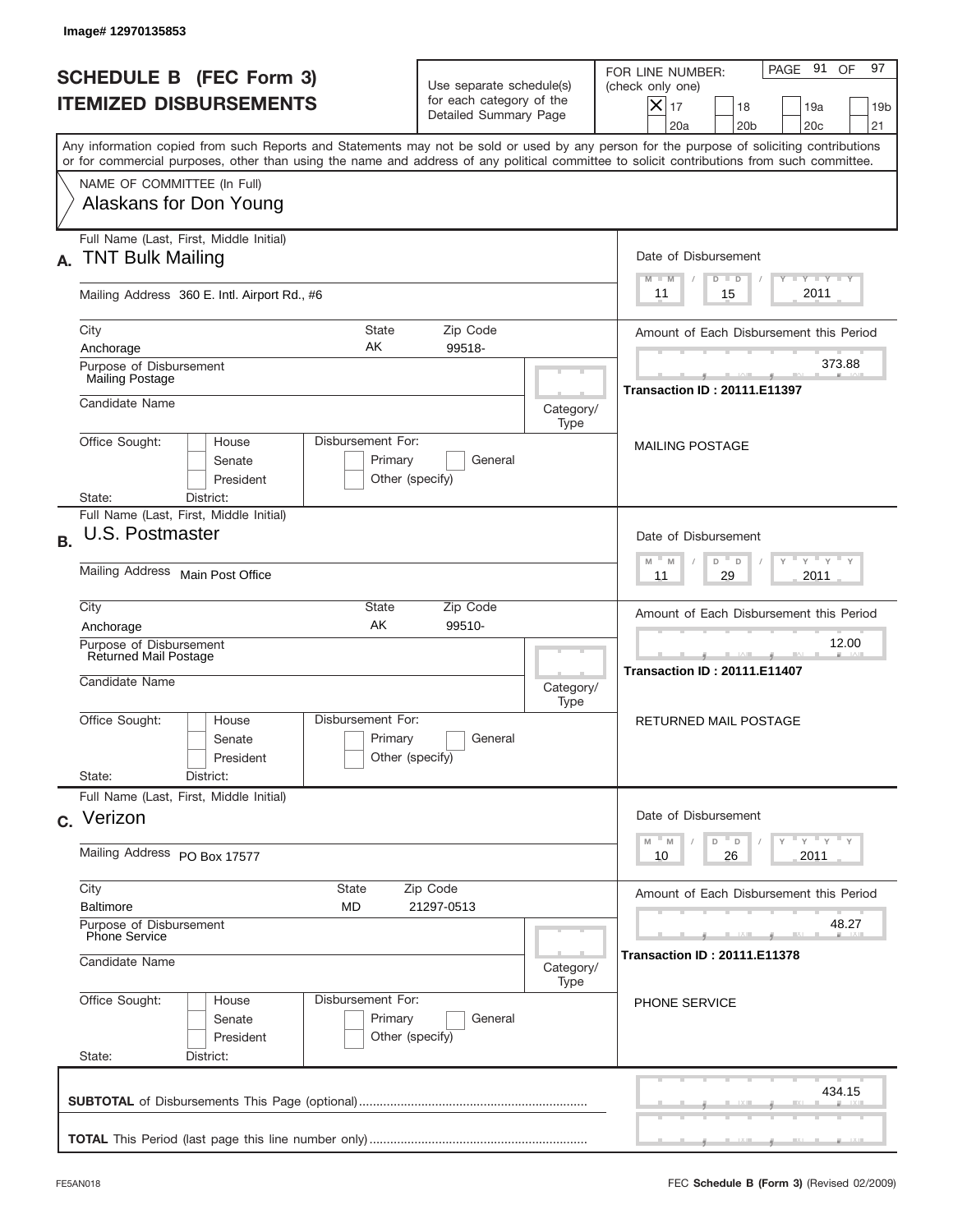Image# 12970135853

# SCHEDULE B (FEC Form 3)
# ITEMIZED DISBURSEMENTS

Use separate schedule(s) for each category of the Detailed Summary Page

FOR LINE NUMBER: (check only one)

- [x] 17
- [ ] 18
- [ ] 19a
- [ ] 19b
- [ ] 20a
- [ ] 20b
- [ ] 20c
- [ ] 21

PAGE 91 OF 97

Any information copied from such Reports and Statements may not be sold or used by any person for the purpose of soliciting contributions or for commercial purposes, other than using the name and address of any political committee to solicit contributions from such committee.

NAME OF COMMITTEE (In Full)
Alaskans for Don Young

---

**A.** Full Name (Last, First, Middle Initial): TNT Bulk Mailing

Mailing Address: 360 E. Intl. Airport Rd., #6

City: Anchorage | State: AK | Zip Code: 99518-

Purpose of Disbursement: Mailing Postage

Candidate Name:

Category/Type:

Office Sought: House / Senate / President

Disbursement For: Primary / General / Other (specify)

State: District:

Date of Disbursement: 11 / 15 / 2011

Amount of Each Disbursement this Period: 373.88

Transaction ID : 20111.E11397

MAILING POSTAGE

---

**B.** Full Name (Last, First, Middle Initial): U.S. Postmaster

Mailing Address: Main Post Office

City: Anchorage | State: AK | Zip Code: 99510-

Purpose of Disbursement: Returned Mail Postage

Candidate Name:

Category/Type:

Office Sought: House / Senate / President

Disbursement For: Primary / General / Other (specify)

State: District:

Date of Disbursement: 11 / 29 / 2011

Amount of Each Disbursement this Period: 12.00

Transaction ID : 20111.E11407

RETURNED MAIL POSTAGE

---

**C.** Full Name (Last, First, Middle Initial): Verizon

Mailing Address: PO Box 17577

City: Baltimore | State: MD | Zip Code: 21297-0513

Purpose of Disbursement: Phone Service

Candidate Name:

Category/Type:

Office Sought: House / Senate / President

Disbursement For: Primary / General / Other (specify)

State: District:

Date of Disbursement: 10 / 26 / 2011

Amount of Each Disbursement this Period: 48.27

Transaction ID : 20111.E11378

PHONE SERVICE

---

**SUBTOTAL** of Disbursements This Page (optional): 434.15

**TOTAL** This Period (last page this line number only):

FE5AN018 | FEC **Schedule B (Form 3)** (Revised 02/2009)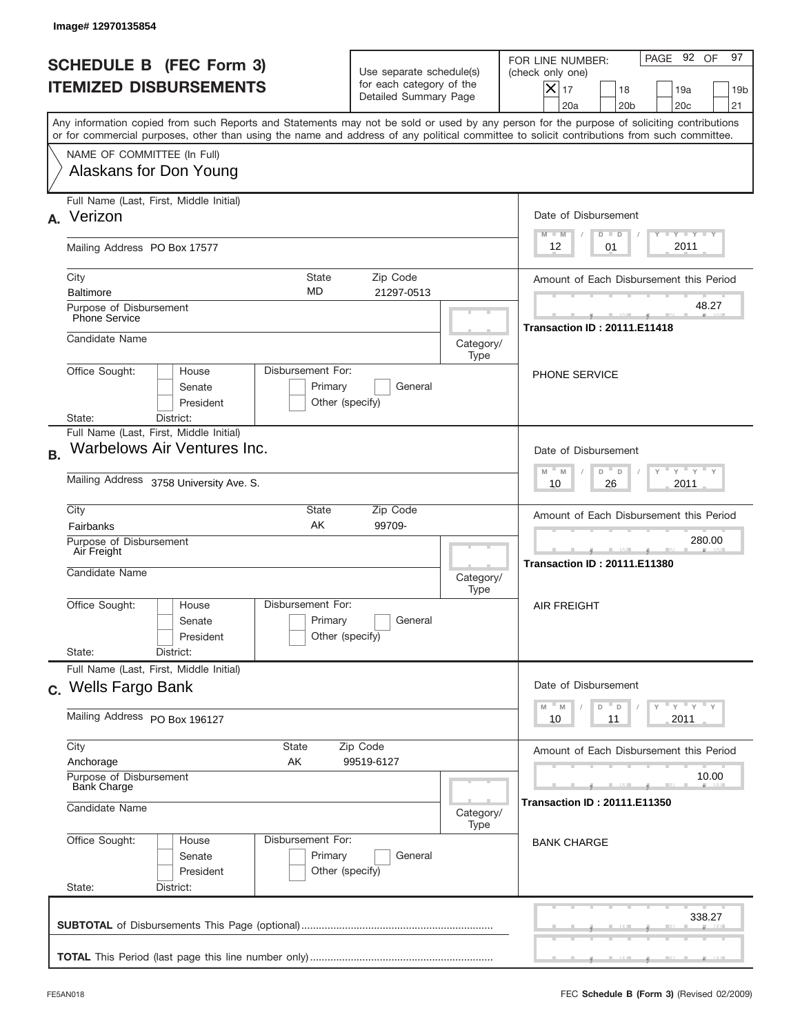Image# 12970135854

# SCHEDULE B (FEC Form 3)
## ITEMIZED DISBURSEMENTS

Use separate schedule(s) for each category of the Detailed Summary Page

FOR LINE NUMBER: (check only one)
[X] 17 [ ] 18 [ ] 19a [ ] 19b [ ] 20a [ ] 20b [ ] 20c [ ] 21

PAGE 92 OF 97

Any information copied from such Reports and Statements may not be sold or used by any person for the purpose of soliciting contributions or for commercial purposes, other than using the name and address of any political committee to solicit contributions from such committee.

NAME OF COMMITTEE (In Full)
Alaskans for Don Young

---

**A.** Full Name (Last, First, Middle Initial): Verizon

Mailing Address: PO Box 17577

City: Baltimore | State: MD | Zip Code: 21297-0513

Purpose of Disbursement: Phone Service

Candidate Name:

Category/Type:

Office Sought: [ ] House [ ] Senate [ ] President

Disbursement For: [ ] Primary [ ] General [ ] Other (specify)

State: District:

Date of Disbursement: 12/01/2011

Amount of Each Disbursement this Period: 48.27

Transaction ID : 20111.E11418

PHONE SERVICE

---

**B.** Full Name (Last, First, Middle Initial): Warbelows Air Ventures Inc.

Mailing Address: 3758 University Ave. S.

City: Fairbanks | State: AK | Zip Code: 99709-

Purpose of Disbursement: Air Freight

Candidate Name:

Category/Type:

Office Sought: [ ] House [ ] Senate [ ] President

Disbursement For: [ ] Primary [ ] General [ ] Other (specify)

State: District:

Date of Disbursement: 10/26/2011

Amount of Each Disbursement this Period: 280.00

Transaction ID : 20111.E11380

AIR FREIGHT

---

**C.** Full Name (Last, First, Middle Initial): Wells Fargo Bank

Mailing Address: PO Box 196127

City: Anchorage | State: AK | Zip Code: 99519-6127

Purpose of Disbursement: Bank Charge

Candidate Name:

Category/Type:

Office Sought: [ ] House [ ] Senate [ ] President

Disbursement For: [ ] Primary [ ] General [ ] Other (specify)

State: District:

Date of Disbursement: 10/11/2011

Amount of Each Disbursement this Period: 10.00

Transaction ID : 20111.E11350

BANK CHARGE

---

**SUBTOTAL** of Disbursements This Page (optional): 338.27

**TOTAL** This Period (last page this line number only):

FE5AN018 — FEC **Schedule B (Form 3)** (Revised 02/2009)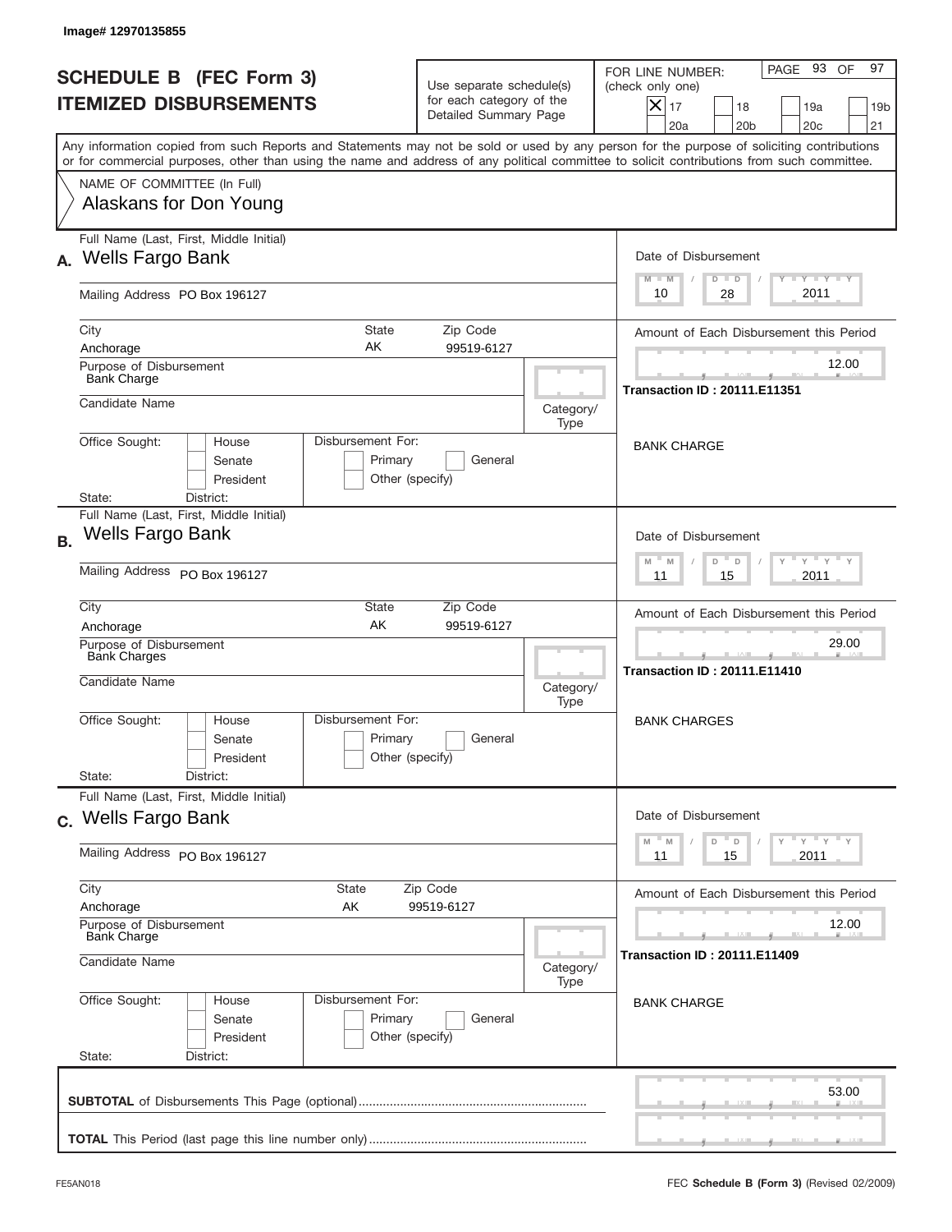Image# 12970135855

# SCHEDULE B (FEC Form 3)
## ITEMIZED DISBURSEMENTS

Use separate schedule(s) for each category of the Detailed Summary Page

FOR LINE NUMBER: (check only one)

- [X] 17
- [ ] 18
- [ ] 19a
- [ ] 19b
- [ ] 20a
- [ ] 20b
- [ ] 20c
- [ ] 21

PAGE 93 OF 97

Any information copied from such Reports and Statements may not be sold or used by any person for the purpose of soliciting contributions or for commercial purposes, other than using the name and address of any political committee to solicit contributions from such committee.

NAME OF COMMITTEE (In Full)
Alaskans for Don Young

---

**A.** Full Name (Last, First, Middle Initial): Wells Fargo Bank

Mailing Address: PO Box 196127

City: Anchorage | State: AK | Zip Code: 99519-6127

Purpose of Disbursement: Bank Charge

Candidate Name:

Category/Type:

Office Sought: [ ] House [ ] Senate [ ] President

State: District:

Disbursement For: [ ] Primary [ ] General [ ] Other (specify)

Date of Disbursement: 10 / 28 / 2011

Amount of Each Disbursement this Period: 12.00

Transaction ID : 20111.E11351

BANK CHARGE

---

**B.** Full Name (Last, First, Middle Initial): Wells Fargo Bank

Mailing Address: PO Box 196127

City: Anchorage | State: AK | Zip Code: 99519-6127

Purpose of Disbursement: Bank Charges

Candidate Name:

Category/Type:

Office Sought: [ ] House [ ] Senate [ ] President

State: District:

Disbursement For: [ ] Primary [ ] General [ ] Other (specify)

Date of Disbursement: 11 / 15 / 2011

Amount of Each Disbursement this Period: 29.00

Transaction ID : 20111.E11410

BANK CHARGES

---

**C.** Full Name (Last, First, Middle Initial): Wells Fargo Bank

Mailing Address: PO Box 196127

City: Anchorage | State: AK | Zip Code: 99519-6127

Purpose of Disbursement: Bank Charge

Candidate Name:

Category/Type:

Office Sought: [ ] House [ ] Senate [ ] President

State: District:

Disbursement For: [ ] Primary [ ] General [ ] Other (specify)

Date of Disbursement: 11 / 15 / 2011

Amount of Each Disbursement this Period: 12.00

Transaction ID : 20111.E11409

BANK CHARGE

---

**SUBTOTAL** of Disbursements This Page (optional): 53.00

**TOTAL** This Period (last page this line number only):

FE5AN018 FEC **Schedule B (Form 3)** (Revised 02/2009)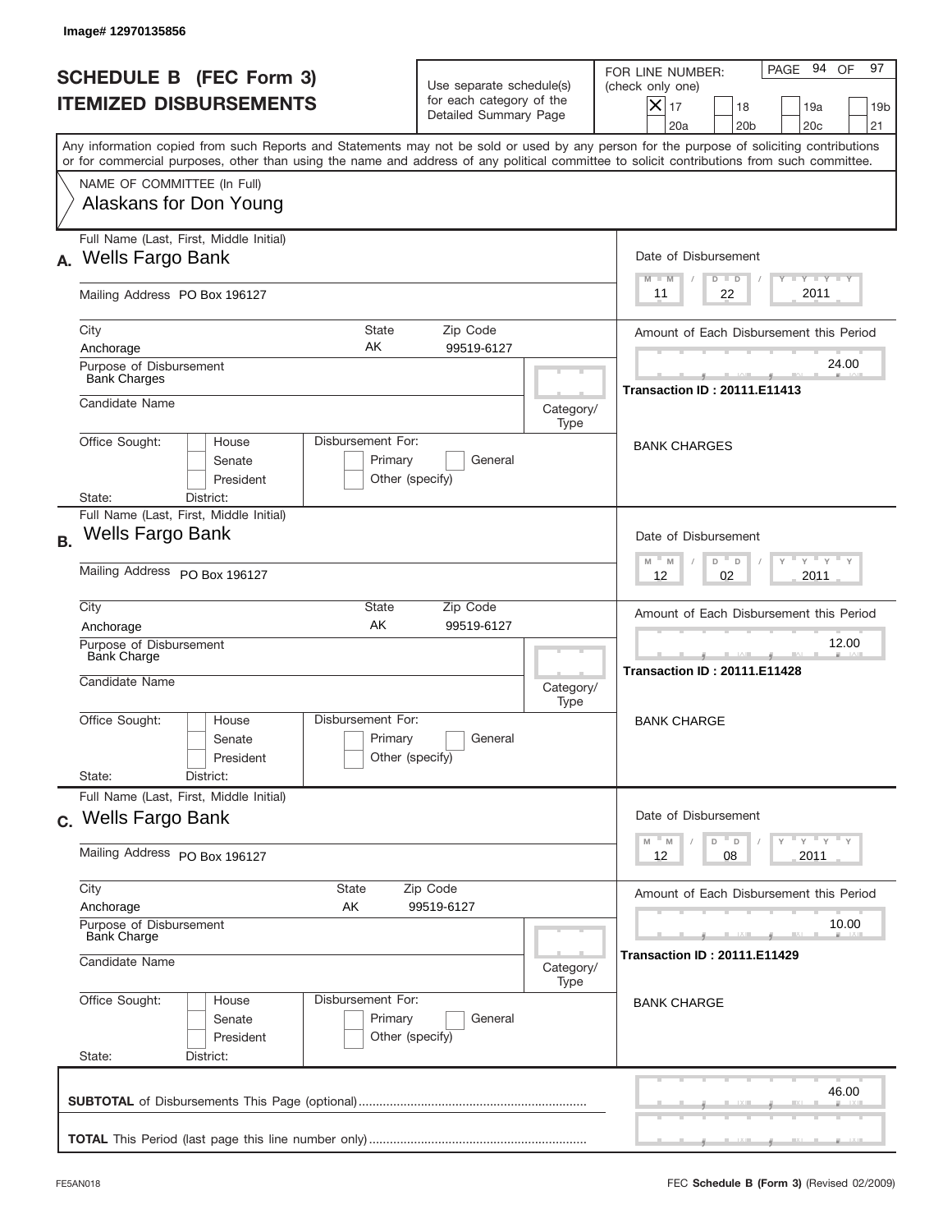Image# 12970135856

# SCHEDULE B (FEC Form 3)
# ITEMIZED DISBURSEMENTS

Use separate schedule(s) for each category of the Detailed Summary Page

FOR LINE NUMBER: (check only one)
[X] 17 [ ] 18 [ ] 19a [ ] 19b [ ] 20a [ ] 20b [ ] 20c [ ] 21

PAGE 94 OF 97

Any information copied from such Reports and Statements may not be sold or used by any person for the purpose of soliciting contributions or for commercial purposes, other than using the name and address of any political committee to solicit contributions from such committee.

NAME OF COMMITTEE (In Full)
Alaskans for Don Young

---

**A.** Full Name (Last, First, Middle Initial): Wells Fargo Bank

Mailing Address: PO Box 196127

City: Anchorage | State: AK | Zip Code: 99519-6127

Purpose of Disbursement: Bank Charges

Candidate Name:

Category/Type:

Office Sought: [ ] House [ ] Senate [ ] President

Disbursement For: [ ] Primary [ ] General [ ] Other (specify)

State: District:

Date of Disbursement: 11 / 22 / 2011

Amount of Each Disbursement this Period: 24.00

Transaction ID : 20111.E11413

BANK CHARGES

---

**B.** Full Name (Last, First, Middle Initial): Wells Fargo Bank

Mailing Address: PO Box 196127

City: Anchorage | State: AK | Zip Code: 99519-6127

Purpose of Disbursement: Bank Charge

Candidate Name:

Category/Type:

Office Sought: [ ] House [ ] Senate [ ] President

Disbursement For: [ ] Primary [ ] General [ ] Other (specify)

State: District:

Date of Disbursement: 12 / 02 / 2011

Amount of Each Disbursement this Period: 12.00

Transaction ID : 20111.E11428

BANK CHARGE

---

**C.** Full Name (Last, First, Middle Initial): Wells Fargo Bank

Mailing Address: PO Box 196127

City: Anchorage | State: AK | Zip Code: 99519-6127

Purpose of Disbursement: Bank Charge

Candidate Name:

Category/Type:

Office Sought: [ ] House [ ] Senate [ ] President

Disbursement For: [ ] Primary [ ] General [ ] Other (specify)

State: District:

Date of Disbursement: 12 / 08 / 2011

Amount of Each Disbursement this Period: 10.00

Transaction ID : 20111.E11429

BANK CHARGE

---

**SUBTOTAL** of Disbursements This Page (optional): 46.00

**TOTAL** This Period (last page this line number only):

FE5AN018 | FEC **Schedule B (Form 3)** (Revised 02/2009)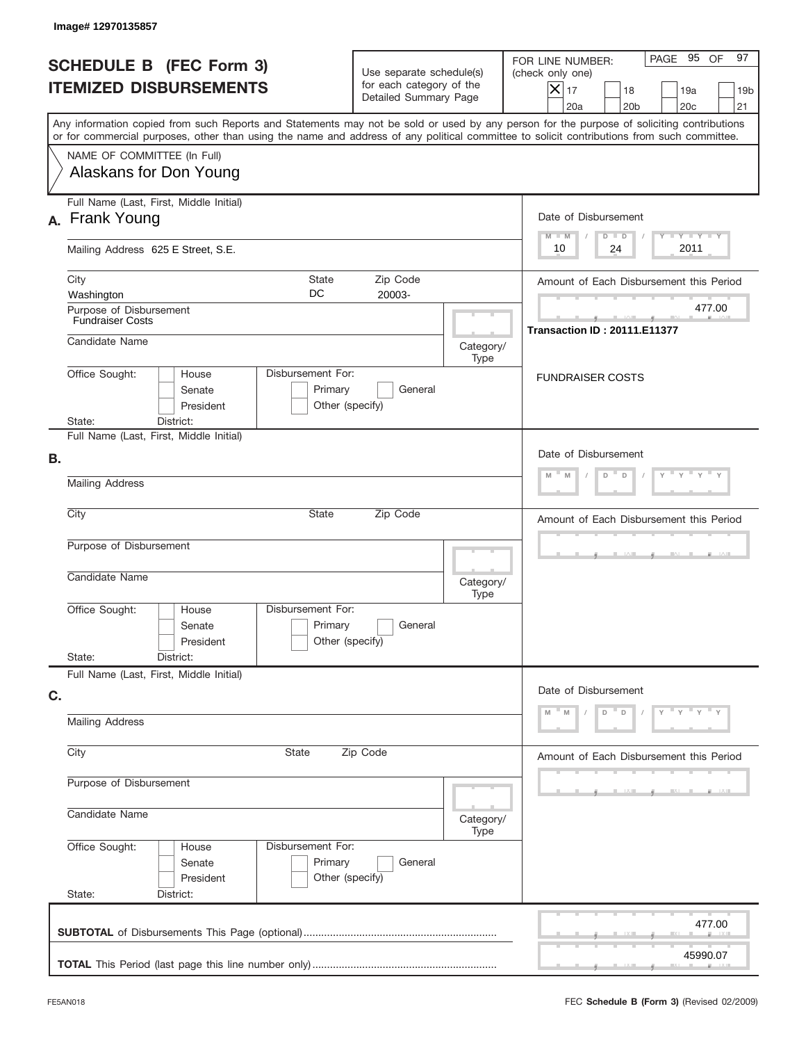Image# 12970135857

# SCHEDULE B (FEC Form 3) ITEMIZED DISBURSEMENTS

Use separate schedule(s) for each category of the Detailed Summary Page

FOR LINE NUMBER: (check only one)

- [X] 17
- [ ] 18
- [ ] 19a
- [ ] 19b
- [ ] 20a
- [ ] 20b
- [ ] 20c
- [ ] 21

PAGE 95 OF 97

Any information copied from such Reports and Statements may not be sold or used by any person for the purpose of soliciting contributions or for commercial purposes, other than using the name and address of any political committee to solicit contributions from such committee.

NAME OF COMMITTEE (In Full)
Alaskans for Don Young

## A.

Full Name (Last, First, Middle Initial): Frank Young

Mailing Address: 625 E Street, S.E.

City: Washington | State: DC | Zip Code: 20003-

Purpose of Disbursement: Fundraiser Costs

Candidate Name:

Category/Type:

Office Sought: House / Senate / President

State: District:

Disbursement For: Primary / General / Other (specify)

Date of Disbursement: 10 / 24 / 2011

Amount of Each Disbursement this Period: 477.00

Transaction ID : 20111.E11377

FUNDRAISER COSTS

## B.

Full Name (Last, First, Middle Initial):

Mailing Address:

City: | State: | Zip Code:

Purpose of Disbursement:

Candidate Name:

Category/Type:

Office Sought: House / Senate / President

State: District:

Disbursement For: Primary / General / Other (specify)

Date of Disbursement:

Amount of Each Disbursement this Period:

## C.

Full Name (Last, First, Middle Initial):

Mailing Address:

City: | State: | Zip Code:

Purpose of Disbursement:

Candidate Name:

Category/Type:

Office Sought: House / Senate / President

State: District:

Disbursement For: Primary / General / Other (specify)

Date of Disbursement:

Amount of Each Disbursement this Period:

---

**SUBTOTAL** of Disbursements This Page (optional): 477.00

**TOTAL** This Period (last page this line number only): 45990.07

FE5AN018 — FEC **Schedule B (Form 3)** (Revised 02/2009)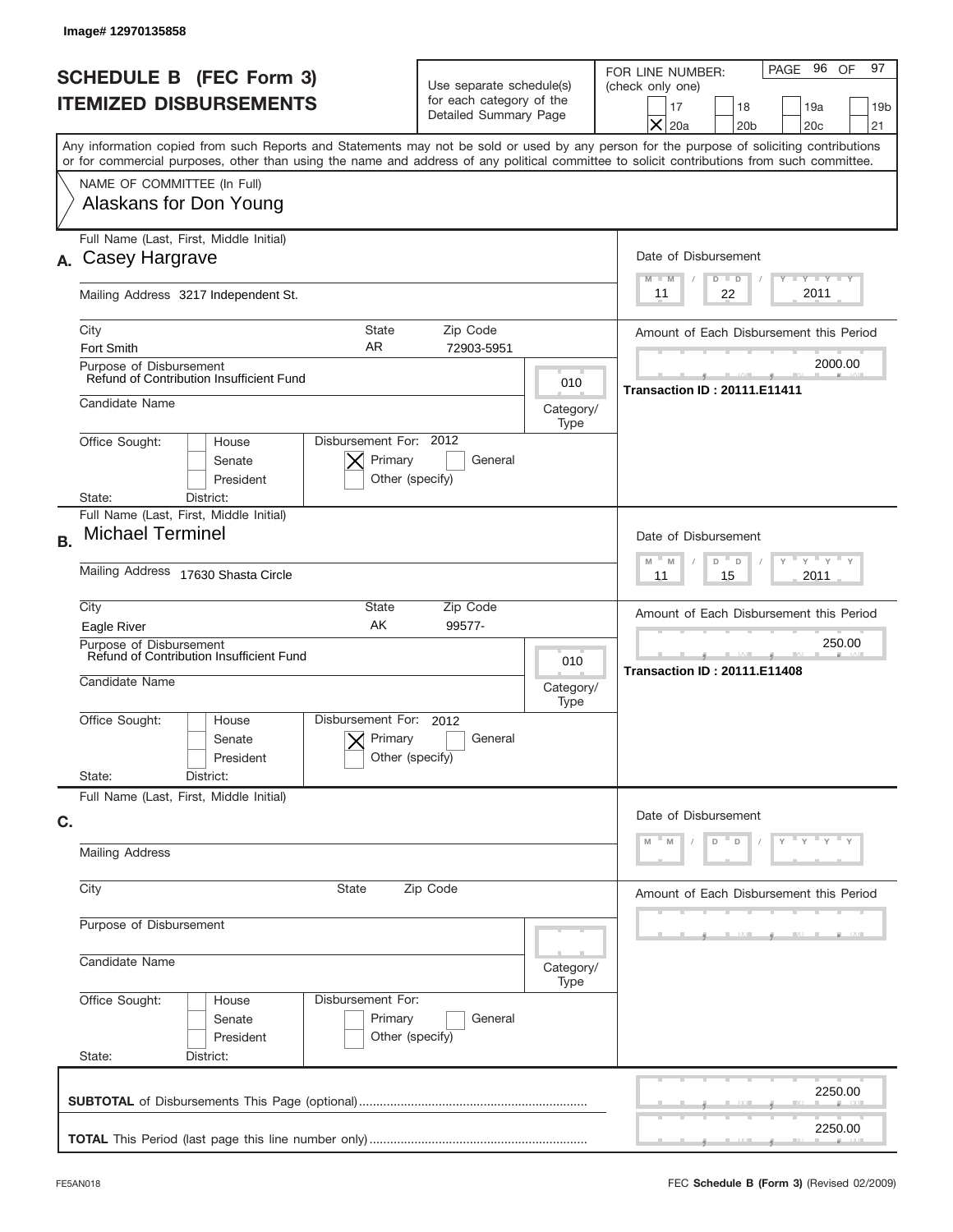Image# 12970135858

# SCHEDULE B (FEC Form 3) ITEMIZED DISBURSEMENTS

Use separate schedule(s) for each category of the Detailed Summary Page

FOR LINE NUMBER: (check only one)

PAGE 96 OF 97

- [ ] 17
- [ ] 18
- [ ] 19a
- [ ] 19b
- [x] 20a
- [ ] 20b
- [ ] 20c
- [ ] 21

Any information copied from such Reports and Statements may not be sold or used by any person for the purpose of soliciting contributions or for commercial purposes, other than using the name and address of any political committee to solicit contributions from such committee.

NAME OF COMMITTEE (In Full)
Alaskans for Don Young

## A.

Full Name (Last, First, Middle Initial): Casey Hargrave

Mailing Address: 3217 Independent St.

City: Fort Smith | State: AR | Zip Code: 72903-5951

Purpose of Disbursement: Refund of Contribution Insufficient Fund

Category/Type: 010

Candidate Name:

Office Sought: House / Senate / President — State: District:

Disbursement For: 2012 — [x] Primary [ ] General [ ] Other (specify)

Date of Disbursement: 11 / 22 / 2011

Amount of Each Disbursement this Period: 2000.00

Transaction ID : 20111.E11411

## B.

Full Name (Last, First, Middle Initial): Michael Terminel

Mailing Address: 17630 Shasta Circle

City: Eagle River | State: AK | Zip Code: 99577-

Purpose of Disbursement: Refund of Contribution Insufficient Fund

Category/Type: 010

Candidate Name:

Office Sought: House / Senate / President — State: District:

Disbursement For: 2012 — [x] Primary [ ] General [ ] Other (specify)

Date of Disbursement: 11 / 15 / 2011

Amount of Each Disbursement this Period: 250.00

Transaction ID : 20111.E11408

## C.

Full Name (Last, First, Middle Initial):

Mailing Address:

City: | State: | Zip Code:

Purpose of Disbursement:

Category/Type:

Candidate Name:

Office Sought: House / Senate / President — State: District:

Disbursement For: [ ] Primary [ ] General [ ] Other (specify)

Date of Disbursement:

Amount of Each Disbursement this Period:

**SUBTOTAL** of Disbursements This Page (optional): 2250.00

**TOTAL** This Period (last page this line number only): 2250.00

FE5AN018 — FEC **Schedule B (Form 3)** (Revised 02/2009)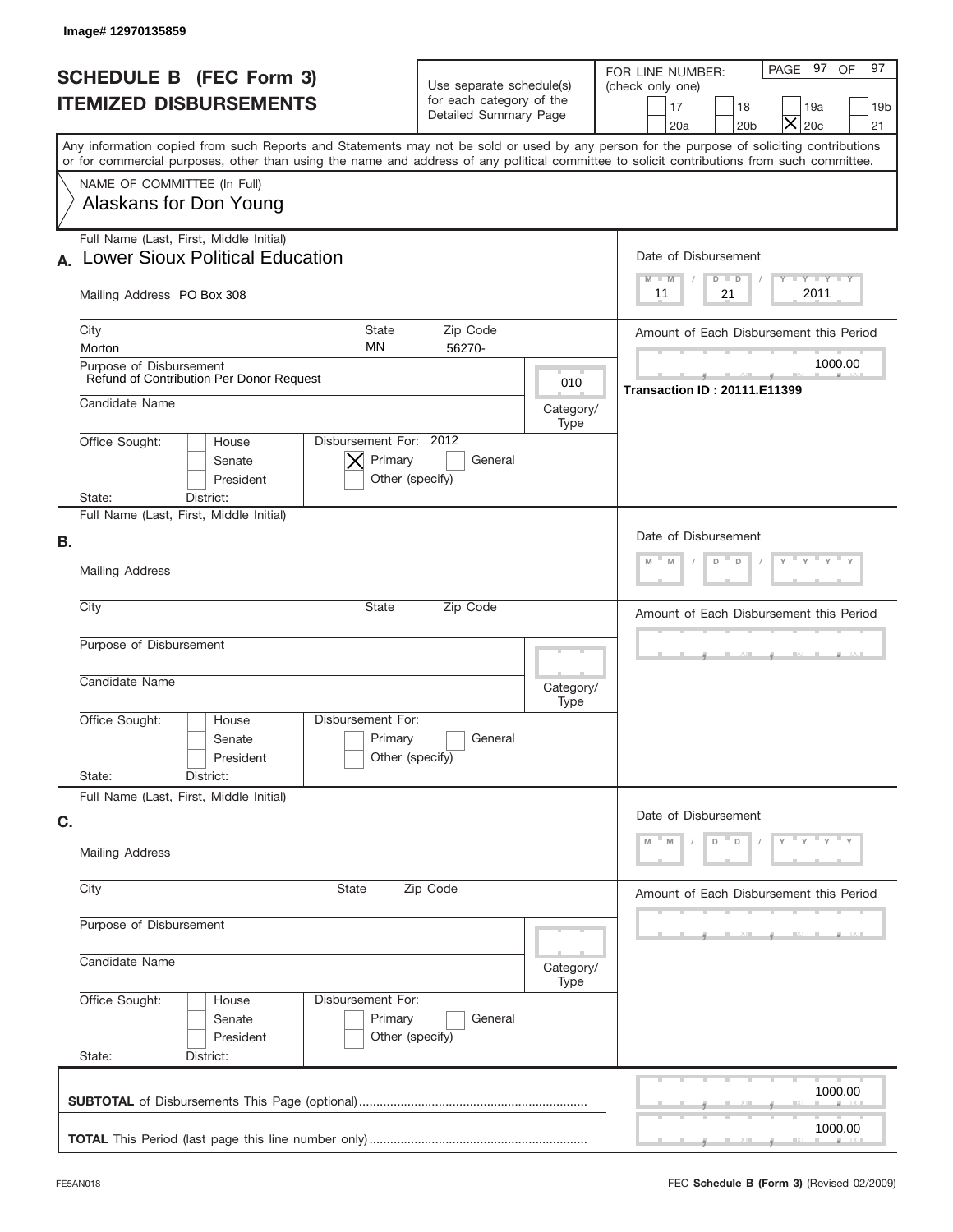Image# 12970135859

# SCHEDULE B (FEC Form 3)
# ITEMIZED DISBURSEMENTS

Use separate schedule(s) for each category of the Detailed Summary Page

FOR LINE NUMBER: (check only one)

17 | 18 | 19a | 19b | 20a | 20b | X 20c | 21

PAGE 97 OF 97

Any information copied from such Reports and Statements may not be sold or used by any person for the purpose of soliciting contributions or for commercial purposes, other than using the name and address of any political committee to solicit contributions from such committee.

NAME OF COMMITTEE (In Full)
Alaskans for Don Young

**A.** Full Name (Last, First, Middle Initial): Lower Sioux Political Education

Mailing Address: PO Box 308

City: Morton | State: MN | Zip Code: 56270-

Purpose of Disbursement: Refund of Contribution Per Donor Request

Category/Type: 010

Candidate Name:

Office Sought: House / Senate / President

State: District:

Disbursement For: 2012 — X Primary / General / Other (specify)

Date of Disbursement: 11 / 21 / 2011

Amount of Each Disbursement this Period: 1000.00

Transaction ID : 20111.E11399

**B.** Full Name (Last, First, Middle Initial):

Mailing Address

City | State | Zip Code

Purpose of Disbursement

Candidate Name | Category/Type

Office Sought: House / Senate / President

State: District:

Disbursement For: Primary / General / Other (specify)

Date of Disbursement: M M / D D / Y Y Y Y

Amount of Each Disbursement this Period

**C.** Full Name (Last, First, Middle Initial):

Mailing Address

City | State | Zip Code

Purpose of Disbursement

Candidate Name | Category/Type

Office Sought: House / Senate / President

State: District:

Disbursement For: Primary / General / Other (specify)

Date of Disbursement: M M / D D / Y Y Y Y

Amount of Each Disbursement this Period

**SUBTOTAL** of Disbursements This Page (optional) .......... 1000.00

**TOTAL** This Period (last page this line number only) .......... 1000.00

FE5AN018

FEC **Schedule B (Form 3)** (Revised 02/2009)